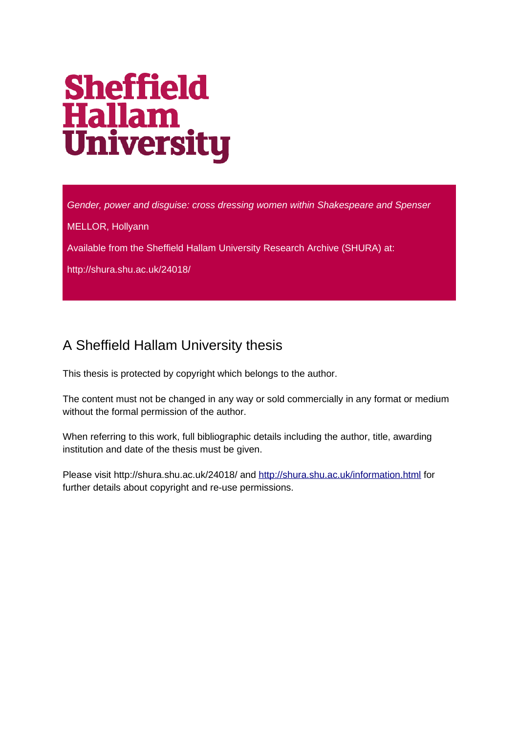# Sheffield Hallam University

*Gender, power and disguise: cross dressing women within Shakespeare and Spenser*

MELLOR, Hollyann

Available from the Sheffield Hallam University Research Archive (SHURA) at:

http://shura.shu.ac.uk/24018/

## A Sheffield Hallam University thesis

This thesis is protected by copyright which belongs to the author.

The content must not be changed in any way or sold commercially in any format or medium without the formal permission of the author.

When referring to this work, full bibliographic details including the author, title, awarding institution and date of the thesis must be given.

Please visit http://shura.shu.ac.uk/24018/ and [http://shura.shu.ac.uk/information.html](http://shura.shu.ac.uk/information.html) for further details about copyright and re-use permissions.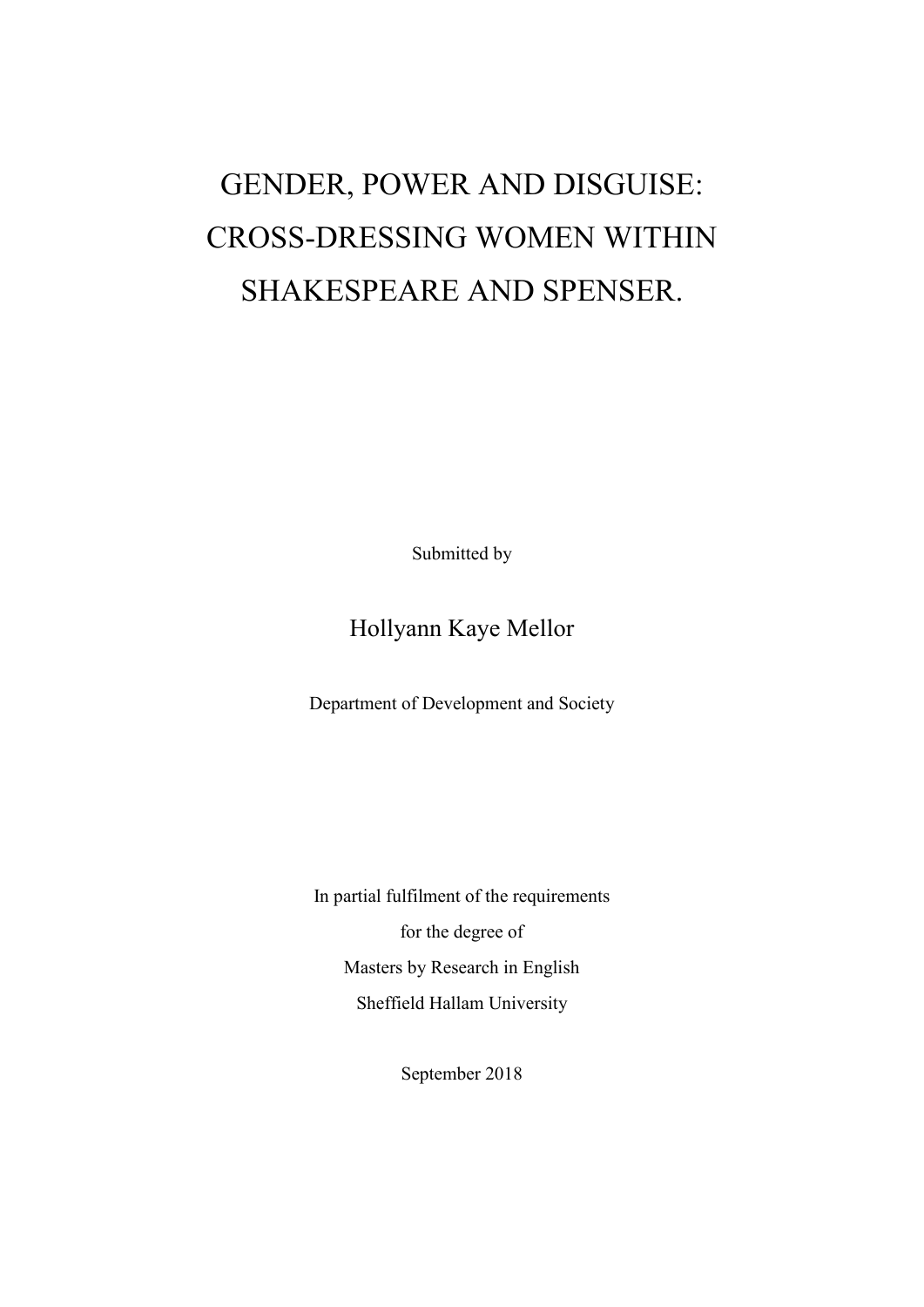# GENDER, POWER AND DISGUISE: CROSS-DRESSING WOMEN WITHIN SHAKESPEARE AND SPENSER.

Submitted by

Hollyann Kaye Mellor

Department of Development and Society

In partial fulfilment of the requirements
for the degree of
Masters by Research in English
Sheffield Hallam University

September 2018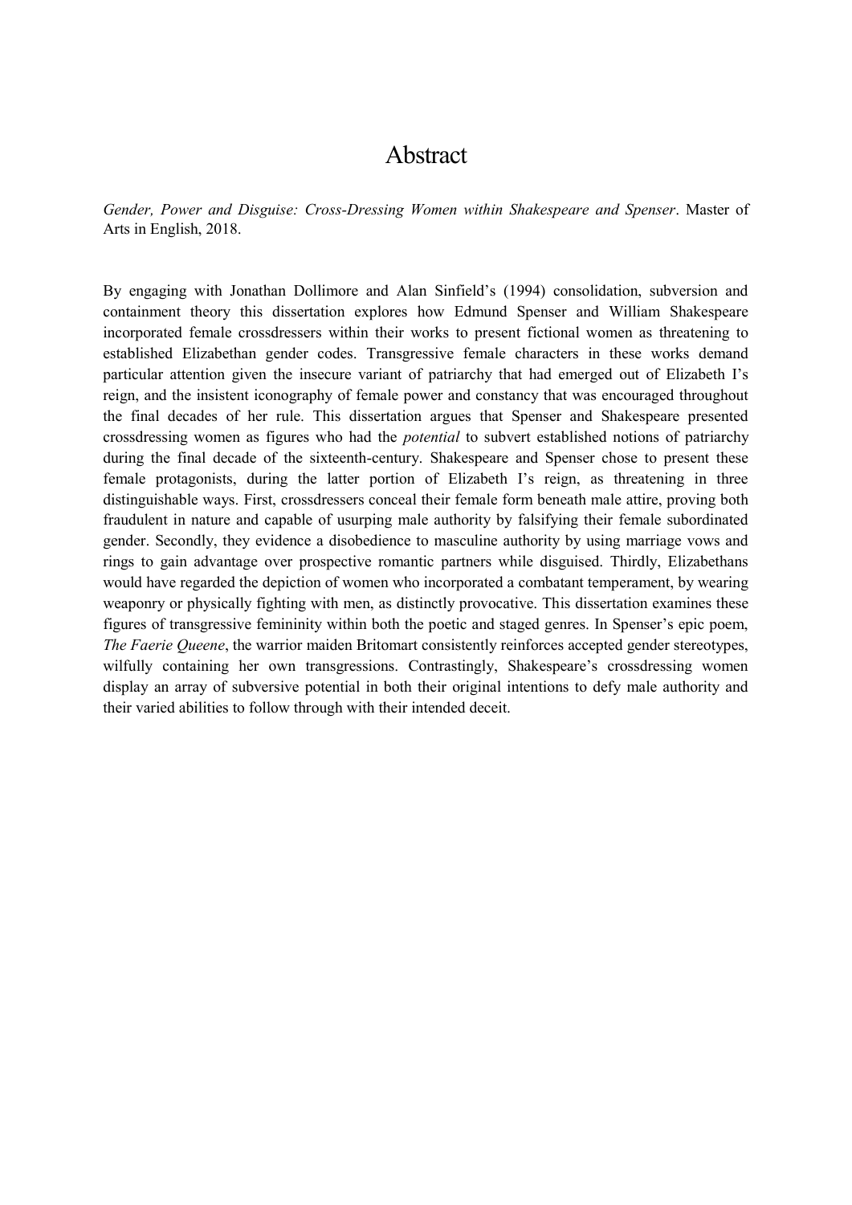# Abstract

*Gender, Power and Disguise: Cross-Dressing Women within Shakespeare and Spenser*. Master of Arts in English, 2018.

By engaging with Jonathan Dollimore and Alan Sinfield's (1994) consolidation, subversion and containment theory this dissertation explores how Edmund Spenser and William Shakespeare incorporated female crossdressers within their works to present fictional women as threatening to established Elizabethan gender codes. Transgressive female characters in these works demand particular attention given the insecure variant of patriarchy that had emerged out of Elizabeth I's reign, and the insistent iconography of female power and constancy that was encouraged throughout the final decades of her rule. This dissertation argues that Spenser and Shakespeare presented crossdressing women as figures who had the *potential* to subvert established notions of patriarchy during the final decade of the sixteenth-century. Shakespeare and Spenser chose to present these female protagonists, during the latter portion of Elizabeth I's reign, as threatening in three distinguishable ways. First, crossdressers conceal their female form beneath male attire, proving both fraudulent in nature and capable of usurping male authority by falsifying their female subordinated gender. Secondly, they evidence a disobedience to masculine authority by using marriage vows and rings to gain advantage over prospective romantic partners while disguised. Thirdly, Elizabethans would have regarded the depiction of women who incorporated a combatant temperament, by wearing weaponry or physically fighting with men, as distinctly provocative. This dissertation examines these figures of transgressive femininity within both the poetic and staged genres. In Spenser's epic poem, *The Faerie Queene*, the warrior maiden Britomart consistently reinforces accepted gender stereotypes, wilfully containing her own transgressions. Contrastingly, Shakespeare's crossdressing women display an array of subversive potential in both their original intentions to defy male authority and their varied abilities to follow through with their intended deceit.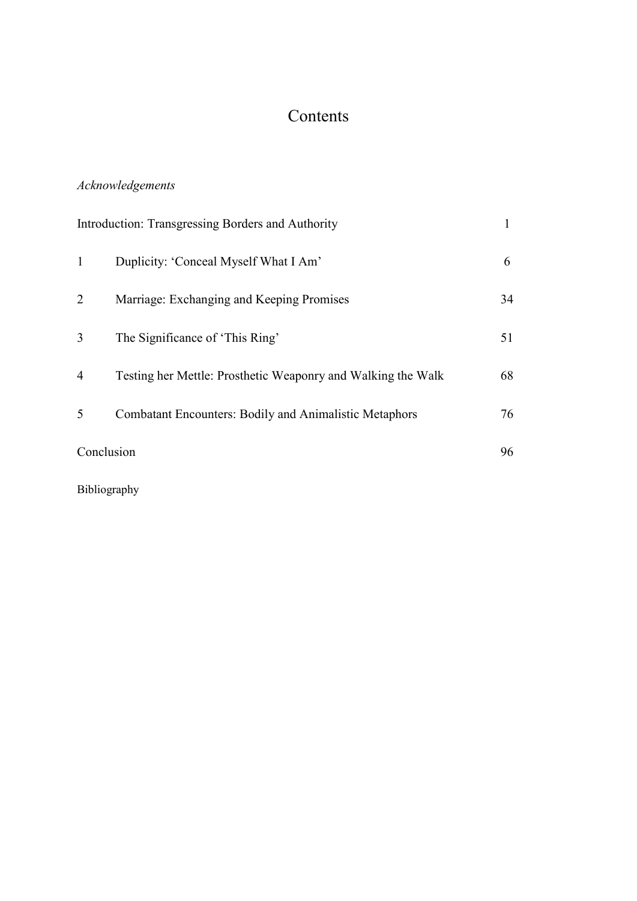# Contents

*Acknowledgements*

| | | |
|---|---|---|
| Introduction: Transgressing Borders and Authority | | 1 |
| 1 | Duplicity: 'Conceal Myself What I Am' | 6 |
| 2 | Marriage: Exchanging and Keeping Promises | 34 |
| 3 | The Significance of 'This Ring' | 51 |
| 4 | Testing her Mettle: Prosthetic Weaponry and Walking the Walk | 68 |
| 5 | Combatant Encounters: Bodily and Animalistic Metaphors | 76 |
| Conclusion | | 96 |

Bibliography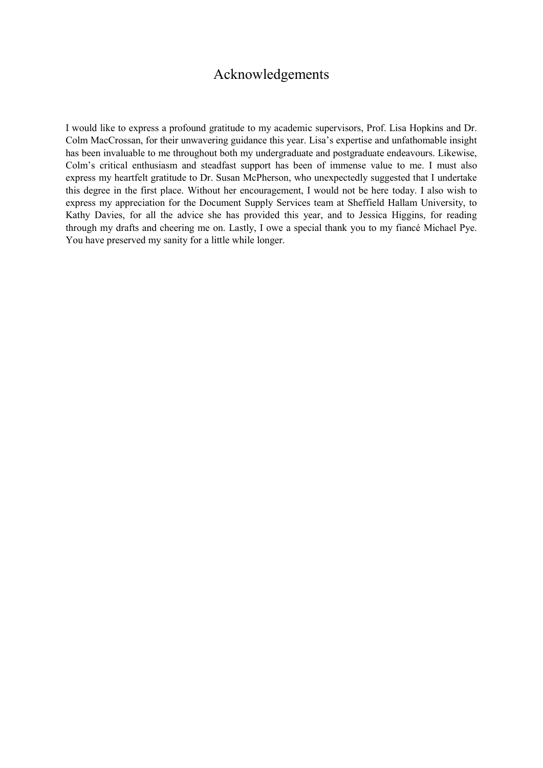# Acknowledgements

I would like to express a profound gratitude to my academic supervisors, Prof. Lisa Hopkins and Dr. Colm MacCrossan, for their unwavering guidance this year. Lisa's expertise and unfathomable insight has been invaluable to me throughout both my undergraduate and postgraduate endeavours. Likewise, Colm's critical enthusiasm and steadfast support has been of immense value to me. I must also express my heartfelt gratitude to Dr. Susan McPherson, who unexpectedly suggested that I undertake this degree in the first place. Without her encouragement, I would not be here today. I also wish to express my appreciation for the Document Supply Services team at Sheffield Hallam University, to Kathy Davies, for all the advice she has provided this year, and to Jessica Higgins, for reading through my drafts and cheering me on. Lastly, I owe a special thank you to my fiancé Michael Pye. You have preserved my sanity for a little while longer.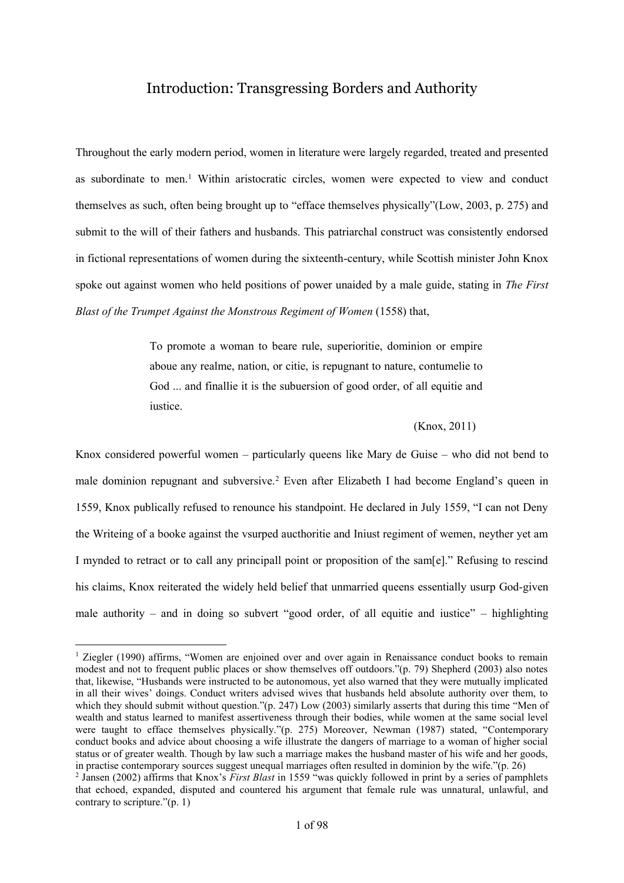# Introduction: Transgressing Borders and Authority

Throughout the early modern period, women in literature were largely regarded, treated and presented as subordinate to men.[1] Within aristocratic circles, women were expected to view and conduct themselves as such, often being brought up to "efface themselves physically"(Low, 2003, p. 275) and submit to the will of their fathers and husbands. This patriarchal construct was consistently endorsed in fictional representations of women during the sixteenth-century, while Scottish minister John Knox spoke out against women who held positions of power unaided by a male guide, stating in *The First Blast of the Trumpet Against the Monstrous Regiment of Women* (1558) that,

> To promote a woman to beare rule, superioritie, dominion or empire aboue any realme, nation, or citie, is repugnant to nature, contumelie to God ... and finallie it is the subuersion of good order, of all equitie and iustice.
>
> (Knox, 2011)

Knox considered powerful women – particularly queens like Mary de Guise – who did not bend to male dominion repugnant and subversive.[2] Even after Elizabeth I had become England's queen in 1559, Knox publically refused to renounce his standpoint. He declared in July 1559, "I can not Deny the Writeing of a booke against the vsurped aucthoritie and Iniust regiment of wemen, neyther yet am I mynded to retract or to call any principall point or proposition of the sam[e]." Refusing to rescind his claims, Knox reiterated the widely held belief that unmarried queens essentially usurp God-given male authority – and in doing so subvert "good order, of all equitie and iustice" – highlighting

---

[1] Ziegler (1990) affirms, "Women are enjoined over and over again in Renaissance conduct books to remain modest and not to frequent public places or show themselves off outdoors."(p. 79) Shepherd (2003) also notes that, likewise, "Husbands were instructed to be autonomous, yet also warned that they were mutually implicated in all their wives' doings. Conduct writers advised wives that husbands held absolute authority over them, to which they should submit without question."(p. 247) Low (2003) similarly asserts that during this time "Men of wealth and status learned to manifest assertiveness through their bodies, while women at the same social level were taught to efface themselves physically."(p. 275) Moreover, Newman (1987) stated, "Contemporary conduct books and advice about choosing a wife illustrate the dangers of marriage to a woman of higher social status or of greater wealth. Though by law such a marriage makes the husband master of his wife and her goods, in practise contemporary sources suggest unequal marriages often resulted in dominion by the wife."(p. 26)

[2] Jansen (2002) affirms that Knox's *First Blast* in 1559 "was quickly followed in print by a series of pamphlets that echoed, expanded, disputed and countered his argument that female rule was unnatural, unlawful, and contrary to scripture."(p. 1)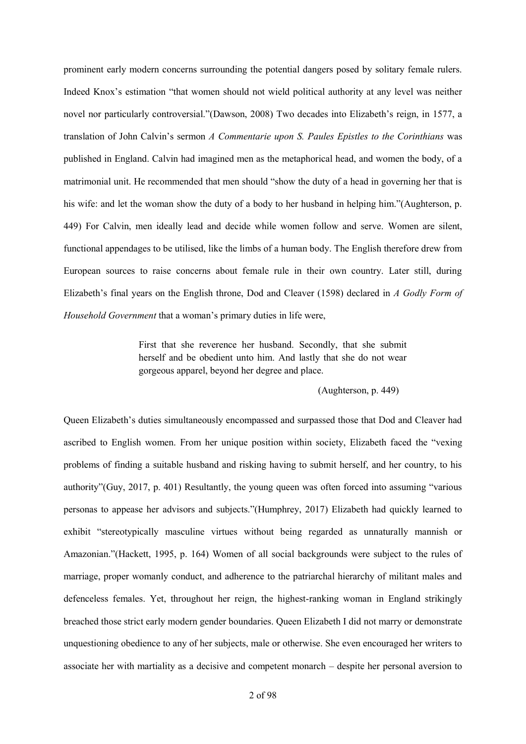prominent early modern concerns surrounding the potential dangers posed by solitary female rulers. Indeed Knox's estimation "that women should not wield political authority at any level was neither novel nor particularly controversial."(Dawson, 2008) Two decades into Elizabeth's reign, in 1577, a translation of John Calvin's sermon *A Commentarie upon S. Paules Epistles to the Corinthians* was published in England. Calvin had imagined men as the metaphorical head, and women the body, of a matrimonial unit. He recommended that men should "show the duty of a head in governing her that is his wife: and let the woman show the duty of a body to her husband in helping him."(Aughterson, p. 449) For Calvin, men ideally lead and decide while women follow and serve. Women are silent, functional appendages to be utilised, like the limbs of a human body. The English therefore drew from European sources to raise concerns about female rule in their own country. Later still, during Elizabeth's final years on the English throne, Dod and Cleaver (1598) declared in *A Godly Form of Household Government* that a woman's primary duties in life were,

> First that she reverence her husband. Secondly, that she submit herself and be obedient unto him. And lastly that she do not wear gorgeous apparel, beyond her degree and place.
>
> (Aughterson, p. 449)

Queen Elizabeth's duties simultaneously encompassed and surpassed those that Dod and Cleaver had ascribed to English women. From her unique position within society, Elizabeth faced the "vexing problems of finding a suitable husband and risking having to submit herself, and her country, to his authority"(Guy, 2017, p. 401) Resultantly, the young queen was often forced into assuming "various personas to appease her advisors and subjects."(Humphrey, 2017) Elizabeth had quickly learned to exhibit "stereotypically masculine virtues without being regarded as unnaturally mannish or Amazonian."(Hackett, 1995, p. 164) Women of all social backgrounds were subject to the rules of marriage, proper womanly conduct, and adherence to the patriarchal hierarchy of militant males and defenceless females. Yet, throughout her reign, the highest-ranking woman in England strikingly breached those strict early modern gender boundaries. Queen Elizabeth I did not marry or demonstrate unquestioning obedience to any of her subjects, male or otherwise. She even encouraged her writers to associate her with martiality as a decisive and competent monarch – despite her personal aversion to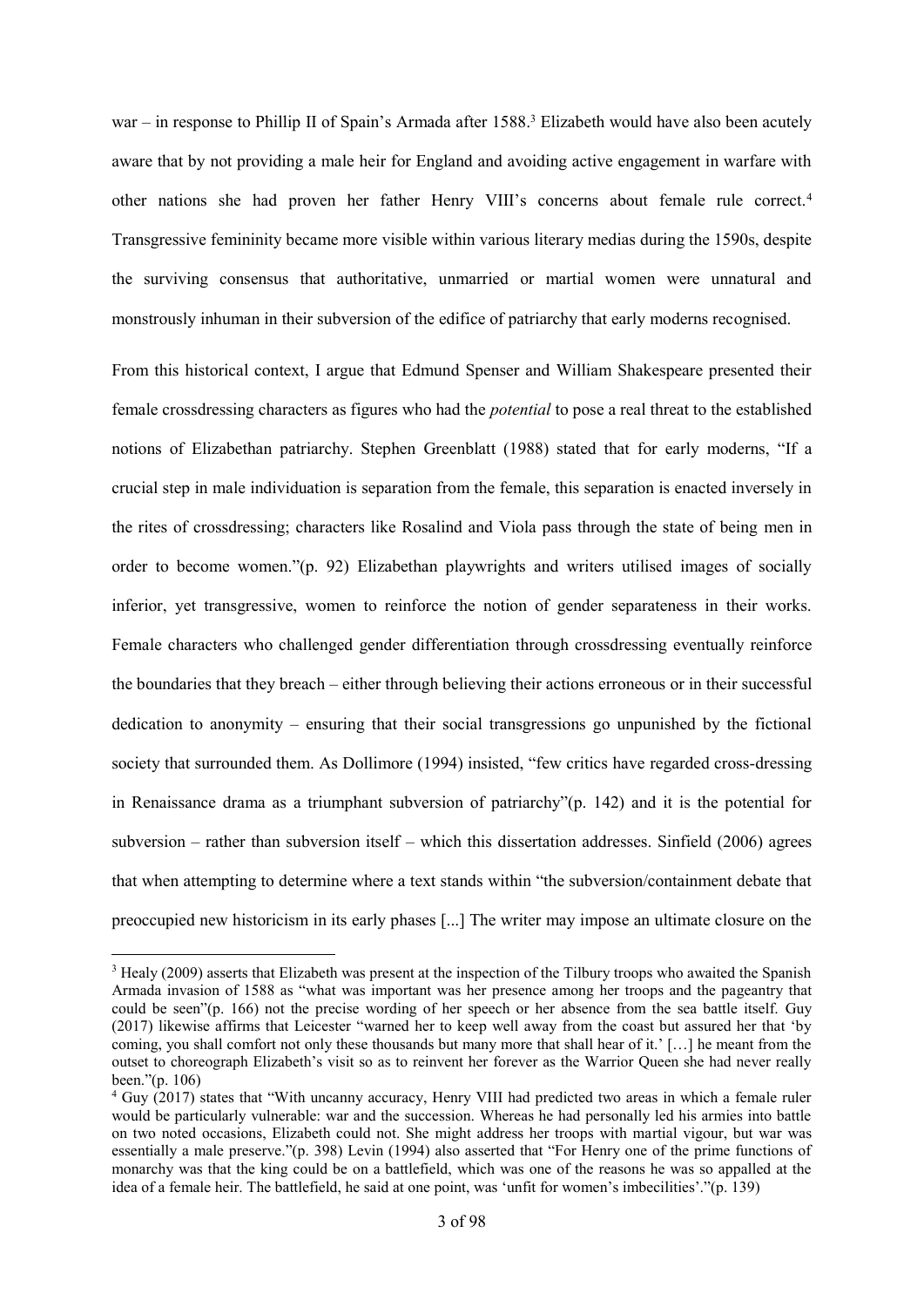war – in response to Phillip II of Spain's Armada after 1588.[3] Elizabeth would have also been acutely aware that by not providing a male heir for England and avoiding active engagement in warfare with other nations she had proven her father Henry VIII's concerns about female rule correct.[4] Transgressive femininity became more visible within various literary medias during the 1590s, despite the surviving consensus that authoritative, unmarried or martial women were unnatural and monstrously inhuman in their subversion of the edifice of patriarchy that early moderns recognised.

From this historical context, I argue that Edmund Spenser and William Shakespeare presented their female crossdressing characters as figures who had the *potential* to pose a real threat to the established notions of Elizabethan patriarchy. Stephen Greenblatt (1988) stated that for early moderns, "If a crucial step in male individuation is separation from the female, this separation is enacted inversely in the rites of crossdressing; characters like Rosalind and Viola pass through the state of being men in order to become women."(p. 92) Elizabethan playwrights and writers utilised images of socially inferior, yet transgressive, women to reinforce the notion of gender separateness in their works. Female characters who challenged gender differentiation through crossdressing eventually reinforce the boundaries that they breach – either through believing their actions erroneous or in their successful dedication to anonymity – ensuring that their social transgressions go unpunished by the fictional society that surrounded them. As Dollimore (1994) insisted, "few critics have regarded cross-dressing in Renaissance drama as a triumphant subversion of patriarchy"(p. 142) and it is the potential for subversion – rather than subversion itself – which this dissertation addresses. Sinfield (2006) agrees that when attempting to determine where a text stands within "the subversion/containment debate that preoccupied new historicism in its early phases [...] The writer may impose an ultimate closure on the

---

[3] Healy (2009) asserts that Elizabeth was present at the inspection of the Tilbury troops who awaited the Spanish Armada invasion of 1588 as "what was important was her presence among her troops and the pageantry that could be seen"(p. 166) not the precise wording of her speech or her absence from the sea battle itself. Guy (2017) likewise affirms that Leicester "warned her to keep well away from the coast but assured her that 'by coming, you shall comfort not only these thousands but many more that shall hear of it.' […] he meant from the outset to choreograph Elizabeth's visit so as to reinvent her forever as the Warrior Queen she had never really been."(p. 106)

[4] Guy (2017) states that "With uncanny accuracy, Henry VIII had predicted two areas in which a female ruler would be particularly vulnerable: war and the succession. Whereas he had personally led his armies into battle on two noted occasions, Elizabeth could not. She might address her troops with martial vigour, but war was essentially a male preserve."(p. 398) Levin (1994) also asserted that "For Henry one of the prime functions of monarchy was that the king could be on a battlefield, which was one of the reasons he was so appalled at the idea of a female heir. The battlefield, he said at one point, was 'unfit for women's imbecilities'."(p. 139)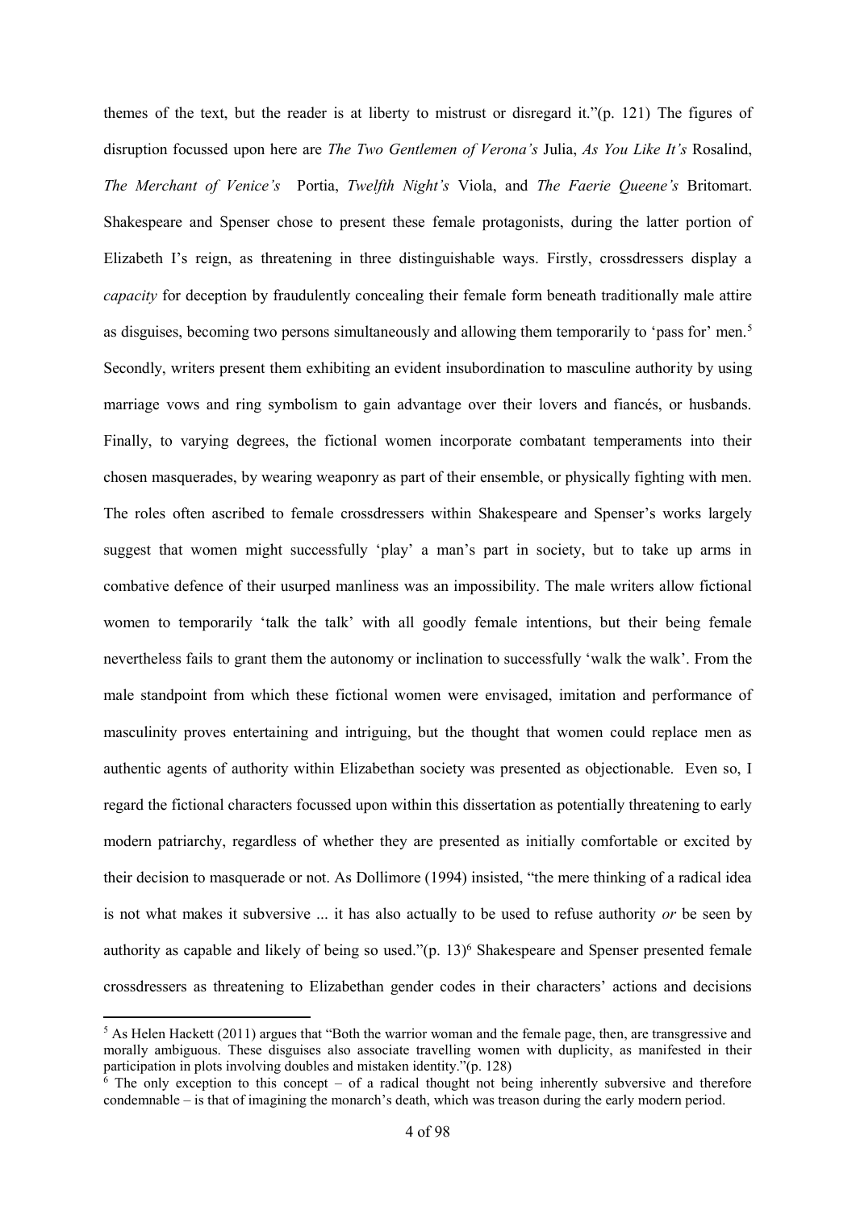themes of the text, but the reader is at liberty to mistrust or disregard it."(p. 121) The figures of disruption focussed upon here are *The Two Gentlemen of Verona's* Julia, *As You Like It's* Rosalind, *The Merchant of Venice's* Portia, *Twelfth Night's* Viola, and *The Faerie Queene's* Britomart. Shakespeare and Spenser chose to present these female protagonists, during the latter portion of Elizabeth I's reign, as threatening in three distinguishable ways. Firstly, crossdressers display a *capacity* for deception by fraudulently concealing their female form beneath traditionally male attire as disguises, becoming two persons simultaneously and allowing them temporarily to 'pass for' men.[5] Secondly, writers present them exhibiting an evident insubordination to masculine authority by using marriage vows and ring symbolism to gain advantage over their lovers and fiancés, or husbands. Finally, to varying degrees, the fictional women incorporate combatant temperaments into their chosen masquerades, by wearing weaponry as part of their ensemble, or physically fighting with men. The roles often ascribed to female crossdressers within Shakespeare and Spenser's works largely suggest that women might successfully 'play' a man's part in society, but to take up arms in combative defence of their usurped manliness was an impossibility. The male writers allow fictional women to temporarily 'talk the talk' with all goodly female intentions, but their being female nevertheless fails to grant them the autonomy or inclination to successfully 'walk the walk'. From the male standpoint from which these fictional women were envisaged, imitation and performance of masculinity proves entertaining and intriguing, but the thought that women could replace men as authentic agents of authority within Elizabethan society was presented as objectionable. Even so, I regard the fictional characters focussed upon within this dissertation as potentially threatening to early modern patriarchy, regardless of whether they are presented as initially comfortable or excited by their decision to masquerade or not. As Dollimore (1994) insisted, "the mere thinking of a radical idea is not what makes it subversive ... it has also actually to be used to refuse authority *or* be seen by authority as capable and likely of being so used."(p. 13)[6] Shakespeare and Spenser presented female crossdressers as threatening to Elizabethan gender codes in their characters' actions and decisions

---

[5] As Helen Hackett (2011) argues that "Both the warrior woman and the female page, then, are transgressive and morally ambiguous. These disguises also associate travelling women with duplicity, as manifested in their participation in plots involving doubles and mistaken identity."(p. 128)

[6] The only exception to this concept – of a radical thought not being inherently subversive and therefore condemnable – is that of imagining the monarch's death, which was treason during the early modern period.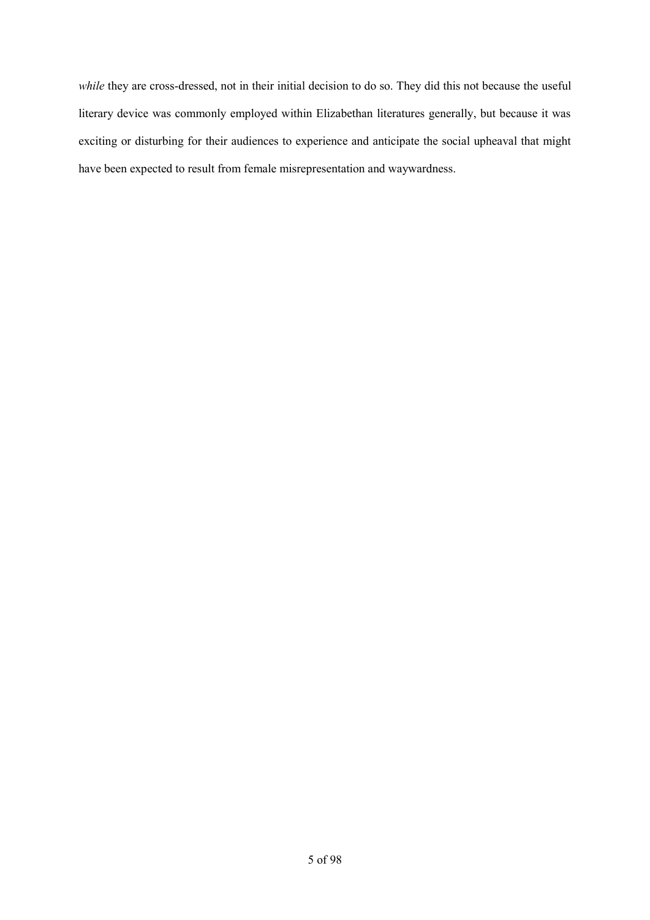*while* they are cross-dressed, not in their initial decision to do so. They did this not because the useful literary device was commonly employed within Elizabethan literatures generally, but because it was exciting or disturbing for their audiences to experience and anticipate the social upheaval that might have been expected to result from female misrepresentation and waywardness.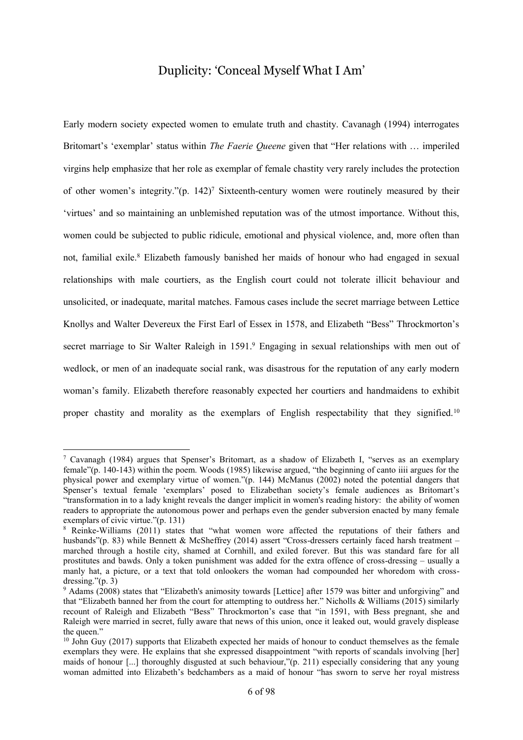# Duplicity: 'Conceal Myself What I Am'

Early modern society expected women to emulate truth and chastity. Cavanagh (1994) interrogates Britomart's 'exemplar' status within *The Faerie Queene* given that "Her relations with … imperiled virgins help emphasize that her role as exemplar of female chastity very rarely includes the protection of other women's integrity."(p. 142)[7] Sixteenth-century women were routinely measured by their 'virtues' and so maintaining an unblemished reputation was of the utmost importance. Without this, women could be subjected to public ridicule, emotional and physical violence, and, more often than not, familial exile.[8] Elizabeth famously banished her maids of honour who had engaged in sexual relationships with male courtiers, as the English court could not tolerate illicit behaviour and unsolicited, or inadequate, marital matches. Famous cases include the secret marriage between Lettice Knollys and Walter Devereux the First Earl of Essex in 1578, and Elizabeth "Bess" Throckmorton's secret marriage to Sir Walter Raleigh in 1591.[9] Engaging in sexual relationships with men out of wedlock, or men of an inadequate social rank, was disastrous for the reputation of any early modern woman's family. Elizabeth therefore reasonably expected her courtiers and handmaidens to exhibit proper chastity and morality as the exemplars of English respectability that they signified.[10]

---

[7] Cavanagh (1984) argues that Spenser's Britomart, as a shadow of Elizabeth I, "serves as an exemplary female"(p. 140-143) within the poem. Woods (1985) likewise argued, "the beginning of canto iiii argues for the physical power and exemplary virtue of women."(p. 144) McManus (2002) noted the potential dangers that Spenser's textual female 'exemplars' posed to Elizabethan society's female audiences as Britomart's "transformation in to a lady knight reveals the danger implicit in women's reading history: the ability of women readers to appropriate the autonomous power and perhaps even the gender subversion enacted by many female exemplars of civic virtue."(p. 131)

[8] Reinke-Williams (2011) states that "what women wore affected the reputations of their fathers and husbands"(p. 83) while Bennett & McSheffrey (2014) assert "Cross-dressers certainly faced harsh treatment – marched through a hostile city, shamed at Cornhill, and exiled forever. But this was standard fare for all prostitutes and bawds. Only a token punishment was added for the extra offence of cross-dressing – usually a manly hat, a picture, or a text that told onlookers the woman had compounded her whoredom with cross-dressing."(p. 3)

[9] Adams (2008) states that "Elizabeth's animosity towards [Lettice] after 1579 was bitter and unforgiving" and that "Elizabeth banned her from the court for attempting to outdress her." Nicholls & Williams (2015) similarly recount of Raleigh and Elizabeth "Bess" Throckmorton's case that "in 1591, with Bess pregnant, she and Raleigh were married in secret, fully aware that news of this union, once it leaked out, would gravely displease the queen."

[10] John Guy (2017) supports that Elizabeth expected her maids of honour to conduct themselves as the female exemplars they were. He explains that she expressed disappointment "with reports of scandals involving [her] maids of honour [...] thoroughly disgusted at such behaviour,"(p. 211) especially considering that any young woman admitted into Elizabeth's bedchambers as a maid of honour "has sworn to serve her royal mistress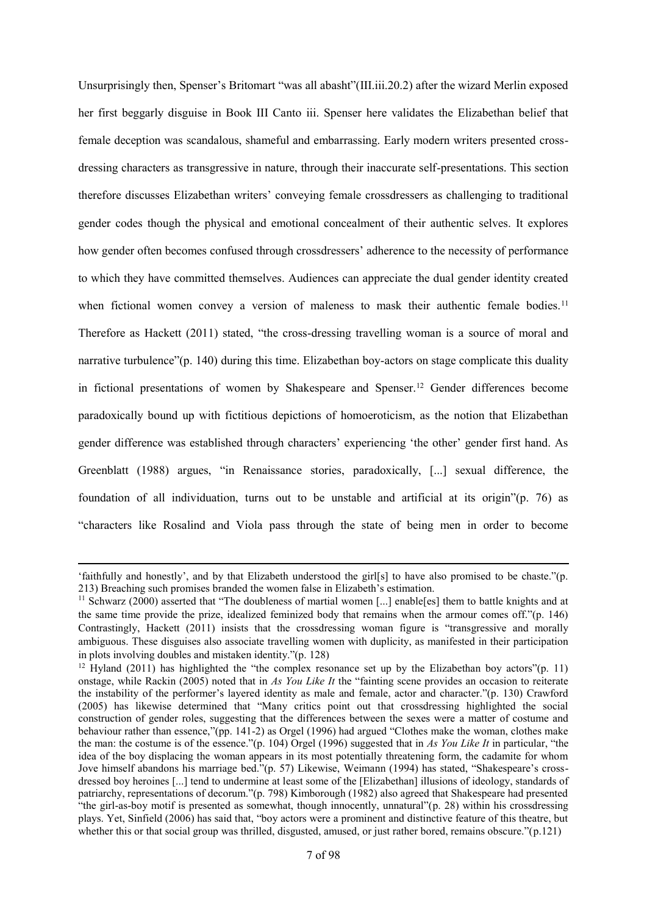Unsurprisingly then, Spenser's Britomart "was all abasht"(III.iii.20.2) after the wizard Merlin exposed her first beggarly disguise in Book III Canto iii. Spenser here validates the Elizabethan belief that female deception was scandalous, shameful and embarrassing. Early modern writers presented cross-dressing characters as transgressive in nature, through their inaccurate self-presentations. This section therefore discusses Elizabethan writers' conveying female crossdressers as challenging to traditional gender codes though the physical and emotional concealment of their authentic selves. It explores how gender often becomes confused through crossdressers' adherence to the necessity of performance to which they have committed themselves. Audiences can appreciate the dual gender identity created when fictional women convey a version of maleness to mask their authentic female bodies.[11] Therefore as Hackett (2011) stated, "the cross-dressing travelling woman is a source of moral and narrative turbulence"(p. 140) during this time. Elizabethan boy-actors on stage complicate this duality in fictional presentations of women by Shakespeare and Spenser.[12] Gender differences become paradoxically bound up with fictitious depictions of homoeroticism, as the notion that Elizabethan gender difference was established through characters' experiencing 'the other' gender first hand. As Greenblatt (1988) argues, "in Renaissance stories, paradoxically, [...] sexual difference, the foundation of all individuation, turns out to be unstable and artificial at its origin"(p. 76) as "characters like Rosalind and Viola pass through the state of being men in order to become

---

'faithfully and honestly', and by that Elizabeth understood the girl[s] to have also promised to be chaste."(p. 213) Breaching such promises branded the women false in Elizabeth's estimation.

[11] Schwarz (2000) asserted that "The doubleness of martial women [...] enable[es] them to battle knights and at the same time provide the prize, idealized feminized body that remains when the armour comes off."(p. 146) Contrastingly, Hackett (2011) insists that the crossdressing woman figure is "transgressive and morally ambiguous. These disguises also associate travelling women with duplicity, as manifested in their participation in plots involving doubles and mistaken identity."(p. 128)

[12] Hyland (2011) has highlighted the "the complex resonance set up by the Elizabethan boy actors"(p. 11) onstage, while Rackin (2005) noted that in *As You Like It* the "fainting scene provides an occasion to reiterate the instability of the performer's layered identity as male and female, actor and character."(p. 130) Crawford (2005) has likewise determined that "Many critics point out that crossdressing highlighted the social construction of gender roles, suggesting that the differences between the sexes were a matter of costume and behaviour rather than essence,"(pp. 141-2) as Orgel (1996) had argued "Clothes make the woman, clothes make the man: the costume is of the essence."(p. 104) Orgel (1996) suggested that in *As You Like It* in particular, "the idea of the boy displacing the woman appears in its most potentially threatening form, the cadamite for whom Jove himself abandons his marriage bed."(p. 57) Likewise, Weimann (1994) has stated, "Shakespeare's cross-dressed boy heroines [...] tend to undermine at least some of the [Elizabethan] illusions of ideology, standards of patriarchy, representations of decorum."(p. 798) Kimborough (1982) also agreed that Shakespeare had presented "the girl-as-boy motif is presented as somewhat, though innocently, unnatural"(p. 28) within his crossdressing plays. Yet, Sinfield (2006) has said that, "boy actors were a prominent and distinctive feature of this theatre, but whether this or that social group was thrilled, disgusted, amused, or just rather bored, remains obscure."(p.121)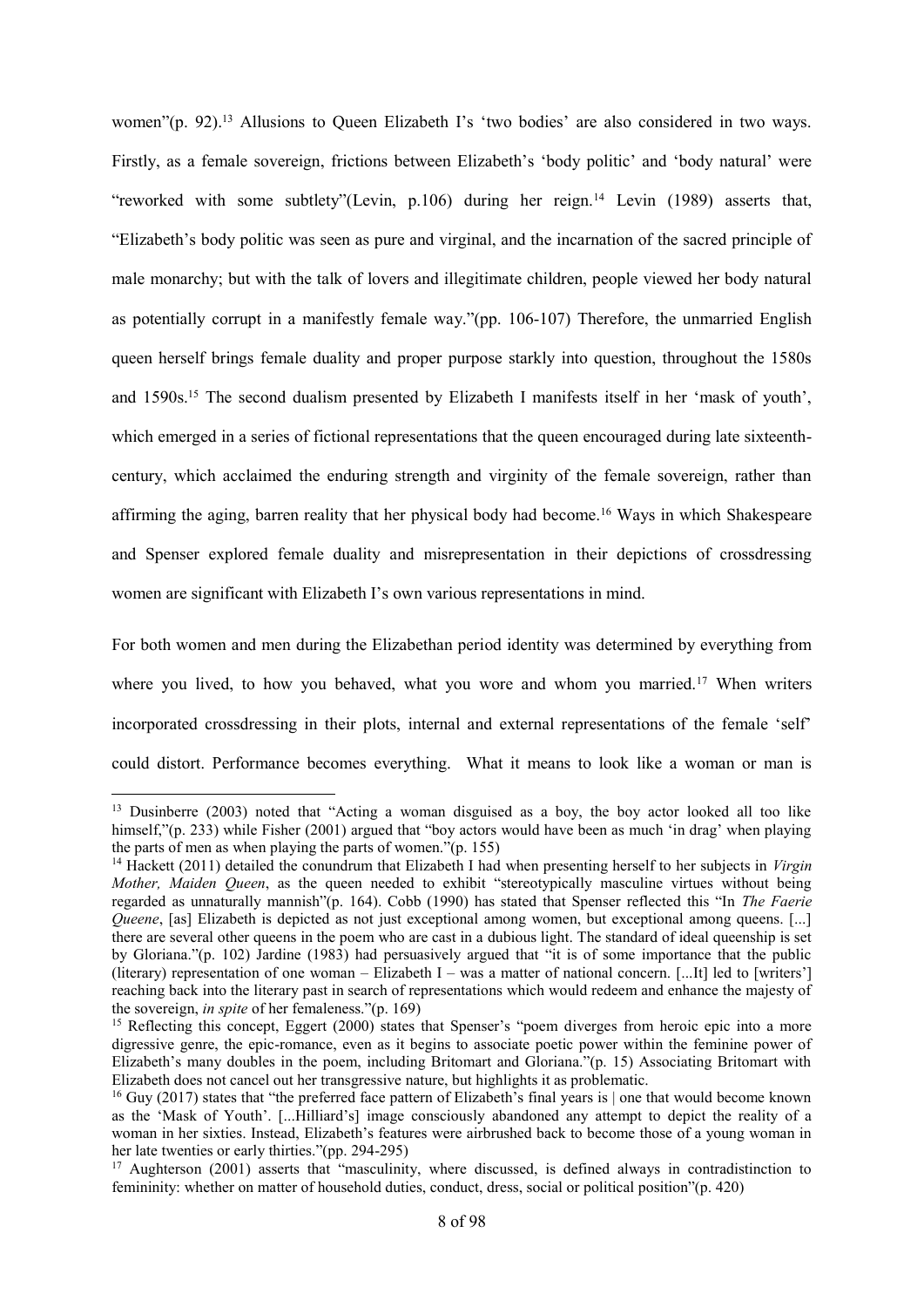women"(p. 92).[13] Allusions to Queen Elizabeth I's 'two bodies' are also considered in two ways. Firstly, as a female sovereign, frictions between Elizabeth's 'body politic' and 'body natural' were "reworked with some subtlety"(Levin, p.106) during her reign.[14] Levin (1989) asserts that, "Elizabeth's body politic was seen as pure and virginal, and the incarnation of the sacred principle of male monarchy; but with the talk of lovers and illegitimate children, people viewed her body natural as potentially corrupt in a manifestly female way."(pp. 106-107) Therefore, the unmarried English queen herself brings female duality and proper purpose starkly into question, throughout the 1580s and 1590s.[15] The second dualism presented by Elizabeth I manifests itself in her 'mask of youth', which emerged in a series of fictional representations that the queen encouraged during late sixteenth-century, which acclaimed the enduring strength and virginity of the female sovereign, rather than affirming the aging, barren reality that her physical body had become.[16] Ways in which Shakespeare and Spenser explored female duality and misrepresentation in their depictions of crossdressing women are significant with Elizabeth I's own various representations in mind.

For both women and men during the Elizabethan period identity was determined by everything from where you lived, to how you behaved, what you wore and whom you married.[17] When writers incorporated crossdressing in their plots, internal and external representations of the female 'self' could distort. Performance becomes everything. What it means to look like a woman or man is

---

[13] Dusinberre (2003) noted that "Acting a woman disguised as a boy, the boy actor looked all too like himself,"(p. 233) while Fisher (2001) argued that "boy actors would have been as much 'in drag' when playing the parts of men as when playing the parts of women."(p. 155)

[14] Hackett (2011) detailed the conundrum that Elizabeth I had when presenting herself to her subjects in *Virgin Mother, Maiden Queen*, as the queen needed to exhibit "stereotypically masculine virtues without being regarded as unnaturally mannish"(p. 164). Cobb (1990) has stated that Spenser reflected this "In *The Faerie Queene*, [as] Elizabeth is depicted as not just exceptional among women, but exceptional among queens. [...] there are several other queens in the poem who are cast in a dubious light. The standard of ideal queenship is set by Gloriana."(p. 102) Jardine (1983) had persuasively argued that "it is of some importance that the public (literary) representation of one woman – Elizabeth I – was a matter of national concern. [...It] led to [writers'] reaching back into the literary past in search of representations which would redeem and enhance the majesty of the sovereign, *in spite* of her femaleness."(p. 169)

[15] Reflecting this concept, Eggert (2000) states that Spenser's "poem diverges from heroic epic into a more digressive genre, the epic-romance, even as it begins to associate poetic power within the feminine power of Elizabeth's many doubles in the poem, including Britomart and Gloriana."(p. 15) Associating Britomart with Elizabeth does not cancel out her transgressive nature, but highlights it as problematic.

[16] Guy (2017) states that "the preferred face pattern of Elizabeth's final years is | one that would become known as the 'Mask of Youth'. [...Hilliard's] image consciously abandoned any attempt to depict the reality of a woman in her sixties. Instead, Elizabeth's features were airbrushed back to become those of a young woman in her late twenties or early thirties."(pp. 294-295)

[17] Aughterson (2001) asserts that "masculinity, where discussed, is defined always in contradistinction to femininity: whether on matter of household duties, conduct, dress, social or political position"(p. 420)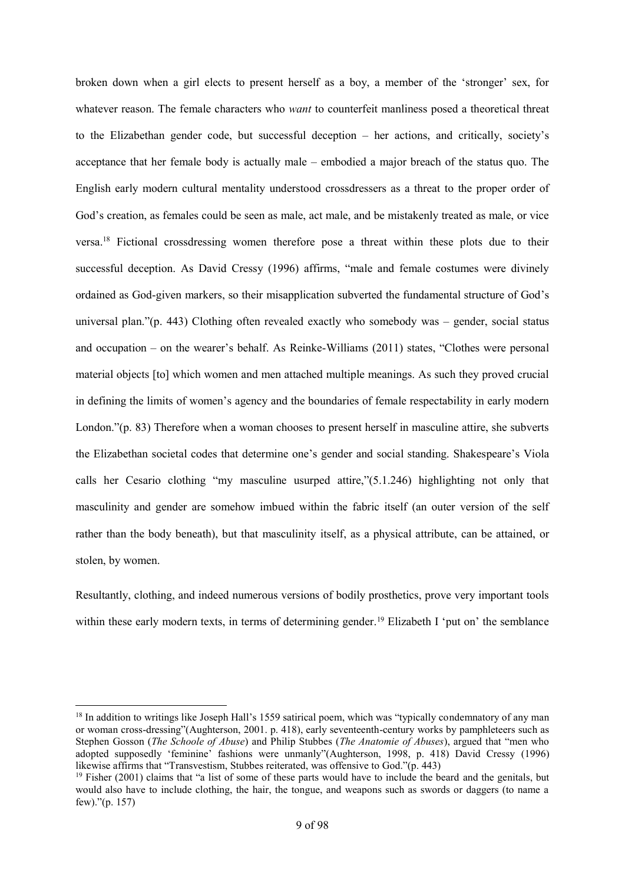broken down when a girl elects to present herself as a boy, a member of the 'stronger' sex, for whatever reason. The female characters who *want* to counterfeit manliness posed a theoretical threat to the Elizabethan gender code, but successful deception – her actions, and critically, society's acceptance that her female body is actually male – embodied a major breach of the status quo. The English early modern cultural mentality understood crossdressers as a threat to the proper order of God's creation, as females could be seen as male, act male, and be mistakenly treated as male, or vice versa.[18] Fictional crossdressing women therefore pose a threat within these plots due to their successful deception. As David Cressy (1996) affirms, "male and female costumes were divinely ordained as God-given markers, so their misapplication subverted the fundamental structure of God's universal plan."(p. 443) Clothing often revealed exactly who somebody was – gender, social status and occupation – on the wearer's behalf. As Reinke-Williams (2011) states, "Clothes were personal material objects [to] which women and men attached multiple meanings. As such they proved crucial in defining the limits of women's agency and the boundaries of female respectability in early modern London."(p. 83) Therefore when a woman chooses to present herself in masculine attire, she subverts the Elizabethan societal codes that determine one's gender and social standing. Shakespeare's Viola calls her Cesario clothing "my masculine usurped attire,"(5.1.246) highlighting not only that masculinity and gender are somehow imbued within the fabric itself (an outer version of the self rather than the body beneath), but that masculinity itself, as a physical attribute, can be attained, or stolen, by women.

Resultantly, clothing, and indeed numerous versions of bodily prosthetics, prove very important tools within these early modern texts, in terms of determining gender.[19] Elizabeth I 'put on' the semblance

---

[18] In addition to writings like Joseph Hall's 1559 satirical poem, which was "typically condemnatory of any man or woman cross-dressing"(Aughterson, 2001. p. 418), early seventeenth-century works by pamphleteers such as Stephen Gosson (*The Schoole of Abuse*) and Philip Stubbes (*The Anatomie of Abuses*), argued that "men who adopted supposedly 'feminine' fashions were unmanly"(Aughterson, 1998, p. 418) David Cressy (1996) likewise affirms that "Transvestism, Stubbes reiterated, was offensive to God."(p. 443)

[19] Fisher (2001) claims that "a list of some of these parts would have to include the beard and the genitals, but would also have to include clothing, the hair, the tongue, and weapons such as swords or daggers (to name a few)."(p. 157)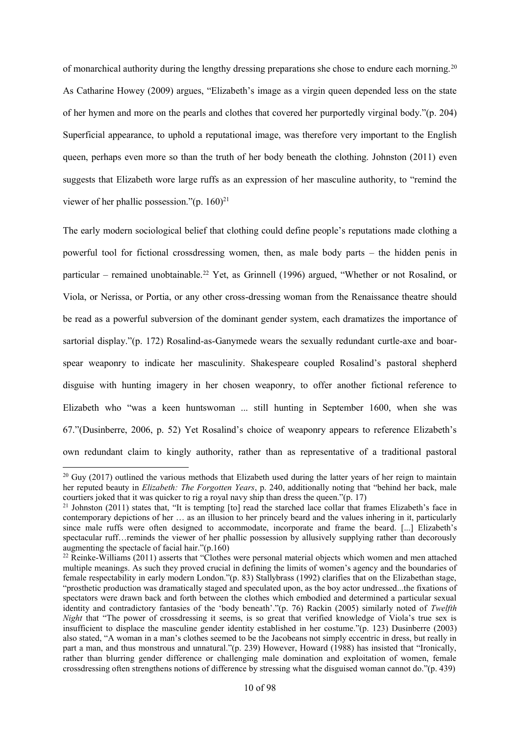of monarchical authority during the lengthy dressing preparations she chose to endure each morning.[20] As Catharine Howey (2009) argues, "Elizabeth's image as a virgin queen depended less on the state of her hymen and more on the pearls and clothes that covered her purportedly virginal body."(p. 204) Superficial appearance, to uphold a reputational image, was therefore very important to the English queen, perhaps even more so than the truth of her body beneath the clothing. Johnston (2011) even suggests that Elizabeth wore large ruffs as an expression of her masculine authority, to "remind the viewer of her phallic possession."(p. 160)[21]

The early modern sociological belief that clothing could define people's reputations made clothing a powerful tool for fictional crossdressing women, then, as male body parts – the hidden penis in particular – remained unobtainable.[22] Yet, as Grinnell (1996) argued, "Whether or not Rosalind, or Viola, or Nerissa, or Portia, or any other cross-dressing woman from the Renaissance theatre should be read as a powerful subversion of the dominant gender system, each dramatizes the importance of sartorial display."(p. 172) Rosalind-as-Ganymede wears the sexually redundant curtle-axe and boar-spear weaponry to indicate her masculinity. Shakespeare coupled Rosalind's pastoral shepherd disguise with hunting imagery in her chosen weaponry, to offer another fictional reference to Elizabeth who "was a keen huntswoman ... still hunting in September 1600, when she was 67."(Dusinberre, 2006, p. 52) Yet Rosalind's choice of weaponry appears to reference Elizabeth's own redundant claim to kingly authority, rather than as representative of a traditional pastoral

---

[20] Guy (2017) outlined the various methods that Elizabeth used during the latter years of her reign to maintain her reputed beauty in *Elizabeth: The Forgotten Years*, p. 240, additionally noting that "behind her back, male courtiers joked that it was quicker to rig a royal navy ship than dress the queen."(p. 17)

[21] Johnston (2011) states that, "It is tempting [to] read the starched lace collar that frames Elizabeth's face in contemporary depictions of her … as an illusion to her princely beard and the values inhering in it, particularly since male ruffs were often designed to accommodate, incorporate and frame the beard. [...] Elizabeth's spectacular ruff…reminds the viewer of her phallic possession by allusively supplying rather than decorously augmenting the spectacle of facial hair."(p.160)

[22] Reinke-Williams (2011) asserts that "Clothes were personal material objects which women and men attached multiple meanings. As such they proved crucial in defining the limits of women's agency and the boundaries of female respectability in early modern London."(p. 83) Stallybrass (1992) clarifies that on the Elizabethan stage, "prosthetic production was dramatically staged and speculated upon, as the boy actor undressed...the fixations of spectators were drawn back and forth between the clothes which embodied and determined a particular sexual identity and contradictory fantasies of the 'body beneath'."(p. 76) Rackin (2005) similarly noted of *Twelfth Night* that "The power of crossdressing it seems, is so great that verified knowledge of Viola's true sex is insufficient to displace the masculine gender identity established in her costume."(p. 123) Dusinberre (2003) also stated, "A woman in a man's clothes seemed to be the Jacobeans not simply eccentric in dress, but really in part a man, and thus monstrous and unnatural."(p. 239) However, Howard (1988) has insisted that "Ironically, rather than blurring gender difference or challenging male domination and exploitation of women, female crossdressing often strengthens notions of difference by stressing what the disguised woman cannot do."(p. 439)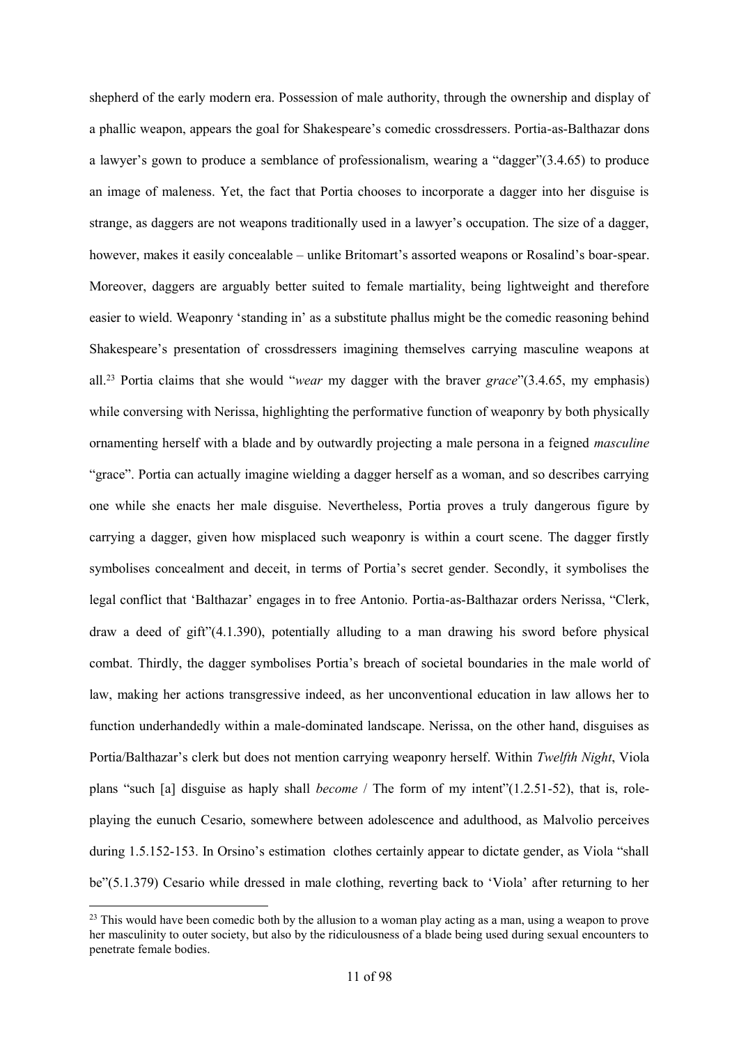shepherd of the early modern era. Possession of male authority, through the ownership and display of a phallic weapon, appears the goal for Shakespeare's comedic crossdressers. Portia-as-Balthazar dons a lawyer's gown to produce a semblance of professionalism, wearing a "dagger"(3.4.65) to produce an image of maleness. Yet, the fact that Portia chooses to incorporate a dagger into her disguise is strange, as daggers are not weapons traditionally used in a lawyer's occupation. The size of a dagger, however, makes it easily concealable – unlike Britomart's assorted weapons or Rosalind's boar-spear. Moreover, daggers are arguably better suited to female martiality, being lightweight and therefore easier to wield. Weaponry 'standing in' as a substitute phallus might be the comedic reasoning behind Shakespeare's presentation of crossdressers imagining themselves carrying masculine weapons at all.[23] Portia claims that she would "*wear* my dagger with the braver *grace*"(3.4.65, my emphasis) while conversing with Nerissa, highlighting the performative function of weaponry by both physically ornamenting herself with a blade and by outwardly projecting a male persona in a feigned *masculine* "grace". Portia can actually imagine wielding a dagger herself as a woman, and so describes carrying one while she enacts her male disguise. Nevertheless, Portia proves a truly dangerous figure by carrying a dagger, given how misplaced such weaponry is within a court scene. The dagger firstly symbolises concealment and deceit, in terms of Portia's secret gender. Secondly, it symbolises the legal conflict that 'Balthazar' engages in to free Antonio. Portia-as-Balthazar orders Nerissa, "Clerk, draw a deed of gift"(4.1.390), potentially alluding to a man drawing his sword before physical combat. Thirdly, the dagger symbolises Portia's breach of societal boundaries in the male world of law, making her actions transgressive indeed, as her unconventional education in law allows her to function underhandedly within a male-dominated landscape. Nerissa, on the other hand, disguises as Portia/Balthazar's clerk but does not mention carrying weaponry herself. Within *Twelfth Night*, Viola plans "such [a] disguise as haply shall *become* / The form of my intent"(1.2.51-52), that is, role-playing the eunuch Cesario, somewhere between adolescence and adulthood, as Malvolio perceives during 1.5.152-153. In Orsino's estimation clothes certainly appear to dictate gender, as Viola "shall be"(5.1.379) Cesario while dressed in male clothing, reverting back to 'Viola' after returning to her

[23] This would have been comedic both by the allusion to a woman play acting as a man, using a weapon to prove her masculinity to outer society, but also by the ridiculousness of a blade being used during sexual encounters to penetrate female bodies.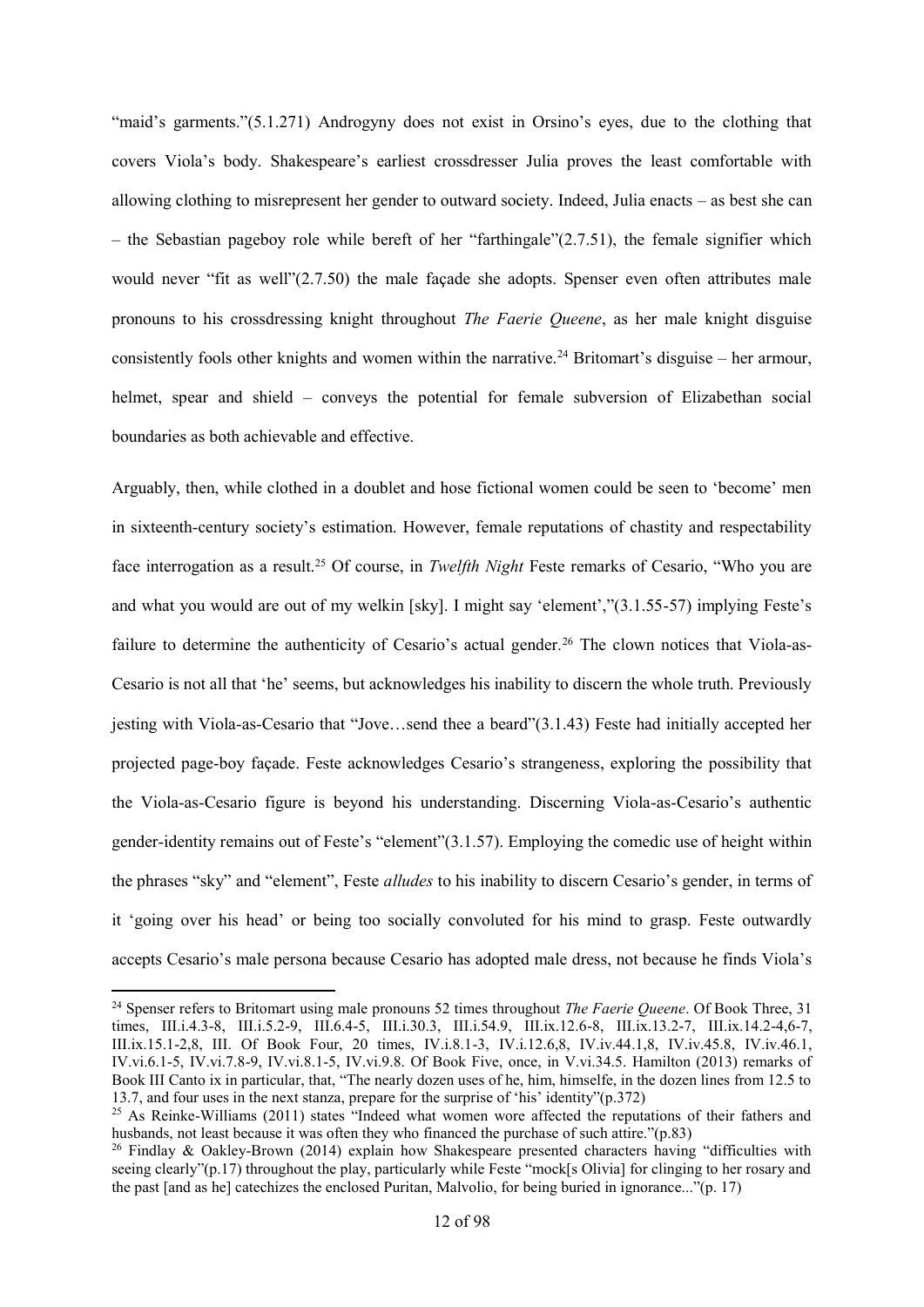"maid's garments."(5.1.271) Androgyny does not exist in Orsino's eyes, due to the clothing that covers Viola's body. Shakespeare's earliest crossdresser Julia proves the least comfortable with allowing clothing to misrepresent her gender to outward society. Indeed, Julia enacts – as best she can – the Sebastian pageboy role while bereft of her "farthingale"(2.7.51), the female signifier which would never "fit as well"(2.7.50) the male façade she adopts. Spenser even often attributes male pronouns to his crossdressing knight throughout *The Faerie Queene*, as her male knight disguise consistently fools other knights and women within the narrative.[24] Britomart's disguise – her armour, helmet, spear and shield – conveys the potential for female subversion of Elizabethan social boundaries as both achievable and effective.

Arguably, then, while clothed in a doublet and hose fictional women could be seen to 'become' men in sixteenth-century society's estimation. However, female reputations of chastity and respectability face interrogation as a result.[25] Of course, in *Twelfth Night* Feste remarks of Cesario, "Who you are and what you would are out of my welkin [sky]. I might say 'element',"(3.1.55-57) implying Feste's failure to determine the authenticity of Cesario's actual gender.[26] The clown notices that Viola-as-Cesario is not all that 'he' seems, but acknowledges his inability to discern the whole truth. Previously jesting with Viola-as-Cesario that "Jove…send thee a beard"(3.1.43) Feste had initially accepted her projected page-boy façade. Feste acknowledges Cesario's strangeness, exploring the possibility that the Viola-as-Cesario figure is beyond his understanding. Discerning Viola-as-Cesario's authentic gender-identity remains out of Feste's "element"(3.1.57). Employing the comedic use of height within the phrases "sky" and "element", Feste *alludes* to his inability to discern Cesario's gender, in terms of it 'going over his head' or being too socially convoluted for his mind to grasp. Feste outwardly accepts Cesario's male persona because Cesario has adopted male dress, not because he finds Viola's

---

[24] Spenser refers to Britomart using male pronouns 52 times throughout *The Faerie Queene*. Of Book Three, 31 times, III.i.4.3-8, III.i.5.2-9, III.6.4-5, III.i.30.3, III.i.54.9, III.ix.12.6-8, III.ix.13.2-7, III.ix.14.2-4,6-7, III.ix.15.1-2,8, III. Of Book Four, 20 times, IV.i.8.1-3, IV.i.12.6,8, IV.iv.44.1,8, IV.iv.45.8, IV.iv.46.1, IV.vi.6.1-5, IV.vi.7.8-9, IV.vi.8.1-5, IV.vi.9.8. Of Book Five, once, in V.vi.34.5. Hamilton (2013) remarks of Book III Canto ix in particular, that, "The nearly dozen uses of he, him, himselfe, in the dozen lines from 12.5 to 13.7, and four uses in the next stanza, prepare for the surprise of 'his' identity"(p.372)

[25] As Reinke-Williams (2011) states "Indeed what women wore affected the reputations of their fathers and husbands, not least because it was often they who financed the purchase of such attire."(p.83)

[26] Findlay & Oakley-Brown (2014) explain how Shakespeare presented characters having "difficulties with seeing clearly"(p.17) throughout the play, particularly while Feste "mock[s Olivia] for clinging to her rosary and the past [and as he] catechizes the enclosed Puritan, Malvolio, for being buried in ignorance..."(p. 17)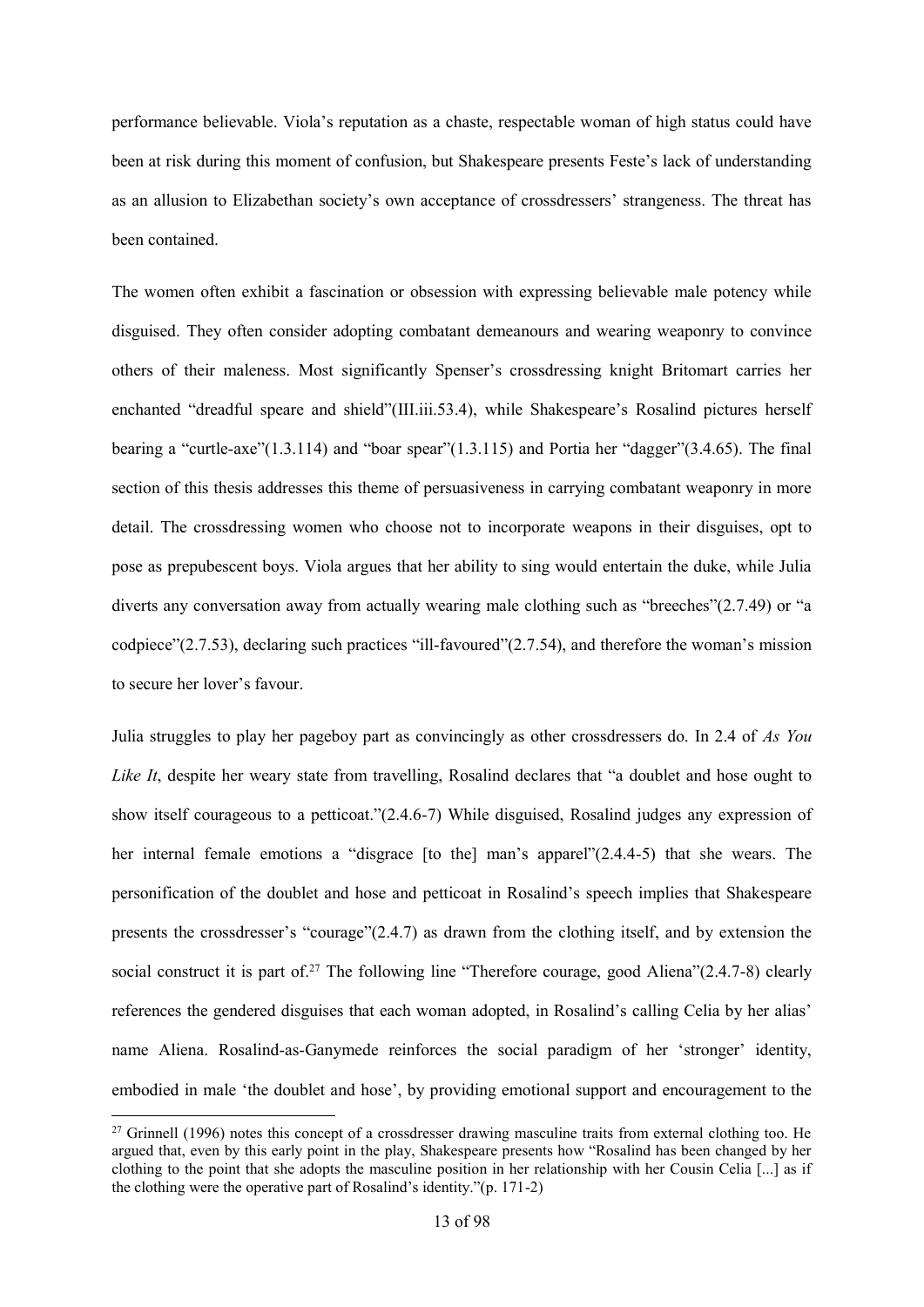performance believable. Viola's reputation as a chaste, respectable woman of high status could have been at risk during this moment of confusion, but Shakespeare presents Feste's lack of understanding as an allusion to Elizabethan society's own acceptance of crossdressers' strangeness. The threat has been contained.

The women often exhibit a fascination or obsession with expressing believable male potency while disguised. They often consider adopting combatant demeanours and wearing weaponry to convince others of their maleness. Most significantly Spenser's crossdressing knight Britomart carries her enchanted "dreadful speare and shield"(III.iii.53.4), while Shakespeare's Rosalind pictures herself bearing a "curtle-axe"(1.3.114) and "boar spear"(1.3.115) and Portia her "dagger"(3.4.65). The final section of this thesis addresses this theme of persuasiveness in carrying combatant weaponry in more detail. The crossdressing women who choose not to incorporate weapons in their disguises, opt to pose as prepubescent boys. Viola argues that her ability to sing would entertain the duke, while Julia diverts any conversation away from actually wearing male clothing such as "breeches"(2.7.49) or "a codpiece"(2.7.53), declaring such practices "ill-favoured"(2.7.54), and therefore the woman's mission to secure her lover's favour.

Julia struggles to play her pageboy part as convincingly as other crossdressers do. In 2.4 of *As You Like It*, despite her weary state from travelling, Rosalind declares that "a doublet and hose ought to show itself courageous to a petticoat."(2.4.6-7) While disguised, Rosalind judges any expression of her internal female emotions a "disgrace [to the] man's apparel"(2.4.4-5) that she wears. The personification of the doublet and hose and petticoat in Rosalind's speech implies that Shakespeare presents the crossdresser's "courage"(2.4.7) as drawn from the clothing itself, and by extension the social construct it is part of.[27] The following line "Therefore courage, good Aliena"(2.4.7-8) clearly references the gendered disguises that each woman adopted, in Rosalind's calling Celia by her alias' name Aliena. Rosalind-as-Ganymede reinforces the social paradigm of her 'stronger' identity, embodied in male 'the doublet and hose', by providing emotional support and encouragement to the

[27] Grinnell (1996) notes this concept of a crossdresser drawing masculine traits from external clothing too. He argued that, even by this early point in the play, Shakespeare presents how "Rosalind has been changed by her clothing to the point that she adopts the masculine position in her relationship with her Cousin Celia [...] as if the clothing were the operative part of Rosalind's identity."(p. 171-2)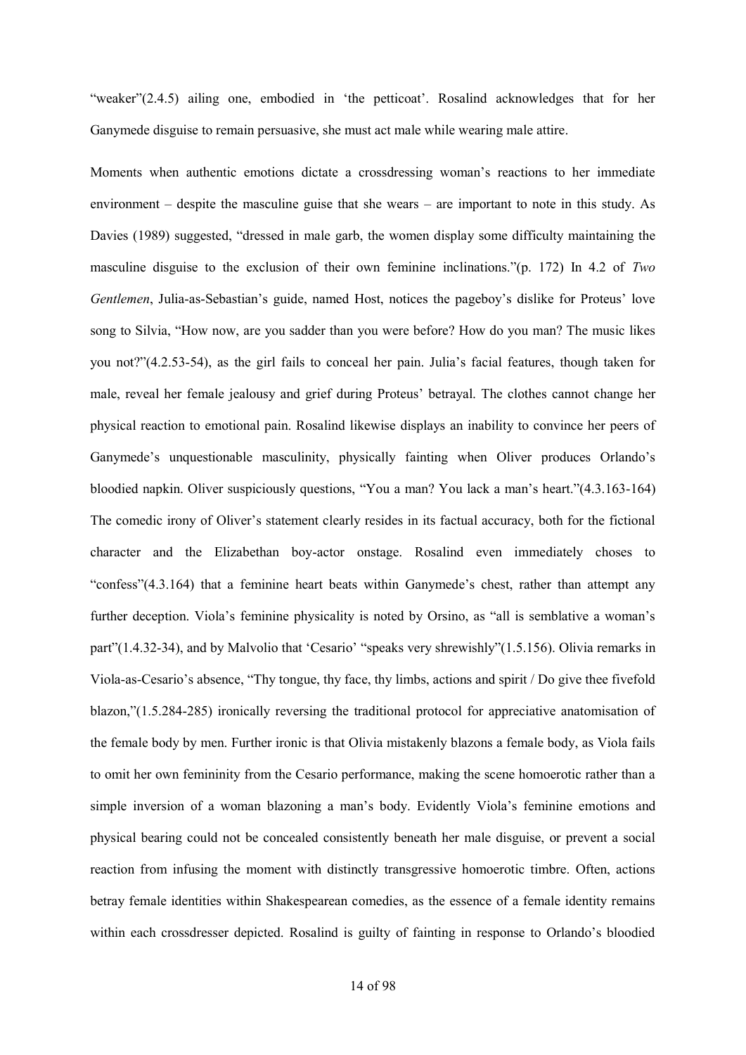"weaker"(2.4.5) ailing one, embodied in 'the petticoat'. Rosalind acknowledges that for her Ganymede disguise to remain persuasive, she must act male while wearing male attire.

Moments when authentic emotions dictate a crossdressing woman's reactions to her immediate environment – despite the masculine guise that she wears – are important to note in this study. As Davies (1989) suggested, "dressed in male garb, the women display some difficulty maintaining the masculine disguise to the exclusion of their own feminine inclinations."(p. 172) In 4.2 of *Two Gentlemen*, Julia-as-Sebastian's guide, named Host, notices the pageboy's dislike for Proteus' love song to Silvia, "How now, are you sadder than you were before? How do you man? The music likes you not?"(4.2.53-54), as the girl fails to conceal her pain. Julia's facial features, though taken for male, reveal her female jealousy and grief during Proteus' betrayal. The clothes cannot change her physical reaction to emotional pain. Rosalind likewise displays an inability to convince her peers of Ganymede's unquestionable masculinity, physically fainting when Oliver produces Orlando's bloodied napkin. Oliver suspiciously questions, "You a man? You lack a man's heart."(4.3.163-164) The comedic irony of Oliver's statement clearly resides in its factual accuracy, both for the fictional character and the Elizabethan boy-actor onstage. Rosalind even immediately choses to "confess"(4.3.164) that a feminine heart beats within Ganymede's chest, rather than attempt any further deception. Viola's feminine physicality is noted by Orsino, as "all is semblative a woman's part"(1.4.32-34), and by Malvolio that 'Cesario' "speaks very shrewishly"(1.5.156). Olivia remarks in Viola-as-Cesario's absence, "Thy tongue, thy face, thy limbs, actions and spirit / Do give thee fivefold blazon,"(1.5.284-285) ironically reversing the traditional protocol for appreciative anatomisation of the female body by men. Further ironic is that Olivia mistakenly blazons a female body, as Viola fails to omit her own femininity from the Cesario performance, making the scene homoerotic rather than a simple inversion of a woman blazoning a man's body. Evidently Viola's feminine emotions and physical bearing could not be concealed consistently beneath her male disguise, or prevent a social reaction from infusing the moment with distinctly transgressive homoerotic timbre. Often, actions betray female identities within Shakespearean comedies, as the essence of a female identity remains within each crossdresser depicted. Rosalind is guilty of fainting in response to Orlando's bloodied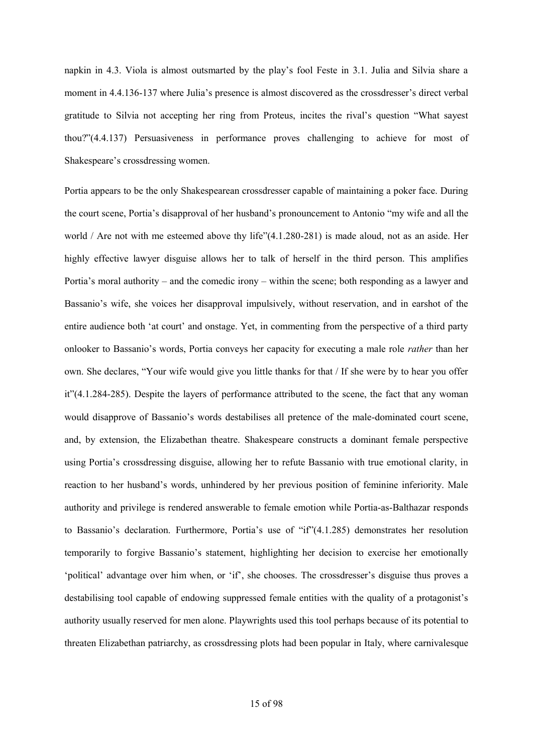napkin in 4.3. Viola is almost outsmarted by the play's fool Feste in 3.1. Julia and Silvia share a moment in 4.4.136-137 where Julia's presence is almost discovered as the crossdresser's direct verbal gratitude to Silvia not accepting her ring from Proteus, incites the rival's question "What sayest thou?"(4.4.137) Persuasiveness in performance proves challenging to achieve for most of Shakespeare's crossdressing women.

Portia appears to be the only Shakespearean crossdresser capable of maintaining a poker face. During the court scene, Portia's disapproval of her husband's pronouncement to Antonio "my wife and all the world / Are not with me esteemed above thy life"(4.1.280-281) is made aloud, not as an aside. Her highly effective lawyer disguise allows her to talk of herself in the third person. This amplifies Portia's moral authority – and the comedic irony – within the scene; both responding as a lawyer and Bassanio's wife, she voices her disapproval impulsively, without reservation, and in earshot of the entire audience both 'at court' and onstage. Yet, in commenting from the perspective of a third party onlooker to Bassanio's words, Portia conveys her capacity for executing a male role *rather* than her own. She declares, "Your wife would give you little thanks for that / If she were by to hear you offer it"(4.1.284-285). Despite the layers of performance attributed to the scene, the fact that any woman would disapprove of Bassanio's words destabilises all pretence of the male-dominated court scene, and, by extension, the Elizabethan theatre. Shakespeare constructs a dominant female perspective using Portia's crossdressing disguise, allowing her to refute Bassanio with true emotional clarity, in reaction to her husband's words, unhindered by her previous position of feminine inferiority. Male authority and privilege is rendered answerable to female emotion while Portia-as-Balthazar responds to Bassanio's declaration. Furthermore, Portia's use of "if"(4.1.285) demonstrates her resolution temporarily to forgive Bassanio's statement, highlighting her decision to exercise her emotionally 'political' advantage over him when, or 'if', she chooses. The crossdresser's disguise thus proves a destabilising tool capable of endowing suppressed female entities with the quality of a protagonist's authority usually reserved for men alone. Playwrights used this tool perhaps because of its potential to threaten Elizabethan patriarchy, as crossdressing plots had been popular in Italy, where carnivalesque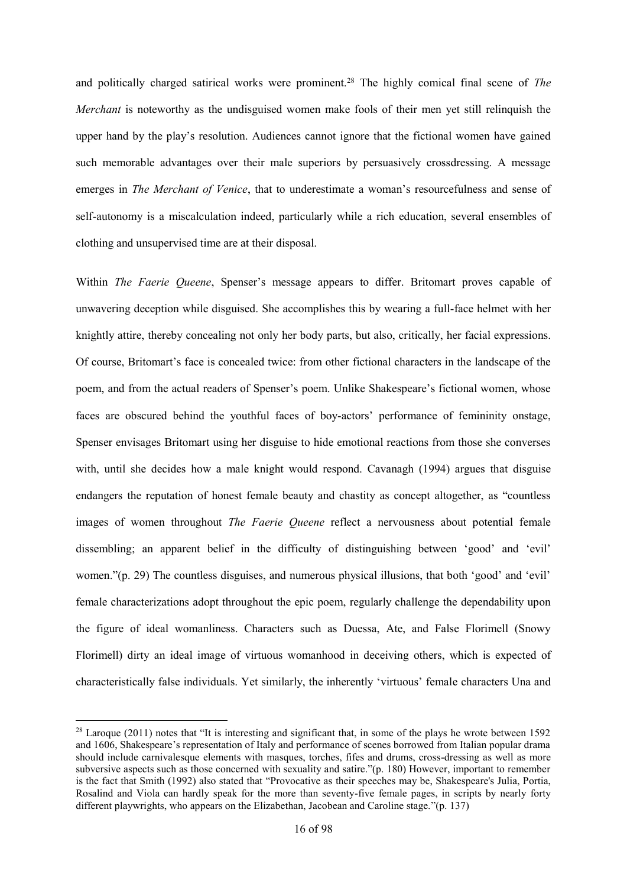and politically charged satirical works were prominent.[28] The highly comical final scene of *The Merchant* is noteworthy as the undisguised women make fools of their men yet still relinquish the upper hand by the play's resolution. Audiences cannot ignore that the fictional women have gained such memorable advantages over their male superiors by persuasively crossdressing. A message emerges in *The Merchant of Venice*, that to underestimate a woman's resourcefulness and sense of self-autonomy is a miscalculation indeed, particularly while a rich education, several ensembles of clothing and unsupervised time are at their disposal.

Within *The Faerie Queene*, Spenser's message appears to differ. Britomart proves capable of unwavering deception while disguised. She accomplishes this by wearing a full-face helmet with her knightly attire, thereby concealing not only her body parts, but also, critically, her facial expressions. Of course, Britomart's face is concealed twice: from other fictional characters in the landscape of the poem, and from the actual readers of Spenser's poem. Unlike Shakespeare's fictional women, whose faces are obscured behind the youthful faces of boy-actors' performance of femininity onstage, Spenser envisages Britomart using her disguise to hide emotional reactions from those she converses with, until she decides how a male knight would respond. Cavanagh (1994) argues that disguise endangers the reputation of honest female beauty and chastity as concept altogether, as "countless images of women throughout *The Faerie Queene* reflect a nervousness about potential female dissembling; an apparent belief in the difficulty of distinguishing between 'good' and 'evil' women."(p. 29) The countless disguises, and numerous physical illusions, that both 'good' and 'evil' female characterizations adopt throughout the epic poem, regularly challenge the dependability upon the figure of ideal womanliness. Characters such as Duessa, Ate, and False Florimell (Snowy Florimell) dirty an ideal image of virtuous womanhood in deceiving others, which is expected of characteristically false individuals. Yet similarly, the inherently 'virtuous' female characters Una and

[28] Laroque (2011) notes that "It is interesting and significant that, in some of the plays he wrote between 1592 and 1606, Shakespeare's representation of Italy and performance of scenes borrowed from Italian popular drama should include carnivalesque elements with masques, torches, fifes and drums, cross-dressing as well as more subversive aspects such as those concerned with sexuality and satire."(p. 180) However, important to remember is the fact that Smith (1992) also stated that "Provocative as their speeches may be, Shakespeare's Julia, Portia, Rosalind and Viola can hardly speak for the more than seventy-five female pages, in scripts by nearly forty different playwrights, who appears on the Elizabethan, Jacobean and Caroline stage."(p. 137)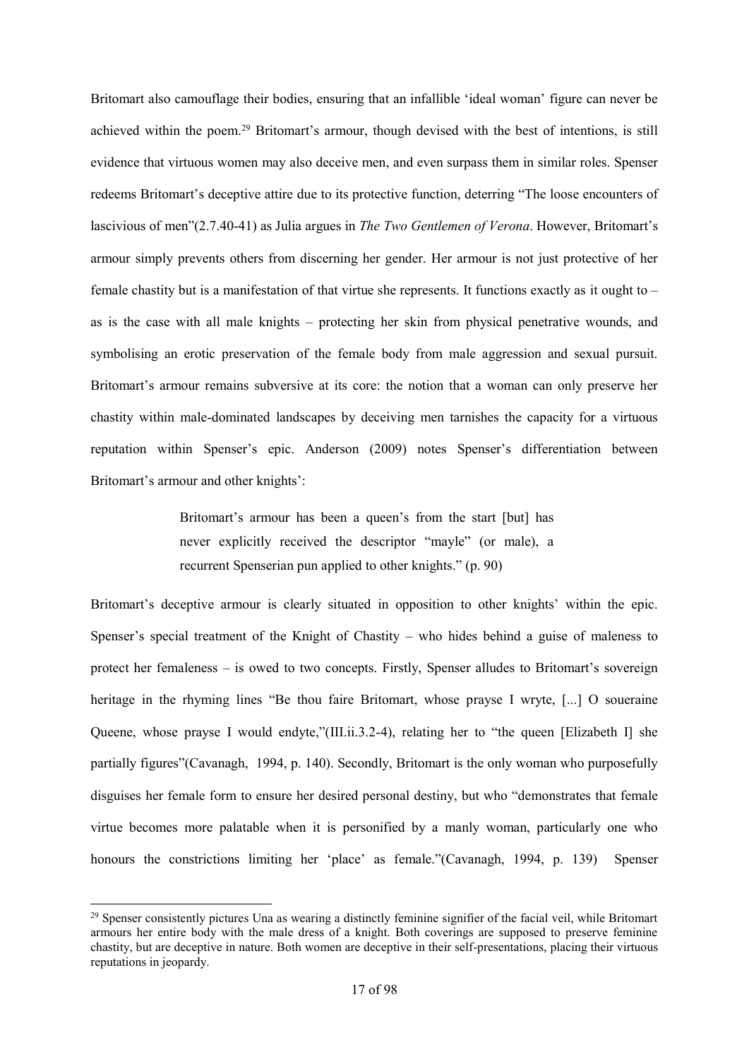Britomart also camouflage their bodies, ensuring that an infallible 'ideal woman' figure can never be achieved within the poem.[29] Britomart's armour, though devised with the best of intentions, is still evidence that virtuous women may also deceive men, and even surpass them in similar roles. Spenser redeems Britomart's deceptive attire due to its protective function, deterring "The loose encounters of lascivious of men"(2.7.40-41) as Julia argues in *The Two Gentlemen of Verona*. However, Britomart's armour simply prevents others from discerning her gender. Her armour is not just protective of her female chastity but is a manifestation of that virtue she represents. It functions exactly as it ought to – as is the case with all male knights – protecting her skin from physical penetrative wounds, and symbolising an erotic preservation of the female body from male aggression and sexual pursuit. Britomart's armour remains subversive at its core: the notion that a woman can only preserve her chastity within male-dominated landscapes by deceiving men tarnishes the capacity for a virtuous reputation within Spenser's epic. Anderson (2009) notes Spenser's differentiation between Britomart's armour and other knights':

> Britomart's armour has been a queen's from the start [but] has never explicitly received the descriptor "mayle" (or male), a recurrent Spenserian pun applied to other knights." (p. 90)

Britomart's deceptive armour is clearly situated in opposition to other knights' within the epic. Spenser's special treatment of the Knight of Chastity – who hides behind a guise of maleness to protect her femaleness – is owed to two concepts. Firstly, Spenser alludes to Britomart's sovereign heritage in the rhyming lines "Be thou faire Britomart, whose prayse I wryte, [...] O soueraine Queene, whose prayse I would endyte,"(III.ii.3.2-4), relating her to "the queen [Elizabeth I] she partially figures"(Cavanagh, 1994, p. 140). Secondly, Britomart is the only woman who purposefully disguises her female form to ensure her desired personal destiny, but who "demonstrates that female virtue becomes more palatable when it is personified by a manly woman, particularly one who honours the constrictions limiting her 'place' as female."(Cavanagh, 1994, p. 139) Spenser

[29] Spenser consistently pictures Una as wearing a distinctly feminine signifier of the facial veil, while Britomart armours her entire body with the male dress of a knight. Both coverings are supposed to preserve feminine chastity, but are deceptive in nature. Both women are deceptive in their self-presentations, placing their virtuous reputations in jeopardy.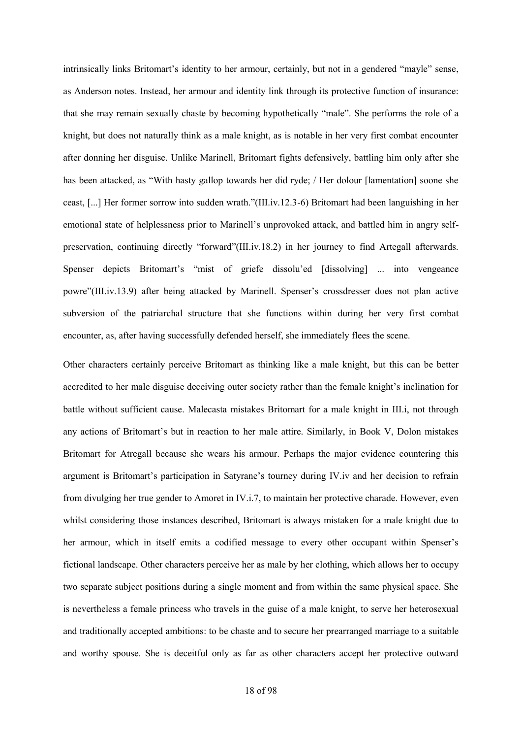intrinsically links Britomart's identity to her armour, certainly, but not in a gendered "mayle" sense, as Anderson notes. Instead, her armour and identity link through its protective function of insurance: that she may remain sexually chaste by becoming hypothetically "male". She performs the role of a knight, but does not naturally think as a male knight, as is notable in her very first combat encounter after donning her disguise. Unlike Marinell, Britomart fights defensively, battling him only after she has been attacked, as "With hasty gallop towards her did ryde; / Her dolour [lamentation] soone she ceast, [...] Her former sorrow into sudden wrath."(III.iv.12.3-6) Britomart had been languishing in her emotional state of helplessness prior to Marinell's unprovoked attack, and battled him in angry self-preservation, continuing directly "forward"(III.iv.18.2) in her journey to find Artegall afterwards. Spenser depicts Britomart's "mist of griefe dissolu'ed [dissolving] ... into vengeance powre"(III.iv.13.9) after being attacked by Marinell. Spenser's crossdresser does not plan active subversion of the patriarchal structure that she functions within during her very first combat encounter, as, after having successfully defended herself, she immediately flees the scene.

Other characters certainly perceive Britomart as thinking like a male knight, but this can be better accredited to her male disguise deceiving outer society rather than the female knight's inclination for battle without sufficient cause. Malecasta mistakes Britomart for a male knight in III.i, not through any actions of Britomart's but in reaction to her male attire. Similarly, in Book V, Dolon mistakes Britomart for Atregall because she wears his armour. Perhaps the major evidence countering this argument is Britomart's participation in Satyrane's tourney during IV.iv and her decision to refrain from divulging her true gender to Amoret in IV.i.7, to maintain her protective charade. However, even whilst considering those instances described, Britomart is always mistaken for a male knight due to her armour, which in itself emits a codified message to every other occupant within Spenser's fictional landscape. Other characters perceive her as male by her clothing, which allows her to occupy two separate subject positions during a single moment and from within the same physical space. She is nevertheless a female princess who travels in the guise of a male knight, to serve her heterosexual and traditionally accepted ambitions: to be chaste and to secure her prearranged marriage to a suitable and worthy spouse. She is deceitful only as far as other characters accept her protective outward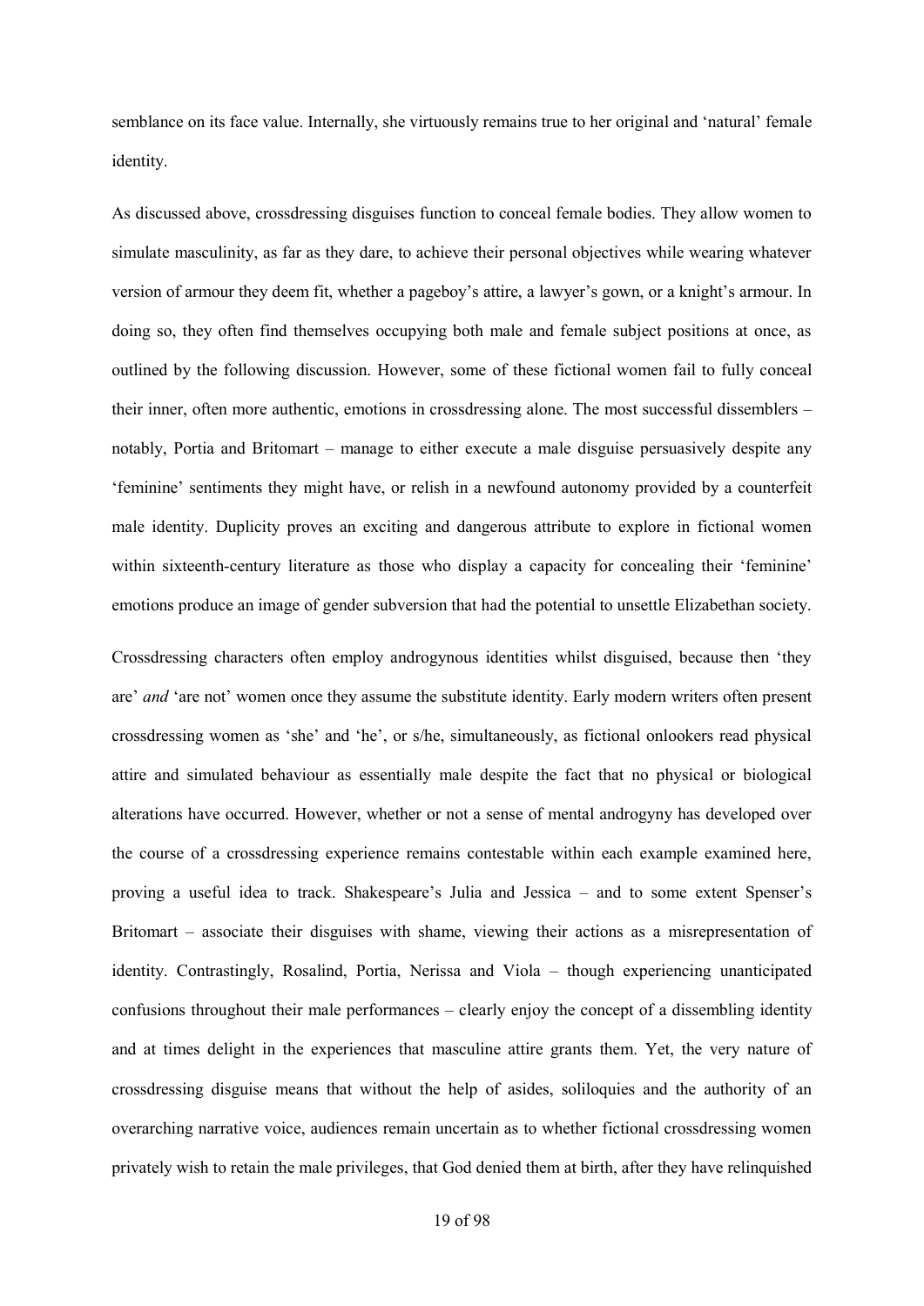semblance on its face value. Internally, she virtuously remains true to her original and 'natural' female identity.

As discussed above, crossdressing disguises function to conceal female bodies. They allow women to simulate masculinity, as far as they dare, to achieve their personal objectives while wearing whatever version of armour they deem fit, whether a pageboy's attire, a lawyer's gown, or a knight's armour. In doing so, they often find themselves occupying both male and female subject positions at once, as outlined by the following discussion. However, some of these fictional women fail to fully conceal their inner, often more authentic, emotions in crossdressing alone. The most successful dissemblers – notably, Portia and Britomart – manage to either execute a male disguise persuasively despite any 'feminine' sentiments they might have, or relish in a newfound autonomy provided by a counterfeit male identity. Duplicity proves an exciting and dangerous attribute to explore in fictional women within sixteenth-century literature as those who display a capacity for concealing their 'feminine' emotions produce an image of gender subversion that had the potential to unsettle Elizabethan society.

Crossdressing characters often employ androgynous identities whilst disguised, because then 'they are' *and* 'are not' women once they assume the substitute identity. Early modern writers often present crossdressing women as 'she' and 'he', or s/he, simultaneously, as fictional onlookers read physical attire and simulated behaviour as essentially male despite the fact that no physical or biological alterations have occurred. However, whether or not a sense of mental androgyny has developed over the course of a crossdressing experience remains contestable within each example examined here, proving a useful idea to track. Shakespeare's Julia and Jessica – and to some extent Spenser's Britomart – associate their disguises with shame, viewing their actions as a misrepresentation of identity. Contrastingly, Rosalind, Portia, Nerissa and Viola – though experiencing unanticipated confusions throughout their male performances – clearly enjoy the concept of a dissembling identity and at times delight in the experiences that masculine attire grants them. Yet, the very nature of crossdressing disguise means that without the help of asides, soliloquies and the authority of an overarching narrative voice, audiences remain uncertain as to whether fictional crossdressing women privately wish to retain the male privileges, that God denied them at birth, after they have relinquished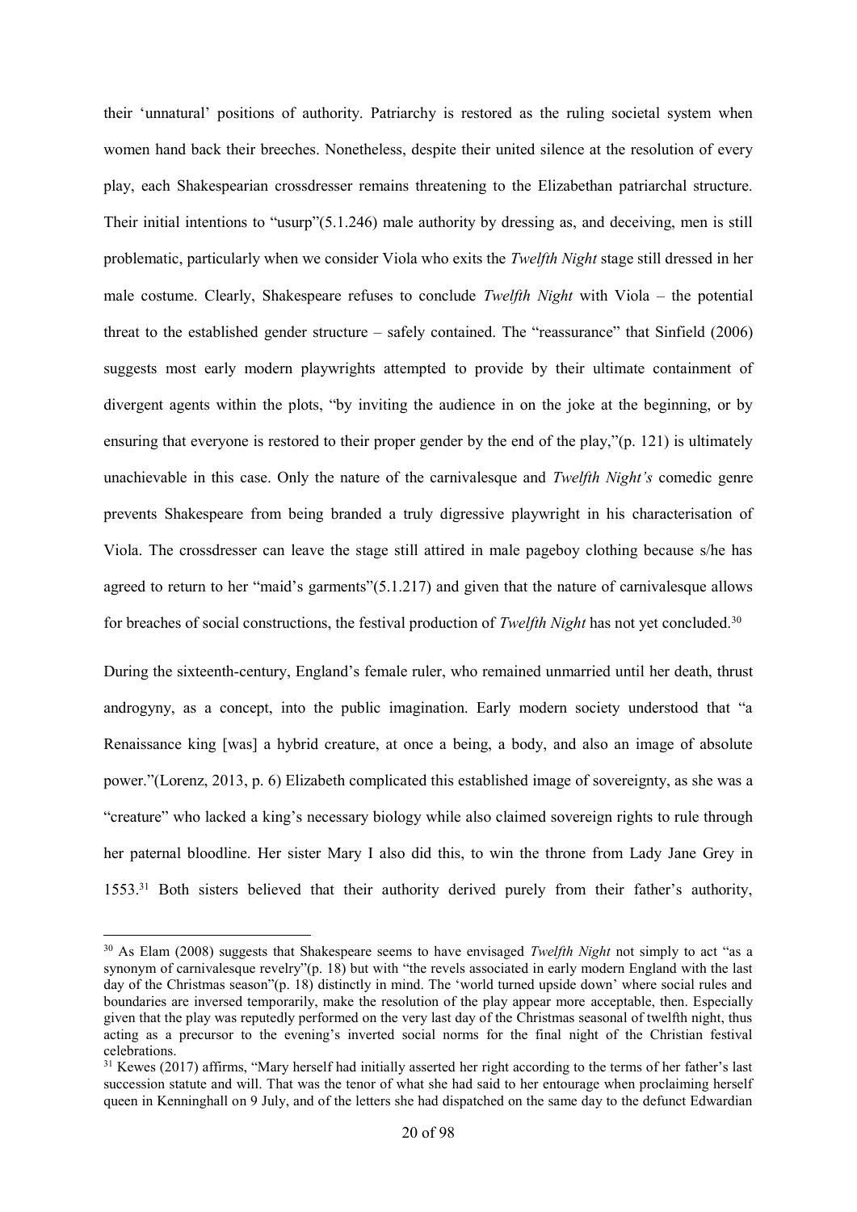their 'unnatural' positions of authority. Patriarchy is restored as the ruling societal system when women hand back their breeches. Nonetheless, despite their united silence at the resolution of every play, each Shakespearian crossdresser remains threatening to the Elizabethan patriarchal structure. Their initial intentions to "usurp"(5.1.246) male authority by dressing as, and deceiving, men is still problematic, particularly when we consider Viola who exits the *Twelfth Night* stage still dressed in her male costume. Clearly, Shakespeare refuses to conclude *Twelfth Night* with Viola – the potential threat to the established gender structure – safely contained. The "reassurance" that Sinfield (2006) suggests most early modern playwrights attempted to provide by their ultimate containment of divergent agents within the plots, "by inviting the audience in on the joke at the beginning, or by ensuring that everyone is restored to their proper gender by the end of the play,"(p. 121) is ultimately unachievable in this case. Only the nature of the carnivalesque and *Twelfth Night's* comedic genre prevents Shakespeare from being branded a truly digressive playwright in his characterisation of Viola. The crossdresser can leave the stage still attired in male pageboy clothing because s/he has agreed to return to her "maid's garments"(5.1.217) and given that the nature of carnivalesque allows for breaches of social constructions, the festival production of *Twelfth Night* has not yet concluded.[30]

During the sixteenth-century, England's female ruler, who remained unmarried until her death, thrust androgyny, as a concept, into the public imagination. Early modern society understood that "a Renaissance king [was] a hybrid creature, at once a being, a body, and also an image of absolute power."(Lorenz, 2013, p. 6) Elizabeth complicated this established image of sovereignty, as she was a "creature" who lacked a king's necessary biology while also claimed sovereign rights to rule through her paternal bloodline. Her sister Mary I also did this, to win the throne from Lady Jane Grey in 1553.[31] Both sisters believed that their authority derived purely from their father's authority,

[30] As Elam (2008) suggests that Shakespeare seems to have envisaged *Twelfth Night* not simply to act "as a synonym of carnivalesque revelry"(p. 18) but with "the revels associated in early modern England with the last day of the Christmas season"(p. 18) distinctly in mind. The 'world turned upside down' where social rules and boundaries are inversed temporarily, make the resolution of the play appear more acceptable, then. Especially given that the play was reputedly performed on the very last day of the Christmas seasonal of twelfth night, thus acting as a precursor to the evening's inverted social norms for the final night of the Christian festival celebrations.

[31] Kewes (2017) affirms, "Mary herself had initially asserted her right according to the terms of her father's last succession statute and will. That was the tenor of what she had said to her entourage when proclaiming herself queen in Kenninghall on 9 July, and of the letters she had dispatched on the same day to the defunct Edwardian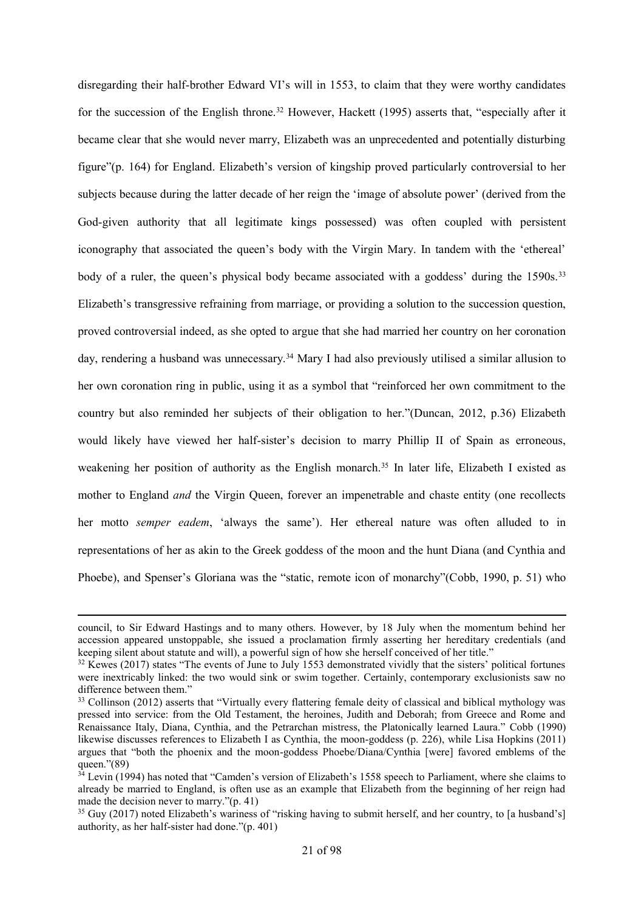disregarding their half-brother Edward VI's will in 1553, to claim that they were worthy candidates for the succession of the English throne.[32] However, Hackett (1995) asserts that, "especially after it became clear that she would never marry, Elizabeth was an unprecedented and potentially disturbing figure"(p. 164) for England. Elizabeth's version of kingship proved particularly controversial to her subjects because during the latter decade of her reign the 'image of absolute power' (derived from the God-given authority that all legitimate kings possessed) was often coupled with persistent iconography that associated the queen's body with the Virgin Mary. In tandem with the 'ethereal' body of a ruler, the queen's physical body became associated with a goddess' during the 1590s.[33] Elizabeth's transgressive refraining from marriage, or providing a solution to the succession question, proved controversial indeed, as she opted to argue that she had married her country on her coronation day, rendering a husband was unnecessary.[34] Mary I had also previously utilised a similar allusion to her own coronation ring in public, using it as a symbol that "reinforced her own commitment to the country but also reminded her subjects of their obligation to her."(Duncan, 2012, p.36) Elizabeth would likely have viewed her half-sister's decision to marry Phillip II of Spain as erroneous, weakening her position of authority as the English monarch.[35] In later life, Elizabeth I existed as mother to England *and* the Virgin Queen, forever an impenetrable and chaste entity (one recollects her motto *semper eadem*, 'always the same'). Her ethereal nature was often alluded to in representations of her as akin to the Greek goddess of the moon and the hunt Diana (and Cynthia and Phoebe), and Spenser's Gloriana was the "static, remote icon of monarchy"(Cobb, 1990, p. 51) who

---

council, to Sir Edward Hastings and to many others. However, by 18 July when the momentum behind her accession appeared unstoppable, she issued a proclamation firmly asserting her hereditary credentials (and keeping silent about statute and will), a powerful sign of how she herself conceived of her title."

[32] Kewes (2017) states "The events of June to July 1553 demonstrated vividly that the sisters' political fortunes were inextricably linked: the two would sink or swim together. Certainly, contemporary exclusionists saw no difference between them."

[33] Collinson (2012) asserts that "Virtually every flattering female deity of classical and biblical mythology was pressed into service: from the Old Testament, the heroines, Judith and Deborah; from Greece and Rome and Renaissance Italy, Diana, Cynthia, and the Petrarchan mistress, the Platonically learned Laura." Cobb (1990) likewise discusses references to Elizabeth I as Cynthia, the moon-goddess (p. 226), while Lisa Hopkins (2011) argues that "both the phoenix and the moon-goddess Phoebe/Diana/Cynthia [were] favored emblems of the queen."(89)

[34] Levin (1994) has noted that "Camden's version of Elizabeth's 1558 speech to Parliament, where she claims to already be married to England, is often use as an example that Elizabeth from the beginning of her reign had made the decision never to marry."(p. 41)

[35] Guy (2017) noted Elizabeth's wariness of "risking having to submit herself, and her country, to [a husband's] authority, as her half-sister had done."(p. 401)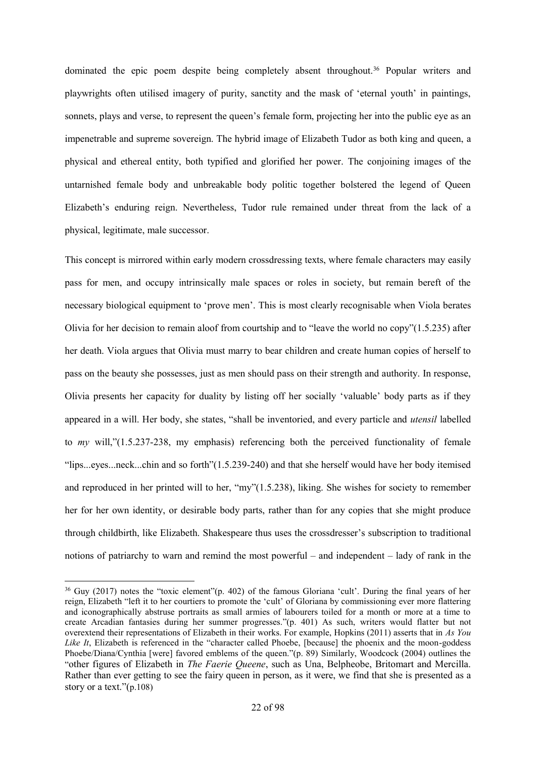dominated the epic poem despite being completely absent throughout.[36] Popular writers and playwrights often utilised imagery of purity, sanctity and the mask of 'eternal youth' in paintings, sonnets, plays and verse, to represent the queen's female form, projecting her into the public eye as an impenetrable and supreme sovereign. The hybrid image of Elizabeth Tudor as both king and queen, a physical and ethereal entity, both typified and glorified her power. The conjoining images of the untarnished female body and unbreakable body politic together bolstered the legend of Queen Elizabeth's enduring reign. Nevertheless, Tudor rule remained under threat from the lack of a physical, legitimate, male successor.

This concept is mirrored within early modern crossdressing texts, where female characters may easily pass for men, and occupy intrinsically male spaces or roles in society, but remain bereft of the necessary biological equipment to 'prove men'. This is most clearly recognisable when Viola berates Olivia for her decision to remain aloof from courtship and to "leave the world no copy"(1.5.235) after her death. Viola argues that Olivia must marry to bear children and create human copies of herself to pass on the beauty she possesses, just as men should pass on their strength and authority. In response, Olivia presents her capacity for duality by listing off her socially 'valuable' body parts as if they appeared in a will. Her body, she states, "shall be inventoried, and every particle and *utensil* labelled to *my* will,"(1.5.237-238, my emphasis) referencing both the perceived functionality of female "lips...eyes...neck...chin and so forth"(1.5.239-240) and that she herself would have her body itemised and reproduced in her printed will to her, "my"(1.5.238), liking. She wishes for society to remember her for her own identity, or desirable body parts, rather than for any copies that she might produce through childbirth, like Elizabeth. Shakespeare thus uses the crossdresser's subscription to traditional notions of patriarchy to warn and remind the most powerful – and independent – lady of rank in the

---

[36] Guy (2017) notes the "toxic element"(p. 402) of the famous Gloriana 'cult'. During the final years of her reign, Elizabeth "left it to her courtiers to promote the 'cult' of Gloriana by commissioning ever more flattering and iconographically abstruse portraits as small armies of labourers toiled for a month or more at a time to create Arcadian fantasies during her summer progresses."(p. 401) As such, writers would flatter but not overextend their representations of Elizabeth in their works. For example, Hopkins (2011) asserts that in *As You Like It*, Elizabeth is referenced in the "character called Phoebe, [because] the phoenix and the moon-goddess Phoebe/Diana/Cynthia [were] favored emblems of the queen."(p. 89) Similarly, Woodcock (2004) outlines the "other figures of Elizabeth in *The Faerie Queene*, such as Una, Belpheobe, Britomart and Mercilla. Rather than ever getting to see the fairy queen in person, as it were, we find that she is presented as a story or a text."(p.108)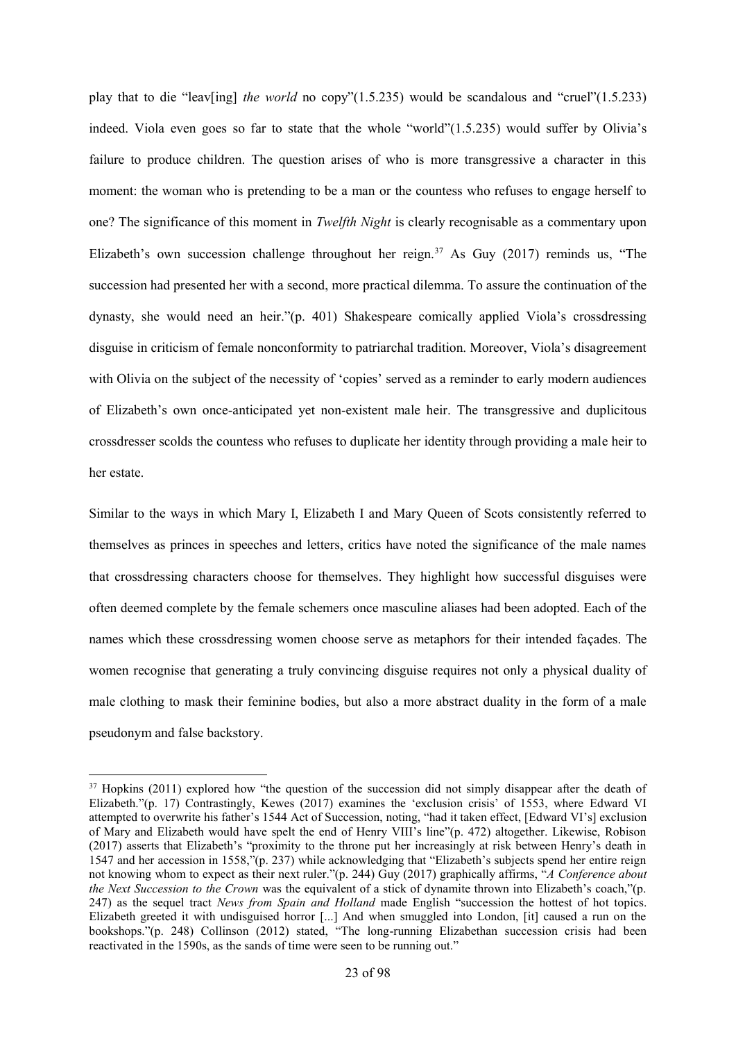play that to die "leav[ing] *the world* no copy"(1.5.235) would be scandalous and "cruel"(1.5.233) indeed. Viola even goes so far to state that the whole "world"(1.5.235) would suffer by Olivia's failure to produce children. The question arises of who is more transgressive a character in this moment: the woman who is pretending to be a man or the countess who refuses to engage herself to one? The significance of this moment in *Twelfth Night* is clearly recognisable as a commentary upon Elizabeth's own succession challenge throughout her reign.[37] As Guy (2017) reminds us, "The succession had presented her with a second, more practical dilemma. To assure the continuation of the dynasty, she would need an heir."(p. 401) Shakespeare comically applied Viola's crossdressing disguise in criticism of female nonconformity to patriarchal tradition. Moreover, Viola's disagreement with Olivia on the subject of the necessity of 'copies' served as a reminder to early modern audiences of Elizabeth's own once-anticipated yet non-existent male heir. The transgressive and duplicitous crossdresser scolds the countess who refuses to duplicate her identity through providing a male heir to her estate.

Similar to the ways in which Mary I, Elizabeth I and Mary Queen of Scots consistently referred to themselves as princes in speeches and letters, critics have noted the significance of the male names that crossdressing characters choose for themselves. They highlight how successful disguises were often deemed complete by the female schemers once masculine aliases had been adopted. Each of the names which these crossdressing women choose serve as metaphors for their intended façades. The women recognise that generating a truly convincing disguise requires not only a physical duality of male clothing to mask their feminine bodies, but also a more abstract duality in the form of a male pseudonym and false backstory.

[37] Hopkins (2011) explored how "the question of the succession did not simply disappear after the death of Elizabeth."(p. 17) Contrastingly, Kewes (2017) examines the 'exclusion crisis' of 1553, where Edward VI attempted to overwrite his father's 1544 Act of Succession, noting, "had it taken effect, [Edward VI's] exclusion of Mary and Elizabeth would have spelt the end of Henry VIII's line"(p. 472) altogether. Likewise, Robison (2017) asserts that Elizabeth's "proximity to the throne put her increasingly at risk between Henry's death in 1547 and her accession in 1558,"(p. 237) while acknowledging that "Elizabeth's subjects spend her entire reign not knowing whom to expect as their next ruler."(p. 244) Guy (2017) graphically affirms, "*A Conference about the Next Succession to the Crown* was the equivalent of a stick of dynamite thrown into Elizabeth's coach,"(p. 247) as the sequel tract *News from Spain and Holland* made English "succession the hottest of hot topics. Elizabeth greeted it with undisguised horror [...] And when smuggled into London, [it] caused a run on the bookshops."(p. 248) Collinson (2012) stated, "The long-running Elizabethan succession crisis had been reactivated in the 1590s, as the sands of time were seen to be running out."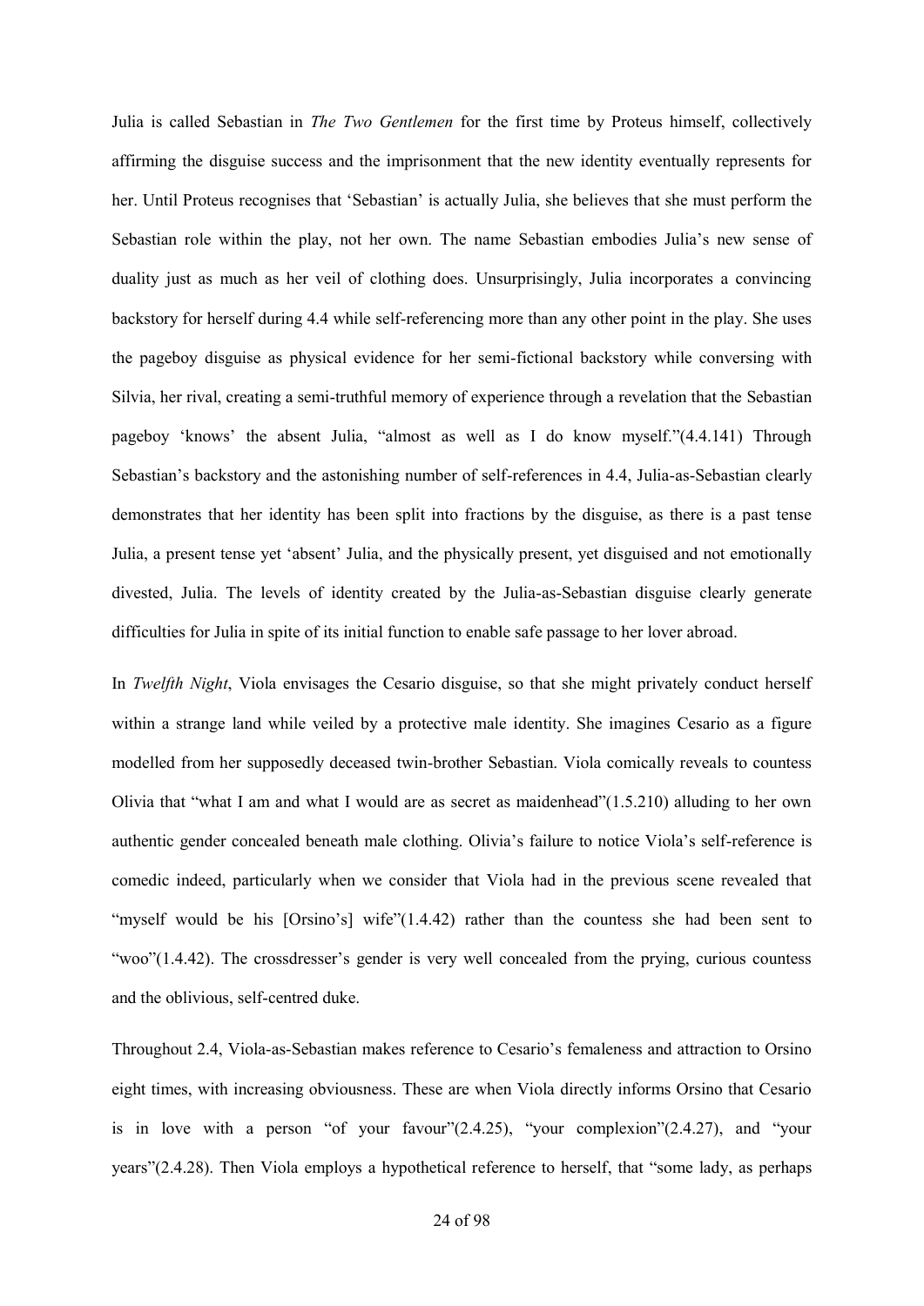Julia is called Sebastian in *The Two Gentlemen* for the first time by Proteus himself, collectively affirming the disguise success and the imprisonment that the new identity eventually represents for her. Until Proteus recognises that 'Sebastian' is actually Julia, she believes that she must perform the Sebastian role within the play, not her own. The name Sebastian embodies Julia's new sense of duality just as much as her veil of clothing does. Unsurprisingly, Julia incorporates a convincing backstory for herself during 4.4 while self-referencing more than any other point in the play. She uses the pageboy disguise as physical evidence for her semi-fictional backstory while conversing with Silvia, her rival, creating a semi-truthful memory of experience through a revelation that the Sebastian pageboy 'knows' the absent Julia, "almost as well as I do know myself."(4.4.141) Through Sebastian's backstory and the astonishing number of self-references in 4.4, Julia-as-Sebastian clearly demonstrates that her identity has been split into fractions by the disguise, as there is a past tense Julia, a present tense yet 'absent' Julia, and the physically present, yet disguised and not emotionally divested, Julia. The levels of identity created by the Julia-as-Sebastian disguise clearly generate difficulties for Julia in spite of its initial function to enable safe passage to her lover abroad.

In *Twelfth Night*, Viola envisages the Cesario disguise, so that she might privately conduct herself within a strange land while veiled by a protective male identity. She imagines Cesario as a figure modelled from her supposedly deceased twin-brother Sebastian. Viola comically reveals to countess Olivia that "what I am and what I would are as secret as maidenhead"(1.5.210) alluding to her own authentic gender concealed beneath male clothing. Olivia's failure to notice Viola's self-reference is comedic indeed, particularly when we consider that Viola had in the previous scene revealed that "myself would be his [Orsino's] wife"(1.4.42) rather than the countess she had been sent to "woo"(1.4.42). The crossdresser's gender is very well concealed from the prying, curious countess and the oblivious, self-centred duke.

Throughout 2.4, Viola-as-Sebastian makes reference to Cesario's femaleness and attraction to Orsino eight times, with increasing obviousness. These are when Viola directly informs Orsino that Cesario is in love with a person "of your favour"(2.4.25), "your complexion"(2.4.27), and "your years"(2.4.28). Then Viola employs a hypothetical reference to herself, that "some lady, as perhaps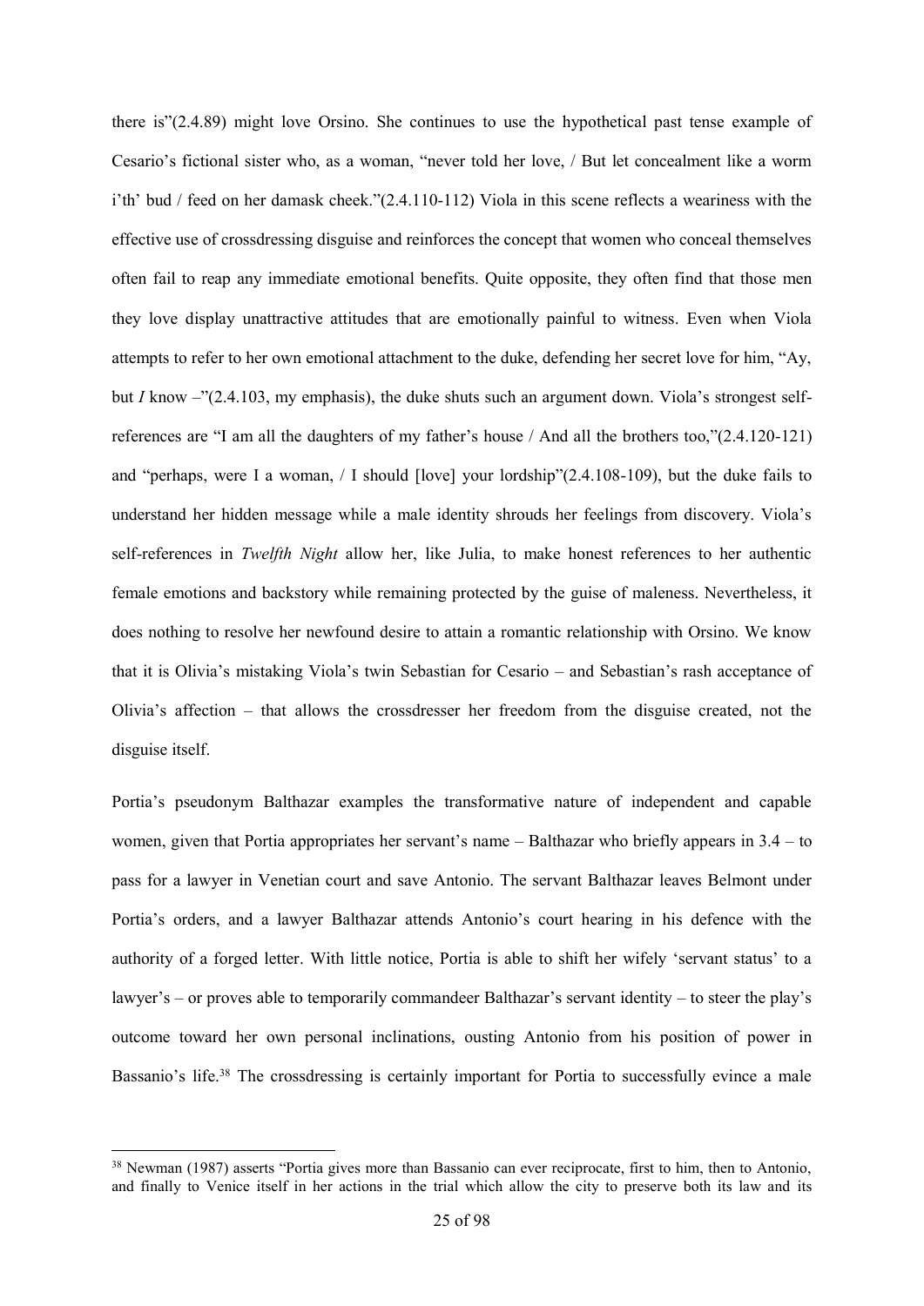there is"(2.4.89) might love Orsino. She continues to use the hypothetical past tense example of Cesario's fictional sister who, as a woman, "never told her love, / But let concealment like a worm i'th' bud / feed on her damask cheek."(2.4.110-112) Viola in this scene reflects a weariness with the effective use of crossdressing disguise and reinforces the concept that women who conceal themselves often fail to reap any immediate emotional benefits. Quite opposite, they often find that those men they love display unattractive attitudes that are emotionally painful to witness. Even when Viola attempts to refer to her own emotional attachment to the duke, defending her secret love for him, "Ay, but *I* know –"(2.4.103, my emphasis), the duke shuts such an argument down. Viola's strongest self-references are "I am all the daughters of my father's house / And all the brothers too,"(2.4.120-121) and "perhaps, were I a woman, / I should [love] your lordship"(2.4.108-109), but the duke fails to understand her hidden message while a male identity shrouds her feelings from discovery. Viola's self-references in *Twelfth Night* allow her, like Julia, to make honest references to her authentic female emotions and backstory while remaining protected by the guise of maleness. Nevertheless, it does nothing to resolve her newfound desire to attain a romantic relationship with Orsino. We know that it is Olivia's mistaking Viola's twin Sebastian for Cesario – and Sebastian's rash acceptance of Olivia's affection – that allows the crossdresser her freedom from the disguise created, not the disguise itself.

Portia's pseudonym Balthazar examples the transformative nature of independent and capable women, given that Portia appropriates her servant's name – Balthazar who briefly appears in 3.4 – to pass for a lawyer in Venetian court and save Antonio. The servant Balthazar leaves Belmont under Portia's orders, and a lawyer Balthazar attends Antonio's court hearing in his defence with the authority of a forged letter. With little notice, Portia is able to shift her wifely 'servant status' to a lawyer's – or proves able to temporarily commandeer Balthazar's servant identity – to steer the play's outcome toward her own personal inclinations, ousting Antonio from his position of power in Bassanio's life.[38] The crossdressing is certainly important for Portia to successfully evince a male

---

[38] Newman (1987) asserts "Portia gives more than Bassanio can ever reciprocate, first to him, then to Antonio, and finally to Venice itself in her actions in the trial which allow the city to preserve both its law and its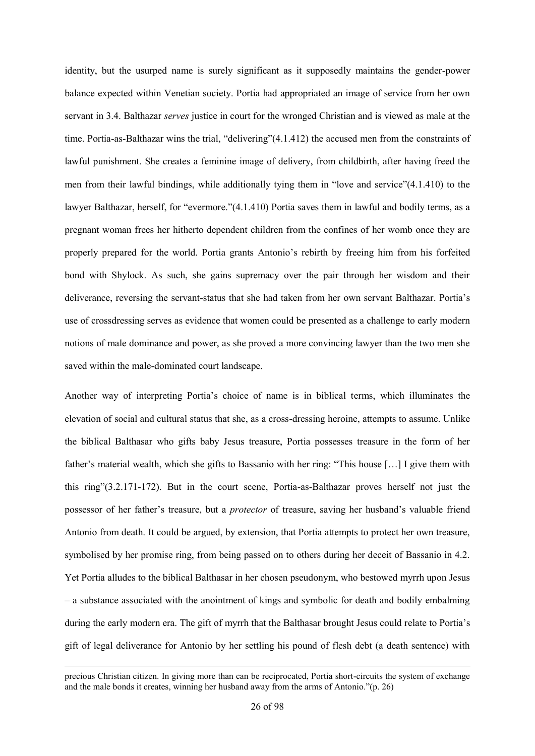identity, but the usurped name is surely significant as it supposedly maintains the gender-power balance expected within Venetian society. Portia had appropriated an image of service from her own servant in 3.4. Balthazar *serves* justice in court for the wronged Christian and is viewed as male at the time. Portia-as-Balthazar wins the trial, "delivering"(4.1.412) the accused men from the constraints of lawful punishment. She creates a feminine image of delivery, from childbirth, after having freed the men from their lawful bindings, while additionally tying them in "love and service"(4.1.410) to the lawyer Balthazar, herself, for "evermore."(4.1.410) Portia saves them in lawful and bodily terms, as a pregnant woman frees her hitherto dependent children from the confines of her womb once they are properly prepared for the world. Portia grants Antonio's rebirth by freeing him from his forfeited bond with Shylock. As such, she gains supremacy over the pair through her wisdom and their deliverance, reversing the servant-status that she had taken from her own servant Balthazar. Portia's use of crossdressing serves as evidence that women could be presented as a challenge to early modern notions of male dominance and power, as she proved a more convincing lawyer than the two men she saved within the male-dominated court landscape.

Another way of interpreting Portia's choice of name is in biblical terms, which illuminates the elevation of social and cultural status that she, as a cross-dressing heroine, attempts to assume. Unlike the biblical Balthasar who gifts baby Jesus treasure, Portia possesses treasure in the form of her father's material wealth, which she gifts to Bassanio with her ring: "This house […] I give them with this ring"(3.2.171-172). But in the court scene, Portia-as-Balthazar proves herself not just the possessor of her father's treasure, but a *protector* of treasure, saving her husband's valuable friend Antonio from death. It could be argued, by extension, that Portia attempts to protect her own treasure, symbolised by her promise ring, from being passed on to others during her deceit of Bassanio in 4.2. Yet Portia alludes to the biblical Balthasar in her chosen pseudonym, who bestowed myrrh upon Jesus – a substance associated with the anointment of kings and symbolic for death and bodily embalming during the early modern era. The gift of myrrh that the Balthasar brought Jesus could relate to Portia's gift of legal deliverance for Antonio by her settling his pound of flesh debt (a death sentence) with

---

precious Christian citizen. In giving more than can be reciprocated, Portia short-circuits the system of exchange and the male bonds it creates, winning her husband away from the arms of Antonio."(p. 26)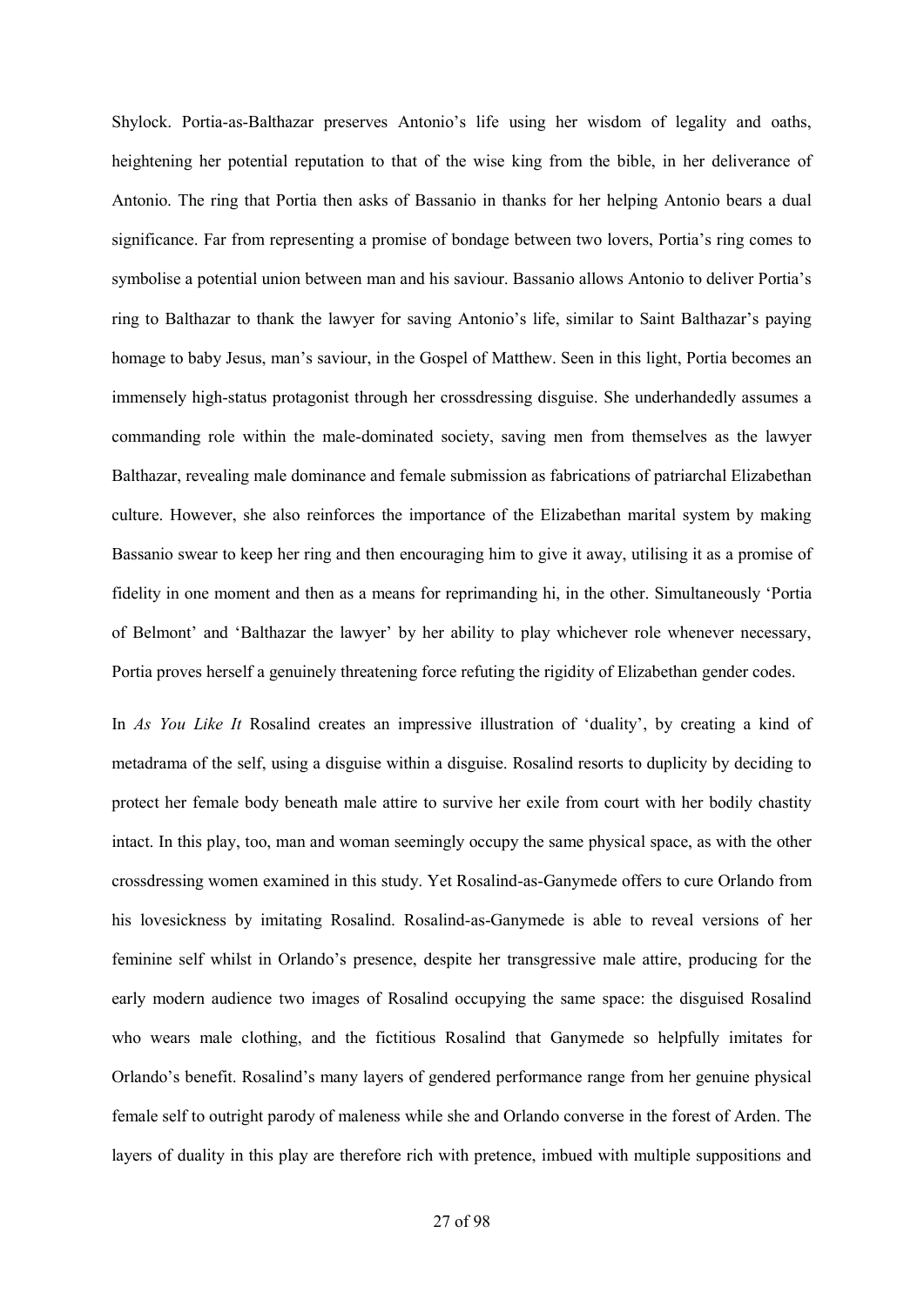Shylock. Portia-as-Balthazar preserves Antonio's life using her wisdom of legality and oaths, heightening her potential reputation to that of the wise king from the bible, in her deliverance of Antonio. The ring that Portia then asks of Bassanio in thanks for her helping Antonio bears a dual significance. Far from representing a promise of bondage between two lovers, Portia's ring comes to symbolise a potential union between man and his saviour. Bassanio allows Antonio to deliver Portia's ring to Balthazar to thank the lawyer for saving Antonio's life, similar to Saint Balthazar's paying homage to baby Jesus, man's saviour, in the Gospel of Matthew. Seen in this light, Portia becomes an immensely high-status protagonist through her crossdressing disguise. She underhandedly assumes a commanding role within the male-dominated society, saving men from themselves as the lawyer Balthazar, revealing male dominance and female submission as fabrications of patriarchal Elizabethan culture. However, she also reinforces the importance of the Elizabethan marital system by making Bassanio swear to keep her ring and then encouraging him to give it away, utilising it as a promise of fidelity in one moment and then as a means for reprimanding hi, in the other. Simultaneously 'Portia of Belmont' and 'Balthazar the lawyer' by her ability to play whichever role whenever necessary, Portia proves herself a genuinely threatening force refuting the rigidity of Elizabethan gender codes.

In *As You Like It* Rosalind creates an impressive illustration of 'duality', by creating a kind of metadrama of the self, using a disguise within a disguise. Rosalind resorts to duplicity by deciding to protect her female body beneath male attire to survive her exile from court with her bodily chastity intact. In this play, too, man and woman seemingly occupy the same physical space, as with the other crossdressing women examined in this study. Yet Rosalind-as-Ganymede offers to cure Orlando from his lovesickness by imitating Rosalind. Rosalind-as-Ganymede is able to reveal versions of her feminine self whilst in Orlando's presence, despite her transgressive male attire, producing for the early modern audience two images of Rosalind occupying the same space: the disguised Rosalind who wears male clothing, and the fictitious Rosalind that Ganymede so helpfully imitates for Orlando's benefit. Rosalind's many layers of gendered performance range from her genuine physical female self to outright parody of maleness while she and Orlando converse in the forest of Arden. The layers of duality in this play are therefore rich with pretence, imbued with multiple suppositions and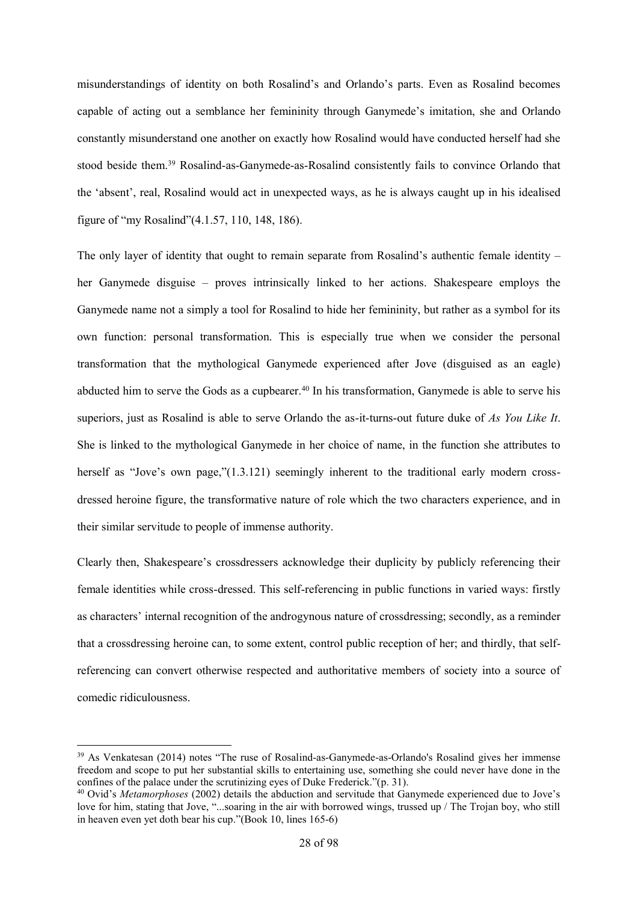misunderstandings of identity on both Rosalind's and Orlando's parts. Even as Rosalind becomes capable of acting out a semblance her femininity through Ganymede's imitation, she and Orlando constantly misunderstand one another on exactly how Rosalind would have conducted herself had she stood beside them.[39] Rosalind-as-Ganymede-as-Rosalind consistently fails to convince Orlando that the 'absent', real, Rosalind would act in unexpected ways, as he is always caught up in his idealised figure of "my Rosalind"(4.1.57, 110, 148, 186).

The only layer of identity that ought to remain separate from Rosalind's authentic female identity – her Ganymede disguise – proves intrinsically linked to her actions. Shakespeare employs the Ganymede name not a simply a tool for Rosalind to hide her femininity, but rather as a symbol for its own function: personal transformation. This is especially true when we consider the personal transformation that the mythological Ganymede experienced after Jove (disguised as an eagle) abducted him to serve the Gods as a cupbearer.[40] In his transformation, Ganymede is able to serve his superiors, just as Rosalind is able to serve Orlando the as-it-turns-out future duke of *As You Like It*. She is linked to the mythological Ganymede in her choice of name, in the function she attributes to herself as "Jove's own page,"(1.3.121) seemingly inherent to the traditional early modern cross-dressed heroine figure, the transformative nature of role which the two characters experience, and in their similar servitude to people of immense authority.

Clearly then, Shakespeare's crossdressers acknowledge their duplicity by publicly referencing their female identities while cross-dressed. This self-referencing in public functions in varied ways: firstly as characters' internal recognition of the androgynous nature of crossdressing; secondly, as a reminder that a crossdressing heroine can, to some extent, control public reception of her; and thirdly, that self-referencing can convert otherwise respected and authoritative members of society into a source of comedic ridiculousness.

---

[39] As Venkatesan (2014) notes "The ruse of Rosalind-as-Ganymede-as-Orlando's Rosalind gives her immense freedom and scope to put her substantial skills to entertaining use, something she could never have done in the confines of the palace under the scrutinizing eyes of Duke Frederick."(p. 31).

[40] Ovid's *Metamorphoses* (2002) details the abduction and servitude that Ganymede experienced due to Jove's love for him, stating that Jove, "...soaring in the air with borrowed wings, trussed up / The Trojan boy, who still in heaven even yet doth bear his cup."(Book 10, lines 165-6)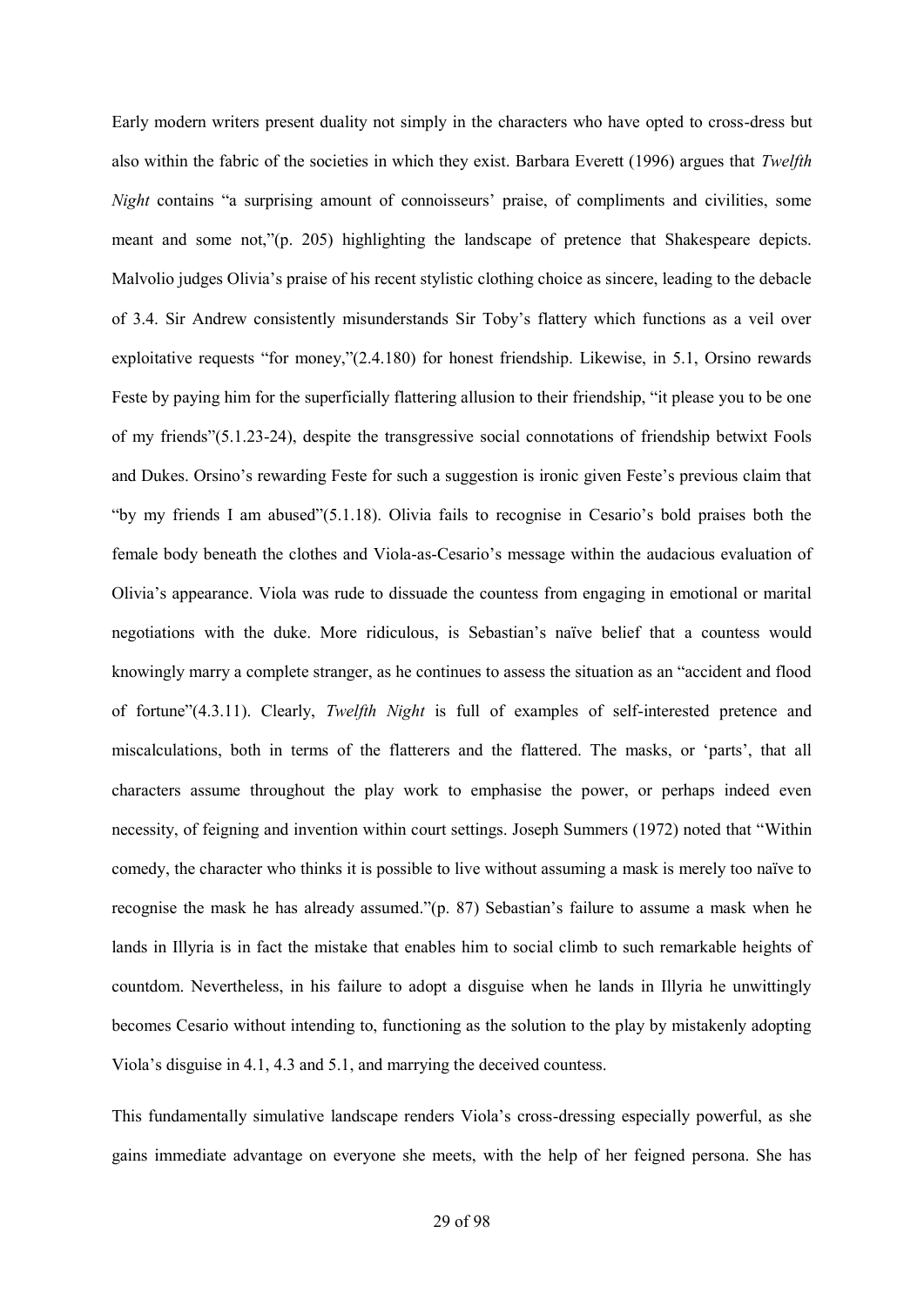Early modern writers present duality not simply in the characters who have opted to cross-dress but also within the fabric of the societies in which they exist. Barbara Everett (1996) argues that *Twelfth Night* contains "a surprising amount of connoisseurs' praise, of compliments and civilities, some meant and some not,"(p. 205) highlighting the landscape of pretence that Shakespeare depicts. Malvolio judges Olivia's praise of his recent stylistic clothing choice as sincere, leading to the debacle of 3.4. Sir Andrew consistently misunderstands Sir Toby's flattery which functions as a veil over exploitative requests "for money,"(2.4.180) for honest friendship. Likewise, in 5.1, Orsino rewards Feste by paying him for the superficially flattering allusion to their friendship, "it please you to be one of my friends"(5.1.23-24), despite the transgressive social connotations of friendship betwixt Fools and Dukes. Orsino's rewarding Feste for such a suggestion is ironic given Feste's previous claim that "by my friends I am abused"(5.1.18). Olivia fails to recognise in Cesario's bold praises both the female body beneath the clothes and Viola-as-Cesario's message within the audacious evaluation of Olivia's appearance. Viola was rude to dissuade the countess from engaging in emotional or marital negotiations with the duke. More ridiculous, is Sebastian's naïve belief that a countess would knowingly marry a complete stranger, as he continues to assess the situation as an "accident and flood of fortune"(4.3.11). Clearly, *Twelfth Night* is full of examples of self-interested pretence and miscalculations, both in terms of the flatterers and the flattered. The masks, or 'parts', that all characters assume throughout the play work to emphasise the power, or perhaps indeed even necessity, of feigning and invention within court settings. Joseph Summers (1972) noted that "Within comedy, the character who thinks it is possible to live without assuming a mask is merely too naïve to recognise the mask he has already assumed."(p. 87) Sebastian's failure to assume a mask when he lands in Illyria is in fact the mistake that enables him to social climb to such remarkable heights of countdom. Nevertheless, in his failure to adopt a disguise when he lands in Illyria he unwittingly becomes Cesario without intending to, functioning as the solution to the play by mistakenly adopting Viola's disguise in 4.1, 4.3 and 5.1, and marrying the deceived countess.

This fundamentally simulative landscape renders Viola's cross-dressing especially powerful, as she gains immediate advantage on everyone she meets, with the help of her feigned persona. She has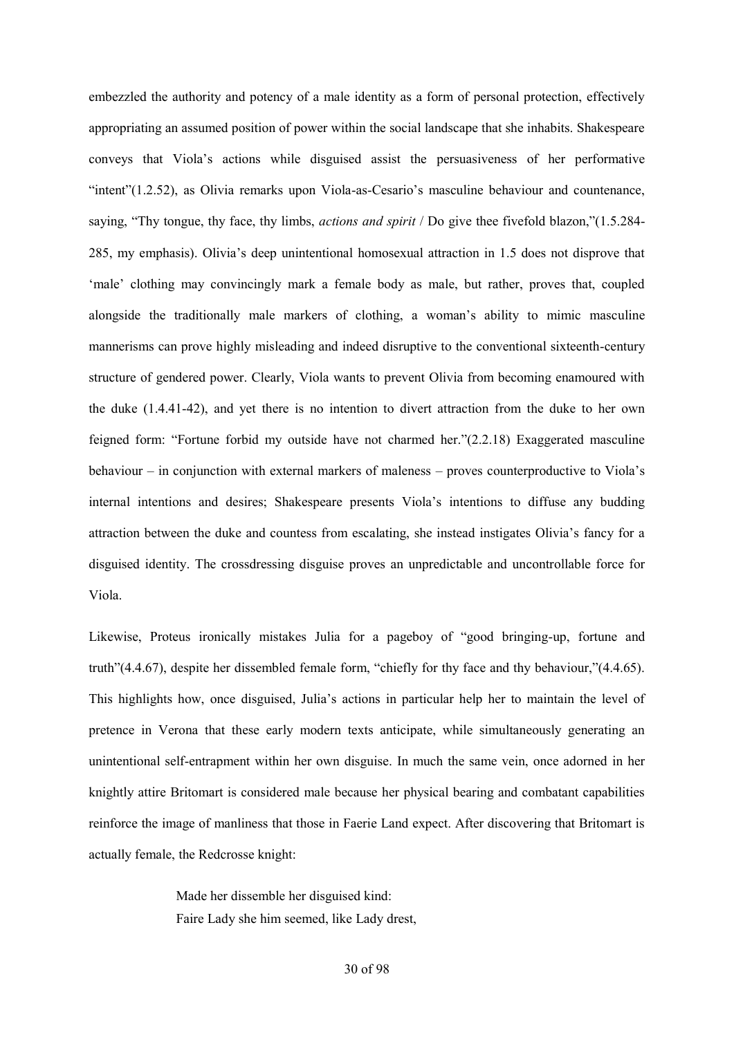embezzled the authority and potency of a male identity as a form of personal protection, effectively appropriating an assumed position of power within the social landscape that she inhabits. Shakespeare conveys that Viola's actions while disguised assist the persuasiveness of her performative "intent"(1.2.52), as Olivia remarks upon Viola-as-Cesario's masculine behaviour and countenance, saying, "Thy tongue, thy face, thy limbs, *actions and spirit* / Do give thee fivefold blazon,"(1.5.284-285, my emphasis). Olivia's deep unintentional homosexual attraction in 1.5 does not disprove that 'male' clothing may convincingly mark a female body as male, but rather, proves that, coupled alongside the traditionally male markers of clothing, a woman's ability to mimic masculine mannerisms can prove highly misleading and indeed disruptive to the conventional sixteenth-century structure of gendered power. Clearly, Viola wants to prevent Olivia from becoming enamoured with the duke (1.4.41-42), and yet there is no intention to divert attraction from the duke to her own feigned form: "Fortune forbid my outside have not charmed her."(2.2.18) Exaggerated masculine behaviour – in conjunction with external markers of maleness – proves counterproductive to Viola's internal intentions and desires; Shakespeare presents Viola's intentions to diffuse any budding attraction between the duke and countess from escalating, she instead instigates Olivia's fancy for a disguised identity. The crossdressing disguise proves an unpredictable and uncontrollable force for Viola.

Likewise, Proteus ironically mistakes Julia for a pageboy of "good bringing-up, fortune and truth"(4.4.67), despite her dissembled female form, "chiefly for thy face and thy behaviour,"(4.4.65). This highlights how, once disguised, Julia's actions in particular help her to maintain the level of pretence in Verona that these early modern texts anticipate, while simultaneously generating an unintentional self-entrapment within her own disguise. In much the same vein, once adorned in her knightly attire Britomart is considered male because her physical bearing and combatant capabilities reinforce the image of manliness that those in Faerie Land expect. After discovering that Britomart is actually female, the Redcrosse knight:

> Made her dissemble her disguised kind:
> Faire Lady she him seemed, like Lady drest,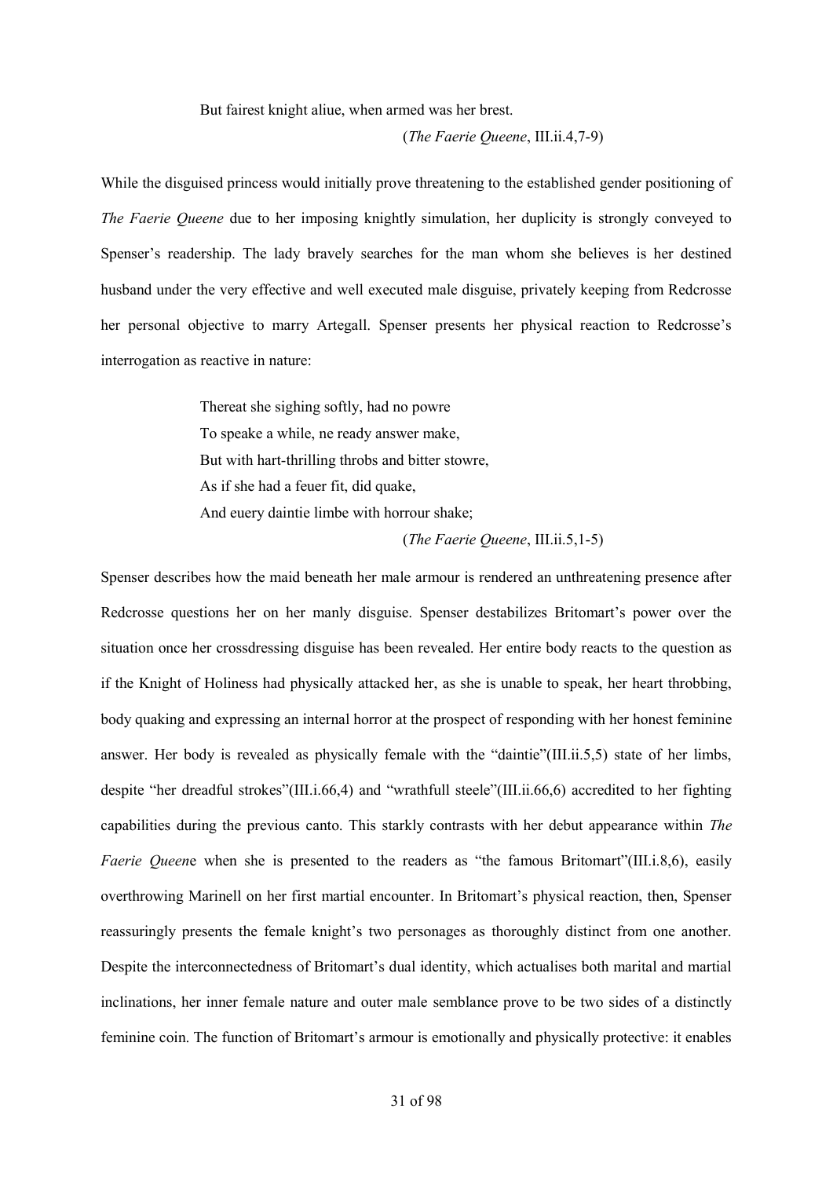> But fairest knight aliue, when armed was her brest.
>
> (*The Faerie Queene*, III.ii.4,7-9)

While the disguised princess would initially prove threatening to the established gender positioning of *The Faerie Queene* due to her imposing knightly simulation, her duplicity is strongly conveyed to Spenser's readership. The lady bravely searches for the man whom she believes is her destined husband under the very effective and well executed male disguise, privately keeping from Redcrosse her personal objective to marry Artegall. Spenser presents her physical reaction to Redcrosse's interrogation as reactive in nature:

> Thereat she sighing softly, had no powre
> To speake a while, ne ready answer make,
> But with hart-thrilling throbs and bitter stowre,
> As if she had a feuer fit, did quake,
> And euery daintie limbe with horrour shake;
>
> (*The Faerie Queene*, III.ii.5,1-5)

Spenser describes how the maid beneath her male armour is rendered an unthreatening presence after Redcrosse questions her on her manly disguise. Spenser destabilizes Britomart's power over the situation once her crossdressing disguise has been revealed. Her entire body reacts to the question as if the Knight of Holiness had physically attacked her, as she is unable to speak, her heart throbbing, body quaking and expressing an internal horror at the prospect of responding with her honest feminine answer. Her body is revealed as physically female with the "daintie"(III.ii.5,5) state of her limbs, despite "her dreadful strokes"(III.i.66,4) and "wrathfull steele"(III.ii.66,6) accredited to her fighting capabilities during the previous canto. This starkly contrasts with her debut appearance within *The Faerie Queene* when she is presented to the readers as "the famous Britomart"(III.i.8,6), easily overthrowing Marinell on her first martial encounter. In Britomart's physical reaction, then, Spenser reassuringly presents the female knight's two personages as thoroughly distinct from one another. Despite the interconnectedness of Britomart's dual identity, which actualises both marital and martial inclinations, her inner female nature and outer male semblance prove to be two sides of a distinctly feminine coin. The function of Britomart's armour is emotionally and physically protective: it enables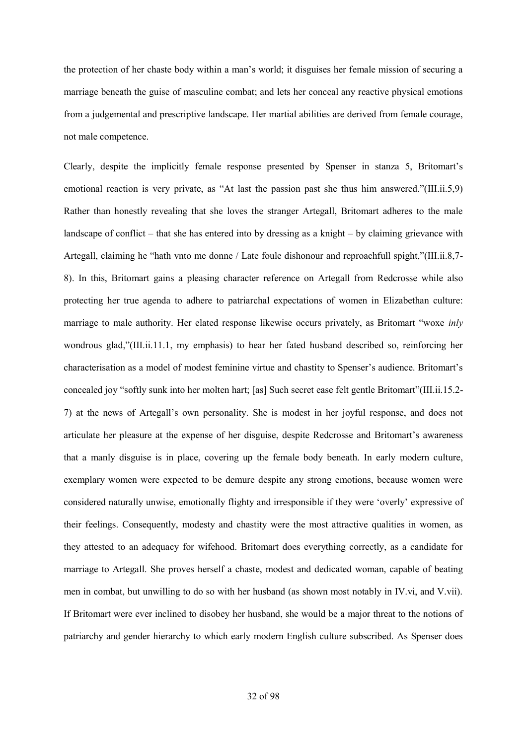the protection of her chaste body within a man's world; it disguises her female mission of securing a marriage beneath the guise of masculine combat; and lets her conceal any reactive physical emotions from a judgemental and prescriptive landscape. Her martial abilities are derived from female courage, not male competence.

Clearly, despite the implicitly female response presented by Spenser in stanza 5, Britomart's emotional reaction is very private, as "At last the passion past she thus him answered."(III.ii.5,9) Rather than honestly revealing that she loves the stranger Artegall, Britomart adheres to the male landscape of conflict – that she has entered into by dressing as a knight – by claiming grievance with Artegall, claiming he "hath vnto me donne / Late foule dishonour and reproachfull spight,"(III.ii.8,7-8). In this, Britomart gains a pleasing character reference on Artegall from Redcrosse while also protecting her true agenda to adhere to patriarchal expectations of women in Elizabethan culture: marriage to male authority. Her elated response likewise occurs privately, as Britomart "woxe *inly* wondrous glad,"(III.ii.11.1, my emphasis) to hear her fated husband described so, reinforcing her characterisation as a model of modest feminine virtue and chastity to Spenser's audience. Britomart's concealed joy "softly sunk into her molten hart; [as] Such secret ease felt gentle Britomart"(III.ii.15.2-7) at the news of Artegall's own personality. She is modest in her joyful response, and does not articulate her pleasure at the expense of her disguise, despite Redcrosse and Britomart's awareness that a manly disguise is in place, covering up the female body beneath. In early modern culture, exemplary women were expected to be demure despite any strong emotions, because women were considered naturally unwise, emotionally flighty and irresponsible if they were 'overly' expressive of their feelings. Consequently, modesty and chastity were the most attractive qualities in women, as they attested to an adequacy for wifehood. Britomart does everything correctly, as a candidate for marriage to Artegall. She proves herself a chaste, modest and dedicated woman, capable of beating men in combat, but unwilling to do so with her husband (as shown most notably in IV.vi, and V.vii). If Britomart were ever inclined to disobey her husband, she would be a major threat to the notions of patriarchy and gender hierarchy to which early modern English culture subscribed. As Spenser does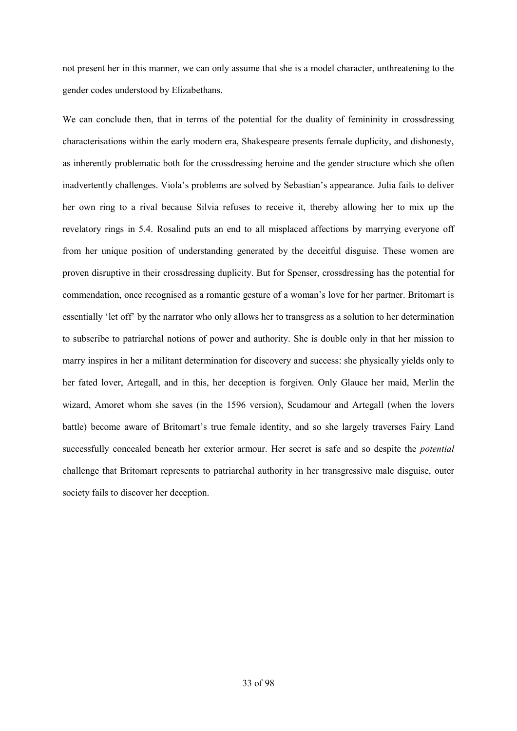not present her in this manner, we can only assume that she is a model character, unthreatening to the gender codes understood by Elizabethans.

We can conclude then, that in terms of the potential for the duality of femininity in crossdressing characterisations within the early modern era, Shakespeare presents female duplicity, and dishonesty, as inherently problematic both for the crossdressing heroine and the gender structure which she often inadvertently challenges. Viola's problems are solved by Sebastian's appearance. Julia fails to deliver her own ring to a rival because Silvia refuses to receive it, thereby allowing her to mix up the revelatory rings in 5.4. Rosalind puts an end to all misplaced affections by marrying everyone off from her unique position of understanding generated by the deceitful disguise. These women are proven disruptive in their crossdressing duplicity. But for Spenser, crossdressing has the potential for commendation, once recognised as a romantic gesture of a woman's love for her partner. Britomart is essentially 'let off' by the narrator who only allows her to transgress as a solution to her determination to subscribe to patriarchal notions of power and authority. She is double only in that her mission to marry inspires in her a militant determination for discovery and success: she physically yields only to her fated lover, Artegall, and in this, her deception is forgiven. Only Glauce her maid, Merlin the wizard, Amoret whom she saves (in the 1596 version), Scudamour and Artegall (when the lovers battle) become aware of Britomart's true female identity, and so she largely traverses Fairy Land successfully concealed beneath her exterior armour. Her secret is safe and so despite the *potential* challenge that Britomart represents to patriarchal authority in her transgressive male disguise, outer society fails to discover her deception.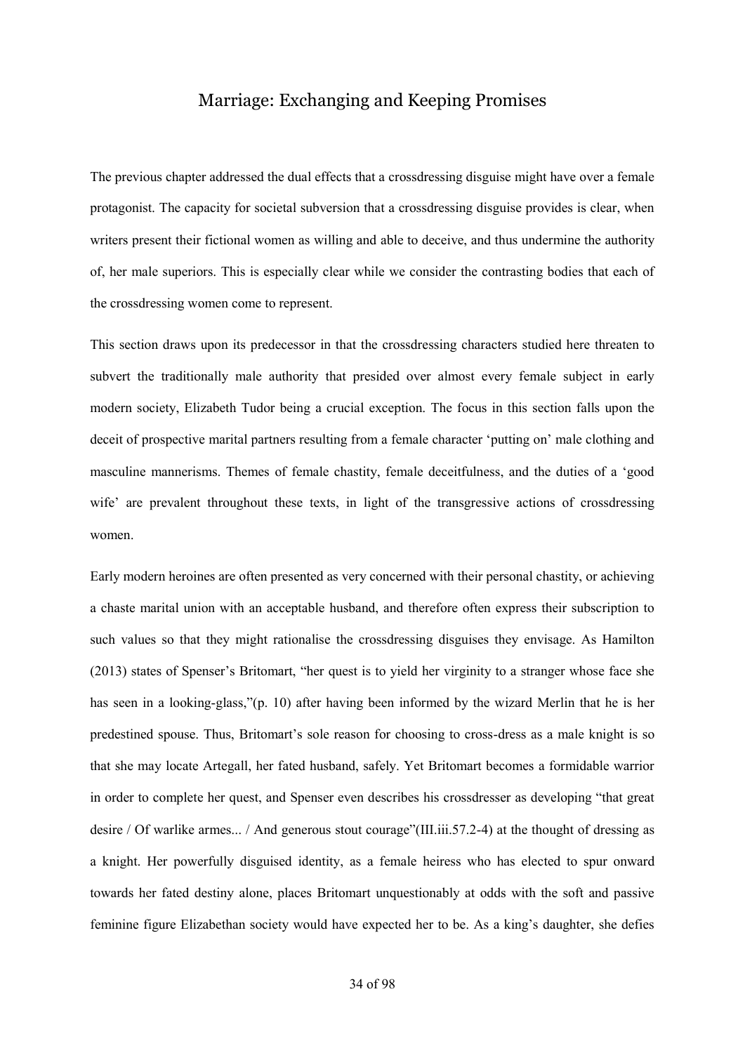# Marriage: Exchanging and Keeping Promises

The previous chapter addressed the dual effects that a crossdressing disguise might have over a female protagonist. The capacity for societal subversion that a crossdressing disguise provides is clear, when writers present their fictional women as willing and able to deceive, and thus undermine the authority of, her male superiors. This is especially clear while we consider the contrasting bodies that each of the crossdressing women come to represent.

This section draws upon its predecessor in that the crossdressing characters studied here threaten to subvert the traditionally male authority that presided over almost every female subject in early modern society, Elizabeth Tudor being a crucial exception. The focus in this section falls upon the deceit of prospective marital partners resulting from a female character 'putting on' male clothing and masculine mannerisms. Themes of female chastity, female deceitfulness, and the duties of a 'good wife' are prevalent throughout these texts, in light of the transgressive actions of crossdressing women.

Early modern heroines are often presented as very concerned with their personal chastity, or achieving a chaste marital union with an acceptable husband, and therefore often express their subscription to such values so that they might rationalise the crossdressing disguises they envisage. As Hamilton (2013) states of Spenser's Britomart, "her quest is to yield her virginity to a stranger whose face she has seen in a looking-glass,"(p. 10) after having been informed by the wizard Merlin that he is her predestined spouse. Thus, Britomart's sole reason for choosing to cross-dress as a male knight is so that she may locate Artegall, her fated husband, safely. Yet Britomart becomes a formidable warrior in order to complete her quest, and Spenser even describes his crossdresser as developing "that great desire / Of warlike armes... / And generous stout courage"(III.iii.57.2-4) at the thought of dressing as a knight. Her powerfully disguised identity, as a female heiress who has elected to spur onward towards her fated destiny alone, places Britomart unquestionably at odds with the soft and passive feminine figure Elizabethan society would have expected her to be. As a king's daughter, she defies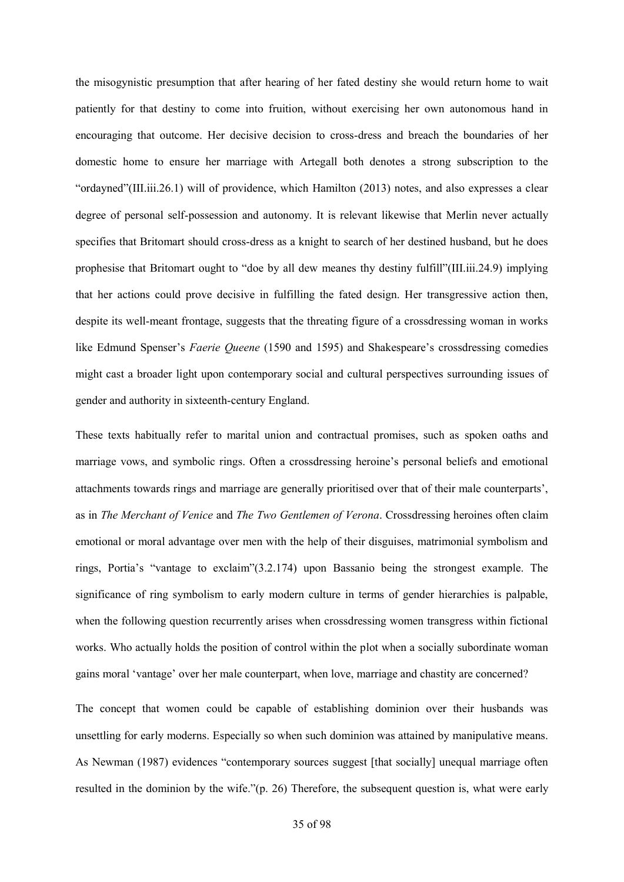the misogynistic presumption that after hearing of her fated destiny she would return home to wait patiently for that destiny to come into fruition, without exercising her own autonomous hand in encouraging that outcome. Her decisive decision to cross-dress and breach the boundaries of her domestic home to ensure her marriage with Artegall both denotes a strong subscription to the “ordayned”(III.iii.26.1) will of providence, which Hamilton (2013) notes, and also expresses a clear degree of personal self-possession and autonomy. It is relevant likewise that Merlin never actually specifies that Britomart should cross-dress as a knight to search of her destined husband, but he does prophesise that Britomart ought to “doe by all dew meanes thy destiny fulfill”(III.iii.24.9) implying that her actions could prove decisive in fulfilling the fated design. Her transgressive action then, despite its well-meant frontage, suggests that the threating figure of a crossdressing woman in works like Edmund Spenser’s *Faerie Queene* (1590 and 1595) and Shakespeare’s crossdressing comedies might cast a broader light upon contemporary social and cultural perspectives surrounding issues of gender and authority in sixteenth-century England.

These texts habitually refer to marital union and contractual promises, such as spoken oaths and marriage vows, and symbolic rings. Often a crossdressing heroine’s personal beliefs and emotional attachments towards rings and marriage are generally prioritised over that of their male counterparts’, as in *The Merchant of Venice* and *The Two Gentlemen of Verona*. Crossdressing heroines often claim emotional or moral advantage over men with the help of their disguises, matrimonial symbolism and rings, Portia’s “vantage to exclaim”(3.2.174) upon Bassanio being the strongest example. The significance of ring symbolism to early modern culture in terms of gender hierarchies is palpable, when the following question recurrently arises when crossdressing women transgress within fictional works. Who actually holds the position of control within the plot when a socially subordinate woman gains moral ‘vantage’ over her male counterpart, when love, marriage and chastity are concerned?

The concept that women could be capable of establishing dominion over their husbands was unsettling for early moderns. Especially so when such dominion was attained by manipulative means. As Newman (1987) evidences “contemporary sources suggest [that socially] unequal marriage often resulted in the dominion by the wife.”(p. 26) Therefore, the subsequent question is, what were early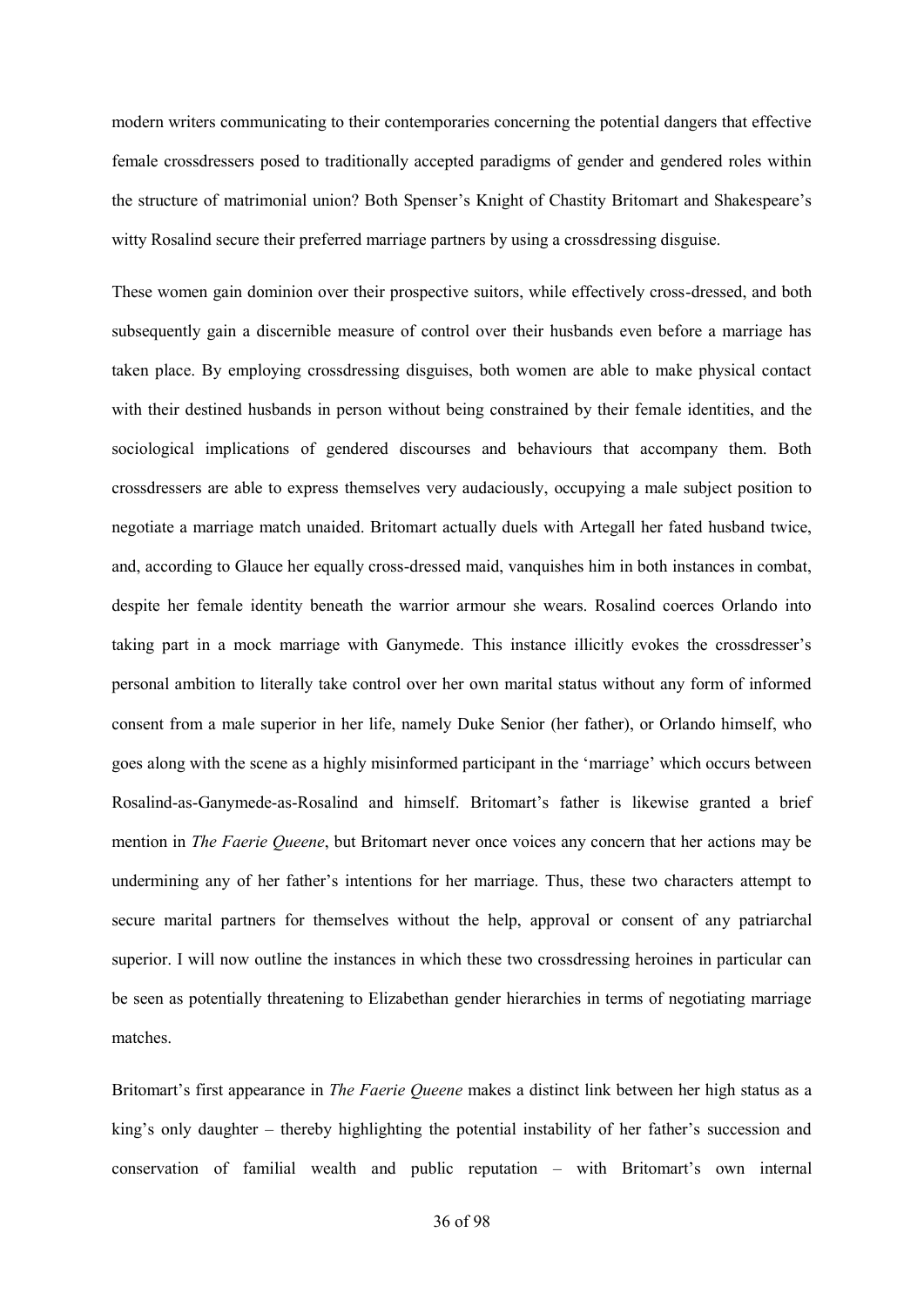modern writers communicating to their contemporaries concerning the potential dangers that effective female crossdressers posed to traditionally accepted paradigms of gender and gendered roles within the structure of matrimonial union? Both Spenser's Knight of Chastity Britomart and Shakespeare's witty Rosalind secure their preferred marriage partners by using a crossdressing disguise.

These women gain dominion over their prospective suitors, while effectively cross-dressed, and both subsequently gain a discernible measure of control over their husbands even before a marriage has taken place. By employing crossdressing disguises, both women are able to make physical contact with their destined husbands in person without being constrained by their female identities, and the sociological implications of gendered discourses and behaviours that accompany them. Both crossdressers are able to express themselves very audaciously, occupying a male subject position to negotiate a marriage match unaided. Britomart actually duels with Artegall her fated husband twice, and, according to Glauce her equally cross-dressed maid, vanquishes him in both instances in combat, despite her female identity beneath the warrior armour she wears. Rosalind coerces Orlando into taking part in a mock marriage with Ganymede. This instance illicitly evokes the crossdresser's personal ambition to literally take control over her own marital status without any form of informed consent from a male superior in her life, namely Duke Senior (her father), or Orlando himself, who goes along with the scene as a highly misinformed participant in the 'marriage' which occurs between Rosalind-as-Ganymede-as-Rosalind and himself. Britomart's father is likewise granted a brief mention in *The Faerie Queene*, but Britomart never once voices any concern that her actions may be undermining any of her father's intentions for her marriage. Thus, these two characters attempt to secure marital partners for themselves without the help, approval or consent of any patriarchal superior. I will now outline the instances in which these two crossdressing heroines in particular can be seen as potentially threatening to Elizabethan gender hierarchies in terms of negotiating marriage matches.

Britomart's first appearance in *The Faerie Queene* makes a distinct link between her high status as a king's only daughter – thereby highlighting the potential instability of her father's succession and conservation of familial wealth and public reputation – with Britomart's own internal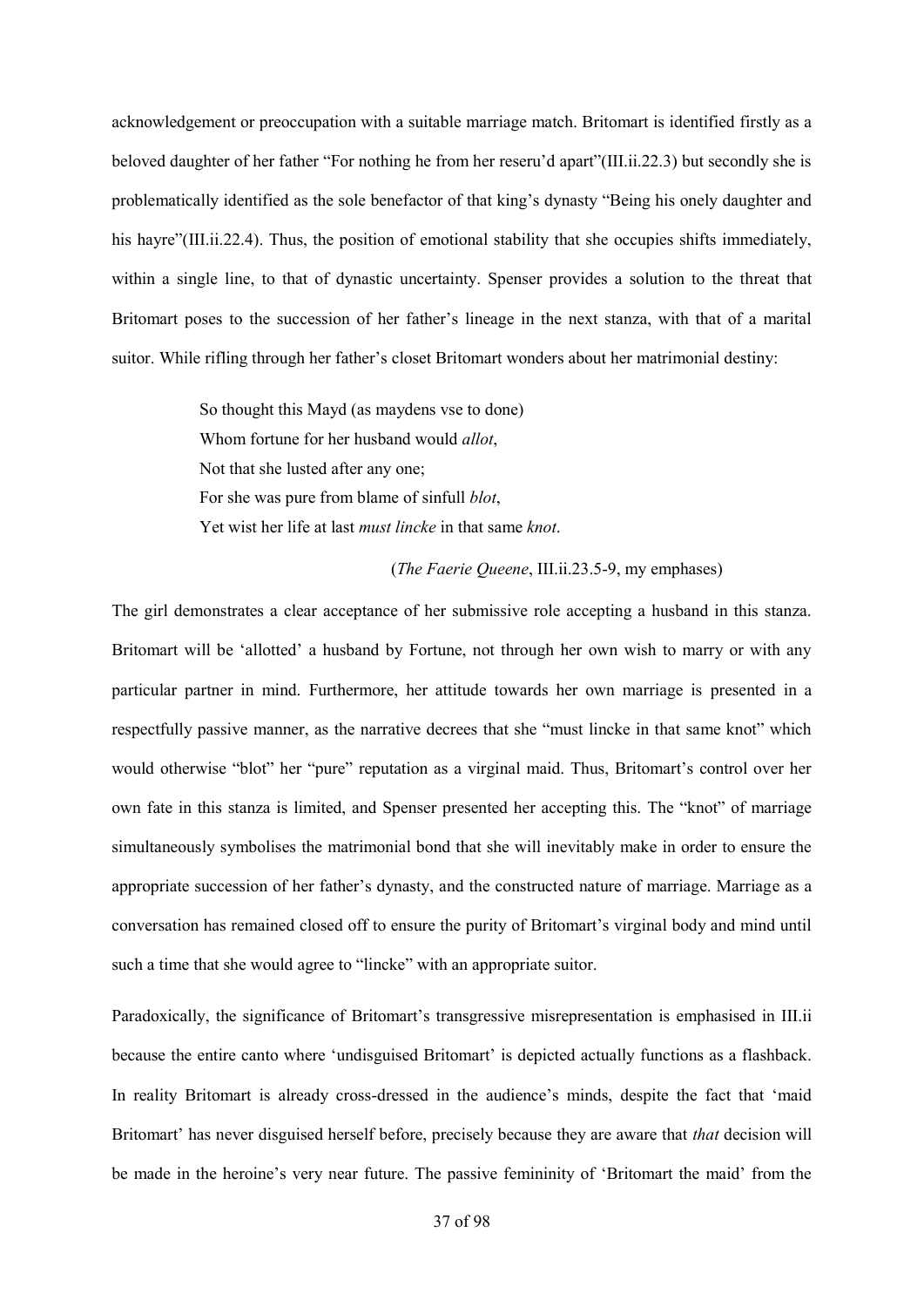acknowledgement or preoccupation with a suitable marriage match. Britomart is identified firstly as a beloved daughter of her father "For nothing he from her reseru'd apart"(III.ii.22.3) but secondly she is problematically identified as the sole benefactor of that king's dynasty "Being his onely daughter and his hayre"(III.ii.22.4). Thus, the position of emotional stability that she occupies shifts immediately, within a single line, to that of dynastic uncertainty. Spenser provides a solution to the threat that Britomart poses to the succession of her father's lineage in the next stanza, with that of a marital suitor. While rifling through her father's closet Britomart wonders about her matrimonial destiny:

> So thought this Mayd (as maydens vse to done)
> Whom fortune for her husband would *allot*,
> Not that she lusted after any one;
> For she was pure from blame of sinfull *blot*,
> Yet wist her life at last *must lincke* in that same *knot*.
>
> (*The Faerie Queene*, III.ii.23.5-9, my emphases)

The girl demonstrates a clear acceptance of her submissive role accepting a husband in this stanza. Britomart will be 'allotted' a husband by Fortune, not through her own wish to marry or with any particular partner in mind. Furthermore, her attitude towards her own marriage is presented in a respectfully passive manner, as the narrative decrees that she "must lincke in that same knot" which would otherwise "blot" her "pure" reputation as a virginal maid. Thus, Britomart's control over her own fate in this stanza is limited, and Spenser presented her accepting this. The "knot" of marriage simultaneously symbolises the matrimonial bond that she will inevitably make in order to ensure the appropriate succession of her father's dynasty, and the constructed nature of marriage. Marriage as a conversation has remained closed off to ensure the purity of Britomart's virginal body and mind until such a time that she would agree to "lincke" with an appropriate suitor.

Paradoxically, the significance of Britomart's transgressive misrepresentation is emphasised in III.ii because the entire canto where 'undisguised Britomart' is depicted actually functions as a flashback. In reality Britomart is already cross-dressed in the audience's minds, despite the fact that 'maid Britomart' has never disguised herself before, precisely because they are aware that *that* decision will be made in the heroine's very near future. The passive femininity of 'Britomart the maid' from the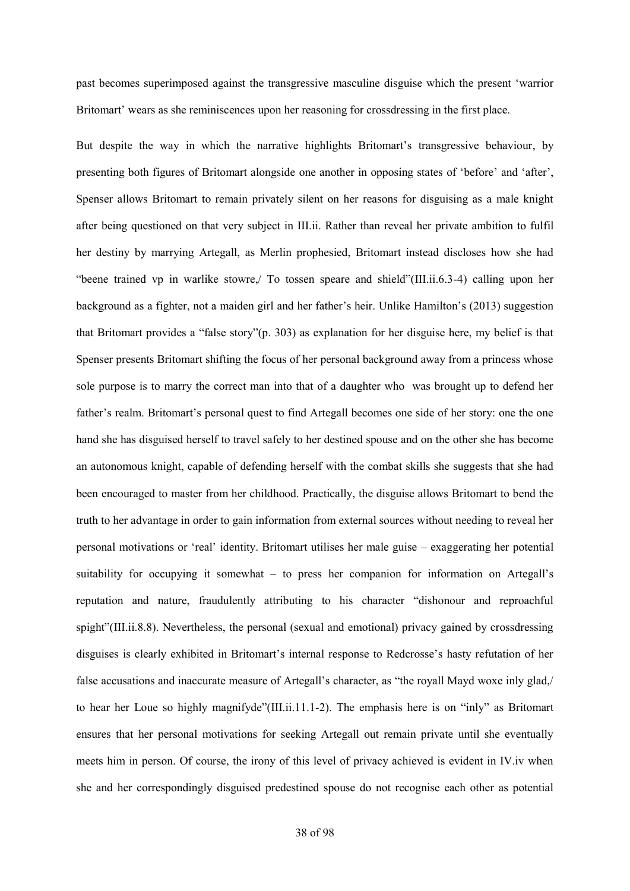past becomes superimposed against the transgressive masculine disguise which the present 'warrior Britomart' wears as she reminiscences upon her reasoning for crossdressing in the first place.

But despite the way in which the narrative highlights Britomart's transgressive behaviour, by presenting both figures of Britomart alongside one another in opposing states of 'before' and 'after', Spenser allows Britomart to remain privately silent on her reasons for disguising as a male knight after being questioned on that very subject in III.ii. Rather than reveal her private ambition to fulfil her destiny by marrying Artegall, as Merlin prophesied, Britomart instead discloses how she had "beene trained vp in warlike stowre,/ To tossen speare and shield"(III.ii.6.3-4) calling upon her background as a fighter, not a maiden girl and her father's heir. Unlike Hamilton's (2013) suggestion that Britomart provides a "false story"(p. 303) as explanation for her disguise here, my belief is that Spenser presents Britomart shifting the focus of her personal background away from a princess whose sole purpose is to marry the correct man into that of a daughter who was brought up to defend her father's realm. Britomart's personal quest to find Artegall becomes one side of her story: one the one hand she has disguised herself to travel safely to her destined spouse and on the other she has become an autonomous knight, capable of defending herself with the combat skills she suggests that she had been encouraged to master from her childhood. Practically, the disguise allows Britomart to bend the truth to her advantage in order to gain information from external sources without needing to reveal her personal motivations or 'real' identity. Britomart utilises her male guise – exaggerating her potential suitability for occupying it somewhat – to press her companion for information on Artegall's reputation and nature, fraudulently attributing to his character "dishonour and reproachful spight"(III.ii.8.8). Nevertheless, the personal (sexual and emotional) privacy gained by crossdressing disguises is clearly exhibited in Britomart's internal response to Redcrosse's hasty refutation of her false accusations and inaccurate measure of Artegall's character, as "the royall Mayd woxe inly glad,/ to hear her Loue so highly magnifyde"(III.ii.11.1-2). The emphasis here is on "inly" as Britomart ensures that her personal motivations for seeking Artegall out remain private until she eventually meets him in person. Of course, the irony of this level of privacy achieved is evident in IV.iv when she and her correspondingly disguised predestined spouse do not recognise each other as potential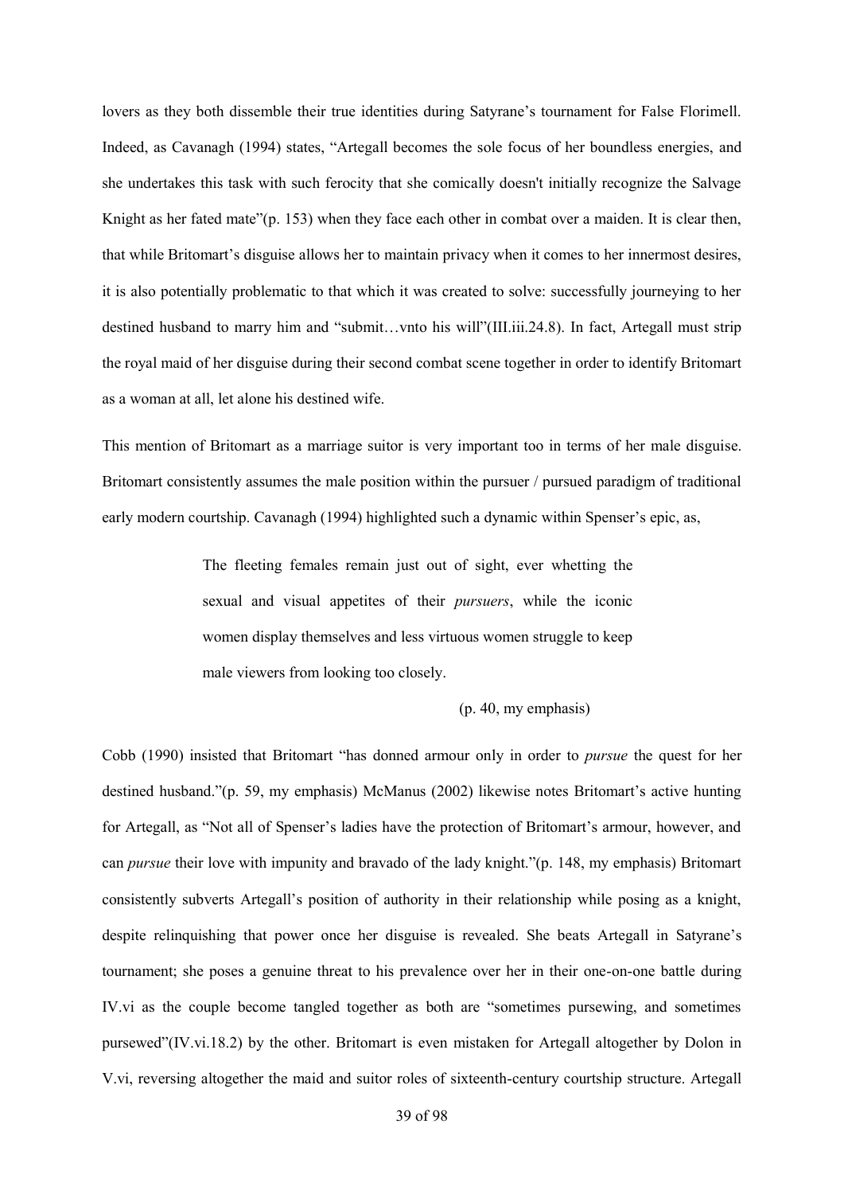lovers as they both dissemble their true identities during Satyrane's tournament for False Florimell. Indeed, as Cavanagh (1994) states, "Artegall becomes the sole focus of her boundless energies, and she undertakes this task with such ferocity that she comically doesn't initially recognize the Salvage Knight as her fated mate"(p. 153) when they face each other in combat over a maiden. It is clear then, that while Britomart's disguise allows her to maintain privacy when it comes to her innermost desires, it is also potentially problematic to that which it was created to solve: successfully journeying to her destined husband to marry him and "submit…vnto his will"(III.iii.24.8). In fact, Artegall must strip the royal maid of her disguise during their second combat scene together in order to identify Britomart as a woman at all, let alone his destined wife.

This mention of Britomart as a marriage suitor is very important too in terms of her male disguise. Britomart consistently assumes the male position within the pursuer / pursued paradigm of traditional early modern courtship. Cavanagh (1994) highlighted such a dynamic within Spenser's epic, as,

> The fleeting females remain just out of sight, ever whetting the sexual and visual appetites of their *pursuers*, while the iconic women display themselves and less virtuous women struggle to keep male viewers from looking too closely.
>
> (p. 40, my emphasis)

Cobb (1990) insisted that Britomart "has donned armour only in order to *pursue* the quest for her destined husband."(p. 59, my emphasis) McManus (2002) likewise notes Britomart's active hunting for Artegall, as "Not all of Spenser's ladies have the protection of Britomart's armour, however, and can *pursue* their love with impunity and bravado of the lady knight."(p. 148, my emphasis) Britomart consistently subverts Artegall's position of authority in their relationship while posing as a knight, despite relinquishing that power once her disguise is revealed. She beats Artegall in Satyrane's tournament; she poses a genuine threat to his prevalence over her in their one-on-one battle during IV.vi as the couple become tangled together as both are "sometimes pursewing, and sometimes pursewed"(IV.vi.18.2) by the other. Britomart is even mistaken for Artegall altogether by Dolon in V.vi, reversing altogether the maid and suitor roles of sixteenth-century courtship structure. Artegall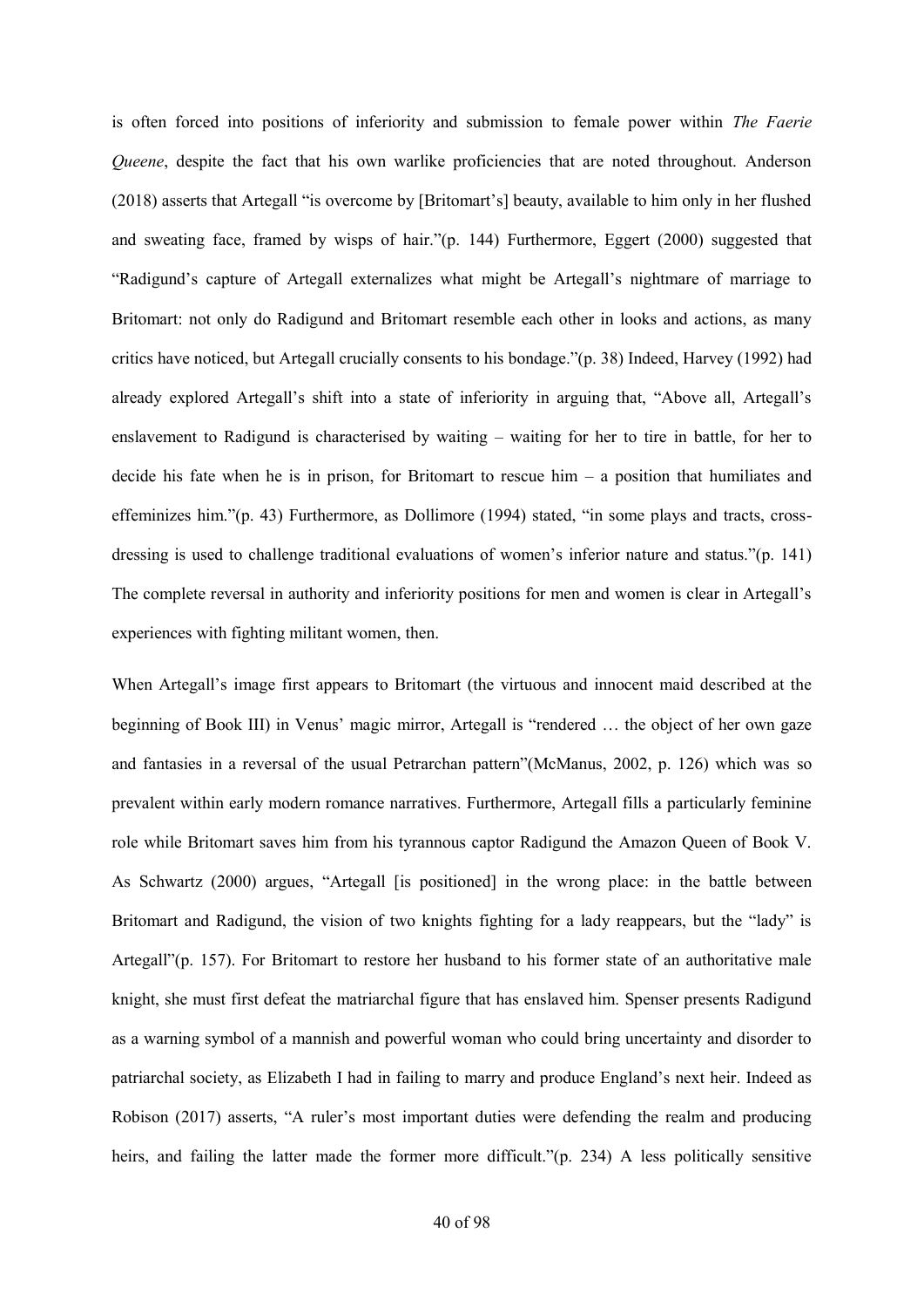is often forced into positions of inferiority and submission to female power within *The Faerie Queene*, despite the fact that his own warlike proficiencies that are noted throughout. Anderson (2018) asserts that Artegall "is overcome by [Britomart's] beauty, available to him only in her flushed and sweating face, framed by wisps of hair."(p. 144) Furthermore, Eggert (2000) suggested that "Radigund's capture of Artegall externalizes what might be Artegall's nightmare of marriage to Britomart: not only do Radigund and Britomart resemble each other in looks and actions, as many critics have noticed, but Artegall crucially consents to his bondage."(p. 38) Indeed, Harvey (1992) had already explored Artegall's shift into a state of inferiority in arguing that, "Above all, Artegall's enslavement to Radigund is characterised by waiting – waiting for her to tire in battle, for her to decide his fate when he is in prison, for Britomart to rescue him – a position that humiliates and effeminizes him."(p. 43) Furthermore, as Dollimore (1994) stated, "in some plays and tracts, cross-dressing is used to challenge traditional evaluations of women's inferior nature and status."(p. 141) The complete reversal in authority and inferiority positions for men and women is clear in Artegall's experiences with fighting militant women, then.

When Artegall's image first appears to Britomart (the virtuous and innocent maid described at the beginning of Book III) in Venus' magic mirror, Artegall is "rendered … the object of her own gaze and fantasies in a reversal of the usual Petrarchan pattern"(McManus, 2002, p. 126) which was so prevalent within early modern romance narratives. Furthermore, Artegall fills a particularly feminine role while Britomart saves him from his tyrannous captor Radigund the Amazon Queen of Book V. As Schwartz (2000) argues, "Artegall [is positioned] in the wrong place: in the battle between Britomart and Radigund, the vision of two knights fighting for a lady reappears, but the "lady" is Artegall"(p. 157). For Britomart to restore her husband to his former state of an authoritative male knight, she must first defeat the matriarchal figure that has enslaved him. Spenser presents Radigund as a warning symbol of a mannish and powerful woman who could bring uncertainty and disorder to patriarchal society, as Elizabeth I had in failing to marry and produce England's next heir. Indeed as Robison (2017) asserts, "A ruler's most important duties were defending the realm and producing heirs, and failing the latter made the former more difficult."(p. 234) A less politically sensitive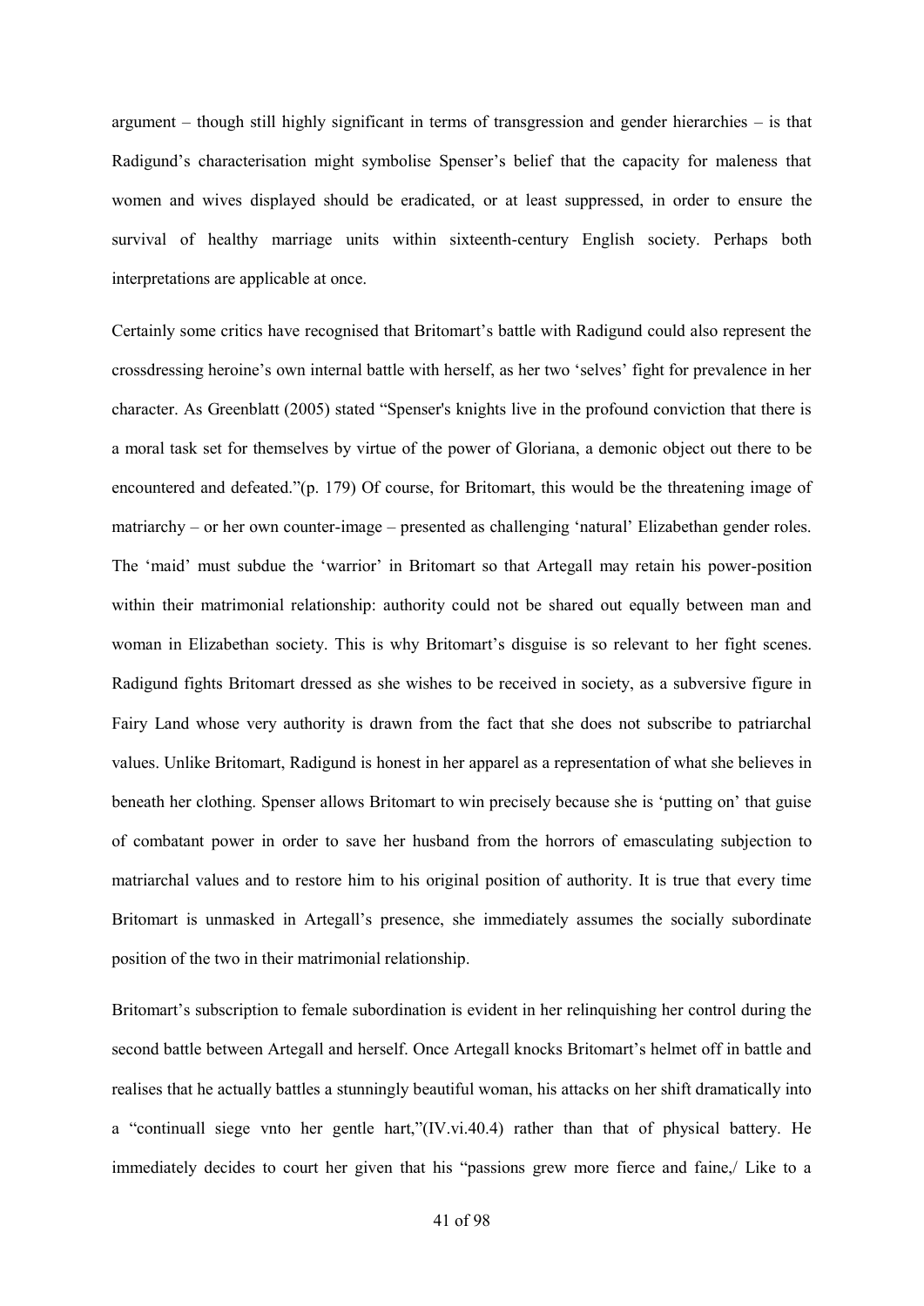argument – though still highly significant in terms of transgression and gender hierarchies – is that Radigund's characterisation might symbolise Spenser's belief that the capacity for maleness that women and wives displayed should be eradicated, or at least suppressed, in order to ensure the survival of healthy marriage units within sixteenth-century English society. Perhaps both interpretations are applicable at once.

Certainly some critics have recognised that Britomart's battle with Radigund could also represent the crossdressing heroine's own internal battle with herself, as her two 'selves' fight for prevalence in her character. As Greenblatt (2005) stated "Spenser's knights live in the profound conviction that there is a moral task set for themselves by virtue of the power of Gloriana, a demonic object out there to be encountered and defeated."(p. 179) Of course, for Britomart, this would be the threatening image of matriarchy – or her own counter-image – presented as challenging 'natural' Elizabethan gender roles. The 'maid' must subdue the 'warrior' in Britomart so that Artegall may retain his power-position within their matrimonial relationship: authority could not be shared out equally between man and woman in Elizabethan society. This is why Britomart's disguise is so relevant to her fight scenes. Radigund fights Britomart dressed as she wishes to be received in society, as a subversive figure in Fairy Land whose very authority is drawn from the fact that she does not subscribe to patriarchal values. Unlike Britomart, Radigund is honest in her apparel as a representation of what she believes in beneath her clothing. Spenser allows Britomart to win precisely because she is 'putting on' that guise of combatant power in order to save her husband from the horrors of emasculating subjection to matriarchal values and to restore him to his original position of authority. It is true that every time Britomart is unmasked in Artegall's presence, she immediately assumes the socially subordinate position of the two in their matrimonial relationship.

Britomart's subscription to female subordination is evident in her relinquishing her control during the second battle between Artegall and herself. Once Artegall knocks Britomart's helmet off in battle and realises that he actually battles a stunningly beautiful woman, his attacks on her shift dramatically into a "continuall siege vnto her gentle hart,"(IV.vi.40.4) rather than that of physical battery. He immediately decides to court her given that his "passions grew more fierce and faine,/ Like to a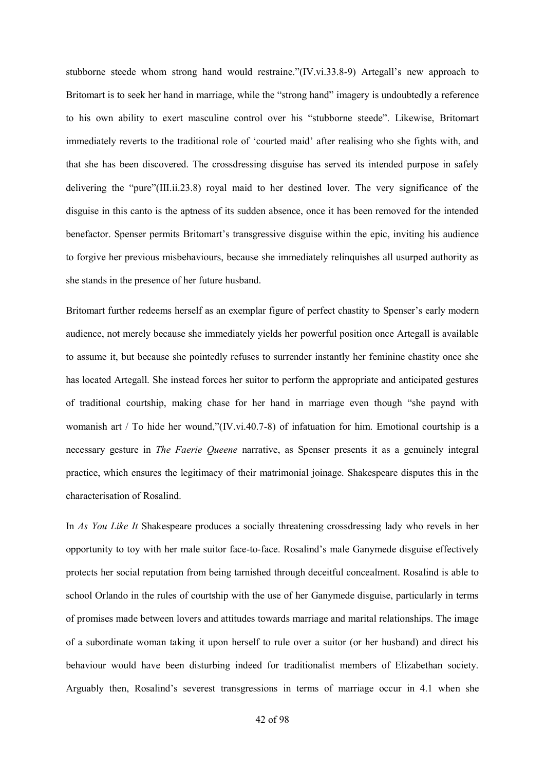stubborne steede whom strong hand would restraine."(IV.vi.33.8-9) Artegall's new approach to Britomart is to seek her hand in marriage, while the "strong hand" imagery is undoubtedly a reference to his own ability to exert masculine control over his "stubborne steede". Likewise, Britomart immediately reverts to the traditional role of 'courted maid' after realising who she fights with, and that she has been discovered. The crossdressing disguise has served its intended purpose in safely delivering the "pure"(III.ii.23.8) royal maid to her destined lover. The very significance of the disguise in this canto is the aptness of its sudden absence, once it has been removed for the intended benefactor. Spenser permits Britomart's transgressive disguise within the epic, inviting his audience to forgive her previous misbehaviours, because she immediately relinquishes all usurped authority as she stands in the presence of her future husband.

Britomart further redeems herself as an exemplar figure of perfect chastity to Spenser's early modern audience, not merely because she immediately yields her powerful position once Artegall is available to assume it, but because she pointedly refuses to surrender instantly her feminine chastity once she has located Artegall. She instead forces her suitor to perform the appropriate and anticipated gestures of traditional courtship, making chase for her hand in marriage even though "she paynd with womanish art / To hide her wound,"(IV.vi.40.7-8) of infatuation for him. Emotional courtship is a necessary gesture in *The Faerie Queene* narrative, as Spenser presents it as a genuinely integral practice, which ensures the legitimacy of their matrimonial joinage. Shakespeare disputes this in the characterisation of Rosalind.

In *As You Like It* Shakespeare produces a socially threatening crossdressing lady who revels in her opportunity to toy with her male suitor face-to-face. Rosalind's male Ganymede disguise effectively protects her social reputation from being tarnished through deceitful concealment. Rosalind is able to school Orlando in the rules of courtship with the use of her Ganymede disguise, particularly in terms of promises made between lovers and attitudes towards marriage and marital relationships. The image of a subordinate woman taking it upon herself to rule over a suitor (or her husband) and direct his behaviour would have been disturbing indeed for traditionalist members of Elizabethan society. Arguably then, Rosalind's severest transgressions in terms of marriage occur in 4.1 when she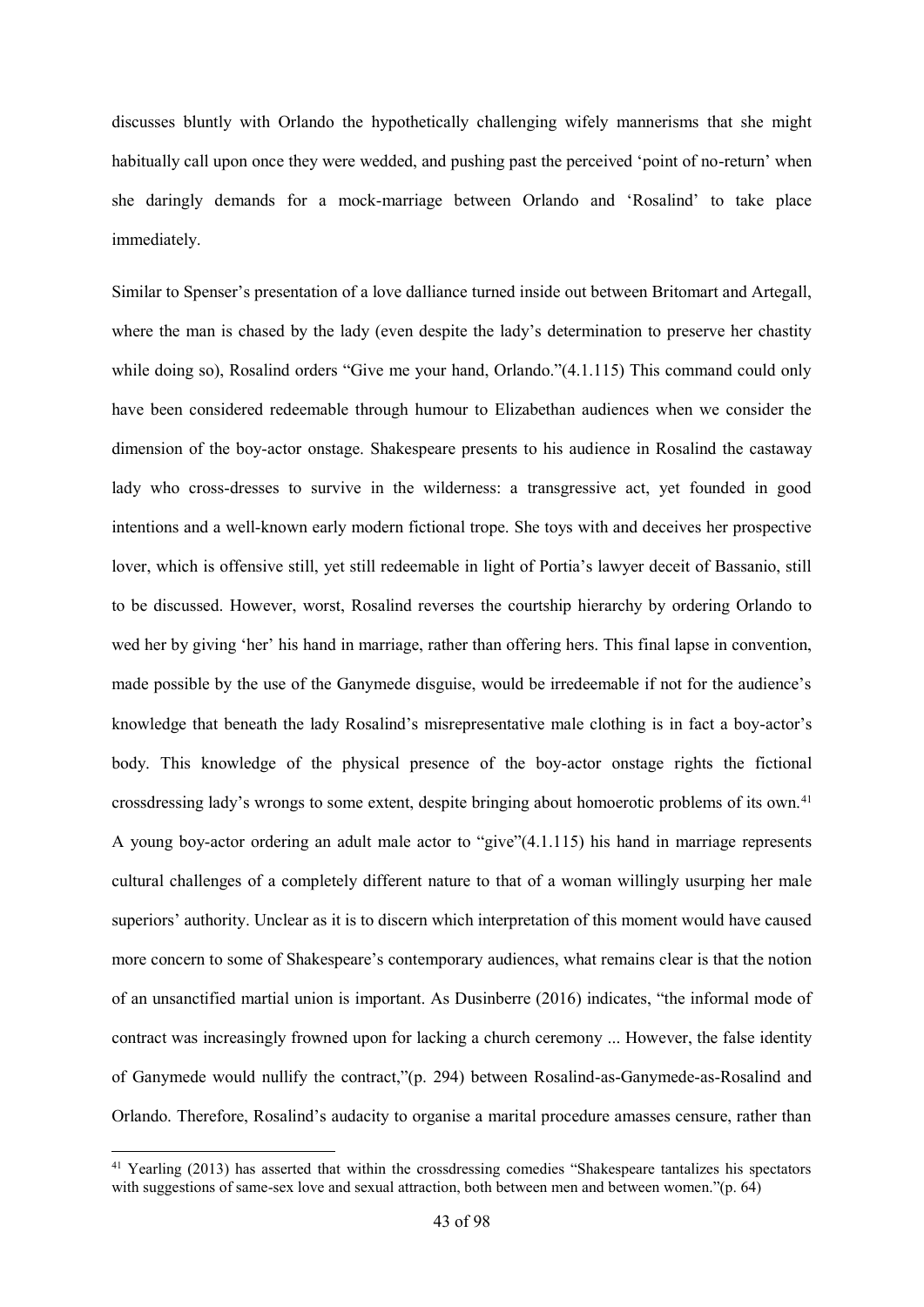discusses bluntly with Orlando the hypothetically challenging wifely mannerisms that she might habitually call upon once they were wedded, and pushing past the perceived 'point of no-return' when she daringly demands for a mock-marriage between Orlando and 'Rosalind' to take place immediately.

Similar to Spenser's presentation of a love dalliance turned inside out between Britomart and Artegall, where the man is chased by the lady (even despite the lady's determination to preserve her chastity while doing so), Rosalind orders "Give me your hand, Orlando."(4.1.115) This command could only have been considered redeemable through humour to Elizabethan audiences when we consider the dimension of the boy-actor onstage. Shakespeare presents to his audience in Rosalind the castaway lady who cross-dresses to survive in the wilderness: a transgressive act, yet founded in good intentions and a well-known early modern fictional trope. She toys with and deceives her prospective lover, which is offensive still, yet still redeemable in light of Portia's lawyer deceit of Bassanio, still to be discussed. However, worst, Rosalind reverses the courtship hierarchy by ordering Orlando to wed her by giving 'her' his hand in marriage, rather than offering hers. This final lapse in convention, made possible by the use of the Ganymede disguise, would be irredeemable if not for the audience's knowledge that beneath the lady Rosalind's misrepresentative male clothing is in fact a boy-actor's body. This knowledge of the physical presence of the boy-actor onstage rights the fictional crossdressing lady's wrongs to some extent, despite bringing about homoerotic problems of its own.[41] A young boy-actor ordering an adult male actor to "give"(4.1.115) his hand in marriage represents cultural challenges of a completely different nature to that of a woman willingly usurping her male superiors' authority. Unclear as it is to discern which interpretation of this moment would have caused more concern to some of Shakespeare's contemporary audiences, what remains clear is that the notion of an unsanctified martial union is important. As Dusinberre (2016) indicates, "the informal mode of contract was increasingly frowned upon for lacking a church ceremony ... However, the false identity of Ganymede would nullify the contract,"(p. 294) between Rosalind-as-Ganymede-as-Rosalind and Orlando. Therefore, Rosalind's audacity to organise a marital procedure amasses censure, rather than

[41] Yearling (2013) has asserted that within the crossdressing comedies "Shakespeare tantalizes his spectators with suggestions of same-sex love and sexual attraction, both between men and between women."(p. 64)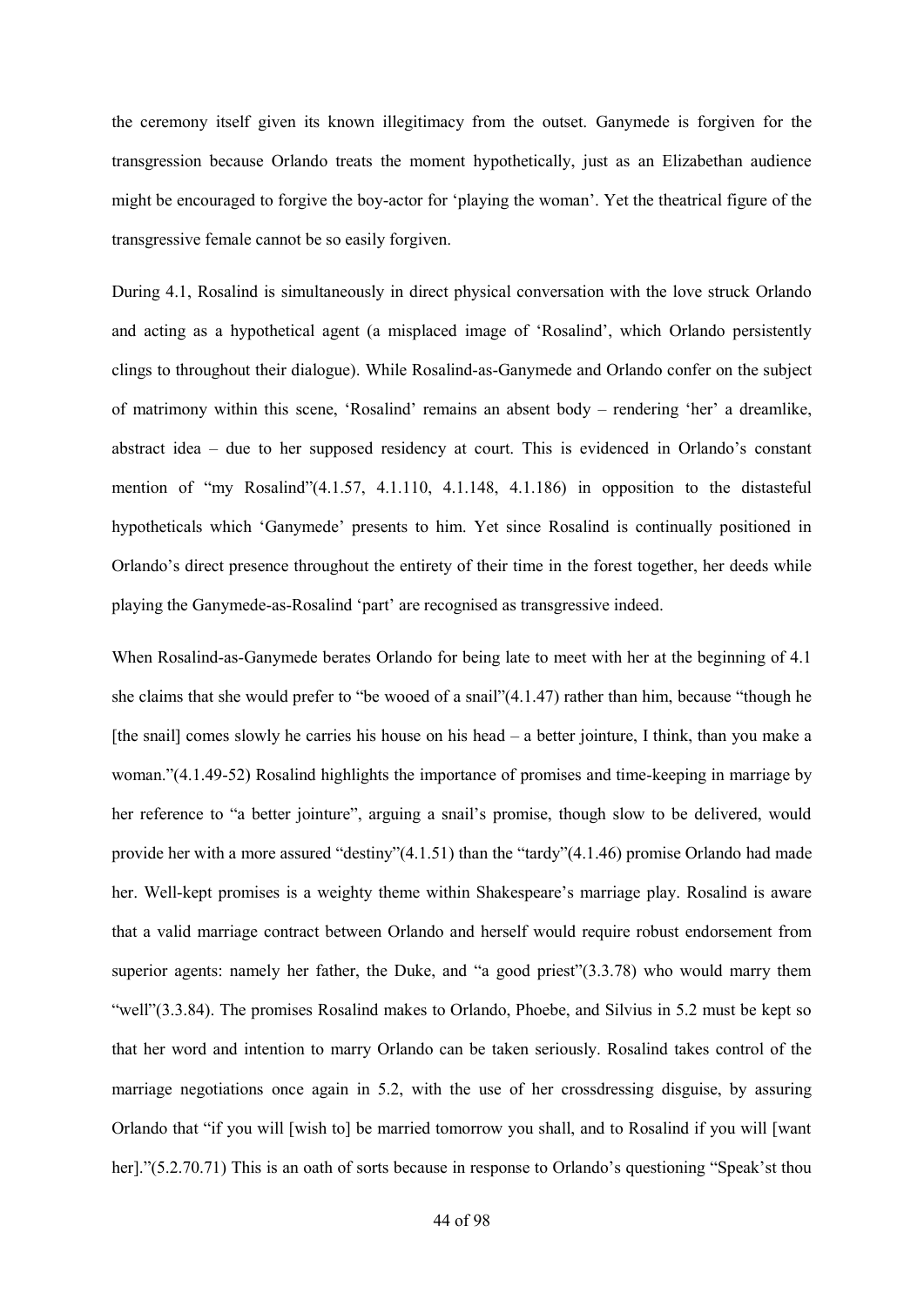the ceremony itself given its known illegitimacy from the outset. Ganymede is forgiven for the transgression because Orlando treats the moment hypothetically, just as an Elizabethan audience might be encouraged to forgive the boy-actor for 'playing the woman'. Yet the theatrical figure of the transgressive female cannot be so easily forgiven.

During 4.1, Rosalind is simultaneously in direct physical conversation with the love struck Orlando and acting as a hypothetical agent (a misplaced image of 'Rosalind', which Orlando persistently clings to throughout their dialogue). While Rosalind-as-Ganymede and Orlando confer on the subject of matrimony within this scene, 'Rosalind' remains an absent body – rendering 'her' a dreamlike, abstract idea – due to her supposed residency at court. This is evidenced in Orlando's constant mention of "my Rosalind"(4.1.57, 4.1.110, 4.1.148, 4.1.186) in opposition to the distasteful hypotheticals which 'Ganymede' presents to him. Yet since Rosalind is continually positioned in Orlando's direct presence throughout the entirety of their time in the forest together, her deeds while playing the Ganymede-as-Rosalind 'part' are recognised as transgressive indeed.

When Rosalind-as-Ganymede berates Orlando for being late to meet with her at the beginning of 4.1 she claims that she would prefer to "be wooed of a snail"(4.1.47) rather than him, because "though he [the snail] comes slowly he carries his house on his head – a better jointure, I think, than you make a woman."(4.1.49-52) Rosalind highlights the importance of promises and time-keeping in marriage by her reference to "a better jointure", arguing a snail's promise, though slow to be delivered, would provide her with a more assured "destiny"(4.1.51) than the "tardy"(4.1.46) promise Orlando had made her. Well-kept promises is a weighty theme within Shakespeare's marriage play. Rosalind is aware that a valid marriage contract between Orlando and herself would require robust endorsement from superior agents: namely her father, the Duke, and "a good priest"(3.3.78) who would marry them "well"(3.3.84). The promises Rosalind makes to Orlando, Phoebe, and Silvius in 5.2 must be kept so that her word and intention to marry Orlando can be taken seriously. Rosalind takes control of the marriage negotiations once again in 5.2, with the use of her crossdressing disguise, by assuring Orlando that "if you will [wish to] be married tomorrow you shall, and to Rosalind if you will [want her]."(5.2.70.71) This is an oath of sorts because in response to Orlando's questioning "Speak'st thou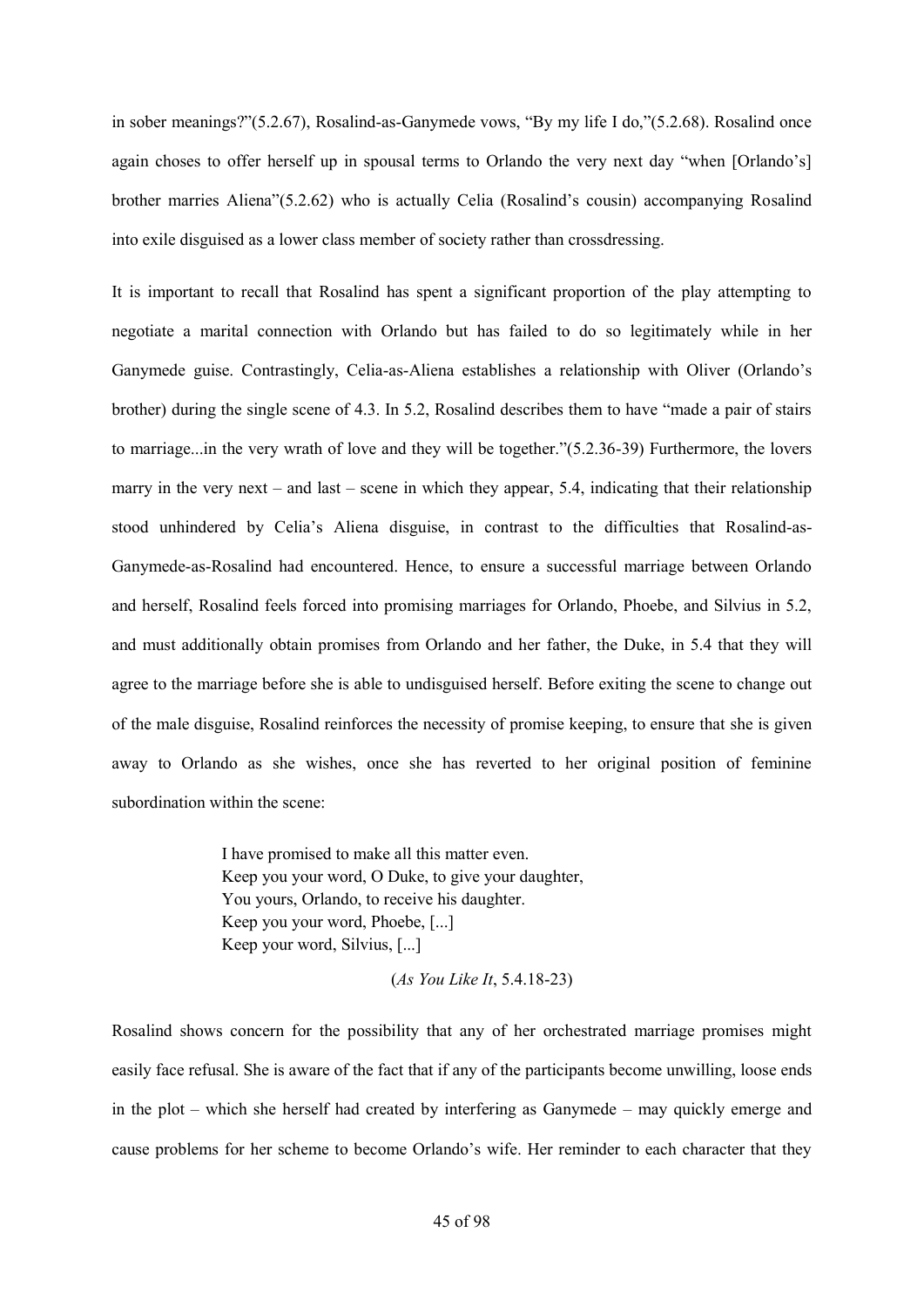in sober meanings?"(5.2.67), Rosalind-as-Ganymede vows, "By my life I do,"(5.2.68). Rosalind once again choses to offer herself up in spousal terms to Orlando the very next day "when [Orlando's] brother marries Aliena"(5.2.62) who is actually Celia (Rosalind's cousin) accompanying Rosalind into exile disguised as a lower class member of society rather than crossdressing.

It is important to recall that Rosalind has spent a significant proportion of the play attempting to negotiate a marital connection with Orlando but has failed to do so legitimately while in her Ganymede guise. Contrastingly, Celia-as-Aliena establishes a relationship with Oliver (Orlando's brother) during the single scene of 4.3. In 5.2, Rosalind describes them to have "made a pair of stairs to marriage...in the very wrath of love and they will be together."(5.2.36-39) Furthermore, the lovers marry in the very next – and last – scene in which they appear, 5.4, indicating that their relationship stood unhindered by Celia's Aliena disguise, in contrast to the difficulties that Rosalind-as-Ganymede-as-Rosalind had encountered. Hence, to ensure a successful marriage between Orlando and herself, Rosalind feels forced into promising marriages for Orlando, Phoebe, and Silvius in 5.2, and must additionally obtain promises from Orlando and her father, the Duke, in 5.4 that they will agree to the marriage before she is able to undisguised herself. Before exiting the scene to change out of the male disguise, Rosalind reinforces the necessity of promise keeping, to ensure that she is given away to Orlando as she wishes, once she has reverted to her original position of feminine subordination within the scene:

> I have promised to make all this matter even.
> Keep you your word, O Duke, to give your daughter,
> You yours, Orlando, to receive his daughter.
> Keep you your word, Phoebe, [...]
> Keep your word, Silvius, [...]
>
> (*As You Like It*, 5.4.18-23)

Rosalind shows concern for the possibility that any of her orchestrated marriage promises might easily face refusal. She is aware of the fact that if any of the participants become unwilling, loose ends in the plot – which she herself had created by interfering as Ganymede – may quickly emerge and cause problems for her scheme to become Orlando's wife. Her reminder to each character that they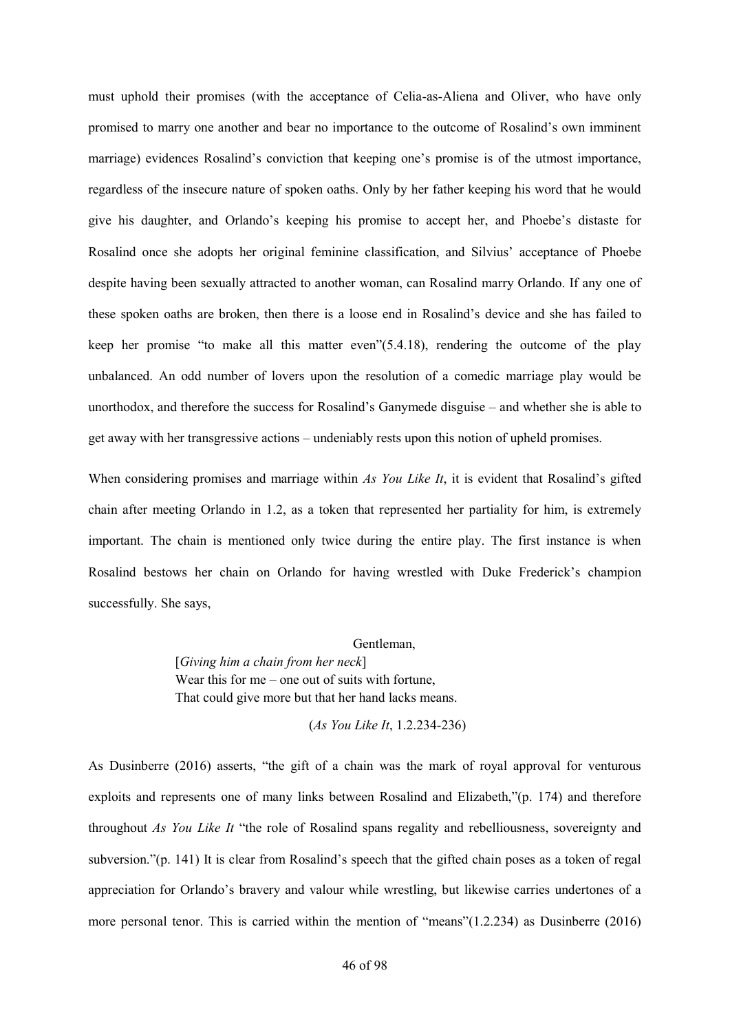must uphold their promises (with the acceptance of Celia-as-Aliena and Oliver, who have only promised to marry one another and bear no importance to the outcome of Rosalind's own imminent marriage) evidences Rosalind's conviction that keeping one's promise is of the utmost importance, regardless of the insecure nature of spoken oaths. Only by her father keeping his word that he would give his daughter, and Orlando's keeping his promise to accept her, and Phoebe's distaste for Rosalind once she adopts her original feminine classification, and Silvius' acceptance of Phoebe despite having been sexually attracted to another woman, can Rosalind marry Orlando. If any one of these spoken oaths are broken, then there is a loose end in Rosalind's device and she has failed to keep her promise "to make all this matter even"(5.4.18), rendering the outcome of the play unbalanced. An odd number of lovers upon the resolution of a comedic marriage play would be unorthodox, and therefore the success for Rosalind's Ganymede disguise – and whether she is able to get away with her transgressive actions – undeniably rests upon this notion of upheld promises.

When considering promises and marriage within *As You Like It*, it is evident that Rosalind's gifted chain after meeting Orlando in 1.2, as a token that represented her partiality for him, is extremely important. The chain is mentioned only twice during the entire play. The first instance is when Rosalind bestows her chain on Orlando for having wrestled with Duke Frederick's champion successfully. She says,

> Gentleman,
> [*Giving him a chain from her neck*]
> Wear this for me – one out of suits with fortune,
> That could give more but that her hand lacks means.
>
> (*As You Like It*, 1.2.234-236)

As Dusinberre (2016) asserts, "the gift of a chain was the mark of royal approval for venturous exploits and represents one of many links between Rosalind and Elizabeth,"(p. 174) and therefore throughout *As You Like It* "the role of Rosalind spans regality and rebelliousness, sovereignty and subversion."(p. 141) It is clear from Rosalind's speech that the gifted chain poses as a token of regal appreciation for Orlando's bravery and valour while wrestling, but likewise carries undertones of a more personal tenor. This is carried within the mention of "means"(1.2.234) as Dusinberre (2016)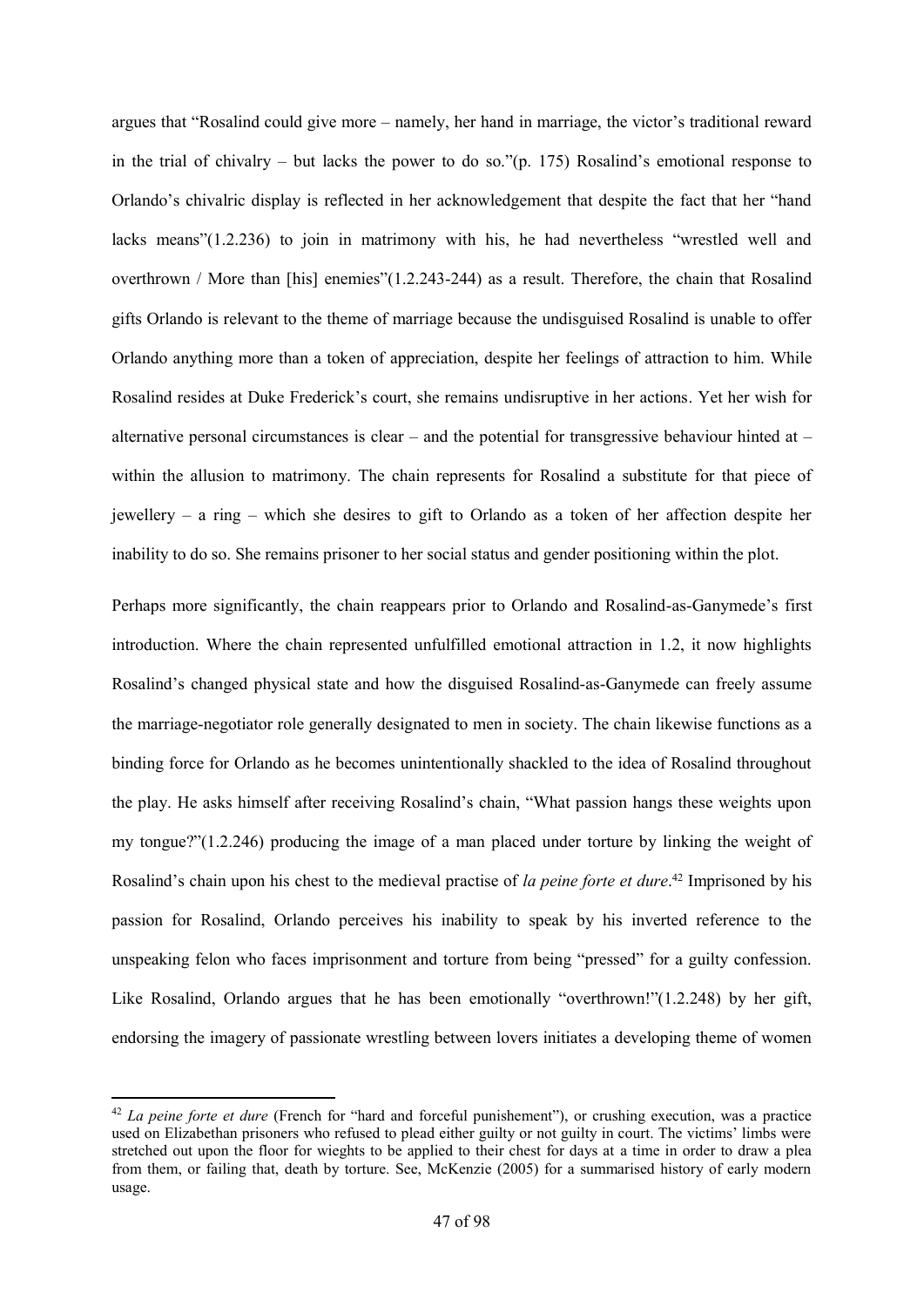argues that "Rosalind could give more – namely, her hand in marriage, the victor's traditional reward in the trial of chivalry – but lacks the power to do so."(p. 175) Rosalind's emotional response to Orlando's chivalric display is reflected in her acknowledgement that despite the fact that her "hand lacks means"(1.2.236) to join in matrimony with his, he had nevertheless "wrestled well and overthrown / More than [his] enemies"(1.2.243-244) as a result. Therefore, the chain that Rosalind gifts Orlando is relevant to the theme of marriage because the undisguised Rosalind is unable to offer Orlando anything more than a token of appreciation, despite her feelings of attraction to him. While Rosalind resides at Duke Frederick's court, she remains undisruptive in her actions. Yet her wish for alternative personal circumstances is clear – and the potential for transgressive behaviour hinted at – within the allusion to matrimony. The chain represents for Rosalind a substitute for that piece of jewellery – a ring – which she desires to gift to Orlando as a token of her affection despite her inability to do so. She remains prisoner to her social status and gender positioning within the plot.

Perhaps more significantly, the chain reappears prior to Orlando and Rosalind-as-Ganymede's first introduction. Where the chain represented unfulfilled emotional attraction in 1.2, it now highlights Rosalind's changed physical state and how the disguised Rosalind-as-Ganymede can freely assume the marriage-negotiator role generally designated to men in society. The chain likewise functions as a binding force for Orlando as he becomes unintentionally shackled to the idea of Rosalind throughout the play. He asks himself after receiving Rosalind's chain, "What passion hangs these weights upon my tongue?"(1.2.246) producing the image of a man placed under torture by linking the weight of Rosalind's chain upon his chest to the medieval practise of *la peine forte et dure*.[42] Imprisoned by his passion for Rosalind, Orlando perceives his inability to speak by his inverted reference to the unspeaking felon who faces imprisonment and torture from being "pressed" for a guilty confession. Like Rosalind, Orlando argues that he has been emotionally "overthrown!"(1.2.248) by her gift, endorsing the imagery of passionate wrestling between lovers initiates a developing theme of women

---

[42] *La peine forte et dure* (French for "hard and forceful punishement"), or crushing execution, was a practice used on Elizabethan prisoners who refused to plead either guilty or not guilty in court. The victims' limbs were stretched out upon the floor for wieghts to be applied to their chest for days at a time in order to draw a plea from them, or failing that, death by torture. See, McKenzie (2005) for a summarised history of early modern usage.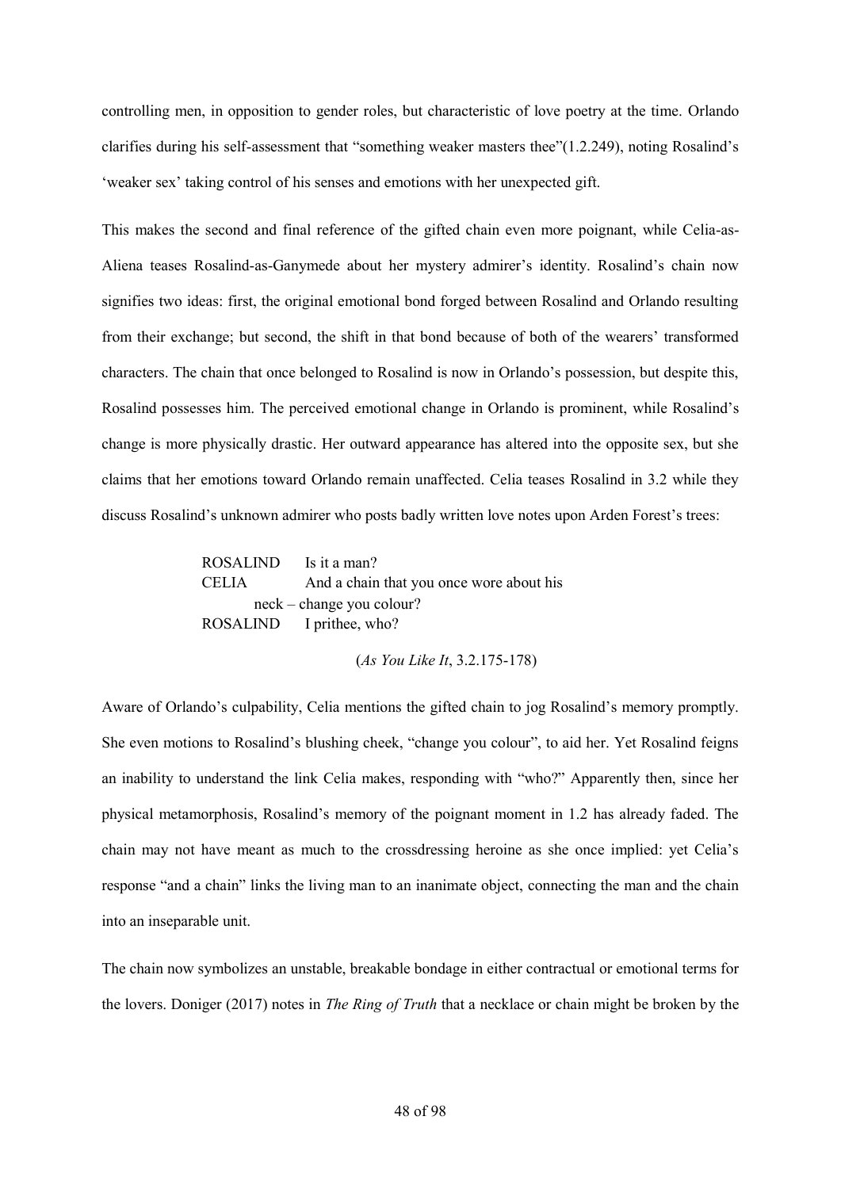controlling men, in opposition to gender roles, but characteristic of love poetry at the time. Orlando clarifies during his self-assessment that "something weaker masters thee"(1.2.249), noting Rosalind's 'weaker sex' taking control of his senses and emotions with her unexpected gift.

This makes the second and final reference of the gifted chain even more poignant, while Celia-as-Aliena teases Rosalind-as-Ganymede about her mystery admirer's identity. Rosalind's chain now signifies two ideas: first, the original emotional bond forged between Rosalind and Orlando resulting from their exchange; but second, the shift in that bond because of both of the wearers' transformed characters. The chain that once belonged to Rosalind is now in Orlando's possession, but despite this, Rosalind possesses him. The perceived emotional change in Orlando is prominent, while Rosalind's change is more physically drastic. Her outward appearance has altered into the opposite sex, but she claims that her emotions toward Orlando remain unaffected. Celia teases Rosalind in 3.2 while they discuss Rosalind's unknown admirer who posts badly written love notes upon Arden Forest's trees:

> ROSALIND Is it a man?
> CELIA And a chain that you once wore about his neck – change you colour?
> ROSALIND I prithee, who?
>
> (*As You Like It*, 3.2.175-178)

Aware of Orlando's culpability, Celia mentions the gifted chain to jog Rosalind's memory promptly. She even motions to Rosalind's blushing cheek, "change you colour", to aid her. Yet Rosalind feigns an inability to understand the link Celia makes, responding with "who?" Apparently then, since her physical metamorphosis, Rosalind's memory of the poignant moment in 1.2 has already faded. The chain may not have meant as much to the crossdressing heroine as she once implied: yet Celia's response "and a chain" links the living man to an inanimate object, connecting the man and the chain into an inseparable unit.

The chain now symbolizes an unstable, breakable bondage in either contractual or emotional terms for the lovers. Doniger (2017) notes in *The Ring of Truth* that a necklace or chain might be broken by the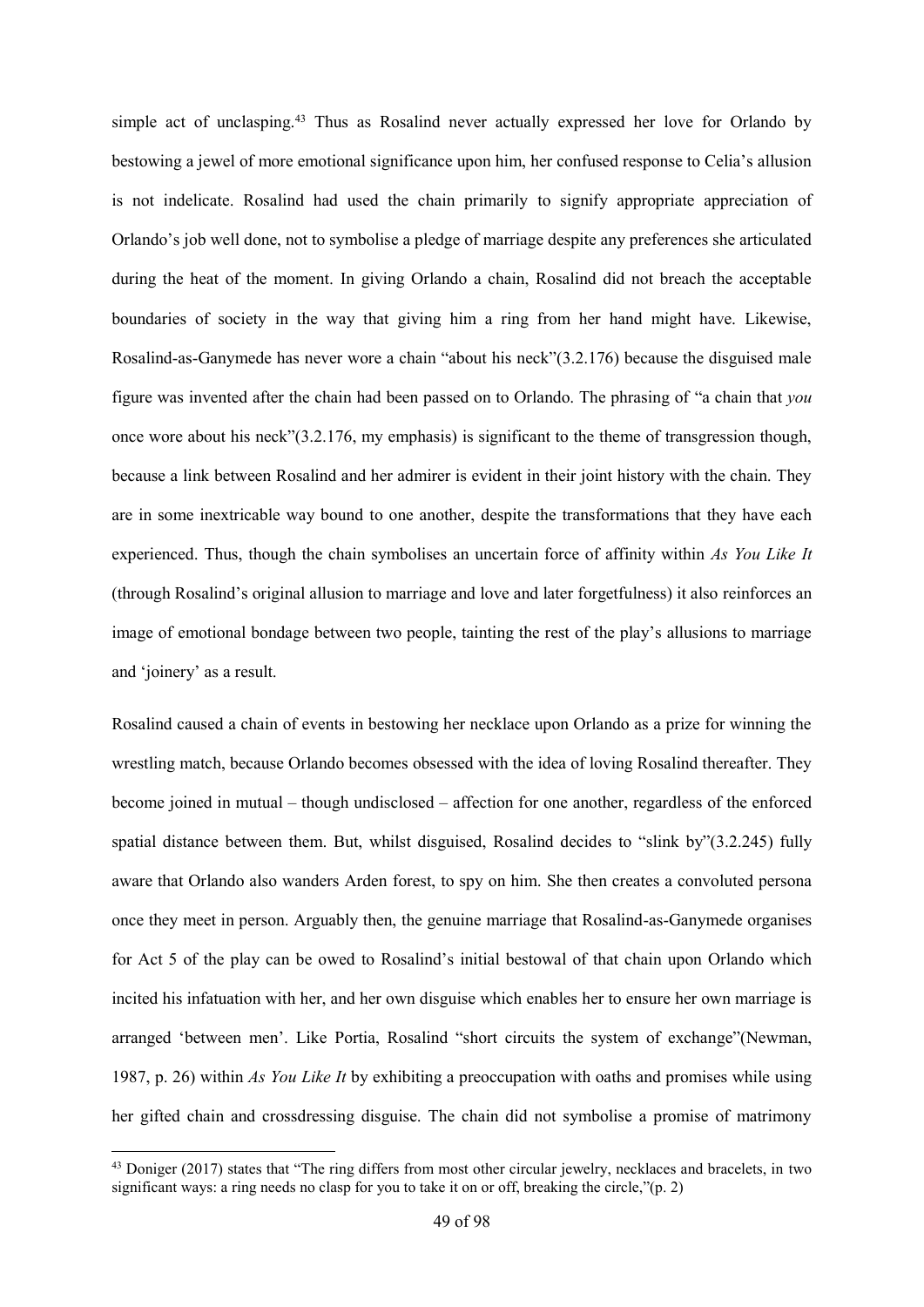simple act of unclasping.[43] Thus as Rosalind never actually expressed her love for Orlando by bestowing a jewel of more emotional significance upon him, her confused response to Celia's allusion is not indelicate. Rosalind had used the chain primarily to signify appropriate appreciation of Orlando's job well done, not to symbolise a pledge of marriage despite any preferences she articulated during the heat of the moment. In giving Orlando a chain, Rosalind did not breach the acceptable boundaries of society in the way that giving him a ring from her hand might have. Likewise, Rosalind-as-Ganymede has never wore a chain "about his neck"(3.2.176) because the disguised male figure was invented after the chain had been passed on to Orlando. The phrasing of "a chain that *you* once wore about his neck"(3.2.176, my emphasis) is significant to the theme of transgression though, because a link between Rosalind and her admirer is evident in their joint history with the chain. They are in some inextricable way bound to one another, despite the transformations that they have each experienced. Thus, though the chain symbolises an uncertain force of affinity within *As You Like It* (through Rosalind's original allusion to marriage and love and later forgetfulness) it also reinforces an image of emotional bondage between two people, tainting the rest of the play's allusions to marriage and 'joinery' as a result.

Rosalind caused a chain of events in bestowing her necklace upon Orlando as a prize for winning the wrestling match, because Orlando becomes obsessed with the idea of loving Rosalind thereafter. They become joined in mutual – though undisclosed – affection for one another, regardless of the enforced spatial distance between them. But, whilst disguised, Rosalind decides to "slink by"(3.2.245) fully aware that Orlando also wanders Arden forest, to spy on him. She then creates a convoluted persona once they meet in person. Arguably then, the genuine marriage that Rosalind-as-Ganymede organises for Act 5 of the play can be owed to Rosalind's initial bestowal of that chain upon Orlando which incited his infatuation with her, and her own disguise which enables her to ensure her own marriage is arranged 'between men'. Like Portia, Rosalind "short circuits the system of exchange"(Newman, 1987, p. 26) within *As You Like It* by exhibiting a preoccupation with oaths and promises while using her gifted chain and crossdressing disguise. The chain did not symbolise a promise of matrimony

[43] Doniger (2017) states that "The ring differs from most other circular jewelry, necklaces and bracelets, in two significant ways: a ring needs no clasp for you to take it on or off, breaking the circle,"(p. 2)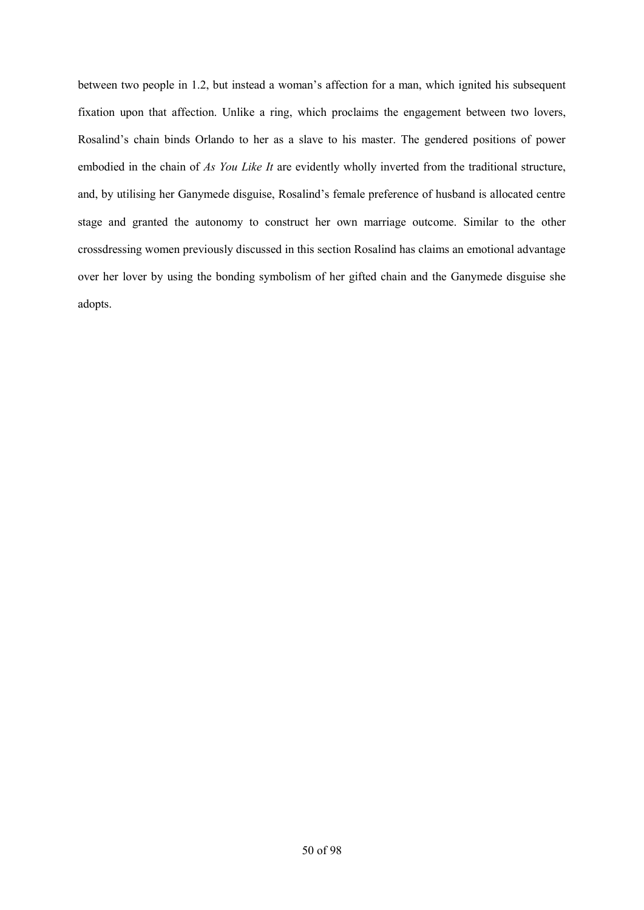between two people in 1.2, but instead a woman's affection for a man, which ignited his subsequent fixation upon that affection. Unlike a ring, which proclaims the engagement between two lovers, Rosalind's chain binds Orlando to her as a slave to his master. The gendered positions of power embodied in the chain of *As You Like It* are evidently wholly inverted from the traditional structure, and, by utilising her Ganymede disguise, Rosalind's female preference of husband is allocated centre stage and granted the autonomy to construct her own marriage outcome. Similar to the other crossdressing women previously discussed in this section Rosalind has claims an emotional advantage over her lover by using the bonding symbolism of her gifted chain and the Ganymede disguise she adopts.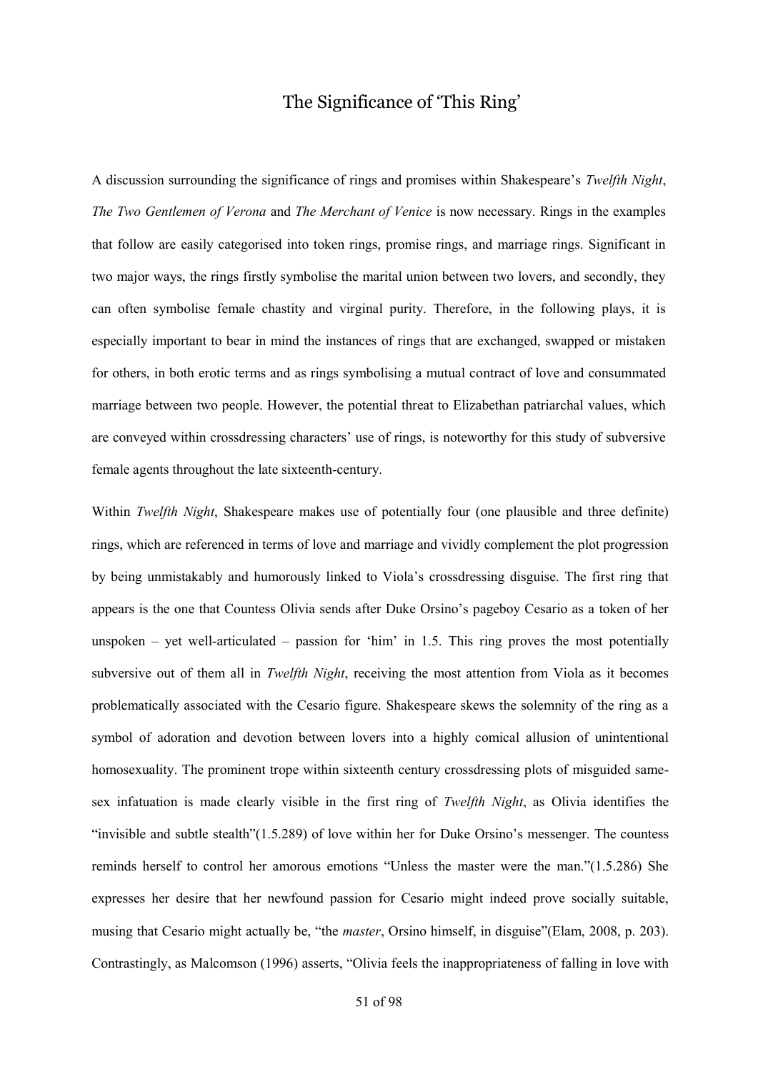## The Significance of 'This Ring'

A discussion surrounding the significance of rings and promises within Shakespeare's *Twelfth Night*, *The Two Gentlemen of Verona* and *The Merchant of Venice* is now necessary. Rings in the examples that follow are easily categorised into token rings, promise rings, and marriage rings. Significant in two major ways, the rings firstly symbolise the marital union between two lovers, and secondly, they can often symbolise female chastity and virginal purity. Therefore, in the following plays, it is especially important to bear in mind the instances of rings that are exchanged, swapped or mistaken for others, in both erotic terms and as rings symbolising a mutual contract of love and consummated marriage between two people. However, the potential threat to Elizabethan patriarchal values, which are conveyed within crossdressing characters' use of rings, is noteworthy for this study of subversive female agents throughout the late sixteenth-century.

Within *Twelfth Night*, Shakespeare makes use of potentially four (one plausible and three definite) rings, which are referenced in terms of love and marriage and vividly complement the plot progression by being unmistakably and humorously linked to Viola's crossdressing disguise. The first ring that appears is the one that Countess Olivia sends after Duke Orsino's pageboy Cesario as a token of her unspoken – yet well-articulated – passion for 'him' in 1.5. This ring proves the most potentially subversive out of them all in *Twelfth Night*, receiving the most attention from Viola as it becomes problematically associated with the Cesario figure. Shakespeare skews the solemnity of the ring as a symbol of adoration and devotion between lovers into a highly comical allusion of unintentional homosexuality. The prominent trope within sixteenth century crossdressing plots of misguided same-sex infatuation is made clearly visible in the first ring of *Twelfth Night*, as Olivia identifies the "invisible and subtle stealth"(1.5.289) of love within her for Duke Orsino's messenger. The countess reminds herself to control her amorous emotions "Unless the master were the man."(1.5.286) She expresses her desire that her newfound passion for Cesario might indeed prove socially suitable, musing that Cesario might actually be, "the *master*, Orsino himself, in disguise"(Elam, 2008, p. 203). Contrastingly, as Malcomson (1996) asserts, "Olivia feels the inappropriateness of falling in love with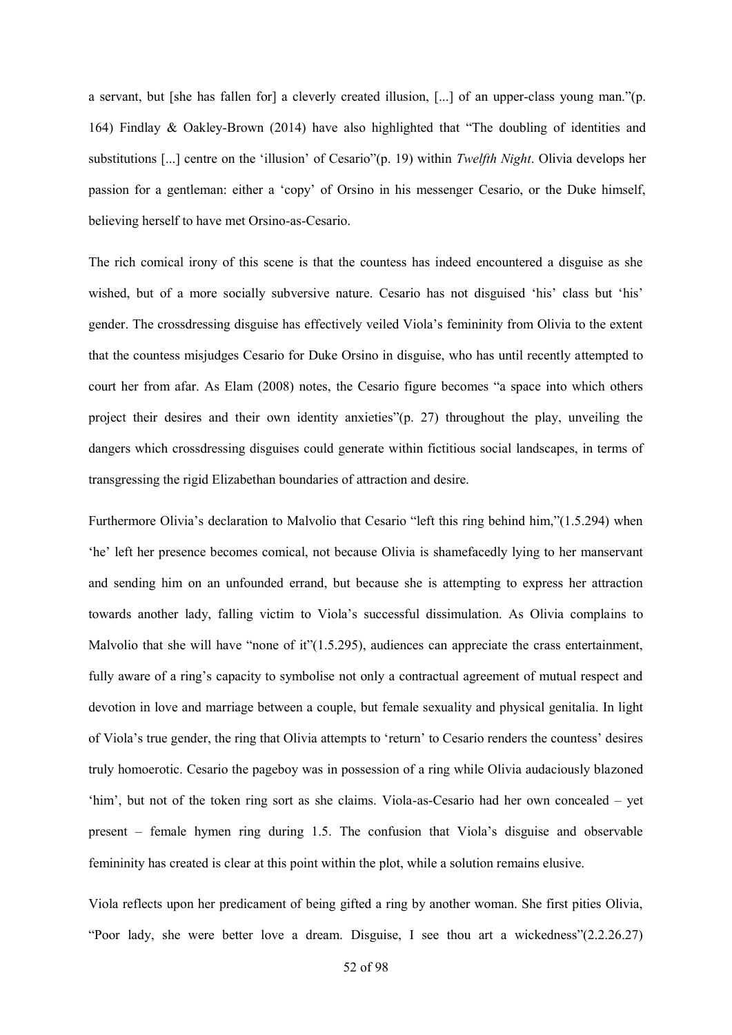a servant, but [she has fallen for] a cleverly created illusion, [...] of an upper-class young man."(p. 164) Findlay & Oakley-Brown (2014) have also highlighted that "The doubling of identities and substitutions [...] centre on the 'illusion' of Cesario"(p. 19) within *Twelfth Night*. Olivia develops her passion for a gentleman: either a 'copy' of Orsino in his messenger Cesario, or the Duke himself, believing herself to have met Orsino-as-Cesario.

The rich comical irony of this scene is that the countess has indeed encountered a disguise as she wished, but of a more socially subversive nature. Cesario has not disguised 'his' class but 'his' gender. The crossdressing disguise has effectively veiled Viola's femininity from Olivia to the extent that the countess misjudges Cesario for Duke Orsino in disguise, who has until recently attempted to court her from afar. As Elam (2008) notes, the Cesario figure becomes "a space into which others project their desires and their own identity anxieties"(p. 27) throughout the play, unveiling the dangers which crossdressing disguises could generate within fictitious social landscapes, in terms of transgressing the rigid Elizabethan boundaries of attraction and desire.

Furthermore Olivia's declaration to Malvolio that Cesario "left this ring behind him,"(1.5.294) when 'he' left her presence becomes comical, not because Olivia is shamefacedly lying to her manservant and sending him on an unfounded errand, but because she is attempting to express her attraction towards another lady, falling victim to Viola's successful dissimulation. As Olivia complains to Malvolio that she will have "none of it"(1.5.295), audiences can appreciate the crass entertainment, fully aware of a ring's capacity to symbolise not only a contractual agreement of mutual respect and devotion in love and marriage between a couple, but female sexuality and physical genitalia. In light of Viola's true gender, the ring that Olivia attempts to 'return' to Cesario renders the countess' desires truly homoerotic. Cesario the pageboy was in possession of a ring while Olivia audaciously blazoned 'him', but not of the token ring sort as she claims. Viola-as-Cesario had her own concealed – yet present – female hymen ring during 1.5. The confusion that Viola's disguise and observable femininity has created is clear at this point within the plot, while a solution remains elusive.

Viola reflects upon her predicament of being gifted a ring by another woman. She first pities Olivia, "Poor lady, she were better love a dream. Disguise, I see thou art a wickedness"(2.2.26.27)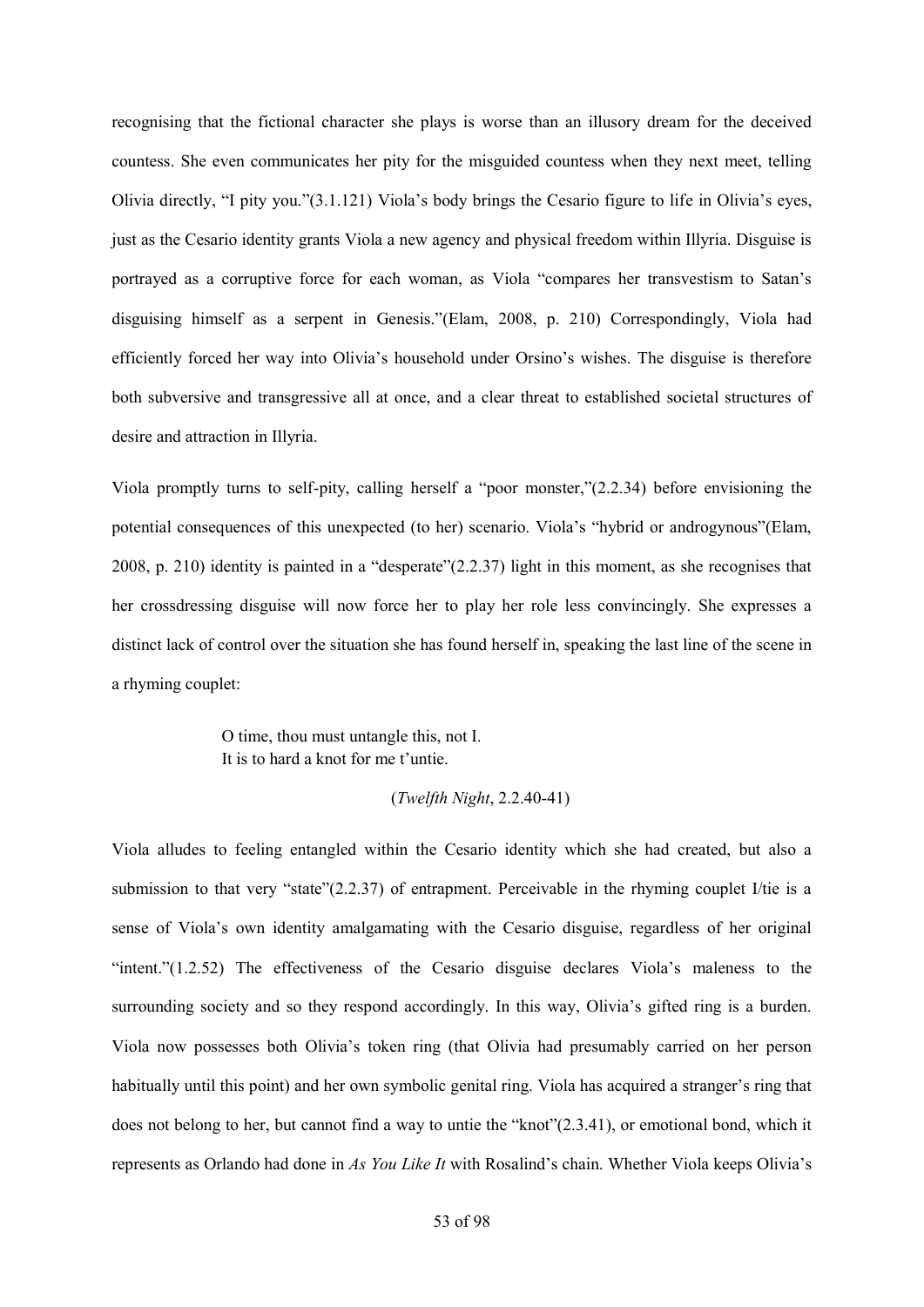recognising that the fictional character she plays is worse than an illusory dream for the deceived countess. She even communicates her pity for the misguided countess when they next meet, telling Olivia directly, "I pity you."(3.1.121) Viola's body brings the Cesario figure to life in Olivia's eyes, just as the Cesario identity grants Viola a new agency and physical freedom within Illyria. Disguise is portrayed as a corruptive force for each woman, as Viola "compares her transvestism to Satan's disguising himself as a serpent in Genesis."(Elam, 2008, p. 210) Correspondingly, Viola had efficiently forced her way into Olivia's household under Orsino's wishes. The disguise is therefore both subversive and transgressive all at once, and a clear threat to established societal structures of desire and attraction in Illyria.

Viola promptly turns to self-pity, calling herself a "poor monster,"(2.2.34) before envisioning the potential consequences of this unexpected (to her) scenario. Viola's "hybrid or androgynous"(Elam, 2008, p. 210) identity is painted in a "desperate"(2.2.37) light in this moment, as she recognises that her crossdressing disguise will now force her to play her role less convincingly. She expresses a distinct lack of control over the situation she has found herself in, speaking the last line of the scene in a rhyming couplet:

> O time, thou must untangle this, not I.
> It is to hard a knot for me t'untie.
>
> (*Twelfth Night*, 2.2.40-41)

Viola alludes to feeling entangled within the Cesario identity which she had created, but also a submission to that very "state"(2.2.37) of entrapment. Perceivable in the rhyming couplet I/tie is a sense of Viola's own identity amalgamating with the Cesario disguise, regardless of her original "intent."(1.2.52) The effectiveness of the Cesario disguise declares Viola's maleness to the surrounding society and so they respond accordingly. In this way, Olivia's gifted ring is a burden. Viola now possesses both Olivia's token ring (that Olivia had presumably carried on her person habitually until this point) and her own symbolic genital ring. Viola has acquired a stranger's ring that does not belong to her, but cannot find a way to untie the "knot"(2.3.41), or emotional bond, which it represents as Orlando had done in *As You Like It* with Rosalind's chain. Whether Viola keeps Olivia's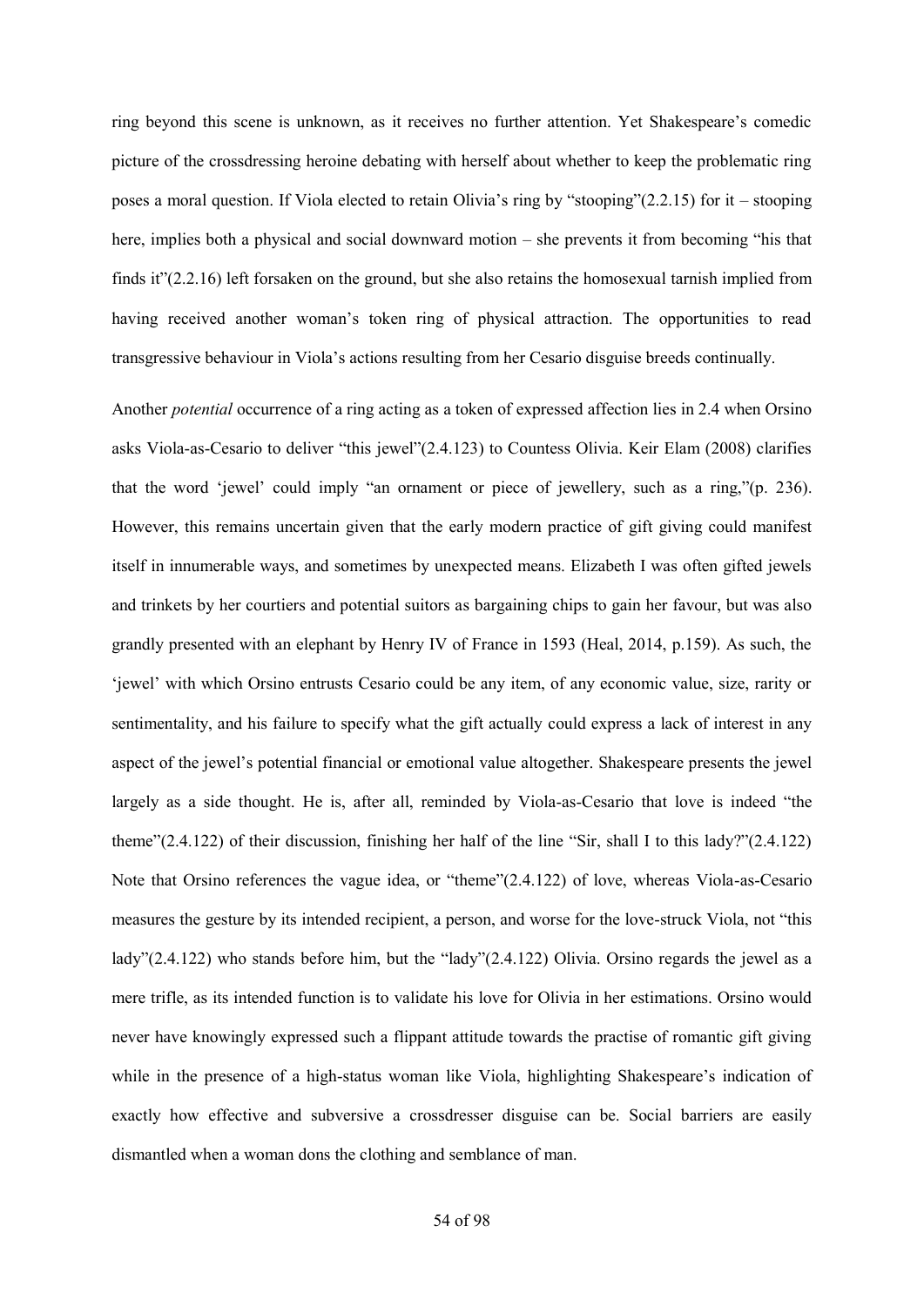ring beyond this scene is unknown, as it receives no further attention. Yet Shakespeare's comedic picture of the crossdressing heroine debating with herself about whether to keep the problematic ring poses a moral question. If Viola elected to retain Olivia's ring by "stooping"(2.2.15) for it – stooping here, implies both a physical and social downward motion – she prevents it from becoming "his that finds it"(2.2.16) left forsaken on the ground, but she also retains the homosexual tarnish implied from having received another woman's token ring of physical attraction. The opportunities to read transgressive behaviour in Viola's actions resulting from her Cesario disguise breeds continually.

Another *potential* occurrence of a ring acting as a token of expressed affection lies in 2.4 when Orsino asks Viola-as-Cesario to deliver "this jewel"(2.4.123) to Countess Olivia. Keir Elam (2008) clarifies that the word 'jewel' could imply "an ornament or piece of jewellery, such as a ring,"(p. 236). However, this remains uncertain given that the early modern practice of gift giving could manifest itself in innumerable ways, and sometimes by unexpected means. Elizabeth I was often gifted jewels and trinkets by her courtiers and potential suitors as bargaining chips to gain her favour, but was also grandly presented with an elephant by Henry IV of France in 1593 (Heal, 2014, p.159). As such, the 'jewel' with which Orsino entrusts Cesario could be any item, of any economic value, size, rarity or sentimentality, and his failure to specify what the gift actually could express a lack of interest in any aspect of the jewel's potential financial or emotional value altogether. Shakespeare presents the jewel largely as a side thought. He is, after all, reminded by Viola-as-Cesario that love is indeed "the theme"(2.4.122) of their discussion, finishing her half of the line "Sir, shall I to this lady?"(2.4.122) Note that Orsino references the vague idea, or "theme"(2.4.122) of love, whereas Viola-as-Cesario measures the gesture by its intended recipient, a person, and worse for the love-struck Viola, not "this lady"(2.4.122) who stands before him, but the "lady"(2.4.122) Olivia. Orsino regards the jewel as a mere trifle, as its intended function is to validate his love for Olivia in her estimations. Orsino would never have knowingly expressed such a flippant attitude towards the practise of romantic gift giving while in the presence of a high-status woman like Viola, highlighting Shakespeare's indication of exactly how effective and subversive a crossdresser disguise can be. Social barriers are easily dismantled when a woman dons the clothing and semblance of man.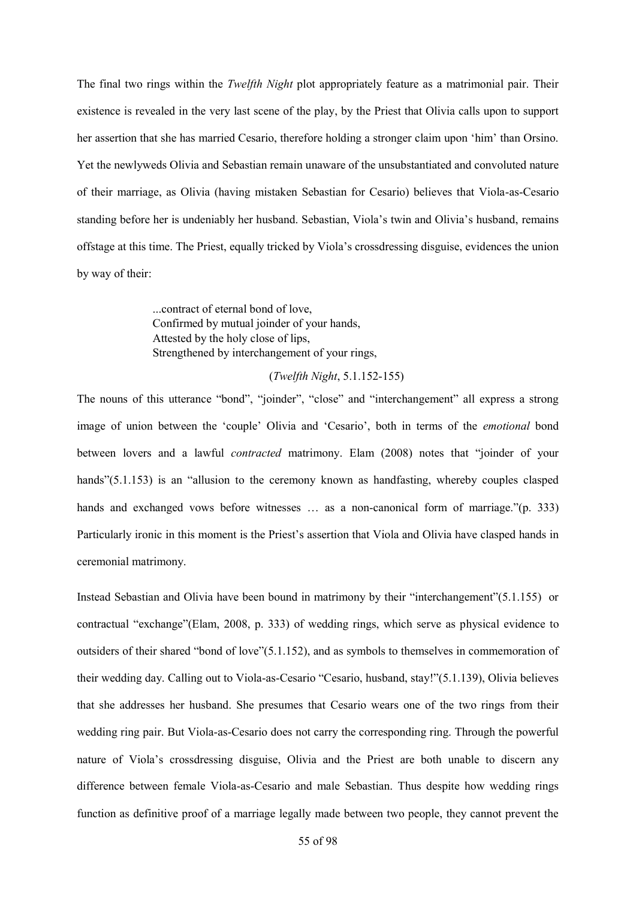The final two rings within the *Twelfth Night* plot appropriately feature as a matrimonial pair. Their existence is revealed in the very last scene of the play, by the Priest that Olivia calls upon to support her assertion that she has married Cesario, therefore holding a stronger claim upon 'him' than Orsino. Yet the newlyweds Olivia and Sebastian remain unaware of the unsubstantiated and convoluted nature of their marriage, as Olivia (having mistaken Sebastian for Cesario) believes that Viola-as-Cesario standing before her is undeniably her husband. Sebastian, Viola's twin and Olivia's husband, remains offstage at this time. The Priest, equally tricked by Viola's crossdressing disguise, evidences the union by way of their:

> ...contract of eternal bond of love,
> Confirmed by mutual joinder of your hands,
> Attested by the holy close of lips,
> Strengthened by interchangement of your rings,
>
> (*Twelfth Night*, 5.1.152-155)

The nouns of this utterance "bond", "joinder", "close" and "interchangement" all express a strong image of union between the 'couple' Olivia and 'Cesario', both in terms of the *emotional* bond between lovers and a lawful *contracted* matrimony. Elam (2008) notes that "joinder of your hands"(5.1.153) is an "allusion to the ceremony known as handfasting, whereby couples clasped hands and exchanged vows before witnesses … as a non-canonical form of marriage."(p. 333) Particularly ironic in this moment is the Priest's assertion that Viola and Olivia have clasped hands in ceremonial matrimony.

Instead Sebastian and Olivia have been bound in matrimony by their "interchangement"(5.1.155) or contractual "exchange"(Elam, 2008, p. 333) of wedding rings, which serve as physical evidence to outsiders of their shared "bond of love"(5.1.152), and as symbols to themselves in commemoration of their wedding day. Calling out to Viola-as-Cesario "Cesario, husband, stay!"(5.1.139), Olivia believes that she addresses her husband. She presumes that Cesario wears one of the two rings from their wedding ring pair. But Viola-as-Cesario does not carry the corresponding ring. Through the powerful nature of Viola's crossdressing disguise, Olivia and the Priest are both unable to discern any difference between female Viola-as-Cesario and male Sebastian. Thus despite how wedding rings function as definitive proof of a marriage legally made between two people, they cannot prevent the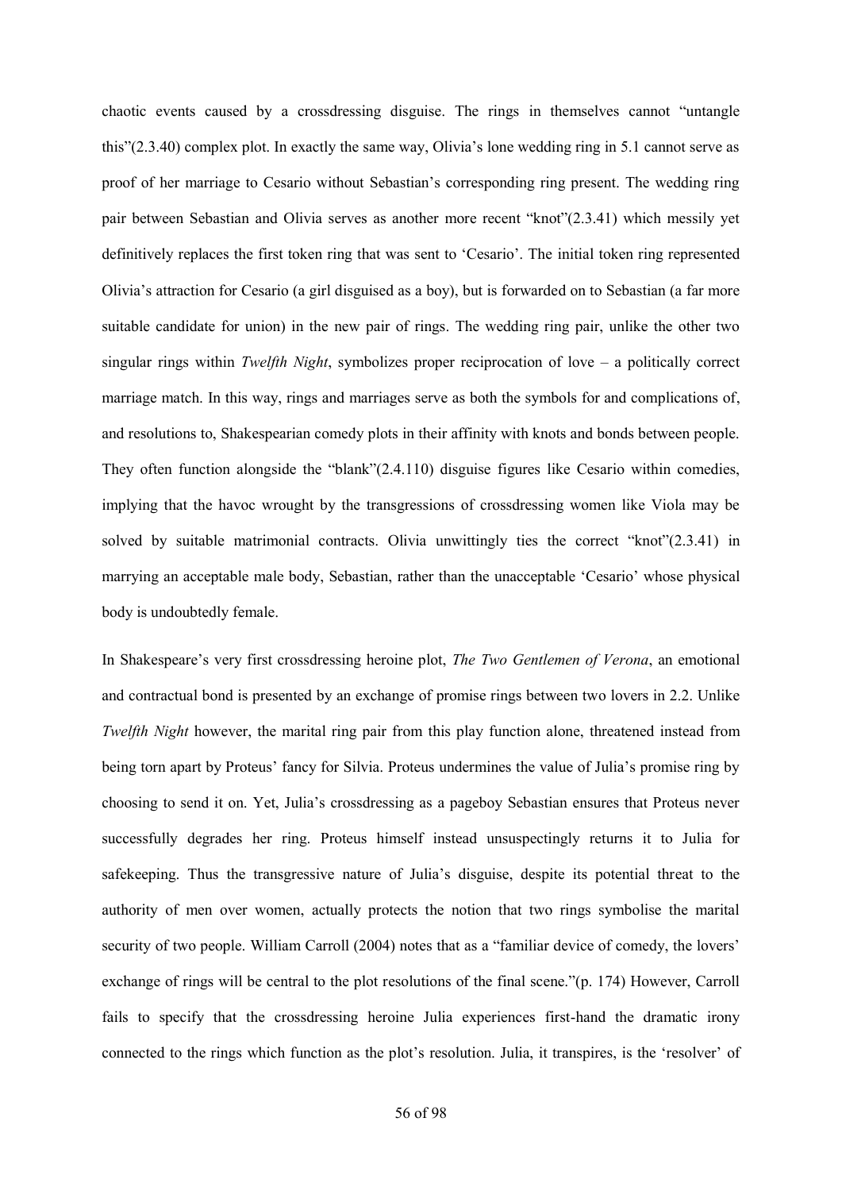chaotic events caused by a crossdressing disguise. The rings in themselves cannot "untangle this"(2.3.40) complex plot. In exactly the same way, Olivia's lone wedding ring in 5.1 cannot serve as proof of her marriage to Cesario without Sebastian's corresponding ring present. The wedding ring pair between Sebastian and Olivia serves as another more recent "knot"(2.3.41) which messily yet definitively replaces the first token ring that was sent to 'Cesario'. The initial token ring represented Olivia's attraction for Cesario (a girl disguised as a boy), but is forwarded on to Sebastian (a far more suitable candidate for union) in the new pair of rings. The wedding ring pair, unlike the other two singular rings within *Twelfth Night*, symbolizes proper reciprocation of love – a politically correct marriage match. In this way, rings and marriages serve as both the symbols for and complications of, and resolutions to, Shakespearian comedy plots in their affinity with knots and bonds between people. They often function alongside the "blank"(2.4.110) disguise figures like Cesario within comedies, implying that the havoc wrought by the transgressions of crossdressing women like Viola may be solved by suitable matrimonial contracts. Olivia unwittingly ties the correct "knot"(2.3.41) in marrying an acceptable male body, Sebastian, rather than the unacceptable 'Cesario' whose physical body is undoubtedly female.

In Shakespeare's very first crossdressing heroine plot, *The Two Gentlemen of Verona*, an emotional and contractual bond is presented by an exchange of promise rings between two lovers in 2.2. Unlike *Twelfth Night* however, the marital ring pair from this play function alone, threatened instead from being torn apart by Proteus' fancy for Silvia. Proteus undermines the value of Julia's promise ring by choosing to send it on. Yet, Julia's crossdressing as a pageboy Sebastian ensures that Proteus never successfully degrades her ring. Proteus himself instead unsuspectingly returns it to Julia for safekeeping. Thus the transgressive nature of Julia's disguise, despite its potential threat to the authority of men over women, actually protects the notion that two rings symbolise the marital security of two people. William Carroll (2004) notes that as a "familiar device of comedy, the lovers' exchange of rings will be central to the plot resolutions of the final scene."(p. 174) However, Carroll fails to specify that the crossdressing heroine Julia experiences first-hand the dramatic irony connected to the rings which function as the plot's resolution. Julia, it transpires, is the 'resolver' of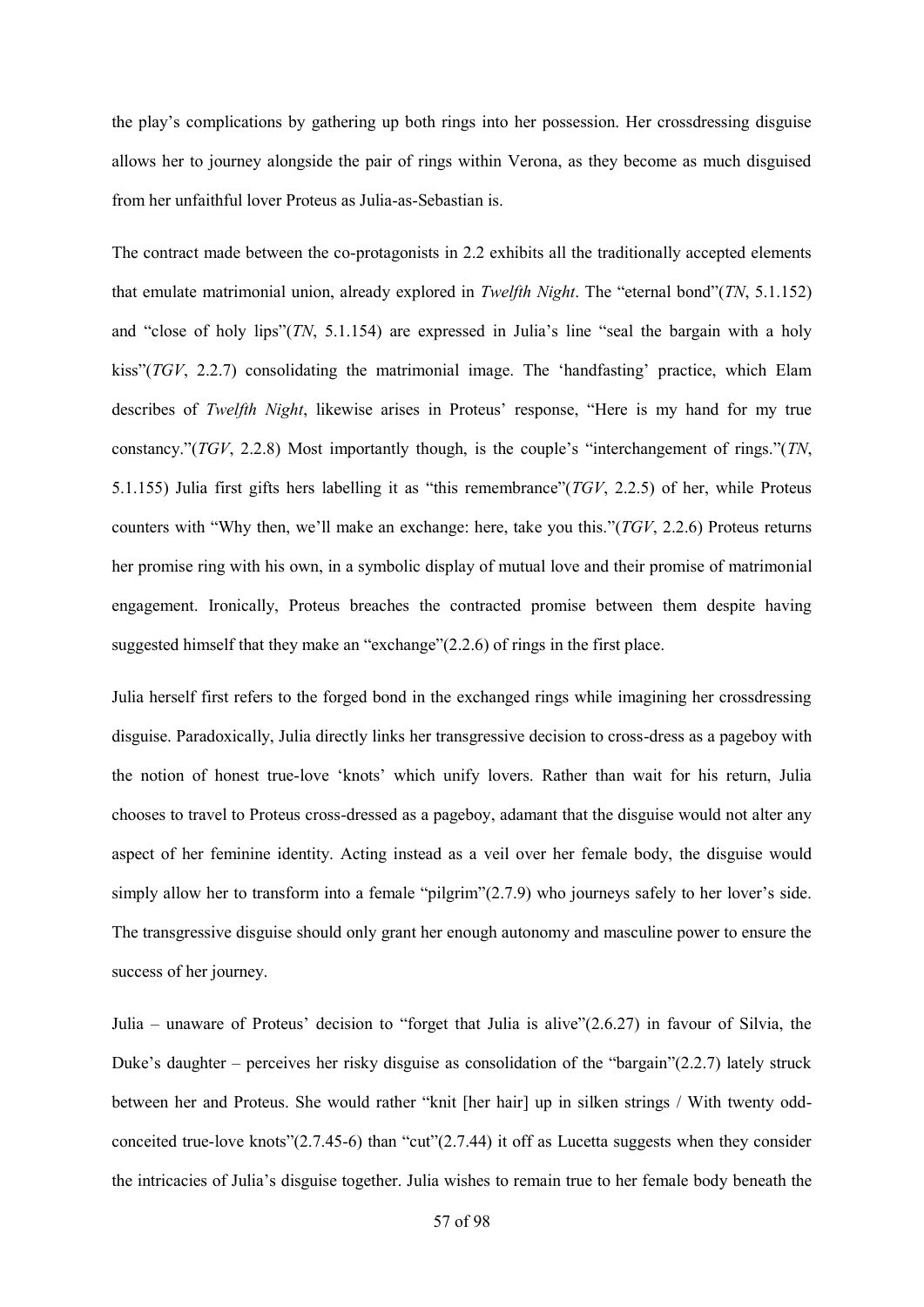the play's complications by gathering up both rings into her possession. Her crossdressing disguise allows her to journey alongside the pair of rings within Verona, as they become as much disguised from her unfaithful lover Proteus as Julia-as-Sebastian is.

The contract made between the co-protagonists in 2.2 exhibits all the traditionally accepted elements that emulate matrimonial union, already explored in *Twelfth Night*. The "eternal bond"(*TN*, 5.1.152) and "close of holy lips"(*TN*, 5.1.154) are expressed in Julia's line "seal the bargain with a holy kiss"(*TGV*, 2.2.7) consolidating the matrimonial image. The 'handfasting' practice, which Elam describes of *Twelfth Night*, likewise arises in Proteus' response, "Here is my hand for my true constancy."(*TGV*, 2.2.8) Most importantly though, is the couple's "interchangement of rings."(*TN*, 5.1.155) Julia first gifts hers labelling it as "this remembrance"(*TGV*, 2.2.5) of her, while Proteus counters with "Why then, we'll make an exchange: here, take you this."(*TGV*, 2.2.6) Proteus returns her promise ring with his own, in a symbolic display of mutual love and their promise of matrimonial engagement. Ironically, Proteus breaches the contracted promise between them despite having suggested himself that they make an "exchange"(2.2.6) of rings in the first place.

Julia herself first refers to the forged bond in the exchanged rings while imagining her crossdressing disguise. Paradoxically, Julia directly links her transgressive decision to cross-dress as a pageboy with the notion of honest true-love 'knots' which unify lovers. Rather than wait for his return, Julia chooses to travel to Proteus cross-dressed as a pageboy, adamant that the disguise would not alter any aspect of her feminine identity. Acting instead as a veil over her female body, the disguise would simply allow her to transform into a female "pilgrim"(2.7.9) who journeys safely to her lover's side. The transgressive disguise should only grant her enough autonomy and masculine power to ensure the success of her journey.

Julia – unaware of Proteus' decision to "forget that Julia is alive"(2.6.27) in favour of Silvia, the Duke's daughter – perceives her risky disguise as consolidation of the "bargain"(2.2.7) lately struck between her and Proteus. She would rather "knit [her hair] up in silken strings / With twenty odd-conceited true-love knots"(2.7.45-6) than "cut"(2.7.44) it off as Lucetta suggests when they consider the intricacies of Julia's disguise together. Julia wishes to remain true to her female body beneath the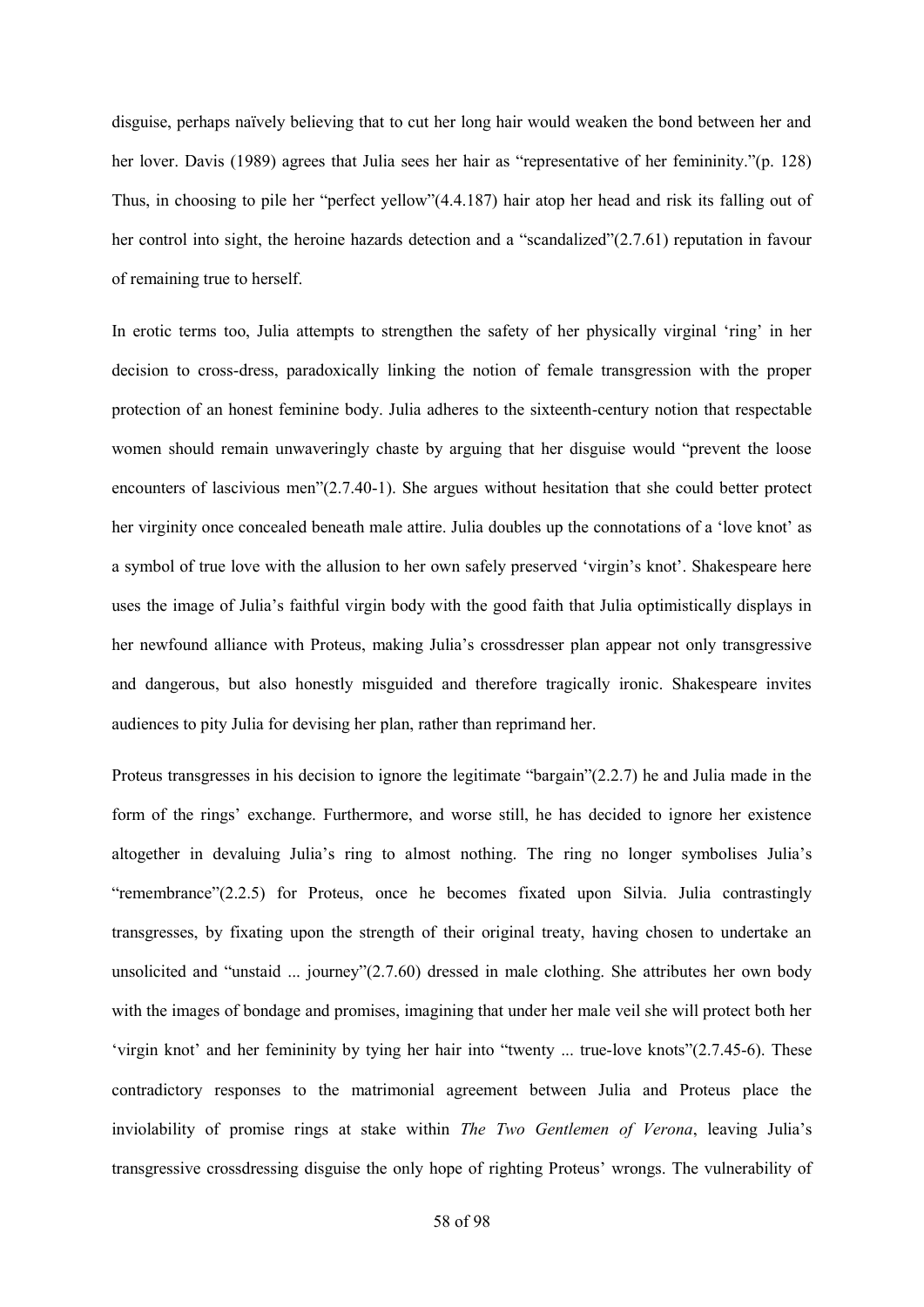disguise, perhaps naïvely believing that to cut her long hair would weaken the bond between her and her lover. Davis (1989) agrees that Julia sees her hair as "representative of her femininity."(p. 128) Thus, in choosing to pile her "perfect yellow"(4.4.187) hair atop her head and risk its falling out of her control into sight, the heroine hazards detection and a "scandalized"(2.7.61) reputation in favour of remaining true to herself.

In erotic terms too, Julia attempts to strengthen the safety of her physically virginal 'ring' in her decision to cross-dress, paradoxically linking the notion of female transgression with the proper protection of an honest feminine body. Julia adheres to the sixteenth-century notion that respectable women should remain unwaveringly chaste by arguing that her disguise would "prevent the loose encounters of lascivious men"(2.7.40-1). She argues without hesitation that she could better protect her virginity once concealed beneath male attire. Julia doubles up the connotations of a 'love knot' as a symbol of true love with the allusion to her own safely preserved 'virgin's knot'. Shakespeare here uses the image of Julia's faithful virgin body with the good faith that Julia optimistically displays in her newfound alliance with Proteus, making Julia's crossdresser plan appear not only transgressive and dangerous, but also honestly misguided and therefore tragically ironic. Shakespeare invites audiences to pity Julia for devising her plan, rather than reprimand her.

Proteus transgresses in his decision to ignore the legitimate "bargain"(2.2.7) he and Julia made in the form of the rings' exchange. Furthermore, and worse still, he has decided to ignore her existence altogether in devaluing Julia's ring to almost nothing. The ring no longer symbolises Julia's "remembrance"(2.2.5) for Proteus, once he becomes fixated upon Silvia. Julia contrastingly transgresses, by fixating upon the strength of their original treaty, having chosen to undertake an unsolicited and "unstaid ... journey"(2.7.60) dressed in male clothing. She attributes her own body with the images of bondage and promises, imagining that under her male veil she will protect both her 'virgin knot' and her femininity by tying her hair into "twenty ... true-love knots"(2.7.45-6). These contradictory responses to the matrimonial agreement between Julia and Proteus place the inviolability of promise rings at stake within *The Two Gentlemen of Verona*, leaving Julia's transgressive crossdressing disguise the only hope of righting Proteus' wrongs. The vulnerability of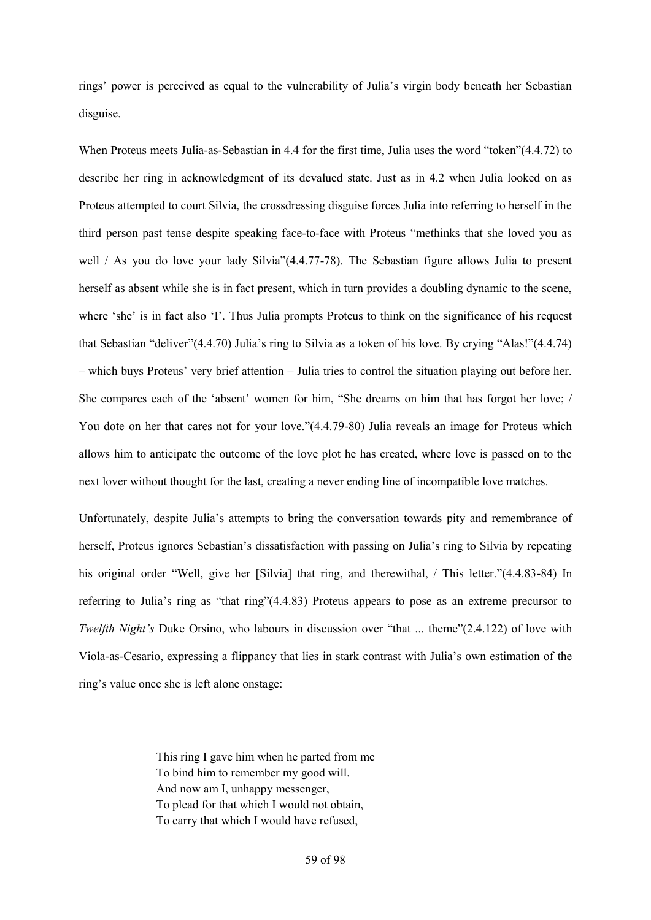rings' power is perceived as equal to the vulnerability of Julia's virgin body beneath her Sebastian disguise.

When Proteus meets Julia-as-Sebastian in 4.4 for the first time, Julia uses the word "token"(4.4.72) to describe her ring in acknowledgment of its devalued state. Just as in 4.2 when Julia looked on as Proteus attempted to court Silvia, the crossdressing disguise forces Julia into referring to herself in the third person past tense despite speaking face-to-face with Proteus "methinks that she loved you as well / As you do love your lady Silvia"(4.4.77-78). The Sebastian figure allows Julia to present herself as absent while she is in fact present, which in turn provides a doubling dynamic to the scene, where 'she' is in fact also 'I'. Thus Julia prompts Proteus to think on the significance of his request that Sebastian "deliver"(4.4.70) Julia's ring to Silvia as a token of his love. By crying "Alas!"(4.4.74) – which buys Proteus' very brief attention – Julia tries to control the situation playing out before her. She compares each of the 'absent' women for him, "She dreams on him that has forgot her love; / You dote on her that cares not for your love."(4.4.79-80) Julia reveals an image for Proteus which allows him to anticipate the outcome of the love plot he has created, where love is passed on to the next lover without thought for the last, creating a never ending line of incompatible love matches.

Unfortunately, despite Julia's attempts to bring the conversation towards pity and remembrance of herself, Proteus ignores Sebastian's dissatisfaction with passing on Julia's ring to Silvia by repeating his original order "Well, give her [Silvia] that ring, and therewithal, / This letter."(4.4.83-84) In referring to Julia's ring as "that ring"(4.4.83) Proteus appears to pose as an extreme precursor to *Twelfth Night's* Duke Orsino, who labours in discussion over "that ... theme"(2.4.122) of love with Viola-as-Cesario, expressing a flippancy that lies in stark contrast with Julia's own estimation of the ring's value once she is left alone onstage:

> This ring I gave him when he parted from me
> To bind him to remember my good will.
> And now am I, unhappy messenger,
> To plead for that which I would not obtain,
> To carry that which I would have refused,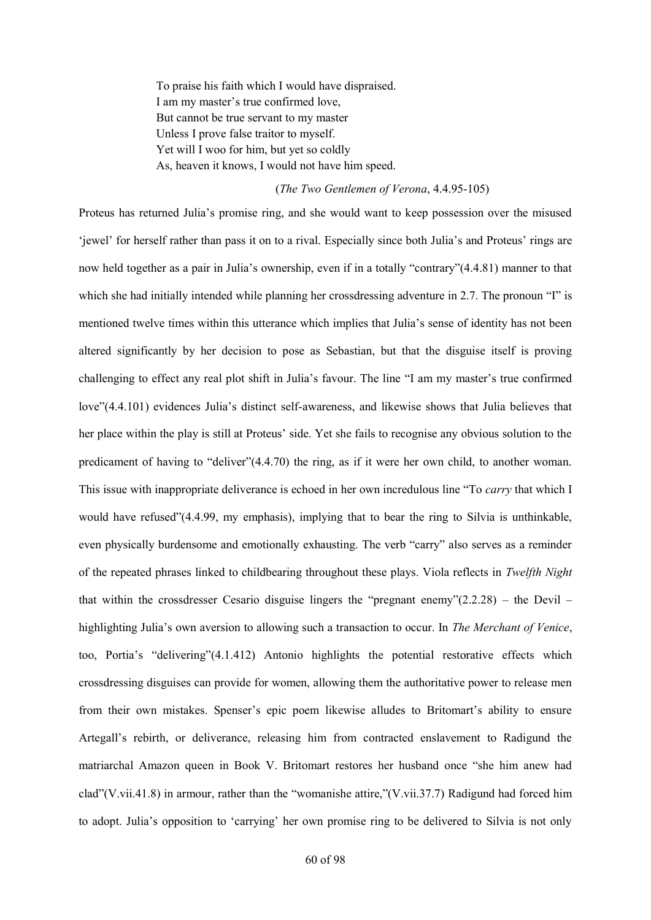> To praise his faith which I would have dispraised.
> I am my master's true confirmed love,
> But cannot be true servant to my master
> Unless I prove false traitor to myself.
> Yet will I woo for him, but yet so coldly
> As, heaven it knows, I would not have him speed.
>
> (*The Two Gentlemen of Verona*, 4.4.95-105)

Proteus has returned Julia's promise ring, and she would want to keep possession over the misused 'jewel' for herself rather than pass it on to a rival. Especially since both Julia's and Proteus' rings are now held together as a pair in Julia's ownership, even if in a totally "contrary"(4.4.81) manner to that which she had initially intended while planning her crossdressing adventure in 2.7. The pronoun "I" is mentioned twelve times within this utterance which implies that Julia's sense of identity has not been altered significantly by her decision to pose as Sebastian, but that the disguise itself is proving challenging to effect any real plot shift in Julia's favour. The line "I am my master's true confirmed love"(4.4.101) evidences Julia's distinct self-awareness, and likewise shows that Julia believes that her place within the play is still at Proteus' side. Yet she fails to recognise any obvious solution to the predicament of having to "deliver"(4.4.70) the ring, as if it were her own child, to another woman. This issue with inappropriate deliverance is echoed in her own incredulous line "To *carry* that which I would have refused"(4.4.99, my emphasis), implying that to bear the ring to Silvia is unthinkable, even physically burdensome and emotionally exhausting. The verb "carry" also serves as a reminder of the repeated phrases linked to childbearing throughout these plays. Viola reflects in *Twelfth Night* that within the crossdresser Cesario disguise lingers the "pregnant enemy"(2.2.28) – the Devil – highlighting Julia's own aversion to allowing such a transaction to occur. In *The Merchant of Venice*, too, Portia's "delivering"(4.1.412) Antonio highlights the potential restorative effects which crossdressing disguises can provide for women, allowing them the authoritative power to release men from their own mistakes. Spenser's epic poem likewise alludes to Britomart's ability to ensure Artegall's rebirth, or deliverance, releasing him from contracted enslavement to Radigund the matriarchal Amazon queen in Book V. Britomart restores her husband once "she him anew had clad"(V.vii.41.8) in armour, rather than the "womanishe attire,"(V.vii.37.7) Radigund had forced him to adopt. Julia's opposition to 'carrying' her own promise ring to be delivered to Silvia is not only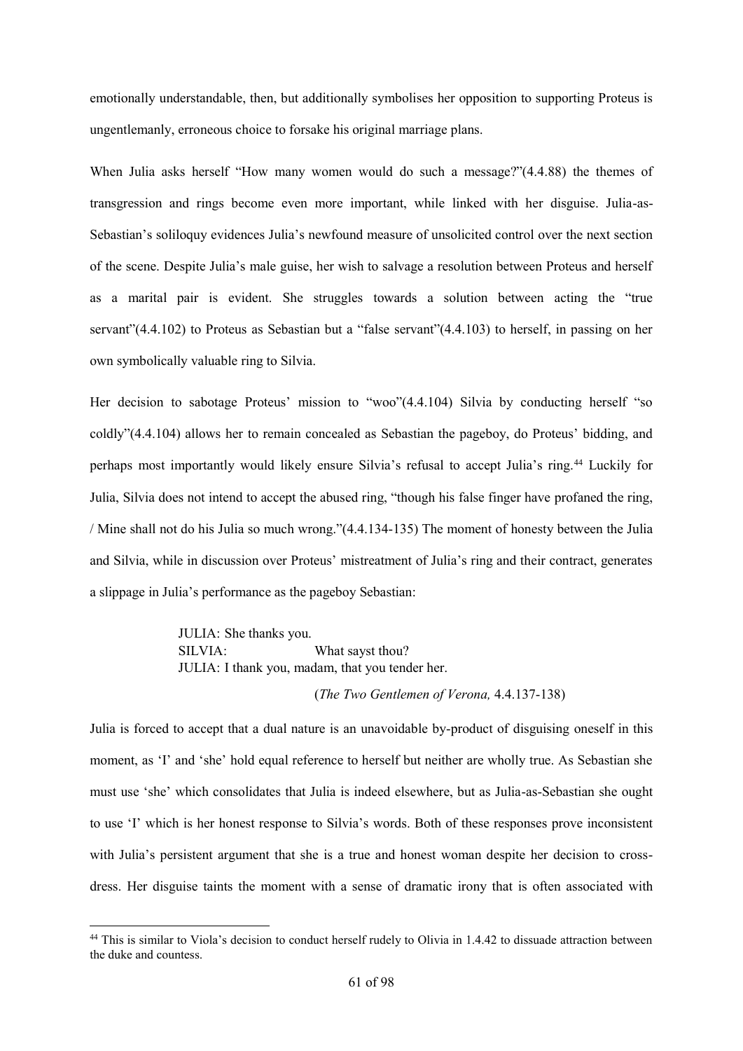emotionally understandable, then, but additionally symbolises her opposition to supporting Proteus is ungentlemanly, erroneous choice to forsake his original marriage plans.

When Julia asks herself "How many women would do such a message?"(4.4.88) the themes of transgression and rings become even more important, while linked with her disguise. Julia-as-Sebastian's soliloquy evidences Julia's newfound measure of unsolicited control over the next section of the scene. Despite Julia's male guise, her wish to salvage a resolution between Proteus and herself as a marital pair is evident. She struggles towards a solution between acting the "true servant"(4.4.102) to Proteus as Sebastian but a "false servant"(4.4.103) to herself, in passing on her own symbolically valuable ring to Silvia.

Her decision to sabotage Proteus' mission to "woo"(4.4.104) Silvia by conducting herself "so coldly"(4.4.104) allows her to remain concealed as Sebastian the pageboy, do Proteus' bidding, and perhaps most importantly would likely ensure Silvia's refusal to accept Julia's ring.[44] Luckily for Julia, Silvia does not intend to accept the abused ring, "though his false finger have profaned the ring, / Mine shall not do his Julia so much wrong."(4.4.134-135) The moment of honesty between the Julia and Silvia, while in discussion over Proteus' mistreatment of Julia's ring and their contract, generates a slippage in Julia's performance as the pageboy Sebastian:

> JULIA: She thanks you.
> SILVIA: What sayst thou?
> JULIA: I thank you, madam, that you tender her.
>
> (*The Two Gentlemen of Verona,* 4.4.137-138)

Julia is forced to accept that a dual nature is an unavoidable by-product of disguising oneself in this moment, as 'I' and 'she' hold equal reference to herself but neither are wholly true. As Sebastian she must use 'she' which consolidates that Julia is indeed elsewhere, but as Julia-as-Sebastian she ought to use 'I' which is her honest response to Silvia's words. Both of these responses prove inconsistent with Julia's persistent argument that she is a true and honest woman despite her decision to cross-dress. Her disguise taints the moment with a sense of dramatic irony that is often associated with

[44] This is similar to Viola's decision to conduct herself rudely to Olivia in 1.4.42 to dissuade attraction between the duke and countess.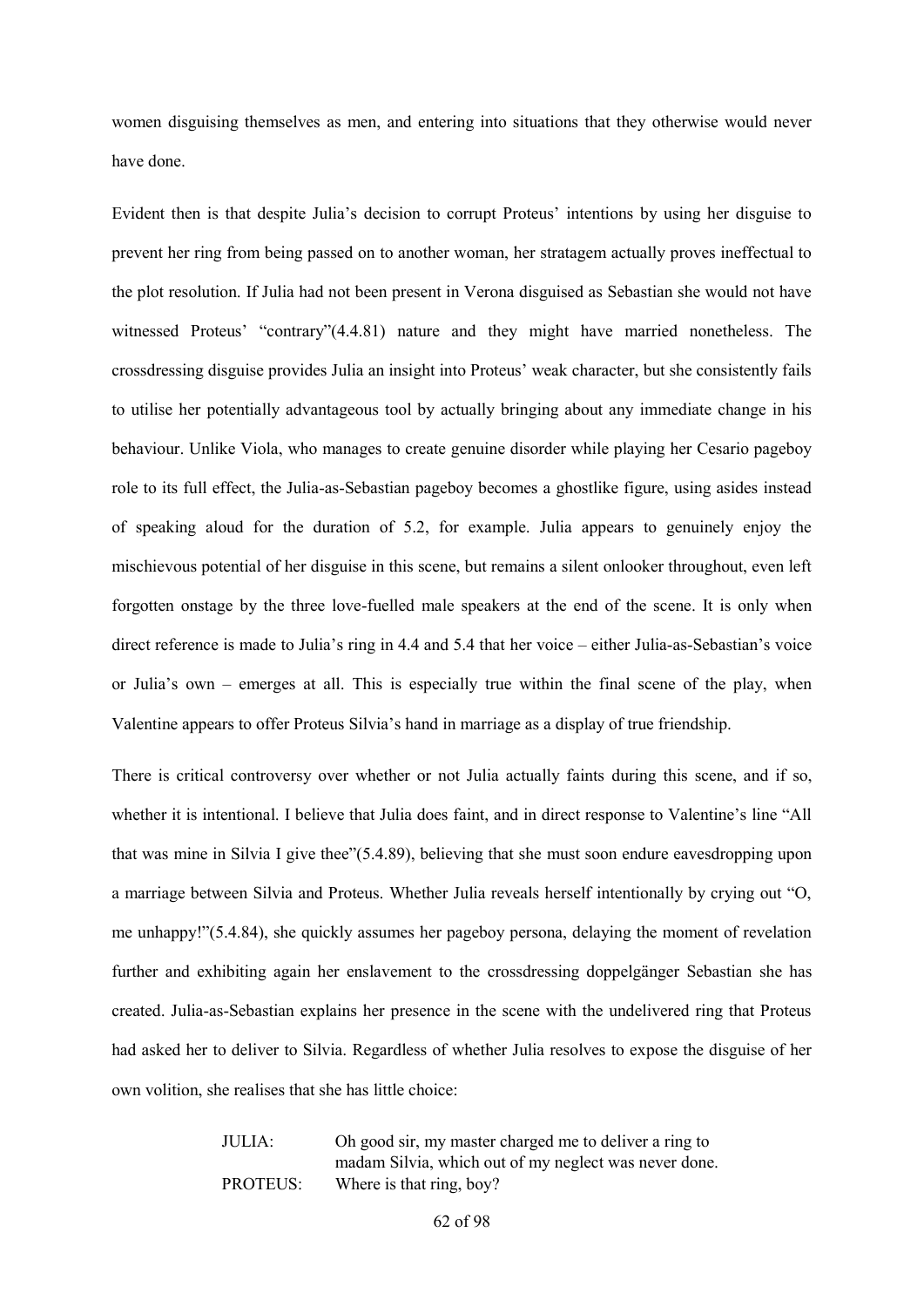women disguising themselves as men, and entering into situations that they otherwise would never have done.

Evident then is that despite Julia's decision to corrupt Proteus' intentions by using her disguise to prevent her ring from being passed on to another woman, her stratagem actually proves ineffectual to the plot resolution. If Julia had not been present in Verona disguised as Sebastian she would not have witnessed Proteus' "contrary"(4.4.81) nature and they might have married nonetheless. The crossdressing disguise provides Julia an insight into Proteus' weak character, but she consistently fails to utilise her potentially advantageous tool by actually bringing about any immediate change in his behaviour. Unlike Viola, who manages to create genuine disorder while playing her Cesario pageboy role to its full effect, the Julia-as-Sebastian pageboy becomes a ghostlike figure, using asides instead of speaking aloud for the duration of 5.2, for example. Julia appears to genuinely enjoy the mischievous potential of her disguise in this scene, but remains a silent onlooker throughout, even left forgotten onstage by the three love-fuelled male speakers at the end of the scene. It is only when direct reference is made to Julia's ring in 4.4 and 5.4 that her voice – either Julia-as-Sebastian's voice or Julia's own – emerges at all. This is especially true within the final scene of the play, when Valentine appears to offer Proteus Silvia's hand in marriage as a display of true friendship.

There is critical controversy over whether or not Julia actually faints during this scene, and if so, whether it is intentional. I believe that Julia does faint, and in direct response to Valentine's line "All that was mine in Silvia I give thee"(5.4.89), believing that she must soon endure eavesdropping upon a marriage between Silvia and Proteus. Whether Julia reveals herself intentionally by crying out "O, me unhappy!"(5.4.84), she quickly assumes her pageboy persona, delaying the moment of revelation further and exhibiting again her enslavement to the crossdressing doppelgänger Sebastian she has created. Julia-as-Sebastian explains her presence in the scene with the undelivered ring that Proteus had asked her to deliver to Silvia. Regardless of whether Julia resolves to expose the disguise of her own volition, she realises that she has little choice:

> JULIA: Oh good sir, my master charged me to deliver a ring to madam Silvia, which out of my neglect was never done.
>
> PROTEUS: Where is that ring, boy?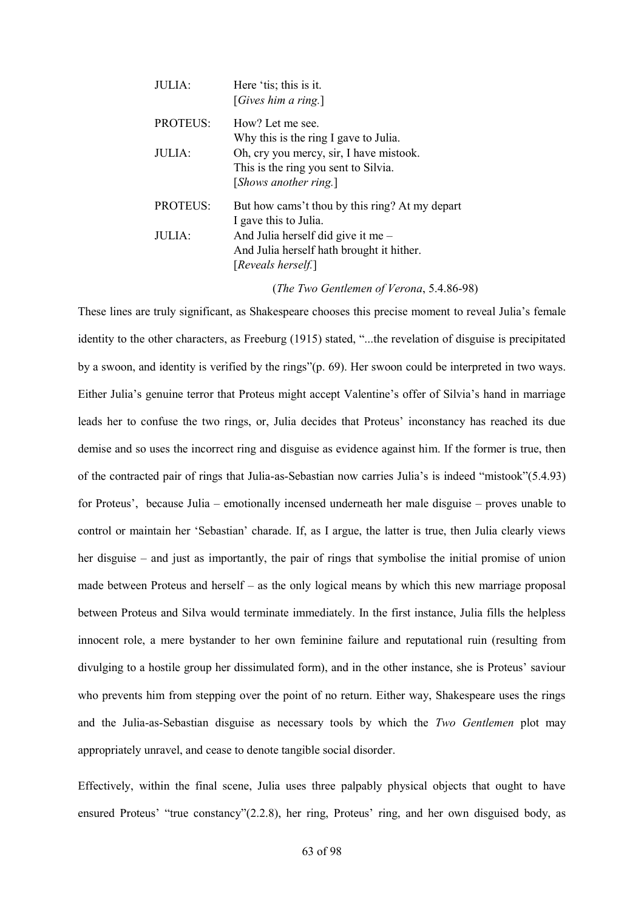| | |
|---|---|
| JULIA: | Here 'tis; this is it. |
| | [*Gives him a ring.*] |
| PROTEUS: | How? Let me see. |
| | Why this is the ring I gave to Julia. |
| JULIA: | Oh, cry you mercy, sir, I have mistook. |
| | This is the ring you sent to Silvia. |
| | [*Shows another ring.*] |
| PROTEUS: | But how cams't thou by this ring? At my depart |
| | I gave this to Julia. |
| JULIA: | And Julia herself did give it me – |
| | And Julia herself hath brought it hither. |
| | [*Reveals herself.*] |

(*The Two Gentlemen of Verona*, 5.4.86-98)

These lines are truly significant, as Shakespeare chooses this precise moment to reveal Julia's female identity to the other characters, as Freeburg (1915) stated, "...the revelation of disguise is precipitated by a swoon, and identity is verified by the rings"(p. 69). Her swoon could be interpreted in two ways. Either Julia's genuine terror that Proteus might accept Valentine's offer of Silvia's hand in marriage leads her to confuse the two rings, or, Julia decides that Proteus' inconstancy has reached its due demise and so uses the incorrect ring and disguise as evidence against him. If the former is true, then of the contracted pair of rings that Julia-as-Sebastian now carries Julia's is indeed "mistook"(5.4.93) for Proteus', because Julia – emotionally incensed underneath her male disguise – proves unable to control or maintain her 'Sebastian' charade. If, as I argue, the latter is true, then Julia clearly views her disguise – and just as importantly, the pair of rings that symbolise the initial promise of union made between Proteus and herself – as the only logical means by which this new marriage proposal between Proteus and Silva would terminate immediately. In the first instance, Julia fills the helpless innocent role, a mere bystander to her own feminine failure and reputational ruin (resulting from divulging to a hostile group her dissimulated form), and in the other instance, she is Proteus' saviour who prevents him from stepping over the point of no return. Either way, Shakespeare uses the rings and the Julia-as-Sebastian disguise as necessary tools by which the *Two Gentlemen* plot may appropriately unravel, and cease to denote tangible social disorder.

Effectively, within the final scene, Julia uses three palpably physical objects that ought to have ensured Proteus' "true constancy"(2.2.8), her ring, Proteus' ring, and her own disguised body, as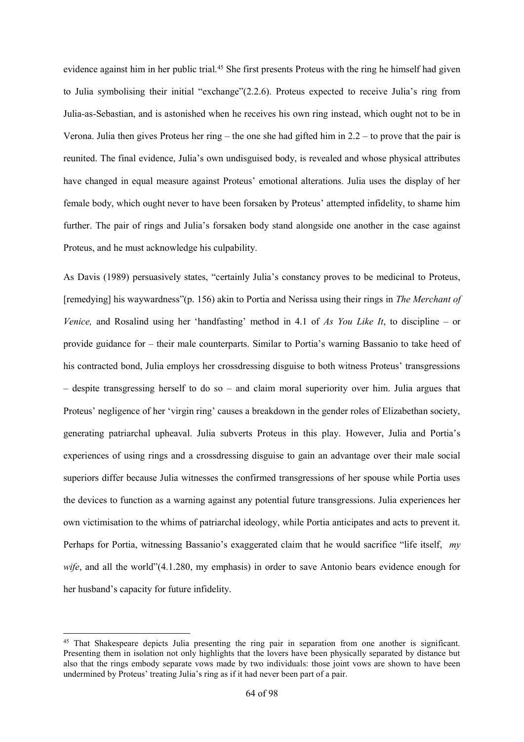evidence against him in her public trial.[45] She first presents Proteus with the ring he himself had given to Julia symbolising their initial "exchange"(2.2.6). Proteus expected to receive Julia's ring from Julia-as-Sebastian, and is astonished when he receives his own ring instead, which ought not to be in Verona. Julia then gives Proteus her ring – the one she had gifted him in 2.2 – to prove that the pair is reunited. The final evidence, Julia's own undisguised body, is revealed and whose physical attributes have changed in equal measure against Proteus' emotional alterations. Julia uses the display of her female body, which ought never to have been forsaken by Proteus' attempted infidelity, to shame him further. The pair of rings and Julia's forsaken body stand alongside one another in the case against Proteus, and he must acknowledge his culpability.

As Davis (1989) persuasively states, "certainly Julia's constancy proves to be medicinal to Proteus, [remedying] his waywardness"(p. 156) akin to Portia and Nerissa using their rings in *The Merchant of Venice,* and Rosalind using her 'handfasting' method in 4.1 of *As You Like It*, to discipline – or provide guidance for – their male counterparts. Similar to Portia's warning Bassanio to take heed of his contracted bond, Julia employs her crossdressing disguise to both witness Proteus' transgressions – despite transgressing herself to do so – and claim moral superiority over him. Julia argues that Proteus' negligence of her 'virgin ring' causes a breakdown in the gender roles of Elizabethan society, generating patriarchal upheaval. Julia subverts Proteus in this play. However, Julia and Portia's experiences of using rings and a crossdressing disguise to gain an advantage over their male social superiors differ because Julia witnesses the confirmed transgressions of her spouse while Portia uses the devices to function as a warning against any potential future transgressions. Julia experiences her own victimisation to the whims of patriarchal ideology, while Portia anticipates and acts to prevent it. Perhaps for Portia, witnessing Bassanio's exaggerated claim that he would sacrifice "life itself, *my wife*, and all the world"(4.1.280, my emphasis) in order to save Antonio bears evidence enough for her husband's capacity for future infidelity.

---

[45] That Shakespeare depicts Julia presenting the ring pair in separation from one another is significant. Presenting them in isolation not only highlights that the lovers have been physically separated by distance but also that the rings embody separate vows made by two individuals: those joint vows are shown to have been undermined by Proteus' treating Julia's ring as if it had never been part of a pair.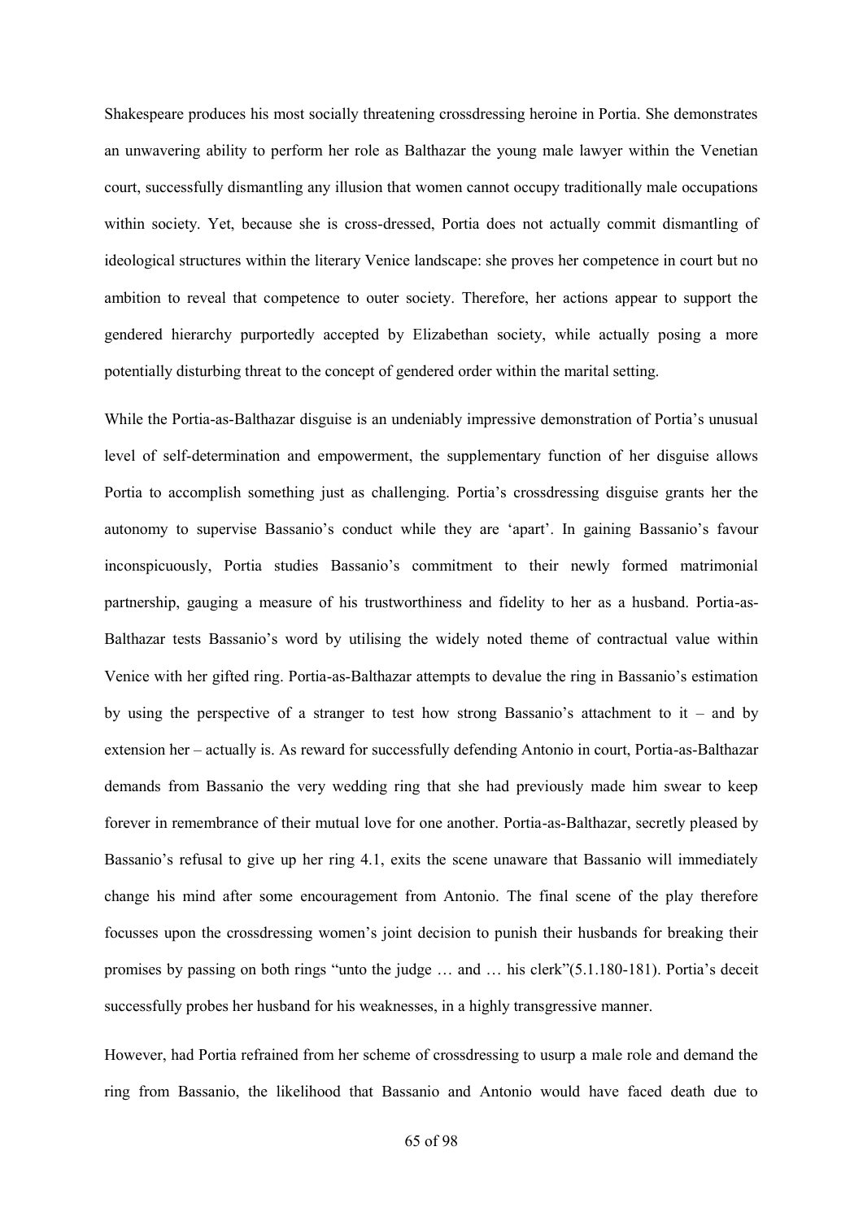Shakespeare produces his most socially threatening crossdressing heroine in Portia. She demonstrates an unwavering ability to perform her role as Balthazar the young male lawyer within the Venetian court, successfully dismantling any illusion that women cannot occupy traditionally male occupations within society. Yet, because she is cross-dressed, Portia does not actually commit dismantling of ideological structures within the literary Venice landscape: she proves her competence in court but no ambition to reveal that competence to outer society. Therefore, her actions appear to support the gendered hierarchy purportedly accepted by Elizabethan society, while actually posing a more potentially disturbing threat to the concept of gendered order within the marital setting.

While the Portia-as-Balthazar disguise is an undeniably impressive demonstration of Portia's unusual level of self-determination and empowerment, the supplementary function of her disguise allows Portia to accomplish something just as challenging. Portia's crossdressing disguise grants her the autonomy to supervise Bassanio's conduct while they are 'apart'. In gaining Bassanio's favour inconspicuously, Portia studies Bassanio's commitment to their newly formed matrimonial partnership, gauging a measure of his trustworthiness and fidelity to her as a husband. Portia-as-Balthazar tests Bassanio's word by utilising the widely noted theme of contractual value within Venice with her gifted ring. Portia-as-Balthazar attempts to devalue the ring in Bassanio's estimation by using the perspective of a stranger to test how strong Bassanio's attachment to it – and by extension her – actually is. As reward for successfully defending Antonio in court, Portia-as-Balthazar demands from Bassanio the very wedding ring that she had previously made him swear to keep forever in remembrance of their mutual love for one another. Portia-as-Balthazar, secretly pleased by Bassanio's refusal to give up her ring 4.1, exits the scene unaware that Bassanio will immediately change his mind after some encouragement from Antonio. The final scene of the play therefore focusses upon the crossdressing women's joint decision to punish their husbands for breaking their promises by passing on both rings "unto the judge … and … his clerk"(5.1.180-181). Portia's deceit successfully probes her husband for his weaknesses, in a highly transgressive manner.

However, had Portia refrained from her scheme of crossdressing to usurp a male role and demand the ring from Bassanio, the likelihood that Bassanio and Antonio would have faced death due to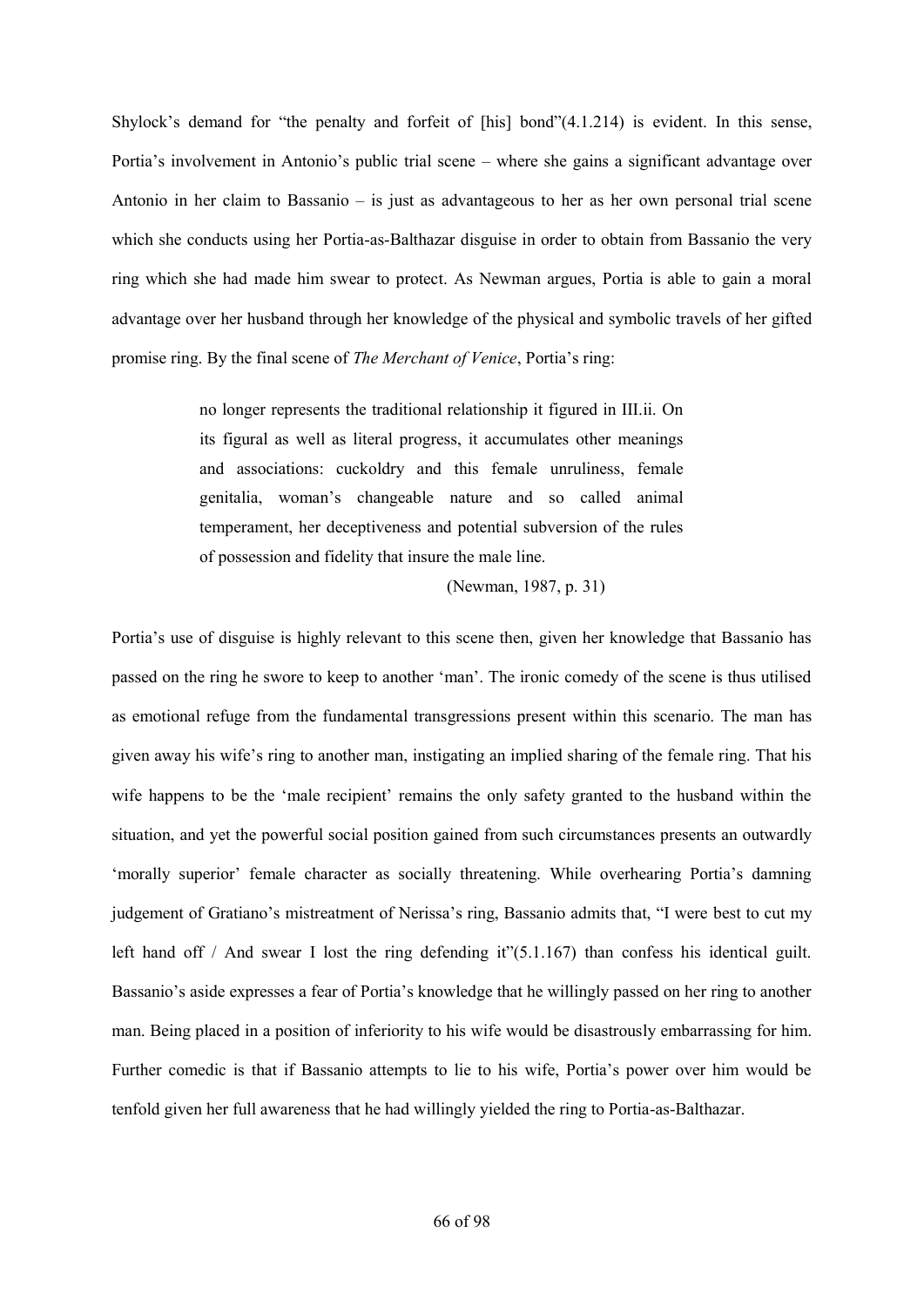Shylock's demand for "the penalty and forfeit of [his] bond"(4.1.214) is evident. In this sense, Portia's involvement in Antonio's public trial scene – where she gains a significant advantage over Antonio in her claim to Bassanio – is just as advantageous to her as her own personal trial scene which she conducts using her Portia-as-Balthazar disguise in order to obtain from Bassanio the very ring which she had made him swear to protect. As Newman argues, Portia is able to gain a moral advantage over her husband through her knowledge of the physical and symbolic travels of her gifted promise ring. By the final scene of *The Merchant of Venice*, Portia's ring:

> no longer represents the traditional relationship it figured in III.ii. On its figural as well as literal progress, it accumulates other meanings and associations: cuckoldry and this female unruliness, female genitalia, woman's changeable nature and so called animal temperament, her deceptiveness and potential subversion of the rules of possession and fidelity that insure the male line.
>
> (Newman, 1987, p. 31)

Portia's use of disguise is highly relevant to this scene then, given her knowledge that Bassanio has passed on the ring he swore to keep to another 'man'. The ironic comedy of the scene is thus utilised as emotional refuge from the fundamental transgressions present within this scenario. The man has given away his wife's ring to another man, instigating an implied sharing of the female ring. That his wife happens to be the 'male recipient' remains the only safety granted to the husband within the situation, and yet the powerful social position gained from such circumstances presents an outwardly 'morally superior' female character as socially threatening. While overhearing Portia's damning judgement of Gratiano's mistreatment of Nerissa's ring, Bassanio admits that, "I were best to cut my left hand off / And swear I lost the ring defending it"(5.1.167) than confess his identical guilt. Bassanio's aside expresses a fear of Portia's knowledge that he willingly passed on her ring to another man. Being placed in a position of inferiority to his wife would be disastrously embarrassing for him. Further comedic is that if Bassanio attempts to lie to his wife, Portia's power over him would be tenfold given her full awareness that he had willingly yielded the ring to Portia-as-Balthazar.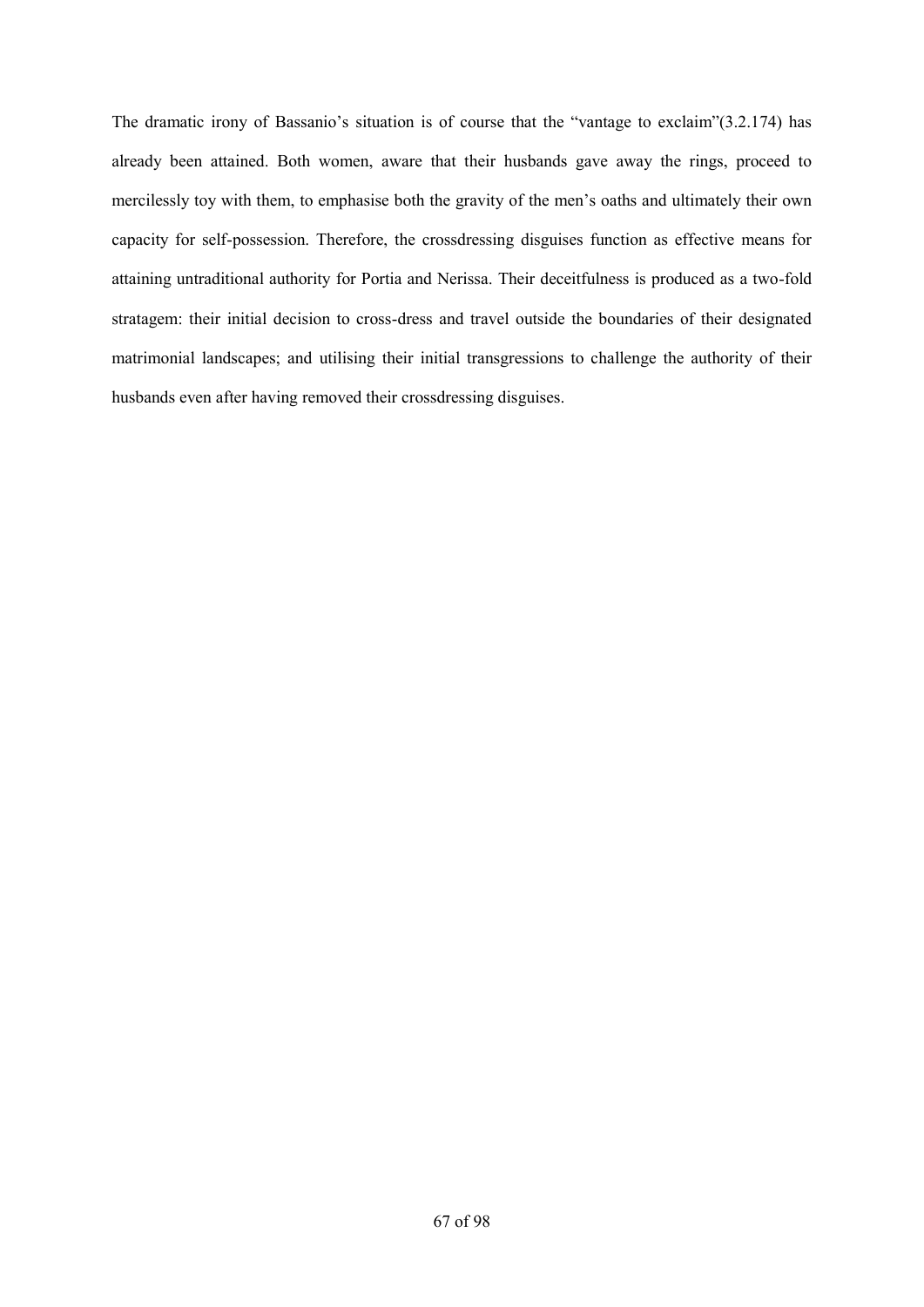The dramatic irony of Bassanio's situation is of course that the "vantage to exclaim"(3.2.174) has already been attained. Both women, aware that their husbands gave away the rings, proceed to mercilessly toy with them, to emphasise both the gravity of the men's oaths and ultimately their own capacity for self-possession. Therefore, the crossdressing disguises function as effective means for attaining untraditional authority for Portia and Nerissa. Their deceitfulness is produced as a two-fold stratagem: their initial decision to cross-dress and travel outside the boundaries of their designated matrimonial landscapes; and utilising their initial transgressions to challenge the authority of their husbands even after having removed their crossdressing disguises.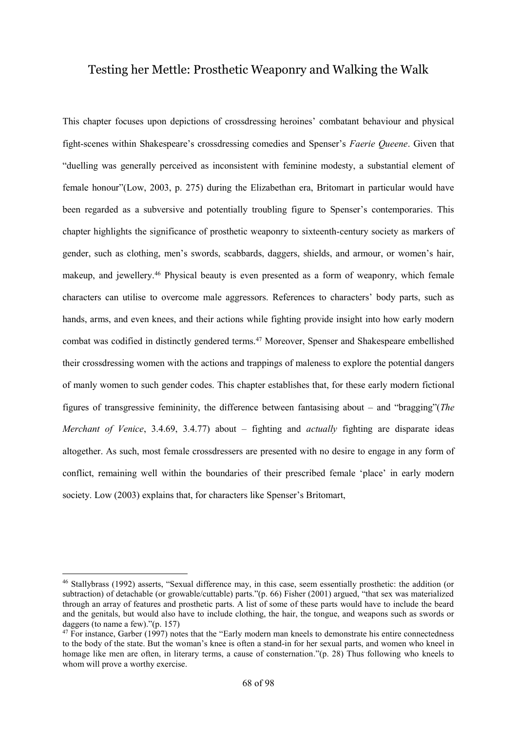# Testing her Mettle: Prosthetic Weaponry and Walking the Walk

This chapter focuses upon depictions of crossdressing heroines' combatant behaviour and physical fight-scenes within Shakespeare's crossdressing comedies and Spenser's *Faerie Queene*. Given that "duelling was generally perceived as inconsistent with feminine modesty, a substantial element of female honour"(Low, 2003, p. 275) during the Elizabethan era, Britomart in particular would have been regarded as a subversive and potentially troubling figure to Spenser's contemporaries. This chapter highlights the significance of prosthetic weaponry to sixteenth-century society as markers of gender, such as clothing, men's swords, scabbards, daggers, shields, and armour, or women's hair, makeup, and jewellery.[46] Physical beauty is even presented as a form of weaponry, which female characters can utilise to overcome male aggressors. References to characters' body parts, such as hands, arms, and even knees, and their actions while fighting provide insight into how early modern combat was codified in distinctly gendered terms.[47] Moreover, Spenser and Shakespeare embellished their crossdressing women with the actions and trappings of maleness to explore the potential dangers of manly women to such gender codes. This chapter establishes that, for these early modern fictional figures of transgressive femininity, the difference between fantasising about – and "bragging"(*The Merchant of Venice*, 3.4.69, 3.4.77) about – fighting and *actually* fighting are disparate ideas altogether. As such, most female crossdressers are presented with no desire to engage in any form of conflict, remaining well within the boundaries of their prescribed female 'place' in early modern society. Low (2003) explains that, for characters like Spenser's Britomart,

---

[46] Stallybrass (1992) asserts, "Sexual difference may, in this case, seem essentially prosthetic: the addition (or subtraction) of detachable (or growable/cuttable) parts."(p. 66) Fisher (2001) argued, "that sex was materialized through an array of features and prosthetic parts. A list of some of these parts would have to include the beard and the genitals, but would also have to include clothing, the hair, the tongue, and weapons such as swords or daggers (to name a few)."(p. 157)

[47] For instance, Garber (1997) notes that the "Early modern man kneels to demonstrate his entire connectedness to the body of the state. But the woman's knee is often a stand-in for her sexual parts, and women who kneel in homage like men are often, in literary terms, a cause of consternation."(p. 28) Thus following who kneels to whom will prove a worthy exercise.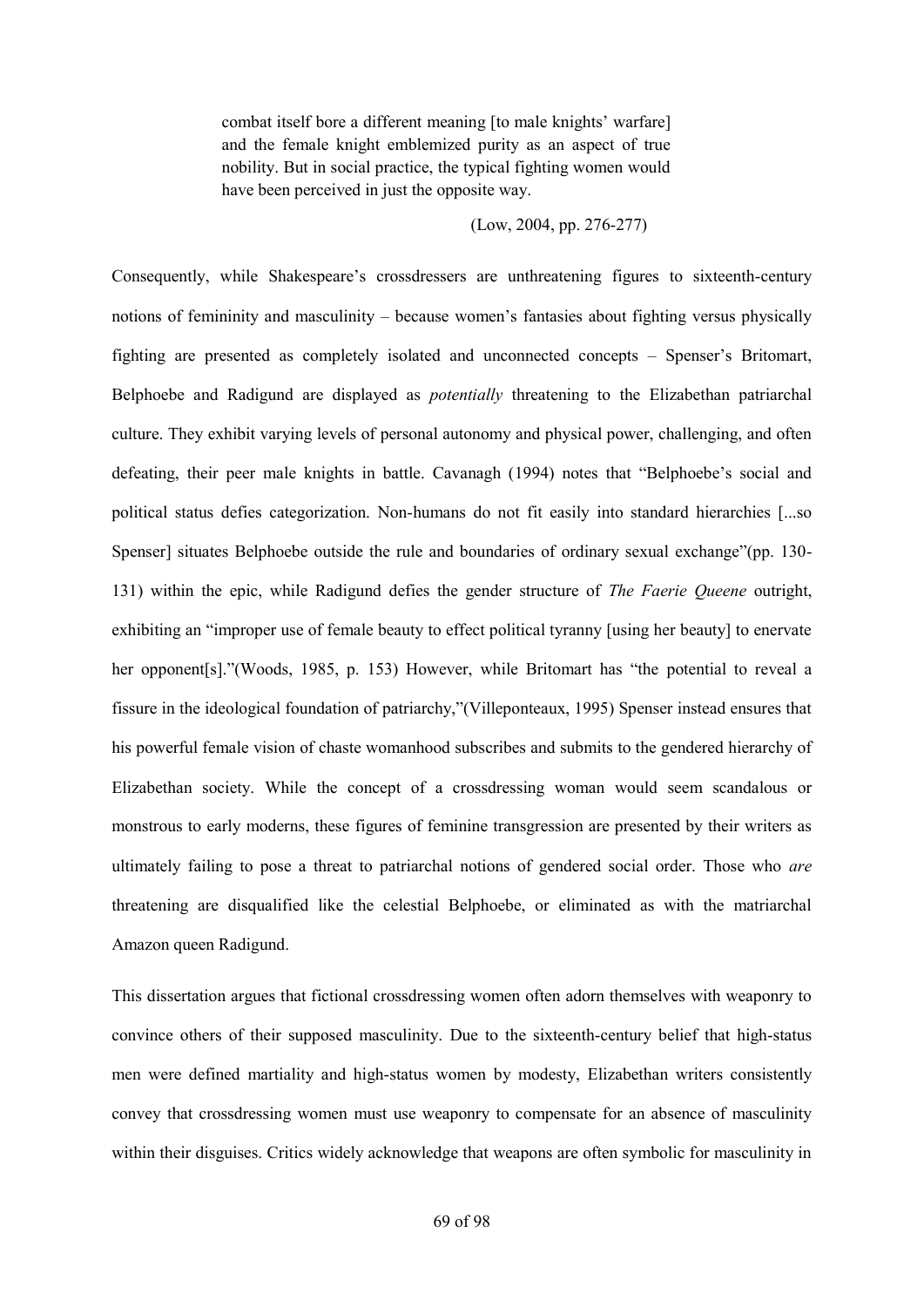> combat itself bore a different meaning [to male knights' warfare] and the female knight emblemized purity as an aspect of true nobility. But in social practice, the typical fighting women would have been perceived in just the opposite way.
>
> (Low, 2004, pp. 276-277)

Consequently, while Shakespeare's crossdressers are unthreatening figures to sixteenth-century notions of femininity and masculinity – because women's fantasies about fighting versus physically fighting are presented as completely isolated and unconnected concepts – Spenser's Britomart, Belphoebe and Radigund are displayed as *potentially* threatening to the Elizabethan patriarchal culture. They exhibit varying levels of personal autonomy and physical power, challenging, and often defeating, their peer male knights in battle. Cavanagh (1994) notes that "Belphoebe's social and political status defies categorization. Non-humans do not fit easily into standard hierarchies [...so Spenser] situates Belphoebe outside the rule and boundaries of ordinary sexual exchange"(pp. 130-131) within the epic, while Radigund defies the gender structure of *The Faerie Queene* outright, exhibiting an "improper use of female beauty to effect political tyranny [using her beauty] to enervate her opponent[s]."(Woods, 1985, p. 153) However, while Britomart has "the potential to reveal a fissure in the ideological foundation of patriarchy,"(Villeponteaux, 1995) Spenser instead ensures that his powerful female vision of chaste womanhood subscribes and submits to the gendered hierarchy of Elizabethan society. While the concept of a crossdressing woman would seem scandalous or monstrous to early moderns, these figures of feminine transgression are presented by their writers as ultimately failing to pose a threat to patriarchal notions of gendered social order. Those who *are* threatening are disqualified like the celestial Belphoebe, or eliminated as with the matriarchal Amazon queen Radigund.

This dissertation argues that fictional crossdressing women often adorn themselves with weaponry to convince others of their supposed masculinity. Due to the sixteenth-century belief that high-status men were defined martiality and high-status women by modesty, Elizabethan writers consistently convey that crossdressing women must use weaponry to compensate for an absence of masculinity within their disguises. Critics widely acknowledge that weapons are often symbolic for masculinity in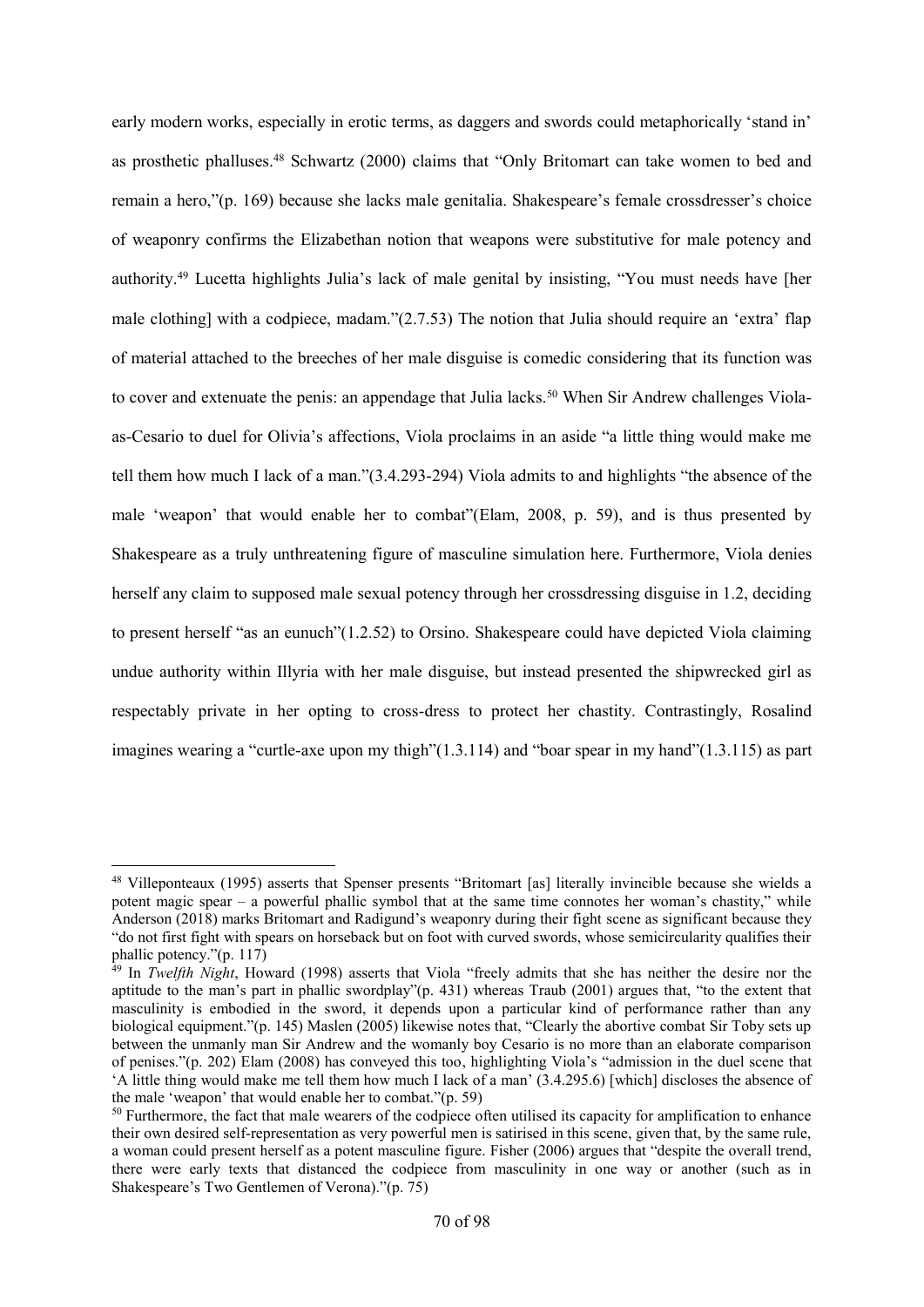early modern works, especially in erotic terms, as daggers and swords could metaphorically 'stand in' as prosthetic phalluses.[48] Schwartz (2000) claims that "Only Britomart can take women to bed and remain a hero,"(p. 169) because she lacks male genitalia. Shakespeare's female crossdresser's choice of weaponry confirms the Elizabethan notion that weapons were substitutive for male potency and authority.[49] Lucetta highlights Julia's lack of male genital by insisting, "You must needs have [her male clothing] with a codpiece, madam."(2.7.53) The notion that Julia should require an 'extra' flap of material attached to the breeches of her male disguise is comedic considering that its function was to cover and extenuate the penis: an appendage that Julia lacks.[50] When Sir Andrew challenges Viola-as-Cesario to duel for Olivia's affections, Viola proclaims in an aside "a little thing would make me tell them how much I lack of a man."(3.4.293-294) Viola admits to and highlights "the absence of the male 'weapon' that would enable her to combat"(Elam, 2008, p. 59), and is thus presented by Shakespeare as a truly unthreatening figure of masculine simulation here. Furthermore, Viola denies herself any claim to supposed male sexual potency through her crossdressing disguise in 1.2, deciding to present herself "as an eunuch"(1.2.52) to Orsino. Shakespeare could have depicted Viola claiming undue authority within Illyria with her male disguise, but instead presented the shipwrecked girl as respectably private in her opting to cross-dress to protect her chastity. Contrastingly, Rosalind imagines wearing a "curtle-axe upon my thigh"(1.3.114) and "boar spear in my hand"(1.3.115) as part

---

[48] Villeponteaux (1995) asserts that Spenser presents "Britomart [as] literally invincible because she wields a potent magic spear – a powerful phallic symbol that at the same time connotes her woman's chastity," while Anderson (2018) marks Britomart and Radigund's weaponry during their fight scene as significant because they "do not first fight with spears on horseback but on foot with curved swords, whose semicircularity qualifies their phallic potency."(p. 117)

[49] In *Twelfth Night*, Howard (1998) asserts that Viola "freely admits that she has neither the desire nor the aptitude to the man's part in phallic swordplay"(p. 431) whereas Traub (2001) argues that, "to the extent that masculinity is embodied in the sword, it depends upon a particular kind of performance rather than any biological equipment."(p. 145) Maslen (2005) likewise notes that, "Clearly the abortive combat Sir Toby sets up between the unmanly man Sir Andrew and the womanly boy Cesario is no more than an elaborate comparison of penises."(p. 202) Elam (2008) has conveyed this too, highlighting Viola's "admission in the duel scene that 'A little thing would make me tell them how much I lack of a man' (3.4.295.6) [which] discloses the absence of the male 'weapon' that would enable her to combat."(p. 59)

[50] Furthermore, the fact that male wearers of the codpiece often utilised its capacity for amplification to enhance their own desired self-representation as very powerful men is satirised in this scene, given that, by the same rule, a woman could present herself as a potent masculine figure. Fisher (2006) argues that "despite the overall trend, there were early texts that distanced the codpiece from masculinity in one way or another (such as in Shakespeare's Two Gentlemen of Verona)."(p. 75)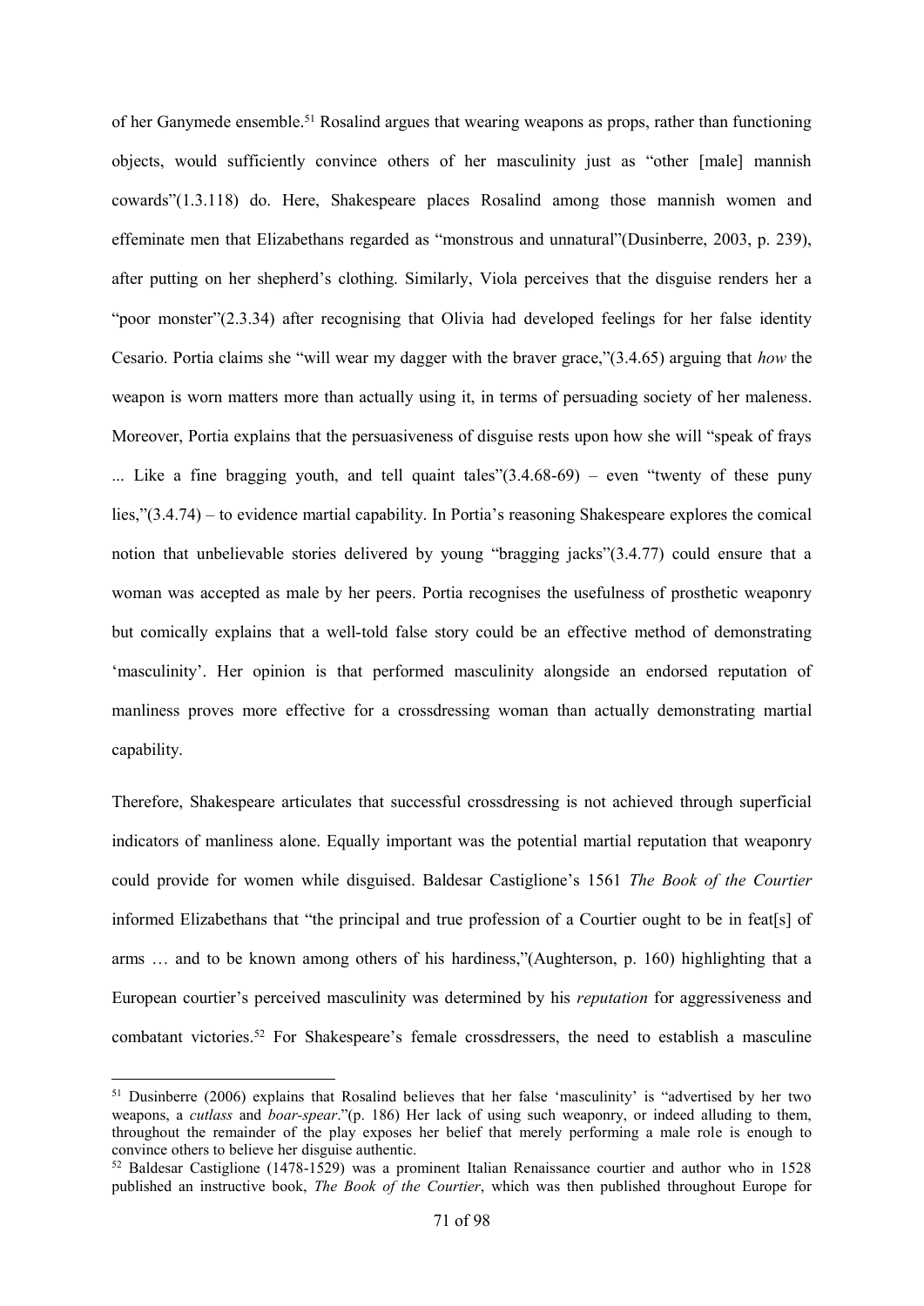of her Ganymede ensemble.[51] Rosalind argues that wearing weapons as props, rather than functioning objects, would sufficiently convince others of her masculinity just as "other [male] mannish cowards"(1.3.118) do. Here, Shakespeare places Rosalind among those mannish women and effeminate men that Elizabethans regarded as "monstrous and unnatural"(Dusinberre, 2003, p. 239), after putting on her shepherd's clothing. Similarly, Viola perceives that the disguise renders her a "poor monster"(2.3.34) after recognising that Olivia had developed feelings for her false identity Cesario. Portia claims she "will wear my dagger with the braver grace,"(3.4.65) arguing that *how* the weapon is worn matters more than actually using it, in terms of persuading society of her maleness. Moreover, Portia explains that the persuasiveness of disguise rests upon how she will "speak of frays ... Like a fine bragging youth, and tell quaint tales"(3.4.68-69) – even "twenty of these puny lies,"(3.4.74) – to evidence martial capability. In Portia's reasoning Shakespeare explores the comical notion that unbelievable stories delivered by young "bragging jacks"(3.4.77) could ensure that a woman was accepted as male by her peers. Portia recognises the usefulness of prosthetic weaponry but comically explains that a well-told false story could be an effective method of demonstrating 'masculinity'. Her opinion is that performed masculinity alongside an endorsed reputation of manliness proves more effective for a crossdressing woman than actually demonstrating martial capability.

Therefore, Shakespeare articulates that successful crossdressing is not achieved through superficial indicators of manliness alone. Equally important was the potential martial reputation that weaponry could provide for women while disguised. Baldesar Castiglione's 1561 *The Book of the Courtier* informed Elizabethans that "the principal and true profession of a Courtier ought to be in feat[s] of arms … and to be known among others of his hardiness,"(Aughterson, p. 160) highlighting that a European courtier's perceived masculinity was determined by his *reputation* for aggressiveness and combatant victories.[52] For Shakespeare's female crossdressers, the need to establish a masculine

---

[51] Dusinberre (2006) explains that Rosalind believes that her false 'masculinity' is "advertised by her two weapons, a *cutlass* and *boar-spear*."(p. 186) Her lack of using such weaponry, or indeed alluding to them, throughout the remainder of the play exposes her belief that merely performing a male role is enough to convince others to believe her disguise authentic.

[52] Baldesar Castiglione (1478-1529) was a prominent Italian Renaissance courtier and author who in 1528 published an instructive book, *The Book of the Courtier*, which was then published throughout Europe for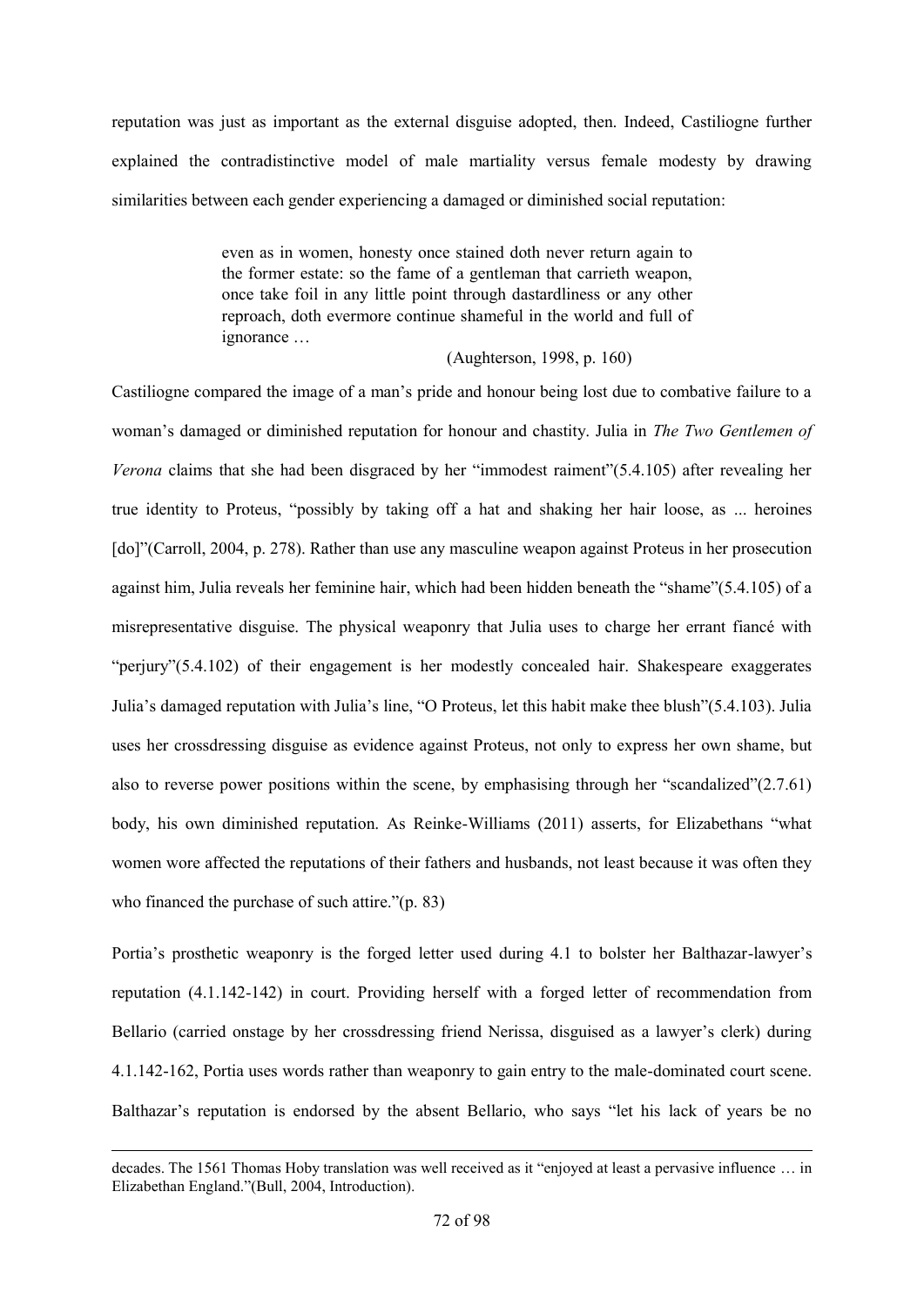reputation was just as important as the external disguise adopted, then. Indeed, Castiliogne further explained the contradistinctive model of male martiality versus female modesty by drawing similarities between each gender experiencing a damaged or diminished social reputation:

> even as in women, honesty once stained doth never return again to the former estate: so the fame of a gentleman that carrieth weapon, once take foil in any little point through dastardliness or any other reproach, doth evermore continue shameful in the world and full of ignorance …
>
> (Aughterson, 1998, p. 160)

Castiliogne compared the image of a man's pride and honour being lost due to combative failure to a woman's damaged or diminished reputation for honour and chastity. Julia in *The Two Gentlemen of Verona* claims that she had been disgraced by her "immodest raiment"(5.4.105) after revealing her true identity to Proteus, "possibly by taking off a hat and shaking her hair loose, as ... heroines [do]"(Carroll, 2004, p. 278). Rather than use any masculine weapon against Proteus in her prosecution against him, Julia reveals her feminine hair, which had been hidden beneath the "shame"(5.4.105) of a misrepresentative disguise. The physical weaponry that Julia uses to charge her errant fiancé with "perjury"(5.4.102) of their engagement is her modestly concealed hair. Shakespeare exaggerates Julia's damaged reputation with Julia's line, "O Proteus, let this habit make thee blush"(5.4.103). Julia uses her crossdressing disguise as evidence against Proteus, not only to express her own shame, but also to reverse power positions within the scene, by emphasising through her "scandalized"(2.7.61) body, his own diminished reputation. As Reinke-Williams (2011) asserts, for Elizabethans "what women wore affected the reputations of their fathers and husbands, not least because it was often they who financed the purchase of such attire."(p. 83)

Portia's prosthetic weaponry is the forged letter used during 4.1 to bolster her Balthazar-lawyer's reputation (4.1.142-142) in court. Providing herself with a forged letter of recommendation from Bellario (carried onstage by her crossdressing friend Nerissa, disguised as a lawyer's clerk) during 4.1.142-162, Portia uses words rather than weaponry to gain entry to the male-dominated court scene. Balthazar's reputation is endorsed by the absent Bellario, who says "let his lack of years be no

---

decades. The 1561 Thomas Hoby translation was well received as it "enjoyed at least a pervasive influence … in Elizabethan England."(Bull, 2004, Introduction).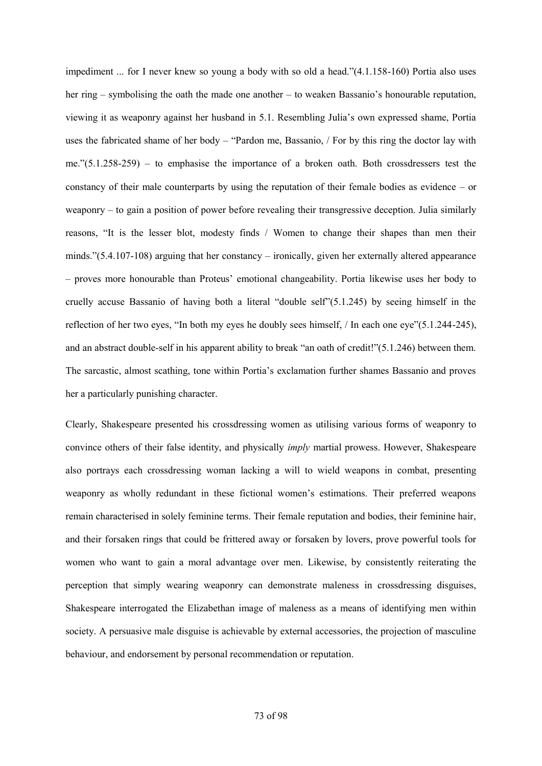impediment ... for I never knew so young a body with so old a head."(4.1.158-160) Portia also uses her ring – symbolising the oath the made one another – to weaken Bassanio's honourable reputation, viewing it as weaponry against her husband in 5.1. Resembling Julia's own expressed shame, Portia uses the fabricated shame of her body – "Pardon me, Bassanio, / For by this ring the doctor lay with me."(5.1.258-259) – to emphasise the importance of a broken oath. Both crossdressers test the constancy of their male counterparts by using the reputation of their female bodies as evidence – or weaponry – to gain a position of power before revealing their transgressive deception. Julia similarly reasons, "It is the lesser blot, modesty finds / Women to change their shapes than men their minds."(5.4.107-108) arguing that her constancy – ironically, given her externally altered appearance – proves more honourable than Proteus' emotional changeability. Portia likewise uses her body to cruelly accuse Bassanio of having both a literal "double self"(5.1.245) by seeing himself in the reflection of her two eyes, "In both my eyes he doubly sees himself, / In each one eye"(5.1.244-245), and an abstract double-self in his apparent ability to break "an oath of credit!"(5.1.246) between them. The sarcastic, almost scathing, tone within Portia's exclamation further shames Bassanio and proves her a particularly punishing character.

Clearly, Shakespeare presented his crossdressing women as utilising various forms of weaponry to convince others of their false identity, and physically *imply* martial prowess. However, Shakespeare also portrays each crossdressing woman lacking a will to wield weapons in combat, presenting weaponry as wholly redundant in these fictional women's estimations. Their preferred weapons remain characterised in solely feminine terms. Their female reputation and bodies, their feminine hair, and their forsaken rings that could be frittered away or forsaken by lovers, prove powerful tools for women who want to gain a moral advantage over men. Likewise, by consistently reiterating the perception that simply wearing weaponry can demonstrate maleness in crossdressing disguises, Shakespeare interrogated the Elizabethan image of maleness as a means of identifying men within society. A persuasive male disguise is achievable by external accessories, the projection of masculine behaviour, and endorsement by personal recommendation or reputation.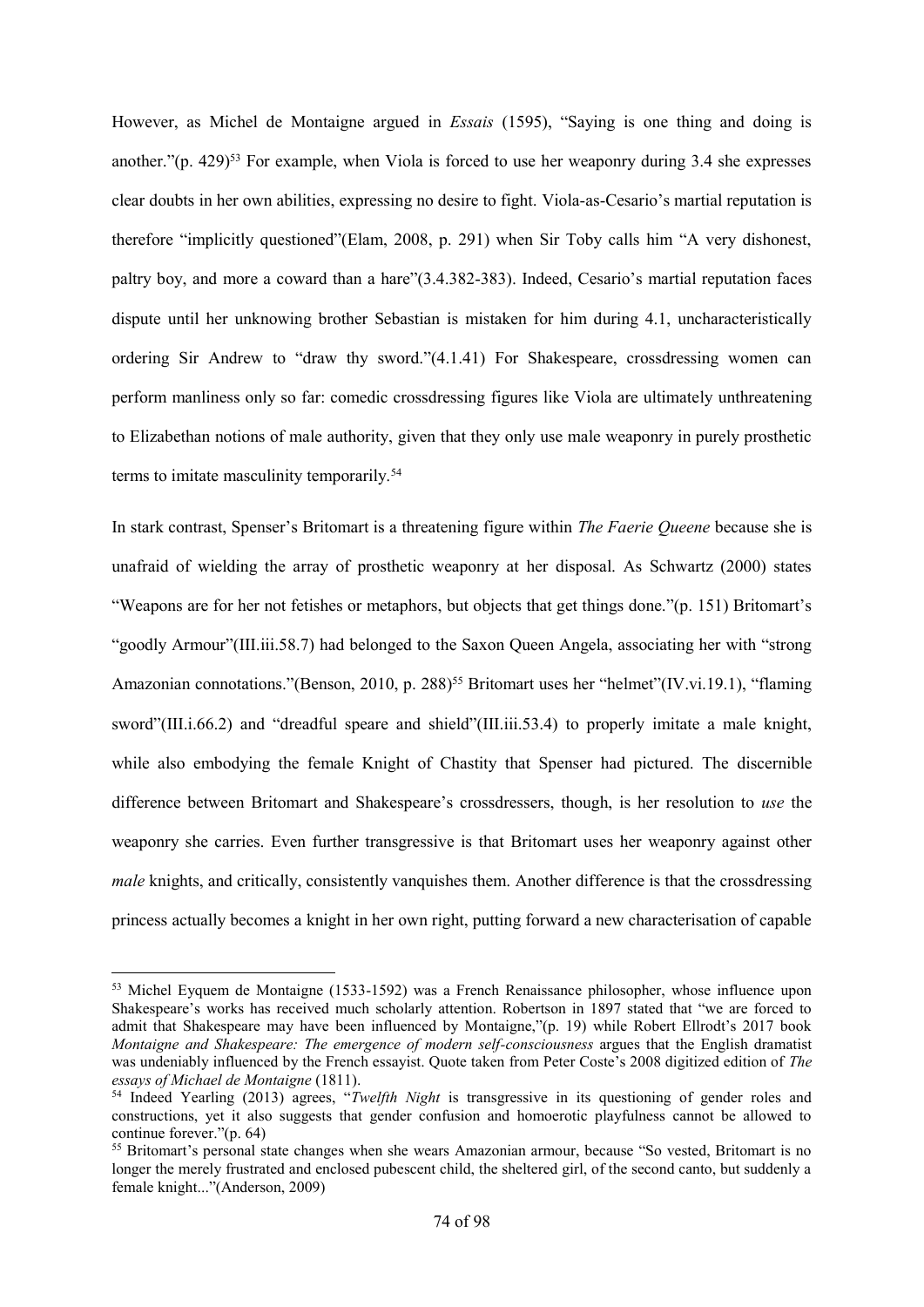However, as Michel de Montaigne argued in *Essais* (1595), "Saying is one thing and doing is another."(p. 429)[53] For example, when Viola is forced to use her weaponry during 3.4 she expresses clear doubts in her own abilities, expressing no desire to fight. Viola-as-Cesario's martial reputation is therefore "implicitly questioned"(Elam, 2008, p. 291) when Sir Toby calls him "A very dishonest, paltry boy, and more a coward than a hare"(3.4.382-383). Indeed, Cesario's martial reputation faces dispute until her unknowing brother Sebastian is mistaken for him during 4.1, uncharacteristically ordering Sir Andrew to "draw thy sword."(4.1.41) For Shakespeare, crossdressing women can perform manliness only so far: comedic crossdressing figures like Viola are ultimately unthreatening to Elizabethan notions of male authority, given that they only use male weaponry in purely prosthetic terms to imitate masculinity temporarily.[54]

In stark contrast, Spenser's Britomart is a threatening figure within *The Faerie Queene* because she is unafraid of wielding the array of prosthetic weaponry at her disposal. As Schwartz (2000) states "Weapons are for her not fetishes or metaphors, but objects that get things done."(p. 151) Britomart's "goodly Armour"(III.iii.58.7) had belonged to the Saxon Queen Angela, associating her with "strong Amazonian connotations."(Benson, 2010, p. 288)[55] Britomart uses her "helmet"(IV.vi.19.1), "flaming sword"(III.i.66.2) and "dreadful speare and shield"(III.iii.53.4) to properly imitate a male knight, while also embodying the female Knight of Chastity that Spenser had pictured. The discernible difference between Britomart and Shakespeare's crossdressers, though, is her resolution to *use* the weaponry she carries. Even further transgressive is that Britomart uses her weaponry against other *male* knights, and critically, consistently vanquishes them. Another difference is that the crossdressing princess actually becomes a knight in her own right, putting forward a new characterisation of capable

---

[53] Michel Eyquem de Montaigne (1533-1592) was a French Renaissance philosopher, whose influence upon Shakespeare's works has received much scholarly attention. Robertson in 1897 stated that "we are forced to admit that Shakespeare may have been influenced by Montaigne,"(p. 19) while Robert Ellrodt's 2017 book *Montaigne and Shakespeare: The emergence of modern self-consciousness* argues that the English dramatist was undeniably influenced by the French essayist. Quote taken from Peter Coste's 2008 digitized edition of *The essays of Michael de Montaigne* (1811).

[54] Indeed Yearling (2013) agrees, "*Twelfth Night* is transgressive in its questioning of gender roles and constructions, yet it also suggests that gender confusion and homoerotic playfulness cannot be allowed to continue forever."(p. 64)

[55] Britomart's personal state changes when she wears Amazonian armour, because "So vested, Britomart is no longer the merely frustrated and enclosed pubescent child, the sheltered girl, of the second canto, but suddenly a female knight..."(Anderson, 2009)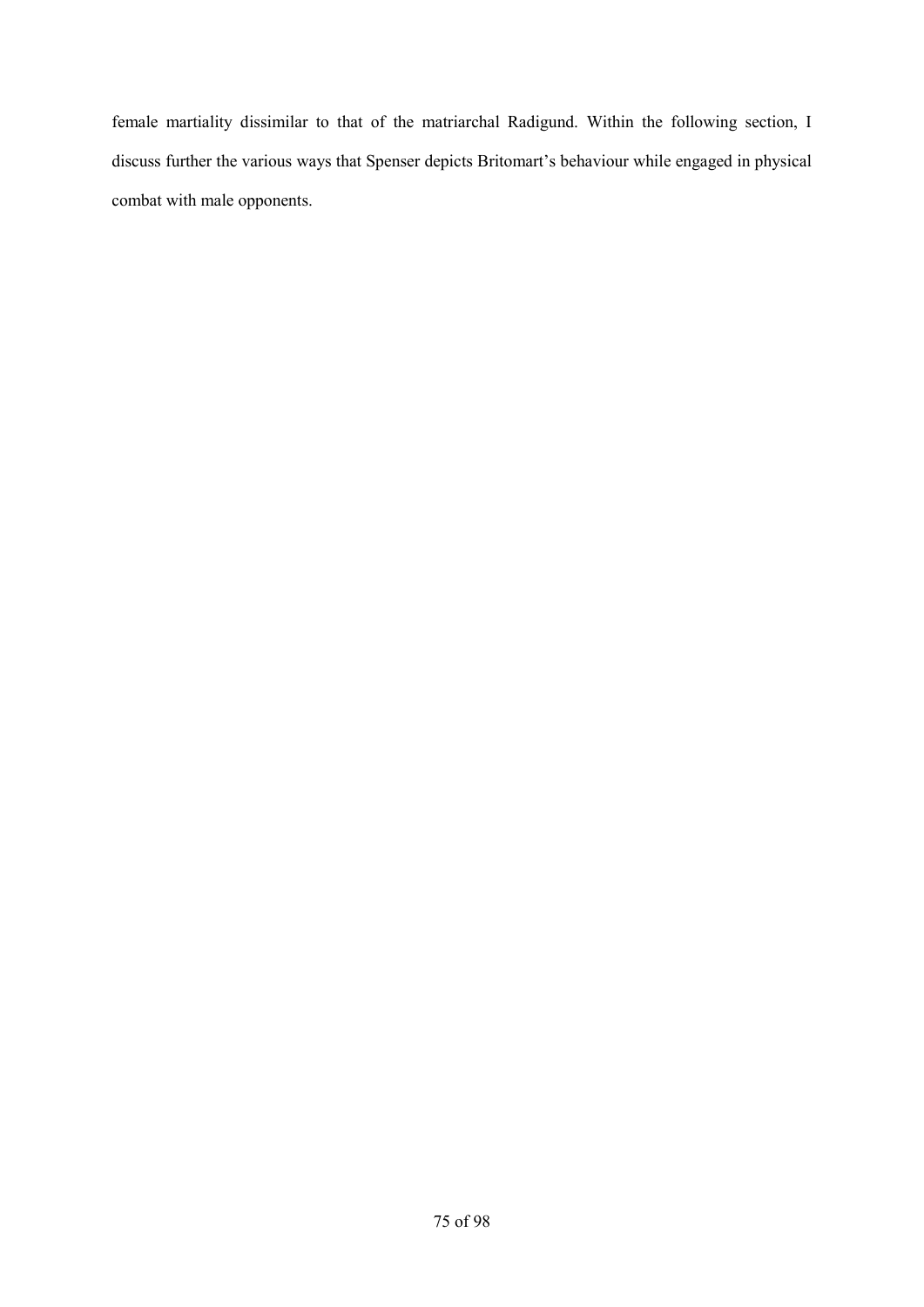female martiality dissimilar to that of the matriarchal Radigund. Within the following section, I discuss further the various ways that Spenser depicts Britomart's behaviour while engaged in physical combat with male opponents.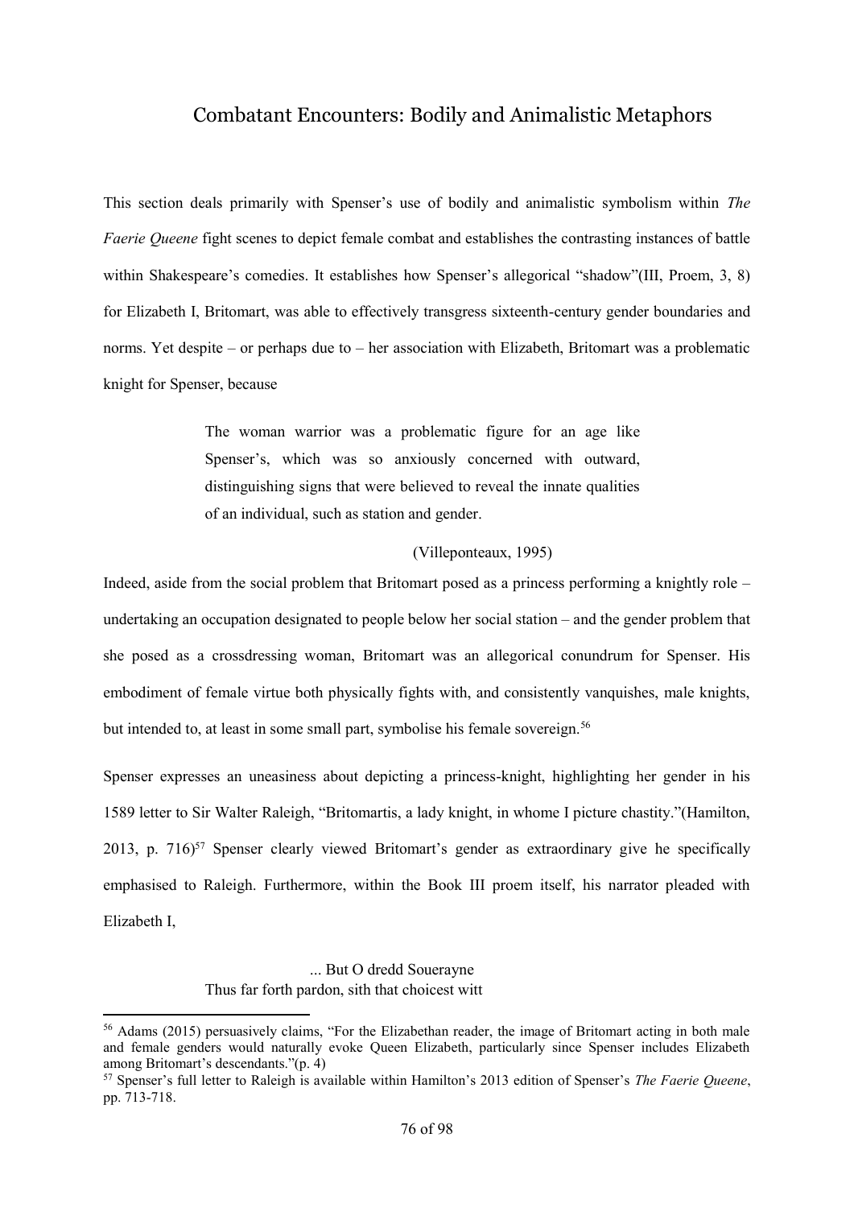## Combatant Encounters: Bodily and Animalistic Metaphors

This section deals primarily with Spenser's use of bodily and animalistic symbolism within *The Faerie Queene* fight scenes to depict female combat and establishes the contrasting instances of battle within Shakespeare's comedies. It establishes how Spenser's allegorical "shadow"(III, Proem, 3, 8) for Elizabeth I, Britomart, was able to effectively transgress sixteenth-century gender boundaries and norms. Yet despite – or perhaps due to – her association with Elizabeth, Britomart was a problematic knight for Spenser, because

> The woman warrior was a problematic figure for an age like Spenser's, which was so anxiously concerned with outward, distinguishing signs that were believed to reveal the innate qualities of an individual, such as station and gender.
>
> (Villeponteaux, 1995)

Indeed, aside from the social problem that Britomart posed as a princess performing a knightly role – undertaking an occupation designated to people below her social station – and the gender problem that she posed as a crossdressing woman, Britomart was an allegorical conundrum for Spenser. His embodiment of female virtue both physically fights with, and consistently vanquishes, male knights, but intended to, at least in some small part, symbolise his female sovereign.[56]

Spenser expresses an uneasiness about depicting a princess-knight, highlighting her gender in his 1589 letter to Sir Walter Raleigh, "Britomartis, a lady knight, in whome I picture chastity."(Hamilton, 2013, p. 716)[57] Spenser clearly viewed Britomart's gender as extraordinary give he specifically emphasised to Raleigh. Furthermore, within the Book III proem itself, his narrator pleaded with Elizabeth I,

> ... But O dredd Souerayne
> Thus far forth pardon, sith that choicest witt

[56] Adams (2015) persuasively claims, "For the Elizabethan reader, the image of Britomart acting in both male and female genders would naturally evoke Queen Elizabeth, particularly since Spenser includes Elizabeth among Britomart's descendants."(p. 4)

[57] Spenser's full letter to Raleigh is available within Hamilton's 2013 edition of Spenser's *The Faerie Queene*, pp. 713-718.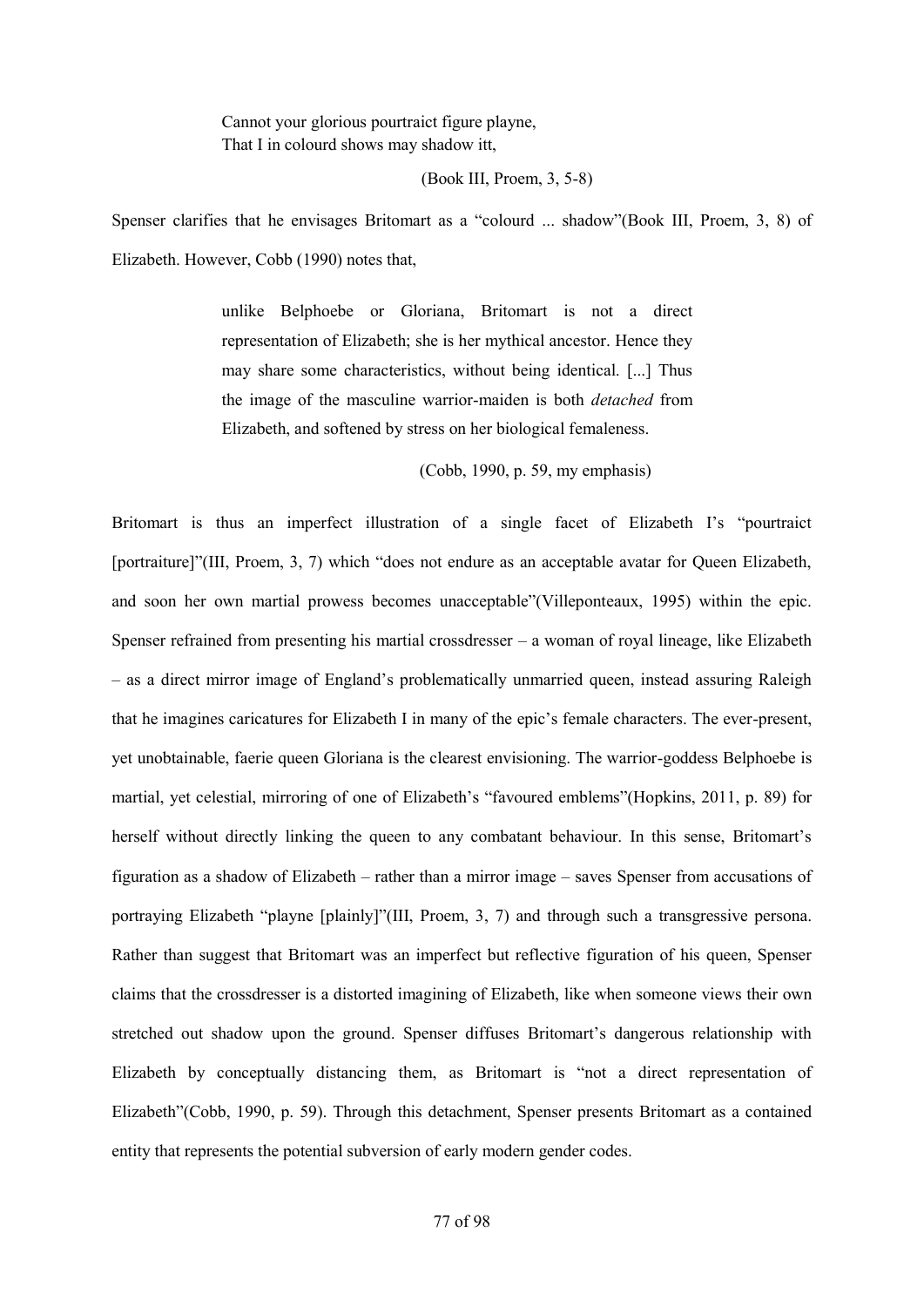Cannot your glorious pourtraict figure playne,
That I in colourd shows may shadow itt,

(Book III, Proem, 3, 5-8)

Spenser clarifies that he envisages Britomart as a "colourd ... shadow"(Book III, Proem, 3, 8) of Elizabeth. However, Cobb (1990) notes that,

> unlike Belphoebe or Gloriana, Britomart is not a direct representation of Elizabeth; she is her mythical ancestor. Hence they may share some characteristics, without being identical. [...] Thus the image of the masculine warrior-maiden is both *detached* from Elizabeth, and softened by stress on her biological femaleness.
>
> (Cobb, 1990, p. 59, my emphasis)

Britomart is thus an imperfect illustration of a single facet of Elizabeth I's "pourtraict [portraiture]"(III, Proem, 3, 7) which "does not endure as an acceptable avatar for Queen Elizabeth, and soon her own martial prowess becomes unacceptable"(Villeponteaux, 1995) within the epic. Spenser refrained from presenting his martial crossdresser – a woman of royal lineage, like Elizabeth – as a direct mirror image of England's problematically unmarried queen, instead assuring Raleigh that he imagines caricatures for Elizabeth I in many of the epic's female characters. The ever-present, yet unobtainable, faerie queen Gloriana is the clearest envisioning. The warrior-goddess Belphoebe is martial, yet celestial, mirroring of one of Elizabeth's "favoured emblems"(Hopkins, 2011, p. 89) for herself without directly linking the queen to any combatant behaviour. In this sense, Britomart's figuration as a shadow of Elizabeth – rather than a mirror image – saves Spenser from accusations of portraying Elizabeth "playne [plainly]"(III, Proem, 3, 7) and through such a transgressive persona. Rather than suggest that Britomart was an imperfect but reflective figuration of his queen, Spenser claims that the crossdresser is a distorted imagining of Elizabeth, like when someone views their own stretched out shadow upon the ground. Spenser diffuses Britomart's dangerous relationship with Elizabeth by conceptually distancing them, as Britomart is "not a direct representation of Elizabeth"(Cobb, 1990, p. 59). Through this detachment, Spenser presents Britomart as a contained entity that represents the potential subversion of early modern gender codes.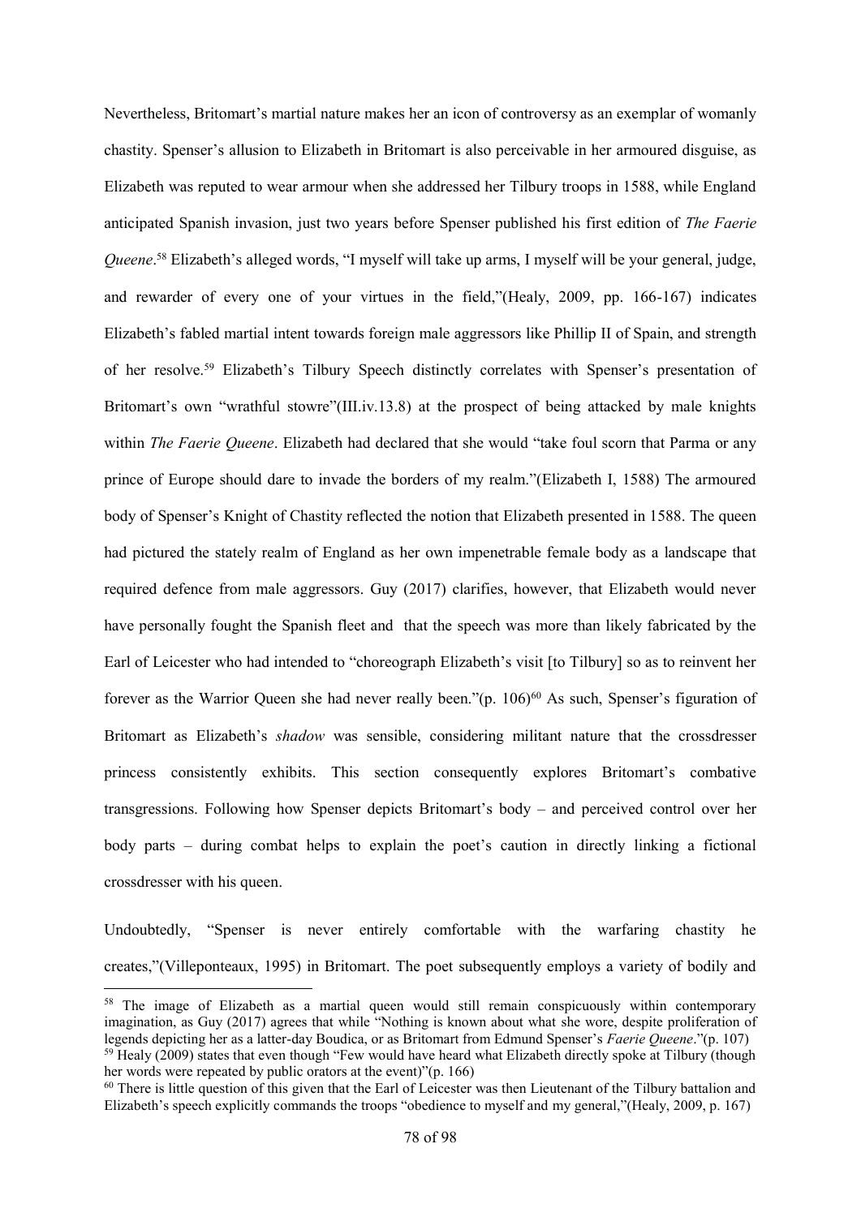Nevertheless, Britomart's martial nature makes her an icon of controversy as an exemplar of womanly chastity. Spenser's allusion to Elizabeth in Britomart is also perceivable in her armoured disguise, as Elizabeth was reputed to wear armour when she addressed her Tilbury troops in 1588, while England anticipated Spanish invasion, just two years before Spenser published his first edition of *The Faerie Queene*.[58] Elizabeth's alleged words, "I myself will take up arms, I myself will be your general, judge, and rewarder of every one of your virtues in the field,"(Healy, 2009, pp. 166-167) indicates Elizabeth's fabled martial intent towards foreign male aggressors like Phillip II of Spain, and strength of her resolve.[59] Elizabeth's Tilbury Speech distinctly correlates with Spenser's presentation of Britomart's own "wrathful stowre"(III.iv.13.8) at the prospect of being attacked by male knights within *The Faerie Queene*. Elizabeth had declared that she would "take foul scorn that Parma or any prince of Europe should dare to invade the borders of my realm."(Elizabeth I, 1588) The armoured body of Spenser's Knight of Chastity reflected the notion that Elizabeth presented in 1588. The queen had pictured the stately realm of England as her own impenetrable female body as a landscape that required defence from male aggressors. Guy (2017) clarifies, however, that Elizabeth would never have personally fought the Spanish fleet and that the speech was more than likely fabricated by the Earl of Leicester who had intended to "choreograph Elizabeth's visit [to Tilbury] so as to reinvent her forever as the Warrior Queen she had never really been."(p. 106)[60] As such, Spenser's figuration of Britomart as Elizabeth's *shadow* was sensible, considering militant nature that the crossdresser princess consistently exhibits. This section consequently explores Britomart's combative transgressions. Following how Spenser depicts Britomart's body – and perceived control over her body parts – during combat helps to explain the poet's caution in directly linking a fictional crossdresser with his queen.

Undoubtedly, "Spenser is never entirely comfortable with the warfaring chastity he creates,"(Villeponteaux, 1995) in Britomart. The poet subsequently employs a variety of bodily and

---

[58] The image of Elizabeth as a martial queen would still remain conspicuously within contemporary imagination, as Guy (2017) agrees that while "Nothing is known about what she wore, despite proliferation of legends depicting her as a latter-day Boudica, or as Britomart from Edmund Spenser's *Faerie Queene*."(p. 107)

[59] Healy (2009) states that even though "Few would have heard what Elizabeth directly spoke at Tilbury (though her words were repeated by public orators at the event)"(p. 166)

[60] There is little question of this given that the Earl of Leicester was then Lieutenant of the Tilbury battalion and Elizabeth's speech explicitly commands the troops "obedience to myself and my general,"(Healy, 2009, p. 167)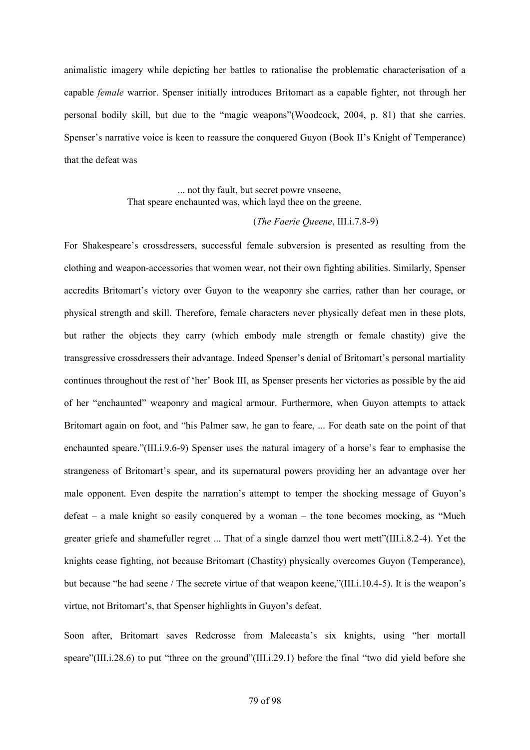animalistic imagery while depicting her battles to rationalise the problematic characterisation of a capable *female* warrior. Spenser initially introduces Britomart as a capable fighter, not through her personal bodily skill, but due to the "magic weapons"(Woodcock, 2004, p. 81) that she carries. Spenser's narrative voice is keen to reassure the conquered Guyon (Book II's Knight of Temperance) that the defeat was

> ... not thy fault, but secret powre vnseene,
> That speare enchaunted was, which layd thee on the greene.
>
> (*The Faerie Queene*, III.i.7.8-9)

For Shakespeare's crossdressers, successful female subversion is presented as resulting from the clothing and weapon-accessories that women wear, not their own fighting abilities. Similarly, Spenser accredits Britomart's victory over Guyon to the weaponry she carries, rather than her courage, or physical strength and skill. Therefore, female characters never physically defeat men in these plots, but rather the objects they carry (which embody male strength or female chastity) give the transgressive crossdressers their advantage. Indeed Spenser's denial of Britomart's personal martiality continues throughout the rest of 'her' Book III, as Spenser presents her victories as possible by the aid of her "enchaunted" weaponry and magical armour. Furthermore, when Guyon attempts to attack Britomart again on foot, and "his Palmer saw, he gan to feare, ... For death sate on the point of that enchaunted speare."(III.i.9.6-9) Spenser uses the natural imagery of a horse's fear to emphasise the strangeness of Britomart's spear, and its supernatural powers providing her an advantage over her male opponent. Even despite the narration's attempt to temper the shocking message of Guyon's defeat – a male knight so easily conquered by a woman – the tone becomes mocking, as "Much greater griefe and shamefuller regret ... That of a single damzel thou wert mett"(III.i.8.2-4). Yet the knights cease fighting, not because Britomart (Chastity) physically overcomes Guyon (Temperance), but because "he had seene / The secrete virtue of that weapon keene,"(III.i.10.4-5). It is the weapon's virtue, not Britomart's, that Spenser highlights in Guyon's defeat.

Soon after, Britomart saves Redcrosse from Malecasta's six knights, using "her mortall speare"(III.i.28.6) to put "three on the ground"(III.i.29.1) before the final "two did yield before she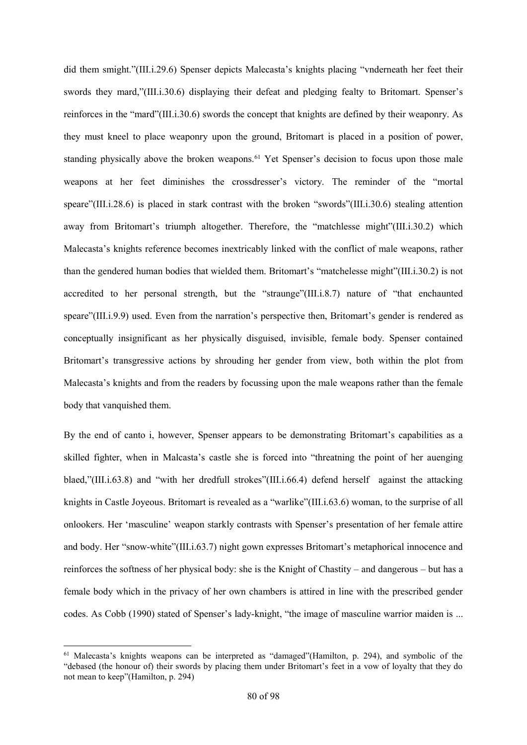did them smight."(III.i.29.6) Spenser depicts Malecasta's knights placing "vnderneath her feet their swords they mard,"(III.i.30.6) displaying their defeat and pledging fealty to Britomart. Spenser's reinforces in the "mard"(III.i.30.6) swords the concept that knights are defined by their weaponry. As they must kneel to place weaponry upon the ground, Britomart is placed in a position of power, standing physically above the broken weapons.[61] Yet Spenser's decision to focus upon those male weapons at her feet diminishes the crossdresser's victory. The reminder of the "mortal speare"(III.i.28.6) is placed in stark contrast with the broken "swords"(III.i.30.6) stealing attention away from Britomart's triumph altogether. Therefore, the "matchlesse might"(III.i.30.2) which Malecasta's knights reference becomes inextricably linked with the conflict of male weapons, rather than the gendered human bodies that wielded them. Britomart's "matchelesse might"(III.i.30.2) is not accredited to her personal strength, but the "straunge"(III.i.8.7) nature of "that enchaunted speare"(III.i.9.9) used. Even from the narration's perspective then, Britomart's gender is rendered as conceptually insignificant as her physically disguised, invisible, female body. Spenser contained Britomart's transgressive actions by shrouding her gender from view, both within the plot from Malecasta's knights and from the readers by focussing upon the male weapons rather than the female body that vanquished them.

By the end of canto i, however, Spenser appears to be demonstrating Britomart's capabilities as a skilled fighter, when in Malcasta's castle she is forced into "threatning the point of her auenging blaed,"(III.i.63.8) and "with her dredfull strokes"(III.i.66.4) defend herself against the attacking knights in Castle Joyeous. Britomart is revealed as a "warlike"(III.i.63.6) woman, to the surprise of all onlookers. Her 'masculine' weapon starkly contrasts with Spenser's presentation of her female attire and body. Her "snow-white"(III.i.63.7) night gown expresses Britomart's metaphorical innocence and reinforces the softness of her physical body: she is the Knight of Chastity – and dangerous – but has a female body which in the privacy of her own chambers is attired in line with the prescribed gender codes. As Cobb (1990) stated of Spenser's lady-knight, "the image of masculine warrior maiden is ...

[61] Malecasta's knights weapons can be interpreted as "damaged"(Hamilton, p. 294), and symbolic of the "debased (the honour of) their swords by placing them under Britomart's feet in a vow of loyalty that they do not mean to keep"(Hamilton, p. 294)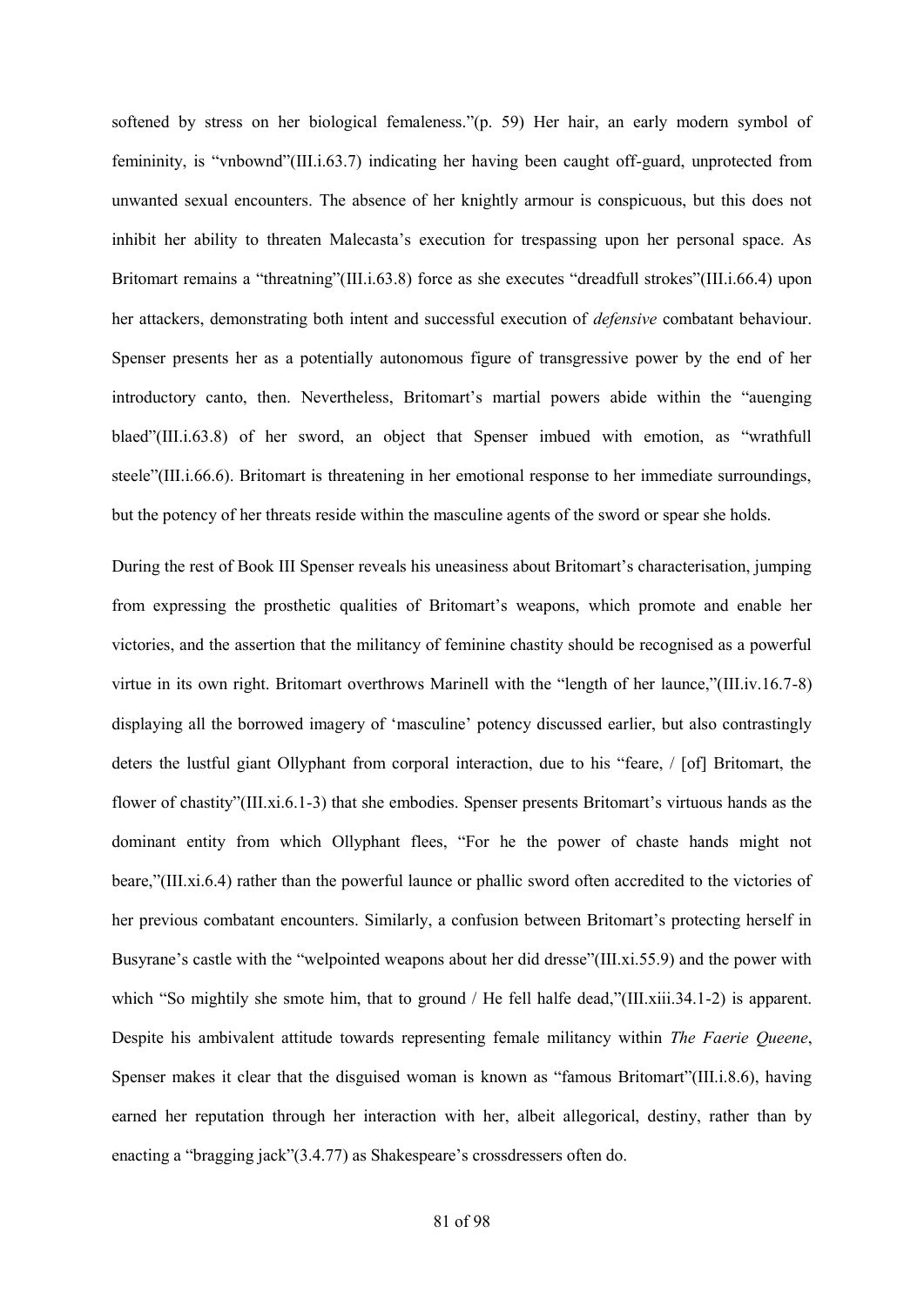softened by stress on her biological femaleness."(p. 59) Her hair, an early modern symbol of femininity, is "vnbownd"(III.i.63.7) indicating her having been caught off-guard, unprotected from unwanted sexual encounters. The absence of her knightly armour is conspicuous, but this does not inhibit her ability to threaten Malecasta's execution for trespassing upon her personal space. As Britomart remains a "threatning"(III.i.63.8) force as she executes "dreadfull strokes"(III.i.66.4) upon her attackers, demonstrating both intent and successful execution of *defensive* combatant behaviour. Spenser presents her as a potentially autonomous figure of transgressive power by the end of her introductory canto, then. Nevertheless, Britomart's martial powers abide within the "auenging blaed"(III.i.63.8) of her sword, an object that Spenser imbued with emotion, as "wrathfull steele"(III.i.66.6). Britomart is threatening in her emotional response to her immediate surroundings, but the potency of her threats reside within the masculine agents of the sword or spear she holds.

During the rest of Book III Spenser reveals his uneasiness about Britomart's characterisation, jumping from expressing the prosthetic qualities of Britomart's weapons, which promote and enable her victories, and the assertion that the militancy of feminine chastity should be recognised as a powerful virtue in its own right. Britomart overthrows Marinell with the "length of her launce,"(III.iv.16.7-8) displaying all the borrowed imagery of 'masculine' potency discussed earlier, but also contrastingly deters the lustful giant Ollyphant from corporal interaction, due to his "feare, / [of] Britomart, the flower of chastity"(III.xi.6.1-3) that she embodies. Spenser presents Britomart's virtuous hands as the dominant entity from which Ollyphant flees, "For he the power of chaste hands might not beare,"(III.xi.6.4) rather than the powerful launce or phallic sword often accredited to the victories of her previous combatant encounters. Similarly, a confusion between Britomart's protecting herself in Busyrane's castle with the "welpointed weapons about her did dresse"(III.xi.55.9) and the power with which "So mightily she smote him, that to ground / He fell halfe dead,"(III.xiii.34.1-2) is apparent. Despite his ambivalent attitude towards representing female militancy within *The Faerie Queene*, Spenser makes it clear that the disguised woman is known as "famous Britomart"(III.i.8.6), having earned her reputation through her interaction with her, albeit allegorical, destiny, rather than by enacting a "bragging jack"(3.4.77) as Shakespeare's crossdressers often do.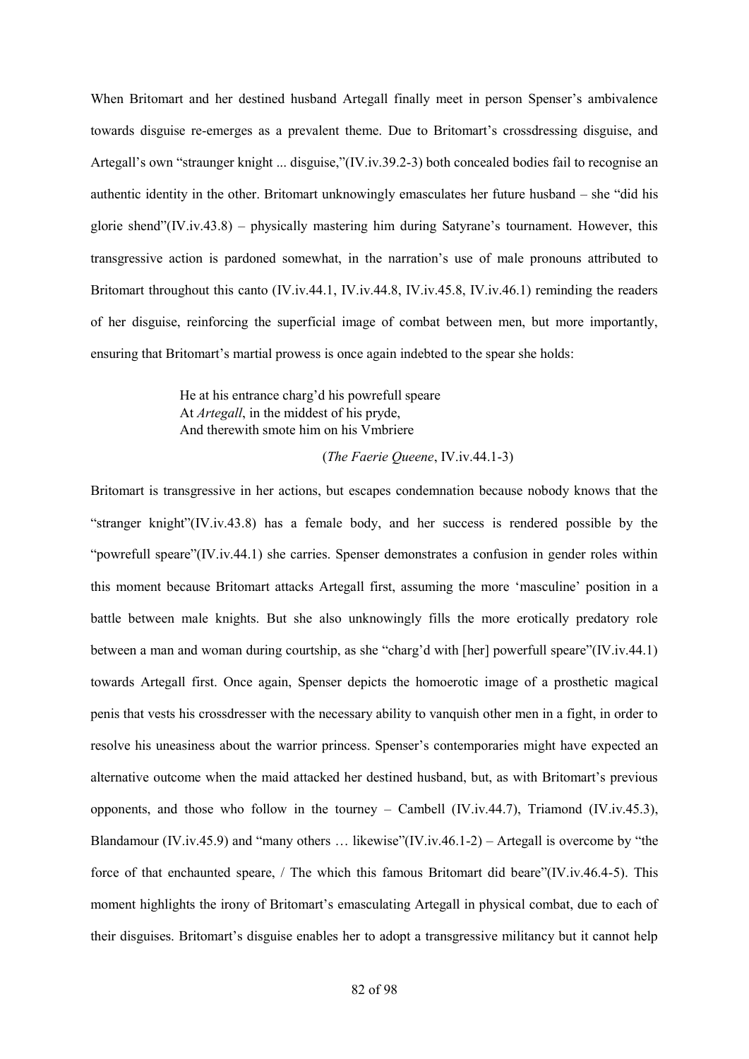When Britomart and her destined husband Artegall finally meet in person Spenser's ambivalence towards disguise re-emerges as a prevalent theme. Due to Britomart's crossdressing disguise, and Artegall's own "straunger knight ... disguise,"(IV.iv.39.2-3) both concealed bodies fail to recognise an authentic identity in the other. Britomart unknowingly emasculates her future husband – she "did his glorie shend"(IV.iv.43.8) – physically mastering him during Satyrane's tournament. However, this transgressive action is pardoned somewhat, in the narration's use of male pronouns attributed to Britomart throughout this canto (IV.iv.44.1, IV.iv.44.8, IV.iv.45.8, IV.iv.46.1) reminding the readers of her disguise, reinforcing the superficial image of combat between men, but more importantly, ensuring that Britomart's martial prowess is once again indebted to the spear she holds:

> He at his entrance charg'd his powrefull speare
> At *Artegall*, in the middest of his pryde,
> And therewith smote him on his Vmbriere
>
> (*The Faerie Queene*, IV.iv.44.1-3)

Britomart is transgressive in her actions, but escapes condemnation because nobody knows that the "stranger knight"(IV.iv.43.8) has a female body, and her success is rendered possible by the "powrefull speare"(IV.iv.44.1) she carries. Spenser demonstrates a confusion in gender roles within this moment because Britomart attacks Artegall first, assuming the more 'masculine' position in a battle between male knights. But she also unknowingly fills the more erotically predatory role between a man and woman during courtship, as she "charg'd with [her] powerfull speare"(IV.iv.44.1) towards Artegall first. Once again, Spenser depicts the homoerotic image of a prosthetic magical penis that vests his crossdresser with the necessary ability to vanquish other men in a fight, in order to resolve his uneasiness about the warrior princess. Spenser's contemporaries might have expected an alternative outcome when the maid attacked her destined husband, but, as with Britomart's previous opponents, and those who follow in the tourney – Cambell (IV.iv.44.7), Triamond (IV.iv.45.3), Blandamour (IV.iv.45.9) and "many others … likewise"(IV.iv.46.1-2) – Artegall is overcome by "the force of that enchaunted speare, / The which this famous Britomart did beare"(IV.iv.46.4-5). This moment highlights the irony of Britomart's emasculating Artegall in physical combat, due to each of their disguises. Britomart's disguise enables her to adopt a transgressive militancy but it cannot help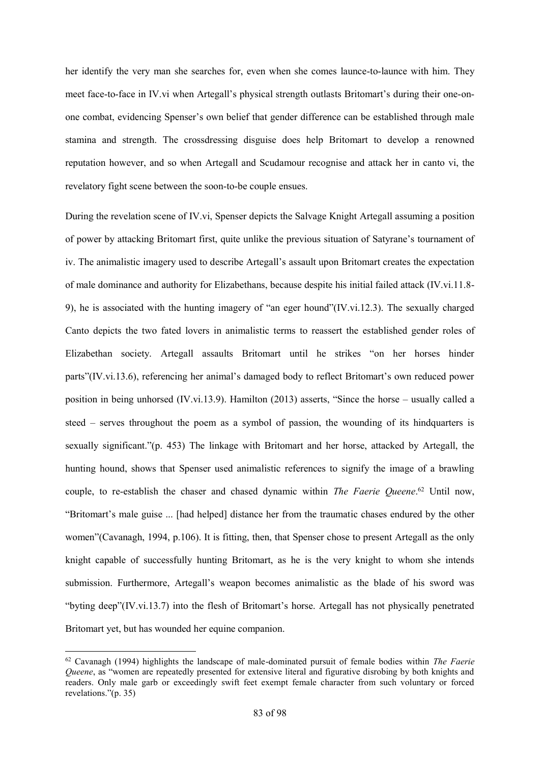her identify the very man she searches for, even when she comes launce-to-launce with him. They meet face-to-face in IV.vi when Artegall's physical strength outlasts Britomart's during their one-on-one combat, evidencing Spenser's own belief that gender difference can be established through male stamina and strength. The crossdressing disguise does help Britomart to develop a renowned reputation however, and so when Artegall and Scudamour recognise and attack her in canto vi, the revelatory fight scene between the soon-to-be couple ensues.

During the revelation scene of IV.vi, Spenser depicts the Salvage Knight Artegall assuming a position of power by attacking Britomart first, quite unlike the previous situation of Satyrane's tournament of iv. The animalistic imagery used to describe Artegall's assault upon Britomart creates the expectation of male dominance and authority for Elizabethans, because despite his initial failed attack (IV.vi.11.8-9), he is associated with the hunting imagery of "an eger hound"(IV.vi.12.3). The sexually charged Canto depicts the two fated lovers in animalistic terms to reassert the established gender roles of Elizabethan society. Artegall assaults Britomart until he strikes "on her horses hinder parts"(IV.vi.13.6), referencing her animal's damaged body to reflect Britomart's own reduced power position in being unhorsed (IV.vi.13.9). Hamilton (2013) asserts, "Since the horse – usually called a steed – serves throughout the poem as a symbol of passion, the wounding of its hindquarters is sexually significant."(p. 453) The linkage with Britomart and her horse, attacked by Artegall, the hunting hound, shows that Spenser used animalistic references to signify the image of a brawling couple, to re-establish the chaser and chased dynamic within *The Faerie Queene*.[62] Until now, "Britomart's male guise ... [had helped] distance her from the traumatic chases endured by the other women"(Cavanagh, 1994, p.106). It is fitting, then, that Spenser chose to present Artegall as the only knight capable of successfully hunting Britomart, as he is the very knight to whom she intends submission. Furthermore, Artegall's weapon becomes animalistic as the blade of his sword was "byting deep"(IV.vi.13.7) into the flesh of Britomart's horse. Artegall has not physically penetrated Britomart yet, but has wounded her equine companion.

---

[62] Cavanagh (1994) highlights the landscape of male-dominated pursuit of female bodies within *The Faerie Queene*, as "women are repeatedly presented for extensive literal and figurative disrobing by both knights and readers. Only male garb or exceedingly swift feet exempt female character from such voluntary or forced revelations."(p. 35)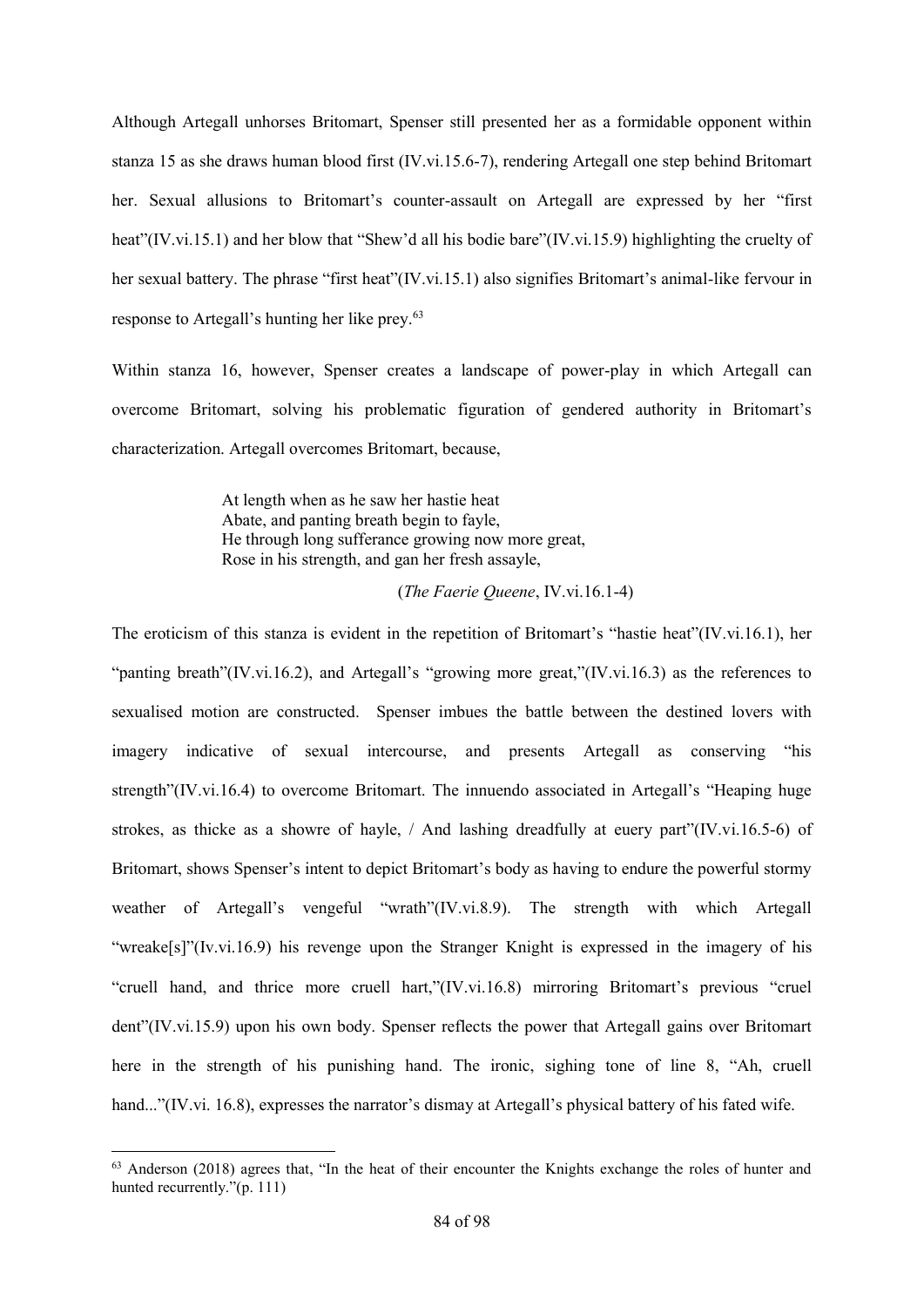Although Artegall unhorses Britomart, Spenser still presented her as a formidable opponent within stanza 15 as she draws human blood first (IV.vi.15.6-7), rendering Artegall one step behind Britomart her. Sexual allusions to Britomart's counter-assault on Artegall are expressed by her "first heat"(IV.vi.15.1) and her blow that "Shew'd all his bodie bare"(IV.vi.15.9) highlighting the cruelty of her sexual battery. The phrase "first heat"(IV.vi.15.1) also signifies Britomart's animal-like fervour in response to Artegall's hunting her like prey.[63]

Within stanza 16, however, Spenser creates a landscape of power-play in which Artegall can overcome Britomart, solving his problematic figuration of gendered authority in Britomart's characterization. Artegall overcomes Britomart, because,

> At length when as he saw her hastie heat
> Abate, and panting breath begin to fayle,
> He through long sufferance growing now more great,
> Rose in his strength, and gan her fresh assayle,
>
> (*The Faerie Queene*, IV.vi.16.1-4)

The eroticism of this stanza is evident in the repetition of Britomart's "hastie heat"(IV.vi.16.1), her "panting breath"(IV.vi.16.2), and Artegall's "growing more great,"(IV.vi.16.3) as the references to sexualised motion are constructed. Spenser imbues the battle between the destined lovers with imagery indicative of sexual intercourse, and presents Artegall as conserving "his strength"(IV.vi.16.4) to overcome Britomart. The innuendo associated in Artegall's "Heaping huge strokes, as thicke as a showre of hayle, / And lashing dreadfully at euery part"(IV.vi.16.5-6) of Britomart, shows Spenser's intent to depict Britomart's body as having to endure the powerful stormy weather of Artegall's vengeful "wrath"(IV.vi.8.9). The strength with which Artegall "wreake[s]"(Iv.vi.16.9) his revenge upon the Stranger Knight is expressed in the imagery of his "cruell hand, and thrice more cruell hart,"(IV.vi.16.8) mirroring Britomart's previous "cruel dent"(IV.vi.15.9) upon his own body. Spenser reflects the power that Artegall gains over Britomart here in the strength of his punishing hand. The ironic, sighing tone of line 8, "Ah, cruell hand..."(IV.vi. 16.8), expresses the narrator's dismay at Artegall's physical battery of his fated wife.

[63] Anderson (2018) agrees that, "In the heat of their encounter the Knights exchange the roles of hunter and hunted recurrently."(p. 111)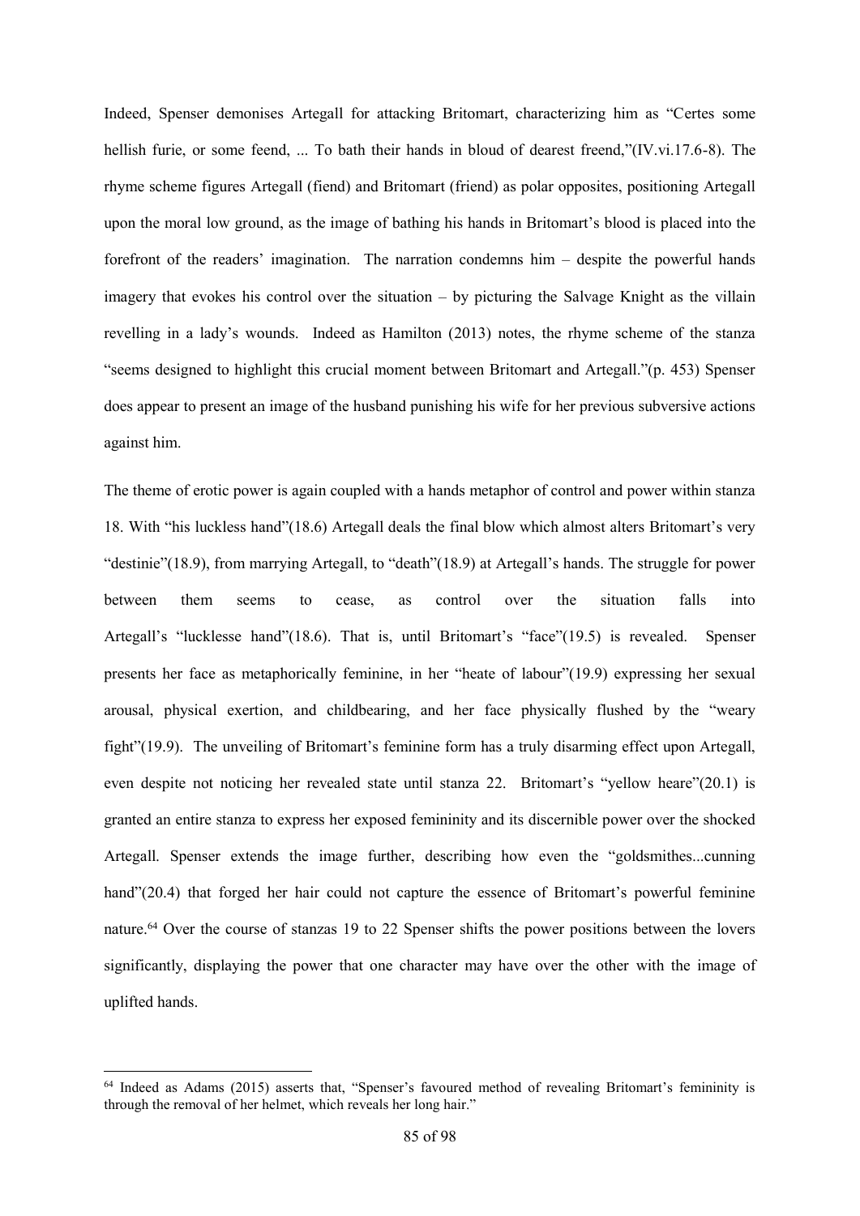Indeed, Spenser demonises Artegall for attacking Britomart, characterizing him as "Certes some hellish furie, or some feend, ... To bath their hands in bloud of dearest freend,"(IV.vi.17.6-8). The rhyme scheme figures Artegall (fiend) and Britomart (friend) as polar opposites, positioning Artegall upon the moral low ground, as the image of bathing his hands in Britomart's blood is placed into the forefront of the readers' imagination. The narration condemns him – despite the powerful hands imagery that evokes his control over the situation – by picturing the Salvage Knight as the villain revelling in a lady's wounds. Indeed as Hamilton (2013) notes, the rhyme scheme of the stanza "seems designed to highlight this crucial moment between Britomart and Artegall."(p. 453) Spenser does appear to present an image of the husband punishing his wife for her previous subversive actions against him.

The theme of erotic power is again coupled with a hands metaphor of control and power within stanza 18. With "his luckless hand"(18.6) Artegall deals the final blow which almost alters Britomart's very "destinie"(18.9), from marrying Artegall, to "death"(18.9) at Artegall's hands. The struggle for power between them seems to cease, as control over the situation falls into Artegall's "lucklesse hand"(18.6). That is, until Britomart's "face"(19.5) is revealed. Spenser presents her face as metaphorically feminine, in her "heate of labour"(19.9) expressing her sexual arousal, physical exertion, and childbearing, and her face physically flushed by the "weary fight"(19.9). The unveiling of Britomart's feminine form has a truly disarming effect upon Artegall, even despite not noticing her revealed state until stanza 22. Britomart's "yellow heare"(20.1) is granted an entire stanza to express her exposed femininity and its discernible power over the shocked Artegall. Spenser extends the image further, describing how even the "goldsmithes...cunning hand"(20.4) that forged her hair could not capture the essence of Britomart's powerful feminine nature.[64] Over the course of stanzas 19 to 22 Spenser shifts the power positions between the lovers significantly, displaying the power that one character may have over the other with the image of uplifted hands.

---

[64] Indeed as Adams (2015) asserts that, "Spenser's favoured method of revealing Britomart's femininity is through the removal of her helmet, which reveals her long hair."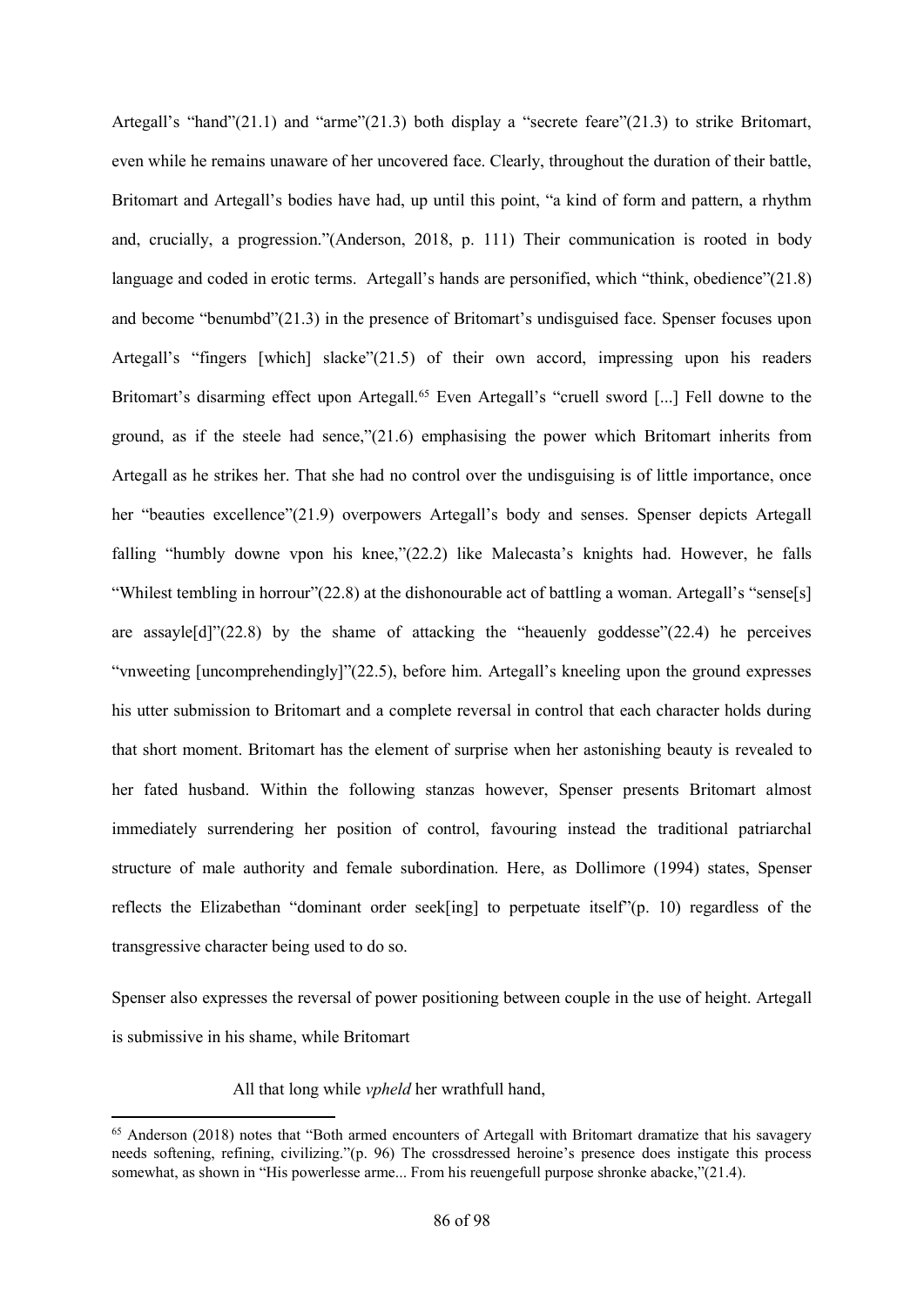Artegall's "hand"(21.1) and "arme"(21.3) both display a "secrete feare"(21.3) to strike Britomart, even while he remains unaware of her uncovered face. Clearly, throughout the duration of their battle, Britomart and Artegall's bodies have had, up until this point, "a kind of form and pattern, a rhythm and, crucially, a progression."(Anderson, 2018, p. 111) Their communication is rooted in body language and coded in erotic terms. Artegall's hands are personified, which "think, obedience"(21.8) and become "benumbd"(21.3) in the presence of Britomart's undisguised face. Spenser focuses upon Artegall's "fingers [which] slacke"(21.5) of their own accord, impressing upon his readers Britomart's disarming effect upon Artegall.[65] Even Artegall's "cruell sword [...] Fell downe to the ground, as if the steele had sence,"(21.6) emphasising the power which Britomart inherits from Artegall as he strikes her. That she had no control over the undisguising is of little importance, once her "beauties excellence"(21.9) overpowers Artegall's body and senses. Spenser depicts Artegall falling "humbly downe vpon his knee,"(22.2) like Malecasta's knights had. However, he falls "Whilest tembling in horrour"(22.8) at the dishonourable act of battling a woman. Artegall's "sense[s] are assayle[d]"(22.8) by the shame of attacking the "heauenly goddesse"(22.4) he perceives "vnweeting [uncomprehendingly]"(22.5), before him. Artegall's kneeling upon the ground expresses his utter submission to Britomart and a complete reversal in control that each character holds during that short moment. Britomart has the element of surprise when her astonishing beauty is revealed to her fated husband. Within the following stanzas however, Spenser presents Britomart almost immediately surrendering her position of control, favouring instead the traditional patriarchal structure of male authority and female subordination. Here, as Dollimore (1994) states, Spenser reflects the Elizabethan "dominant order seek[ing] to perpetuate itself"(p. 10) regardless of the transgressive character being used to do so.

Spenser also expresses the reversal of power positioning between couple in the use of height. Artegall is submissive in his shame, while Britomart

> All that long while *vpheld* her wrathfull hand,

[65] Anderson (2018) notes that "Both armed encounters of Artegall with Britomart dramatize that his savagery needs softening, refining, civilizing."(p. 96) The crossdressed heroine's presence does instigate this process somewhat, as shown in "His powerlesse arme... From his reuengefull purpose shronke abacke,"(21.4).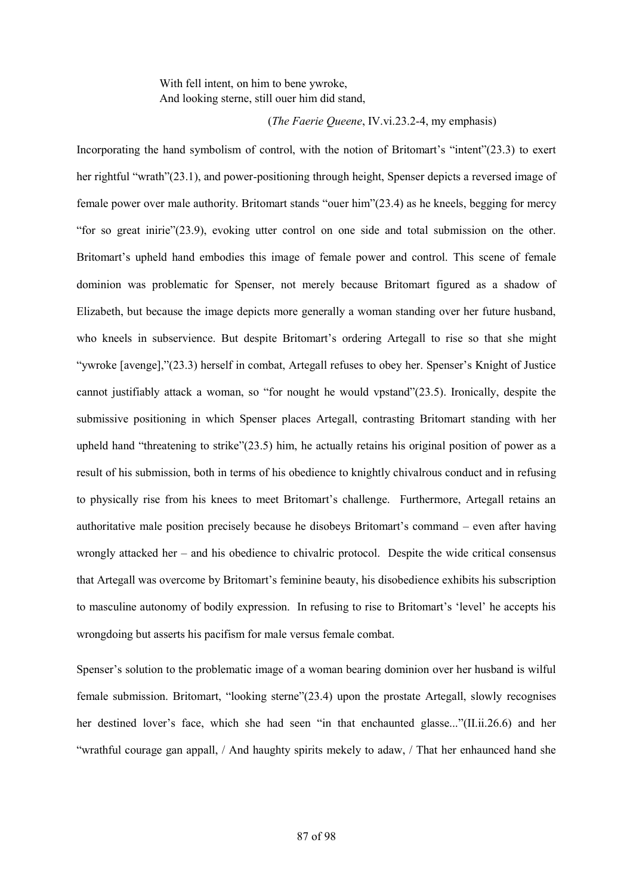> With fell intent, on him to bene ywroke,
> And looking sterne, still ouer him did stand,
>
> (*The Faerie Queene*, IV.vi.23.2-4, my emphasis)

Incorporating the hand symbolism of control, with the notion of Britomart's "intent"(23.3) to exert her rightful "wrath"(23.1), and power-positioning through height, Spenser depicts a reversed image of female power over male authority. Britomart stands "ouer him"(23.4) as he kneels, begging for mercy "for so great inirie"(23.9), evoking utter control on one side and total submission on the other. Britomart's upheld hand embodies this image of female power and control. This scene of female dominion was problematic for Spenser, not merely because Britomart figured as a shadow of Elizabeth, but because the image depicts more generally a woman standing over her future husband, who kneels in subservience. But despite Britomart's ordering Artegall to rise so that she might "ywroke [avenge],"(23.3) herself in combat, Artegall refuses to obey her. Spenser's Knight of Justice cannot justifiably attack a woman, so "for nought he would vpstand"(23.5). Ironically, despite the submissive positioning in which Spenser places Artegall, contrasting Britomart standing with her upheld hand "threatening to strike"(23.5) him, he actually retains his original position of power as a result of his submission, both in terms of his obedience to knightly chivalrous conduct and in refusing to physically rise from his knees to meet Britomart's challenge. Furthermore, Artegall retains an authoritative male position precisely because he disobeys Britomart's command – even after having wrongly attacked her – and his obedience to chivalric protocol. Despite the wide critical consensus that Artegall was overcome by Britomart's feminine beauty, his disobedience exhibits his subscription to masculine autonomy of bodily expression. In refusing to rise to Britomart's 'level' he accepts his wrongdoing but asserts his pacifism for male versus female combat.

Spenser's solution to the problematic image of a woman bearing dominion over her husband is wilful female submission. Britomart, "looking sterne"(23.4) upon the prostate Artegall, slowly recognises her destined lover's face, which she had seen "in that enchaunted glasse..."(II.ii.26.6) and her "wrathful courage gan appall, / And haughty spirits mekely to adaw, / That her enhaunced hand she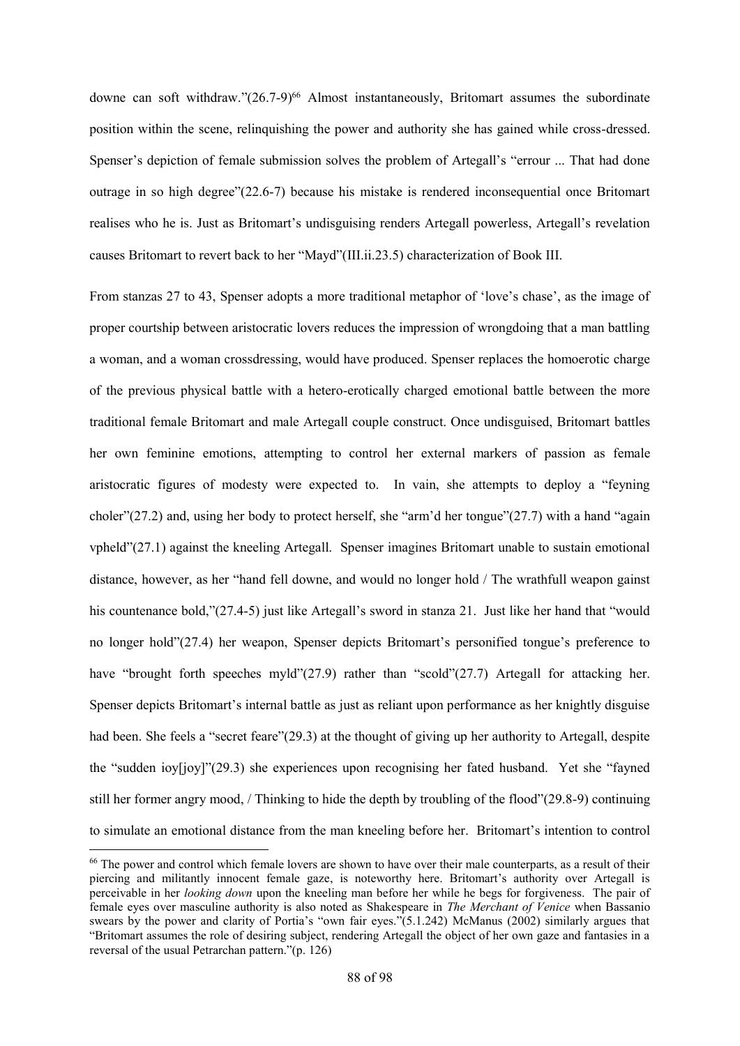downe can soft withdraw."(26.7-9)[66] Almost instantaneously, Britomart assumes the subordinate position within the scene, relinquishing the power and authority she has gained while cross-dressed. Spenser's depiction of female submission solves the problem of Artegall's "errour ... That had done outrage in so high degree"(22.6-7) because his mistake is rendered inconsequential once Britomart realises who he is. Just as Britomart's undisguising renders Artegall powerless, Artegall's revelation causes Britomart to revert back to her "Mayd"(III.ii.23.5) characterization of Book III.

From stanzas 27 to 43, Spenser adopts a more traditional metaphor of 'love's chase', as the image of proper courtship between aristocratic lovers reduces the impression of wrongdoing that a man battling a woman, and a woman crossdressing, would have produced. Spenser replaces the homoerotic charge of the previous physical battle with a hetero-erotically charged emotional battle between the more traditional female Britomart and male Artegall couple construct. Once undisguised, Britomart battles her own feminine emotions, attempting to control her external markers of passion as female aristocratic figures of modesty were expected to. In vain, she attempts to deploy a "feyning choler"(27.2) and, using her body to protect herself, she "arm'd her tongue"(27.7) with a hand "again vpheld"(27.1) against the kneeling Artegall. Spenser imagines Britomart unable to sustain emotional distance, however, as her "hand fell downe, and would no longer hold / The wrathfull weapon gainst his countenance bold,"(27.4-5) just like Artegall's sword in stanza 21. Just like her hand that "would no longer hold"(27.4) her weapon, Spenser depicts Britomart's personified tongue's preference to have "brought forth speeches myld"(27.9) rather than "scold"(27.7) Artegall for attacking her. Spenser depicts Britomart's internal battle as just as reliant upon performance as her knightly disguise had been. She feels a "secret feare"(29.3) at the thought of giving up her authority to Artegall, despite the "sudden ioy[joy]"(29.3) she experiences upon recognising her fated husband. Yet she "fayned still her former angry mood, / Thinking to hide the depth by troubling of the flood"(29.8-9) continuing to simulate an emotional distance from the man kneeling before her. Britomart's intention to control

---

[66] The power and control which female lovers are shown to have over their male counterparts, as a result of their piercing and militantly innocent female gaze, is noteworthy here. Britomart's authority over Artegall is perceivable in her *looking down* upon the kneeling man before her while he begs for forgiveness. The pair of female eyes over masculine authority is also noted as Shakespeare in *The Merchant of Venice* when Bassanio swears by the power and clarity of Portia's "own fair eyes."(5.1.242) McManus (2002) similarly argues that "Britomart assumes the role of desiring subject, rendering Artegall the object of her own gaze and fantasies in a reversal of the usual Petrarchan pattern."(p. 126)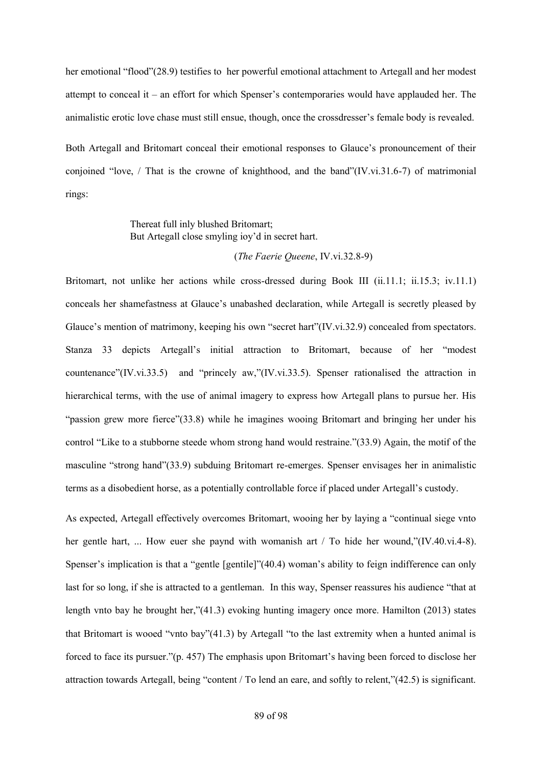her emotional "flood"(28.9) testifies to her powerful emotional attachment to Artegall and her modest attempt to conceal it – an effort for which Spenser's contemporaries would have applauded her. The animalistic erotic love chase must still ensue, though, once the crossdresser's female body is revealed.

Both Artegall and Britomart conceal their emotional responses to Glauce's pronouncement of their conjoined "love, / That is the crowne of knighthood, and the band"(IV.vi.31.6-7) of matrimonial rings:

> Thereat full inly blushed Britomart;
> But Artegall close smyling ioy'd in secret hart.
>
> (*The Faerie Queene*, IV.vi.32.8-9)

Britomart, not unlike her actions while cross-dressed during Book III (ii.11.1; ii.15.3; iv.11.1) conceals her shamefastness at Glauce's unabashed declaration, while Artegall is secretly pleased by Glauce's mention of matrimony, keeping his own "secret hart"(IV.vi.32.9) concealed from spectators. Stanza 33 depicts Artegall's initial attraction to Britomart, because of her "modest countenance"(IV.vi.33.5) and "princely aw,"(IV.vi.33.5). Spenser rationalised the attraction in hierarchical terms, with the use of animal imagery to express how Artegall plans to pursue her. His "passion grew more fierce"(33.8) while he imagines wooing Britomart and bringing her under his control "Like to a stubborne steede whom strong hand would restraine."(33.9) Again, the motif of the masculine "strong hand"(33.9) subduing Britomart re-emerges. Spenser envisages her in animalistic terms as a disobedient horse, as a potentially controllable force if placed under Artegall's custody.

As expected, Artegall effectively overcomes Britomart, wooing her by laying a "continual siege vnto her gentle hart, ... How euer she paynd with womanish art / To hide her wound,"(IV.40.vi.4-8). Spenser's implication is that a "gentle [gentile]"(40.4) woman's ability to feign indifference can only last for so long, if she is attracted to a gentleman. In this way, Spenser reassures his audience "that at length vnto bay he brought her,"(41.3) evoking hunting imagery once more. Hamilton (2013) states that Britomart is wooed "vnto bay"(41.3) by Artegall "to the last extremity when a hunted animal is forced to face its pursuer."(p. 457) The emphasis upon Britomart's having been forced to disclose her attraction towards Artegall, being "content / To lend an eare, and softly to relent,"(42.5) is significant.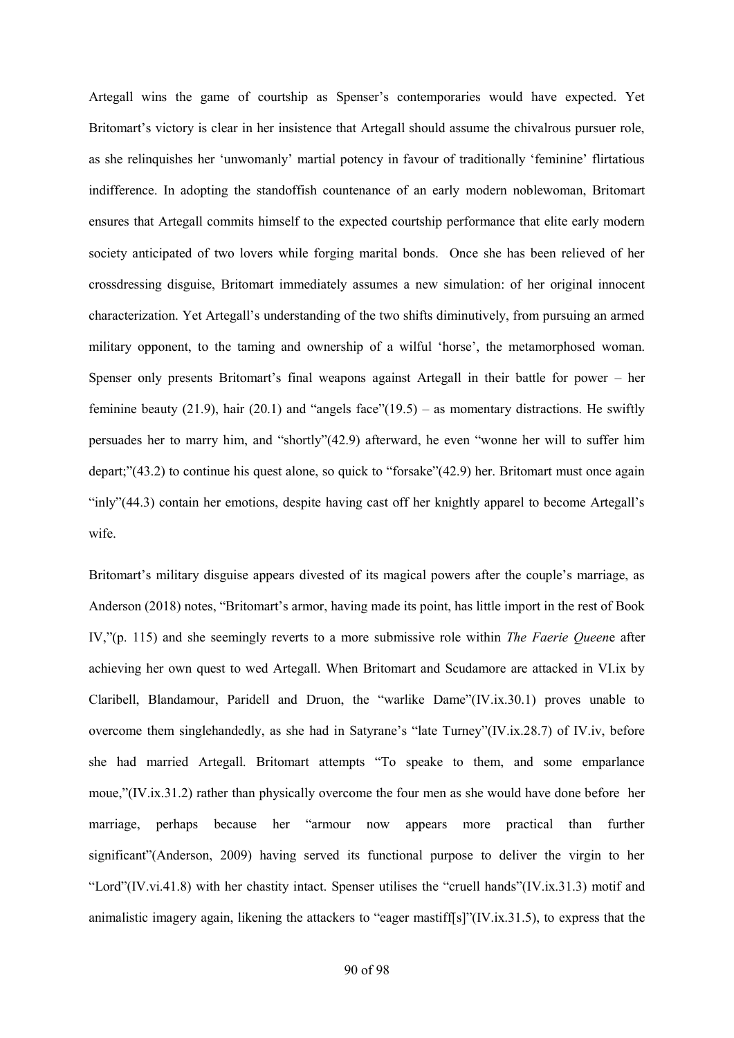Artegall wins the game of courtship as Spenser's contemporaries would have expected. Yet Britomart's victory is clear in her insistence that Artegall should assume the chivalrous pursuer role, as she relinquishes her 'unwomanly' martial potency in favour of traditionally 'feminine' flirtatious indifference. In adopting the standoffish countenance of an early modern noblewoman, Britomart ensures that Artegall commits himself to the expected courtship performance that elite early modern society anticipated of two lovers while forging marital bonds. Once she has been relieved of her crossdressing disguise, Britomart immediately assumes a new simulation: of her original innocent characterization. Yet Artegall's understanding of the two shifts diminutively, from pursuing an armed military opponent, to the taming and ownership of a wilful 'horse', the metamorphosed woman. Spenser only presents Britomart's final weapons against Artegall in their battle for power – her feminine beauty (21.9), hair (20.1) and "angels face"(19.5) – as momentary distractions. He swiftly persuades her to marry him, and "shortly"(42.9) afterward, he even "wonne her will to suffer him depart;"(43.2) to continue his quest alone, so quick to "forsake"(42.9) her. Britomart must once again "inly"(44.3) contain her emotions, despite having cast off her knightly apparel to become Artegall's wife.

Britomart's military disguise appears divested of its magical powers after the couple's marriage, as Anderson (2018) notes, "Britomart's armor, having made its point, has little import in the rest of Book IV,"(p. 115) and she seemingly reverts to a more submissive role within *The Faerie Queen*e after achieving her own quest to wed Artegall. When Britomart and Scudamore are attacked in VI.ix by Claribell, Blandamour, Paridell and Druon, the "warlike Dame"(IV.ix.30.1) proves unable to overcome them singlehandedly, as she had in Satyrane's "late Turney"(IV.ix.28.7) of IV.iv, before she had married Artegall. Britomart attempts "To speake to them, and some emparlance moue,"(IV.ix.31.2) rather than physically overcome the four men as she would have done before her marriage, perhaps because her "armour now appears more practical than further significant"(Anderson, 2009) having served its functional purpose to deliver the virgin to her "Lord"(IV.vi.41.8) with her chastity intact. Spenser utilises the "cruell hands"(IV.ix.31.3) motif and animalistic imagery again, likening the attackers to "eager mastiff[s]"(IV.ix.31.5), to express that the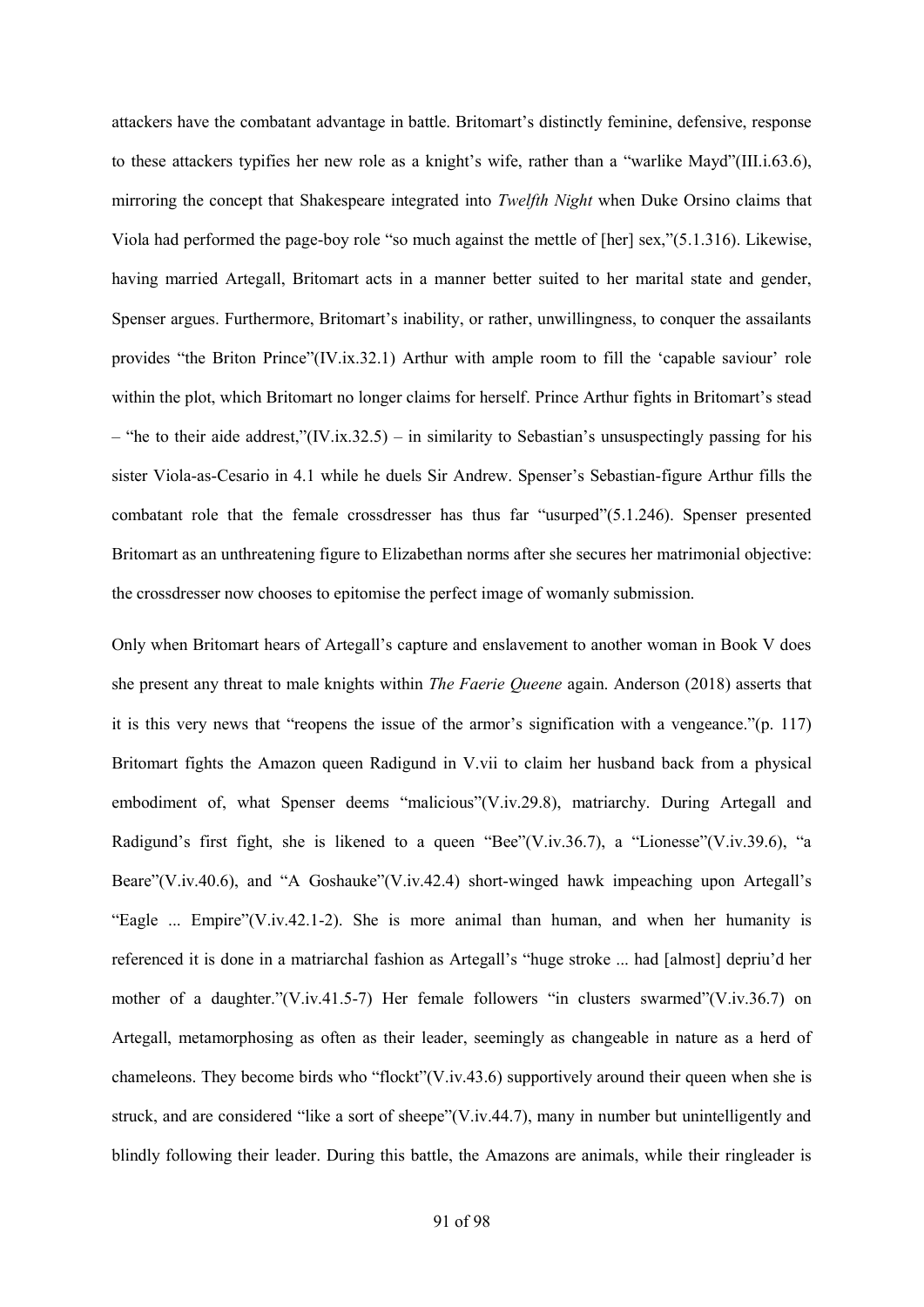attackers have the combatant advantage in battle. Britomart's distinctly feminine, defensive, response to these attackers typifies her new role as a knight's wife, rather than a "warlike Mayd"(III.i.63.6), mirroring the concept that Shakespeare integrated into *Twelfth Night* when Duke Orsino claims that Viola had performed the page-boy role "so much against the mettle of [her] sex,"(5.1.316). Likewise, having married Artegall, Britomart acts in a manner better suited to her marital state and gender, Spenser argues. Furthermore, Britomart's inability, or rather, unwillingness, to conquer the assailants provides "the Briton Prince"(IV.ix.32.1) Arthur with ample room to fill the 'capable saviour' role within the plot, which Britomart no longer claims for herself. Prince Arthur fights in Britomart's stead – "he to their aide addrest,"(IV.ix.32.5) – in similarity to Sebastian's unsuspectingly passing for his sister Viola-as-Cesario in 4.1 while he duels Sir Andrew. Spenser's Sebastian-figure Arthur fills the combatant role that the female crossdresser has thus far "usurped"(5.1.246). Spenser presented Britomart as an unthreatening figure to Elizabethan norms after she secures her matrimonial objective: the crossdresser now chooses to epitomise the perfect image of womanly submission.

Only when Britomart hears of Artegall's capture and enslavement to another woman in Book V does she present any threat to male knights within *The Faerie Queene* again. Anderson (2018) asserts that it is this very news that "reopens the issue of the armor's signification with a vengeance."(p. 117) Britomart fights the Amazon queen Radigund in V.vii to claim her husband back from a physical embodiment of, what Spenser deems "malicious"(V.iv.29.8), matriarchy. During Artegall and Radigund's first fight, she is likened to a queen "Bee"(V.iv.36.7), a "Lionesse"(V.iv.39.6), "a Beare"(V.iv.40.6), and "A Goshauke"(V.iv.42.4) short-winged hawk impeaching upon Artegall's "Eagle ... Empire"(V.iv.42.1-2). She is more animal than human, and when her humanity is referenced it is done in a matriarchal fashion as Artegall's "huge stroke ... had [almost] depriu'd her mother of a daughter."(V.iv.41.5-7) Her female followers "in clusters swarmed"(V.iv.36.7) on Artegall, metamorphosing as often as their leader, seemingly as changeable in nature as a herd of chameleons. They become birds who "flockt"(V.iv.43.6) supportively around their queen when she is struck, and are considered "like a sort of sheepe"(V.iv.44.7), many in number but unintelligently and blindly following their leader. During this battle, the Amazons are animals, while their ringleader is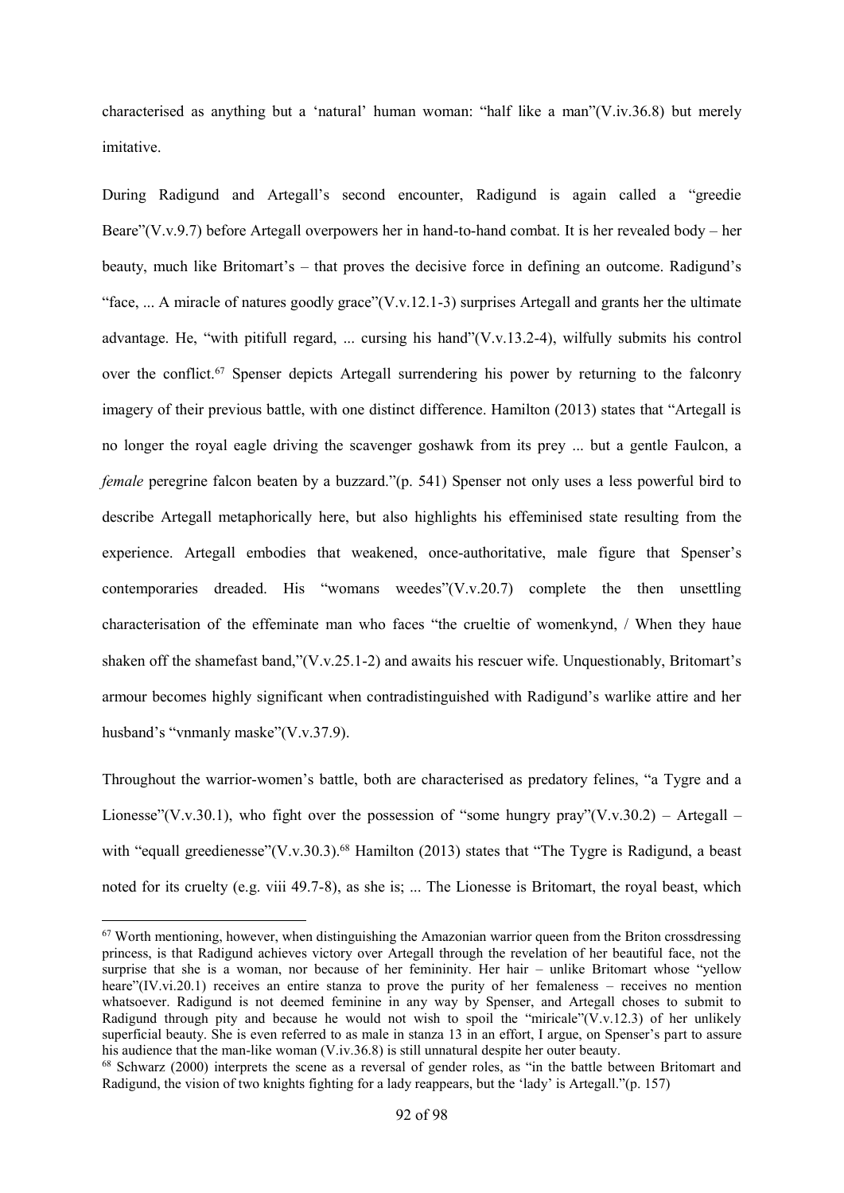characterised as anything but a 'natural' human woman: "half like a man"(V.iv.36.8) but merely imitative.

During Radigund and Artegall's second encounter, Radigund is again called a "greedie Beare"(V.v.9.7) before Artegall overpowers her in hand-to-hand combat. It is her revealed body – her beauty, much like Britomart's – that proves the decisive force in defining an outcome. Radigund's "face, ... A miracle of natures goodly grace"(V.v.12.1-3) surprises Artegall and grants her the ultimate advantage. He, "with pitifull regard, ... cursing his hand"(V.v.13.2-4), wilfully submits his control over the conflict.[67] Spenser depicts Artegall surrendering his power by returning to the falconry imagery of their previous battle, with one distinct difference. Hamilton (2013) states that "Artegall is no longer the royal eagle driving the scavenger goshawk from its prey ... but a gentle Faulcon, a *female* peregrine falcon beaten by a buzzard."(p. 541) Spenser not only uses a less powerful bird to describe Artegall metaphorically here, but also highlights his effeminised state resulting from the experience. Artegall embodies that weakened, once-authoritative, male figure that Spenser's contemporaries dreaded. His "womans weedes"(V.v.20.7) complete the then unsettling characterisation of the effeminate man who faces "the crueltie of womenkynd, / When they haue shaken off the shamefast band,"(V.v.25.1-2) and awaits his rescuer wife. Unquestionably, Britomart's armour becomes highly significant when contradistinguished with Radigund's warlike attire and her husband's "vnmanly maske"(V.v.37.9).

Throughout the warrior-women's battle, both are characterised as predatory felines, "a Tygre and a Lionesse"(V.v.30.1), who fight over the possession of "some hungry pray"(V.v.30.2) – Artegall – with "equall greedienesse"(V.v.30.3).[68] Hamilton (2013) states that "The Tygre is Radigund, a beast noted for its cruelty (e.g. viii 49.7-8), as she is; ... The Lionesse is Britomart, the royal beast, which

---

[67] Worth mentioning, however, when distinguishing the Amazonian warrior queen from the Briton crossdressing princess, is that Radigund achieves victory over Artegall through the revelation of her beautiful face, not the surprise that she is a woman, nor because of her femininity. Her hair – unlike Britomart whose "yellow heare"(IV.vi.20.1) receives an entire stanza to prove the purity of her femaleness – receives no mention whatsoever. Radigund is not deemed feminine in any way by Spenser, and Artegall choses to submit to Radigund through pity and because he would not wish to spoil the "miricale"(V.v.12.3) of her unlikely superficial beauty. She is even referred to as male in stanza 13 in an effort, I argue, on Spenser's part to assure his audience that the man-like woman (V.iv.36.8) is still unnatural despite her outer beauty.

[68] Schwarz (2000) interprets the scene as a reversal of gender roles, as "in the battle between Britomart and Radigund, the vision of two knights fighting for a lady reappears, but the 'lady' is Artegall."(p. 157)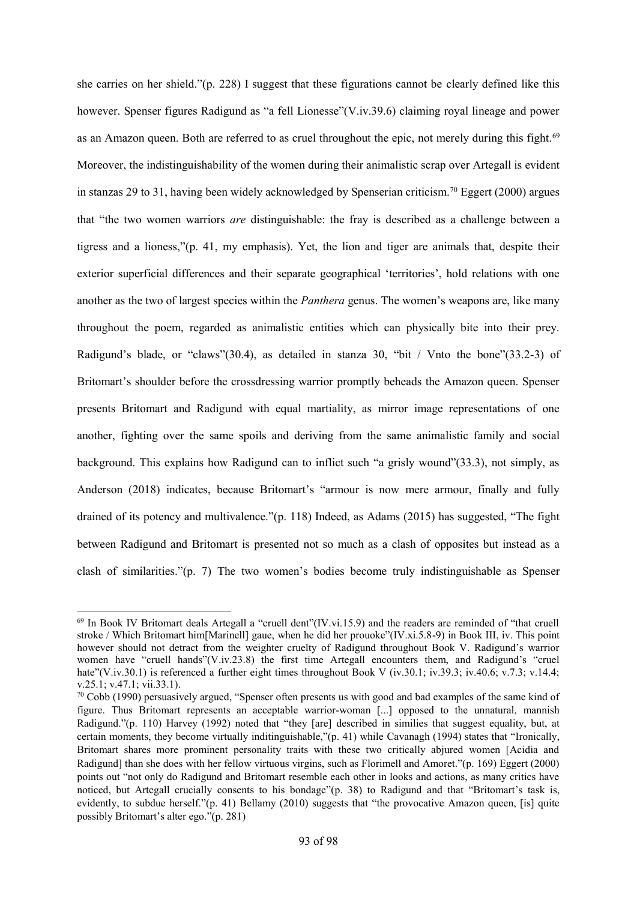she carries on her shield."(p. 228) I suggest that these figurations cannot be clearly defined like this however. Spenser figures Radigund as "a fell Lionesse"(V.iv.39.6) claiming royal lineage and power as an Amazon queen. Both are referred to as cruel throughout the epic, not merely during this fight.[69] Moreover, the indistinguishability of the women during their animalistic scrap over Artegall is evident in stanzas 29 to 31, having been widely acknowledged by Spenserian criticism.[70] Eggert (2000) argues that "the two women warriors *are* distinguishable: the fray is described as a challenge between a tigress and a lioness,"(p. 41, my emphasis). Yet, the lion and tiger are animals that, despite their exterior superficial differences and their separate geographical 'territories', hold relations with one another as the two of largest species within the *Panthera* genus. The women's weapons are, like many throughout the poem, regarded as animalistic entities which can physically bite into their prey. Radigund's blade, or "claws"(30.4), as detailed in stanza 30, "bit / Vnto the bone"(33.2-3) of Britomart's shoulder before the crossdressing warrior promptly beheads the Amazon queen. Spenser presents Britomart and Radigund with equal martiality, as mirror image representations of one another, fighting over the same spoils and deriving from the same animalistic family and social background. This explains how Radigund can to inflict such "a grisly wound"(33.3), not simply, as Anderson (2018) indicates, because Britomart's "armour is now mere armour, finally and fully drained of its potency and multivalence."(p. 118) Indeed, as Adams (2015) has suggested, "The fight between Radigund and Britomart is presented not so much as a clash of opposites but instead as a clash of similarities."(p. 7) The two women's bodies become truly indistinguishable as Spenser

---

[69] In Book IV Britomart deals Artegall a "cruell dent"(IV.vi.15.9) and the readers are reminded of "that cruell stroke / Which Britomart him[Marinell] gaue, when he did her prouoke"(IV.xi.5.8-9) in Book III, iv. This point however should not detract from the weighter cruelty of Radigund throughout Book V. Radigund's warrior women have "cruell hands"(V.iv.23.8) the first time Artegall encounters them, and Radigund's "cruel hate"(V.iv.30.1) is referenced a further eight times throughout Book V (iv.30.1; iv.39.3; iv.40.6; v.7.3; v.14.4; v.25.1; v.47.1; vii.33.1).

[70] Cobb (1990) persuasively argued, "Spenser often presents us with good and bad examples of the same kind of figure. Thus Britomart represents an acceptable warrior-woman [...] opposed to the unnatural, mannish Radigund."(p. 110) Harvey (1992) noted that "they [are] described in similies that suggest equality, but, at certain moments, they become virtually inditinguishable,"(p. 41) while Cavanagh (1994) states that "Ironically, Britomart shares more prominent personality traits with these two critically abjured women [Acidia and Radigund] than she does with her fellow virtuous virgins, such as Florimell and Amoret."(p. 169) Eggert (2000) points out "not only do Radigund and Britomart resemble each other in looks and actions, as many critics have noticed, but Artegall crucially consents to his bondage"(p. 38) to Radigund and that "Britomart's task is, evidently, to subdue herself."(p. 41) Bellamy (2010) suggests that "the provocative Amazon queen, [is] quite possibly Britomart's alter ego."(p. 281)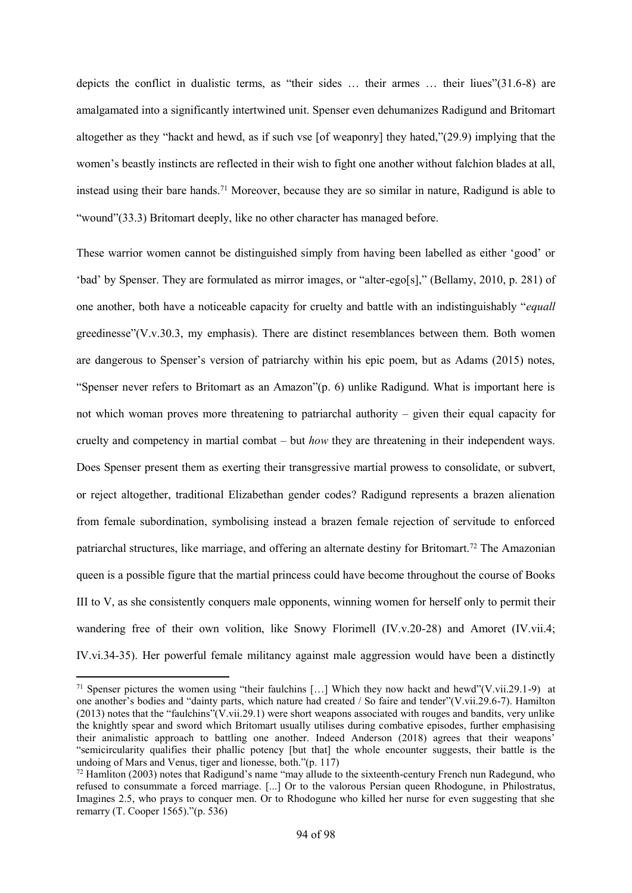depicts the conflict in dualistic terms, as "their sides … their armes … their liues"(31.6-8) are amalgamated into a significantly intertwined unit. Spenser even dehumanizes Radigund and Britomart altogether as they "hackt and hewd, as if such vse [of weaponry] they hated,"(29.9) implying that the women's beastly instincts are reflected in their wish to fight one another without falchion blades at all, instead using their bare hands.[71] Moreover, because they are so similar in nature, Radigund is able to "wound"(33.3) Britomart deeply, like no other character has managed before.

These warrior women cannot be distinguished simply from having been labelled as either 'good' or 'bad' by Spenser. They are formulated as mirror images, or "alter-ego[s]," (Bellamy, 2010, p. 281) of one another, both have a noticeable capacity for cruelty and battle with an indistinguishably "*equall* greedinesse"(V.v.30.3, my emphasis). There are distinct resemblances between them. Both women are dangerous to Spenser's version of patriarchy within his epic poem, but as Adams (2015) notes, "Spenser never refers to Britomart as an Amazon"(p. 6) unlike Radigund. What is important here is not which woman proves more threatening to patriarchal authority – given their equal capacity for cruelty and competency in martial combat – but *how* they are threatening in their independent ways. Does Spenser present them as exerting their transgressive martial prowess to consolidate, or subvert, or reject altogether, traditional Elizabethan gender codes? Radigund represents a brazen alienation from female subordination, symbolising instead a brazen female rejection of servitude to enforced patriarchal structures, like marriage, and offering an alternate destiny for Britomart.[72] The Amazonian queen is a possible figure that the martial princess could have become throughout the course of Books III to V, as she consistently conquers male opponents, winning women for herself only to permit their wandering free of their own volition, like Snowy Florimell (IV.v.20-28) and Amoret (IV.vii.4; IV.vi.34-35). Her powerful female militancy against male aggression would have been a distinctly

---

[71] Spenser pictures the women using "their faulchins […] Which they now hackt and hewd"(V.vii.29.1-9) at one another's bodies and "dainty parts, which nature had created / So faire and tender"(V.vii.29.6-7). Hamilton (2013) notes that the "faulchins"(V.vii.29.1) were short weapons associated with rouges and bandits, very unlike the knightly spear and sword which Britomart usually utilises during combative episodes, further emphasising their animalistic approach to battling one another. Indeed Anderson (2018) agrees that their weapons' "semicircularity qualifies their phallic potency [but that] the whole encounter suggests, their battle is the undoing of Mars and Venus, tiger and lionesse, both."(p. 117)

[72] Hamliton (2003) notes that Radigund's name "may allude to the sixteenth-century French nun Radegund, who refused to consummate a forced marriage. [...] Or to the valorous Persian queen Rhodogune, in Philostratus, Imagines 2.5, who prays to conquer men. Or to Rhodogune who killed her nurse for even suggesting that she remarry (T. Cooper 1565)."(p. 536)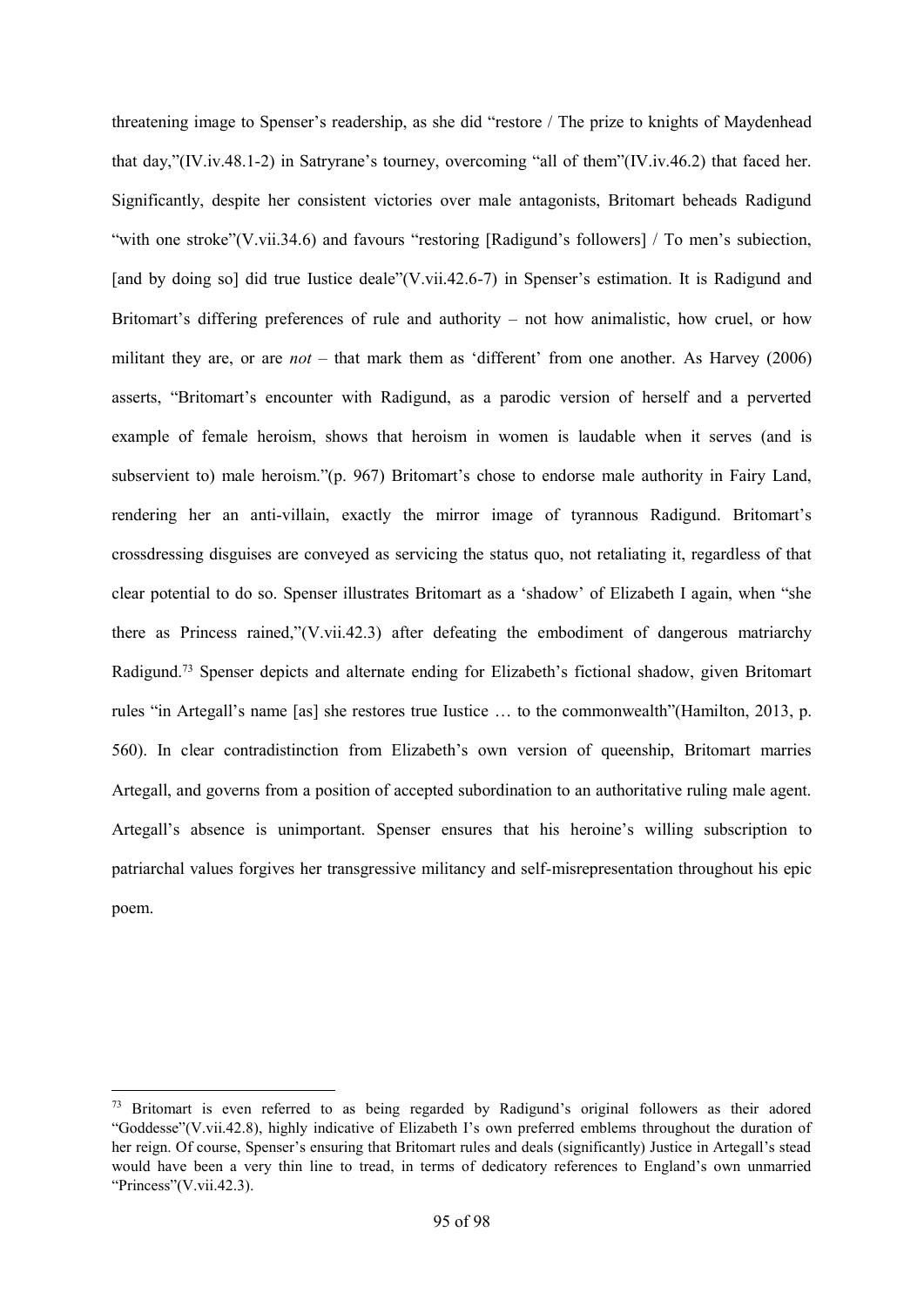threatening image to Spenser's readership, as she did "restore / The prize to knights of Maydenhead that day,"(IV.iv.48.1-2) in Satryrane's tourney, overcoming "all of them"(IV.iv.46.2) that faced her. Significantly, despite her consistent victories over male antagonists, Britomart beheads Radigund "with one stroke"(V.vii.34.6) and favours "restoring [Radigund's followers] / To men's subiection, [and by doing so] did true Iustice deale"(V.vii.42.6-7) in Spenser's estimation. It is Radigund and Britomart's differing preferences of rule and authority – not how animalistic, how cruel, or how militant they are, or are *not* – that mark them as 'different' from one another. As Harvey (2006) asserts, "Britomart's encounter with Radigund, as a parodic version of herself and a perverted example of female heroism, shows that heroism in women is laudable when it serves (and is subservient to) male heroism."(p. 967) Britomart's chose to endorse male authority in Fairy Land, rendering her an anti-villain, exactly the mirror image of tyrannous Radigund. Britomart's crossdressing disguises are conveyed as servicing the status quo, not retaliating it, regardless of that clear potential to do so. Spenser illustrates Britomart as a 'shadow' of Elizabeth I again, when "she there as Princess rained,"(V.vii.42.3) after defeating the embodiment of dangerous matriarchy Radigund.[73] Spenser depicts and alternate ending for Elizabeth's fictional shadow, given Britomart rules "in Artegall's name [as] she restores true Iustice … to the commonwealth"(Hamilton, 2013, p. 560). In clear contradistinction from Elizabeth's own version of queenship, Britomart marries Artegall, and governs from a position of accepted subordination to an authoritative ruling male agent. Artegall's absence is unimportant. Spenser ensures that his heroine's willing subscription to patriarchal values forgives her transgressive militancy and self-misrepresentation throughout his epic poem.

---

[73] Britomart is even referred to as being regarded by Radigund's original followers as their adored "Goddesse"(V.vii.42.8), highly indicative of Elizabeth I's own preferred emblems throughout the duration of her reign. Of course, Spenser's ensuring that Britomart rules and deals (significantly) Justice in Artegall's stead would have been a very thin line to tread, in terms of dedicatory references to England's own unmarried "Princess"(V.vii.42.3).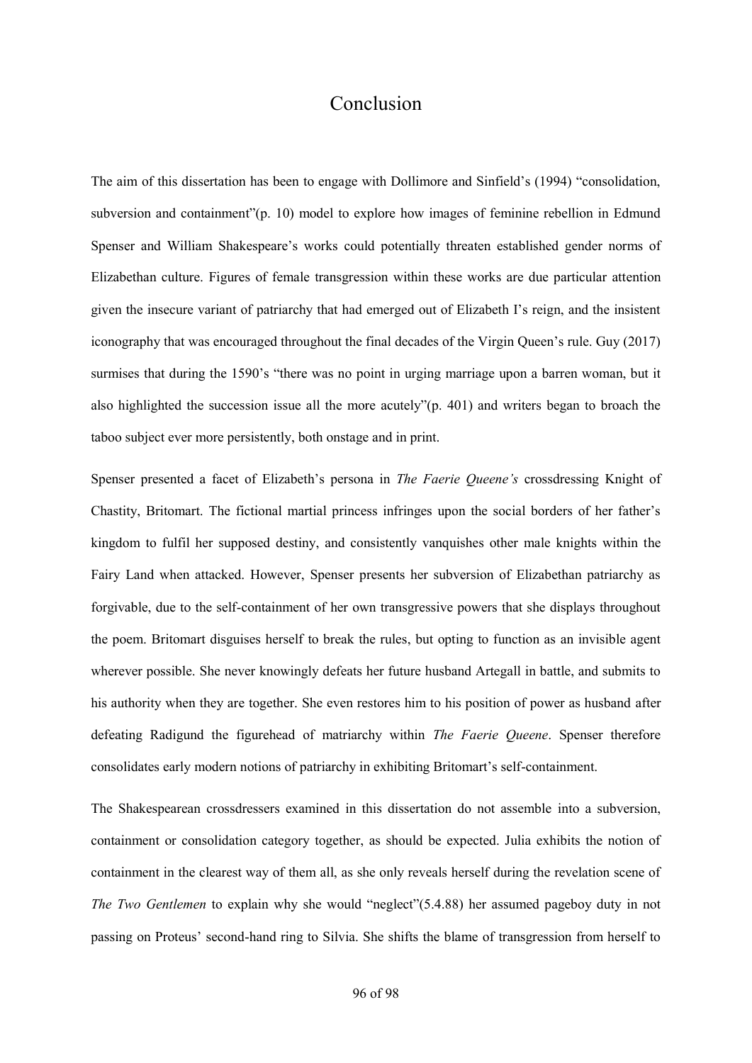# Conclusion

The aim of this dissertation has been to engage with Dollimore and Sinfield's (1994) "consolidation, subversion and containment"(p. 10) model to explore how images of feminine rebellion in Edmund Spenser and William Shakespeare's works could potentially threaten established gender norms of Elizabethan culture. Figures of female transgression within these works are due particular attention given the insecure variant of patriarchy that had emerged out of Elizabeth I's reign, and the insistent iconography that was encouraged throughout the final decades of the Virgin Queen's rule. Guy (2017) surmises that during the 1590's "there was no point in urging marriage upon a barren woman, but it also highlighted the succession issue all the more acutely"(p. 401) and writers began to broach the taboo subject ever more persistently, both onstage and in print.

Spenser presented a facet of Elizabeth's persona in *The Faerie Queene's* crossdressing Knight of Chastity, Britomart. The fictional martial princess infringes upon the social borders of her father's kingdom to fulfil her supposed destiny, and consistently vanquishes other male knights within the Fairy Land when attacked. However, Spenser presents her subversion of Elizabethan patriarchy as forgivable, due to the self-containment of her own transgressive powers that she displays throughout the poem. Britomart disguises herself to break the rules, but opting to function as an invisible agent wherever possible. She never knowingly defeats her future husband Artegall in battle, and submits to his authority when they are together. She even restores him to his position of power as husband after defeating Radigund the figurehead of matriarchy within *The Faerie Queene*. Spenser therefore consolidates early modern notions of patriarchy in exhibiting Britomart's self-containment.

The Shakespearean crossdressers examined in this dissertation do not assemble into a subversion, containment or consolidation category together, as should be expected. Julia exhibits the notion of containment in the clearest way of them all, as she only reveals herself during the revelation scene of *The Two Gentlemen* to explain why she would "neglect"(5.4.88) her assumed pageboy duty in not passing on Proteus' second-hand ring to Silvia. She shifts the blame of transgression from herself to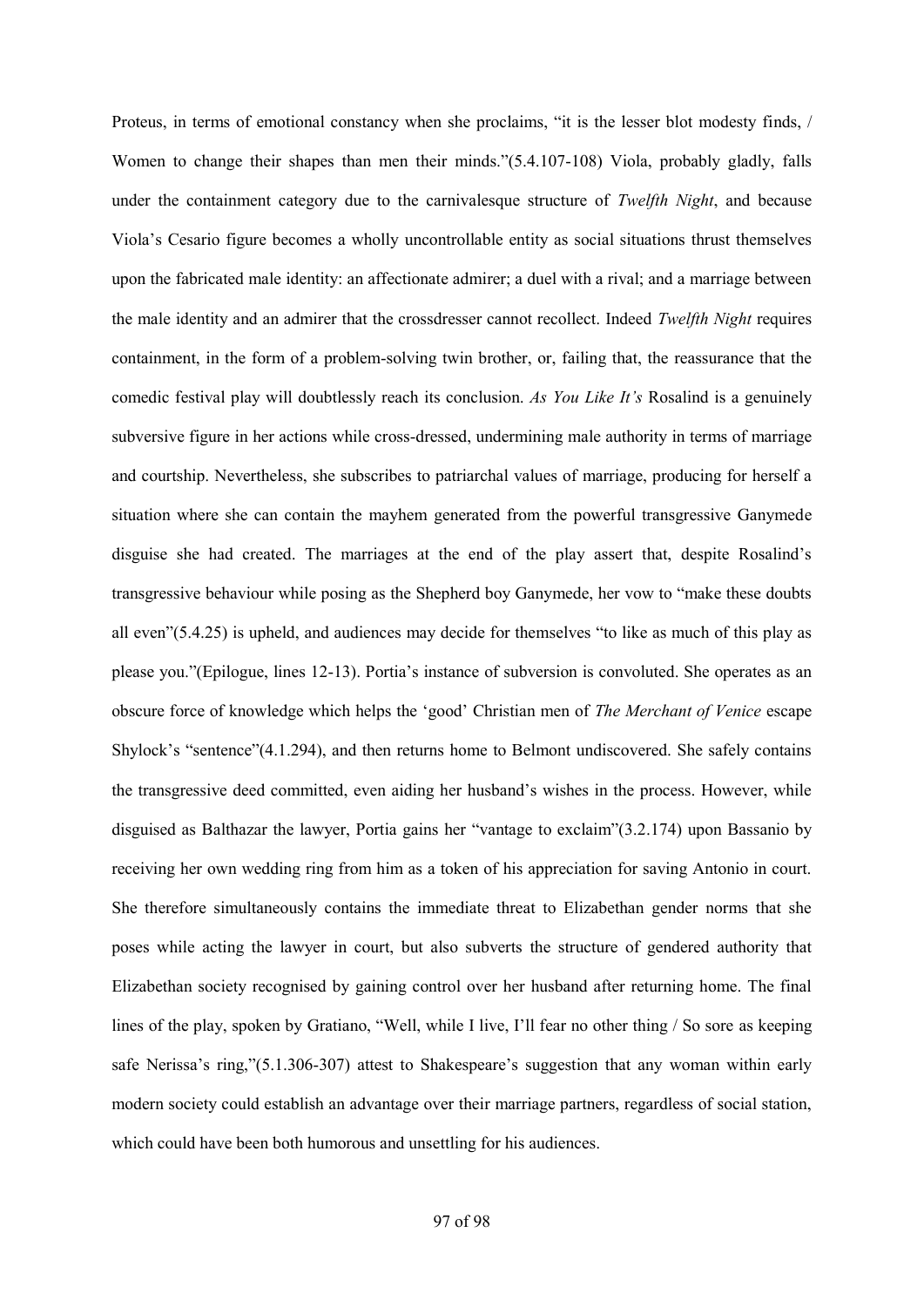Proteus, in terms of emotional constancy when she proclaims, "it is the lesser blot modesty finds, / Women to change their shapes than men their minds."(5.4.107-108) Viola, probably gladly, falls under the containment category due to the carnivalesque structure of *Twelfth Night*, and because Viola's Cesario figure becomes a wholly uncontrollable entity as social situations thrust themselves upon the fabricated male identity: an affectionate admirer; a duel with a rival; and a marriage between the male identity and an admirer that the crossdresser cannot recollect. Indeed *Twelfth Night* requires containment, in the form of a problem-solving twin brother, or, failing that, the reassurance that the comedic festival play will doubtlessly reach its conclusion. *As You Like It's* Rosalind is a genuinely subversive figure in her actions while cross-dressed, undermining male authority in terms of marriage and courtship. Nevertheless, she subscribes to patriarchal values of marriage, producing for herself a situation where she can contain the mayhem generated from the powerful transgressive Ganymede disguise she had created. The marriages at the end of the play assert that, despite Rosalind's transgressive behaviour while posing as the Shepherd boy Ganymede, her vow to "make these doubts all even"(5.4.25) is upheld, and audiences may decide for themselves "to like as much of this play as please you."(Epilogue, lines 12-13). Portia's instance of subversion is convoluted. She operates as an obscure force of knowledge which helps the 'good' Christian men of *The Merchant of Venice* escape Shylock's "sentence"(4.1.294), and then returns home to Belmont undiscovered. She safely contains the transgressive deed committed, even aiding her husband's wishes in the process. However, while disguised as Balthazar the lawyer, Portia gains her "vantage to exclaim"(3.2.174) upon Bassanio by receiving her own wedding ring from him as a token of his appreciation for saving Antonio in court. She therefore simultaneously contains the immediate threat to Elizabethan gender norms that she poses while acting the lawyer in court, but also subverts the structure of gendered authority that Elizabethan society recognised by gaining control over her husband after returning home. The final lines of the play, spoken by Gratiano, "Well, while I live, I'll fear no other thing / So sore as keeping safe Nerissa's ring,"(5.1.306-307) attest to Shakespeare's suggestion that any woman within early modern society could establish an advantage over their marriage partners, regardless of social station, which could have been both humorous and unsettling for his audiences.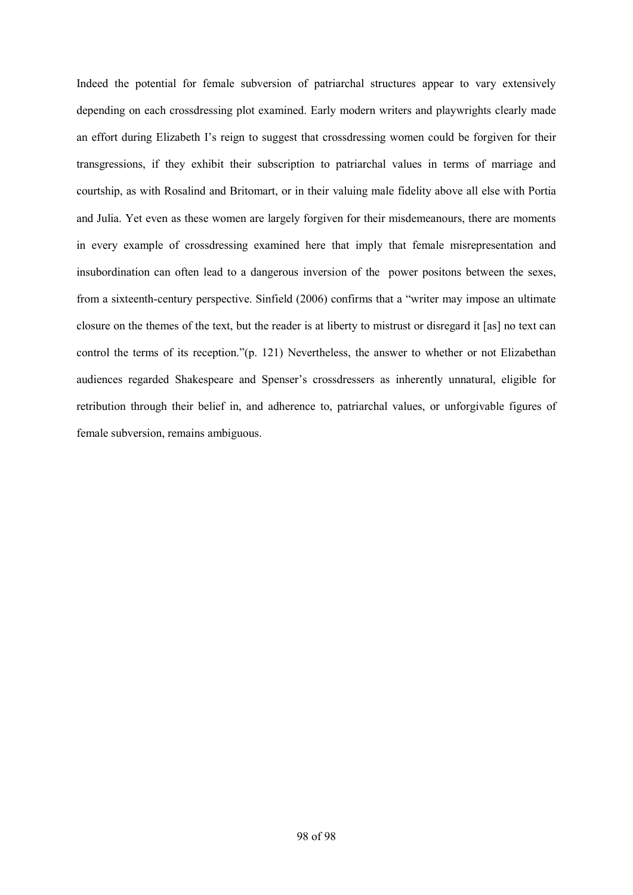Indeed the potential for female subversion of patriarchal structures appear to vary extensively depending on each crossdressing plot examined. Early modern writers and playwrights clearly made an effort during Elizabeth I's reign to suggest that crossdressing women could be forgiven for their transgressions, if they exhibit their subscription to patriarchal values in terms of marriage and courtship, as with Rosalind and Britomart, or in their valuing male fidelity above all else with Portia and Julia. Yet even as these women are largely forgiven for their misdemeanours, there are moments in every example of crossdressing examined here that imply that female misrepresentation and insubordination can often lead to a dangerous inversion of the power positons between the sexes, from a sixteenth-century perspective. Sinfield (2006) confirms that a "writer may impose an ultimate closure on the themes of the text, but the reader is at liberty to mistrust or disregard it [as] no text can control the terms of its reception."(p. 121) Nevertheless, the answer to whether or not Elizabethan audiences regarded Shakespeare and Spenser's crossdressers as inherently unnatural, eligible for retribution through their belief in, and adherence to, patriarchal values, or unforgivable figures of female subversion, remains ambiguous.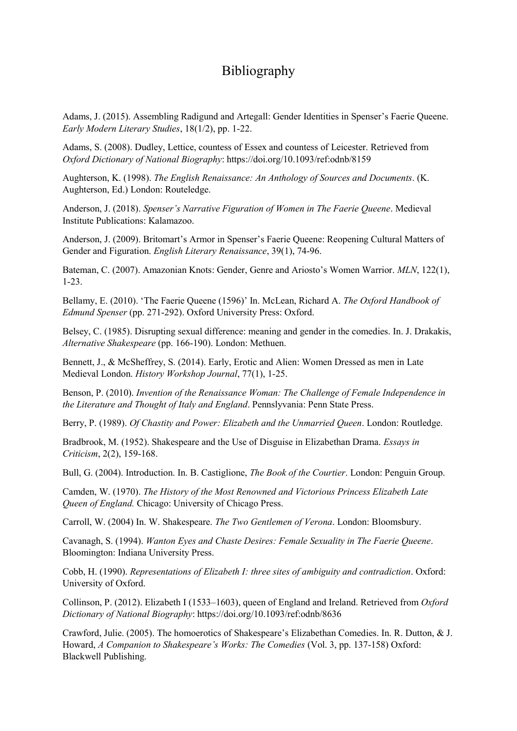# Bibliography

Adams, J. (2015). Assembling Radigund and Artegall: Gender Identities in Spenser's Faerie Queene. *Early Modern Literary Studies*, 18(1/2), pp. 1-22.

Adams, S. (2008). Dudley, Lettice, countess of Essex and countess of Leicester. Retrieved from *Oxford Dictionary of National Biography*: https://doi.org/10.1093/ref:odnb/8159

Aughterson, K. (1998). *The English Renaissance: An Anthology of Sources and Documents*. (K. Aughterson, Ed.) London: Routeledge.

Anderson, J. (2018). *Spenser's Narrative Figuration of Women in The Faerie Queene*. Medieval Institute Publications: Kalamazoo.

Anderson, J. (2009). Britomart's Armor in Spenser's Faerie Queene: Reopening Cultural Matters of Gender and Figuration. *English Literary Renaissance*, 39(1), 74-96.

Bateman, C. (2007). Amazonian Knots: Gender, Genre and Ariosto's Women Warrior. *MLN*, 122(1), 1-23.

Bellamy, E. (2010). 'The Faerie Queene (1596)' In. McLean, Richard A. *The Oxford Handbook of Edmund Spenser* (pp. 271-292). Oxford University Press: Oxford.

Belsey, C. (1985). Disrupting sexual difference: meaning and gender in the comedies. In. J. Drakakis, *Alternative Shakespeare* (pp. 166-190). London: Methuen.

Bennett, J., & McSheffrey, S. (2014). Early, Erotic and Alien: Women Dressed as men in Late Medieval London. *History Workshop Journal*, 77(1), 1-25.

Benson, P. (2010). *Invention of the Renaissance Woman: The Challenge of Female Independence in the Literature and Thought of Italy and England*. Pennslyvania: Penn State Press.

Berry, P. (1989). *Of Chastity and Power: Elizabeth and the Unmarried Queen*. London: Routledge.

Bradbrook, M. (1952). Shakespeare and the Use of Disguise in Elizabethan Drama. *Essays in Criticism*, 2(2), 159-168.

Bull, G. (2004). Introduction. In. B. Castiglione, *The Book of the Courtier*. London: Penguin Group.

Camden, W. (1970). *The History of the Most Renowned and Victorious Princess Elizabeth Late Queen of England.* Chicago: University of Chicago Press.

Carroll, W. (2004) In. W. Shakespeare. *The Two Gentlemen of Verona*. London: Bloomsbury.

Cavanagh, S. (1994). *Wanton Eyes and Chaste Desires: Female Sexuality in The Faerie Queene*. Bloomington: Indiana University Press.

Cobb, H. (1990). *Representations of Elizabeth I: three sites of ambiguity and contradiction*. Oxford: University of Oxford.

Collinson, P. (2012). Elizabeth I (1533–1603), queen of England and Ireland. Retrieved from *Oxford Dictionary of National Biography*: https://doi.org/10.1093/ref:odnb/8636

Crawford, Julie. (2005). The homoerotics of Shakespeare's Elizabethan Comedies. In. R. Dutton, & J. Howard, *A Companion to Shakespeare's Works: The Comedies* (Vol. 3, pp. 137-158) Oxford: Blackwell Publishing.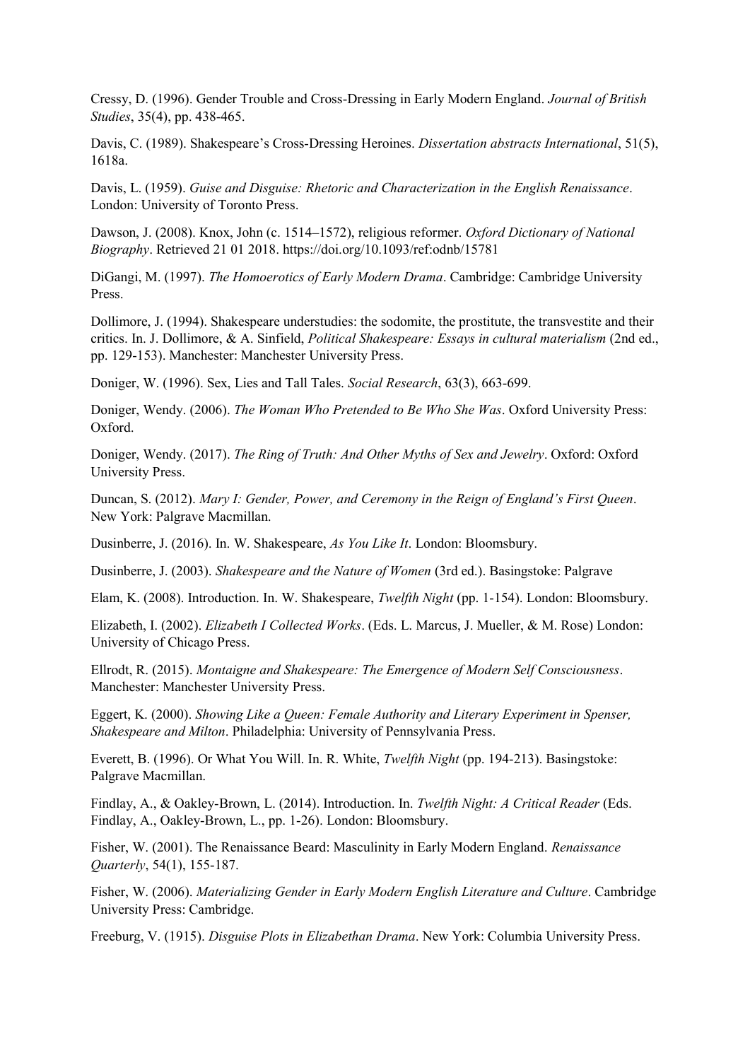Cressy, D. (1996). Gender Trouble and Cross-Dressing in Early Modern England. *Journal of British Studies*, 35(4), pp. 438-465.

Davis, C. (1989). Shakespeare's Cross-Dressing Heroines. *Dissertation abstracts International*, 51(5), 1618a.

Davis, L. (1959). *Guise and Disguise: Rhetoric and Characterization in the English Renaissance*. London: University of Toronto Press.

Dawson, J. (2008). Knox, John (c. 1514–1572), religious reformer. *Oxford Dictionary of National Biography*. Retrieved 21 01 2018. https://doi.org/10.1093/ref:odnb/15781

DiGangi, M. (1997). *The Homoerotics of Early Modern Drama*. Cambridge: Cambridge University Press.

Dollimore, J. (1994). Shakespeare understudies: the sodomite, the prostitute, the transvestite and their critics. In. J. Dollimore, & A. Sinfield, *Political Shakespeare: Essays in cultural materialism* (2nd ed., pp. 129-153). Manchester: Manchester University Press.

Doniger, W. (1996). Sex, Lies and Tall Tales. *Social Research*, 63(3), 663-699.

Doniger, Wendy. (2006). *The Woman Who Pretended to Be Who She Was*. Oxford University Press: Oxford.

Doniger, Wendy. (2017). *The Ring of Truth: And Other Myths of Sex and Jewelry*. Oxford: Oxford University Press.

Duncan, S. (2012). *Mary I: Gender, Power, and Ceremony in the Reign of England's First Queen*. New York: Palgrave Macmillan.

Dusinberre, J. (2016). In. W. Shakespeare, *As You Like It*. London: Bloomsbury.

Dusinberre, J. (2003). *Shakespeare and the Nature of Women* (3rd ed.). Basingstoke: Palgrave

Elam, K. (2008). Introduction. In. W. Shakespeare, *Twelfth Night* (pp. 1-154). London: Bloomsbury.

Elizabeth, I. (2002). *Elizabeth I Collected Works*. (Eds. L. Marcus, J. Mueller, & M. Rose) London: University of Chicago Press.

Ellrodt, R. (2015). *Montaigne and Shakespeare: The Emergence of Modern Self Consciousness*. Manchester: Manchester University Press.

Eggert, K. (2000). *Showing Like a Queen: Female Authority and Literary Experiment in Spenser, Shakespeare and Milton*. Philadelphia: University of Pennsylvania Press.

Everett, B. (1996). Or What You Will. In. R. White, *Twelfth Night* (pp. 194-213). Basingstoke: Palgrave Macmillan.

Findlay, A., & Oakley-Brown, L. (2014). Introduction. In. *Twelfth Night: A Critical Reader* (Eds. Findlay, A., Oakley-Brown, L., pp. 1-26). London: Bloomsbury.

Fisher, W. (2001). The Renaissance Beard: Masculinity in Early Modern England. *Renaissance Quarterly*, 54(1), 155-187.

Fisher, W. (2006). *Materializing Gender in Early Modern English Literature and Culture*. Cambridge University Press: Cambridge.

Freeburg, V. (1915). *Disguise Plots in Elizabethan Drama*. New York: Columbia University Press.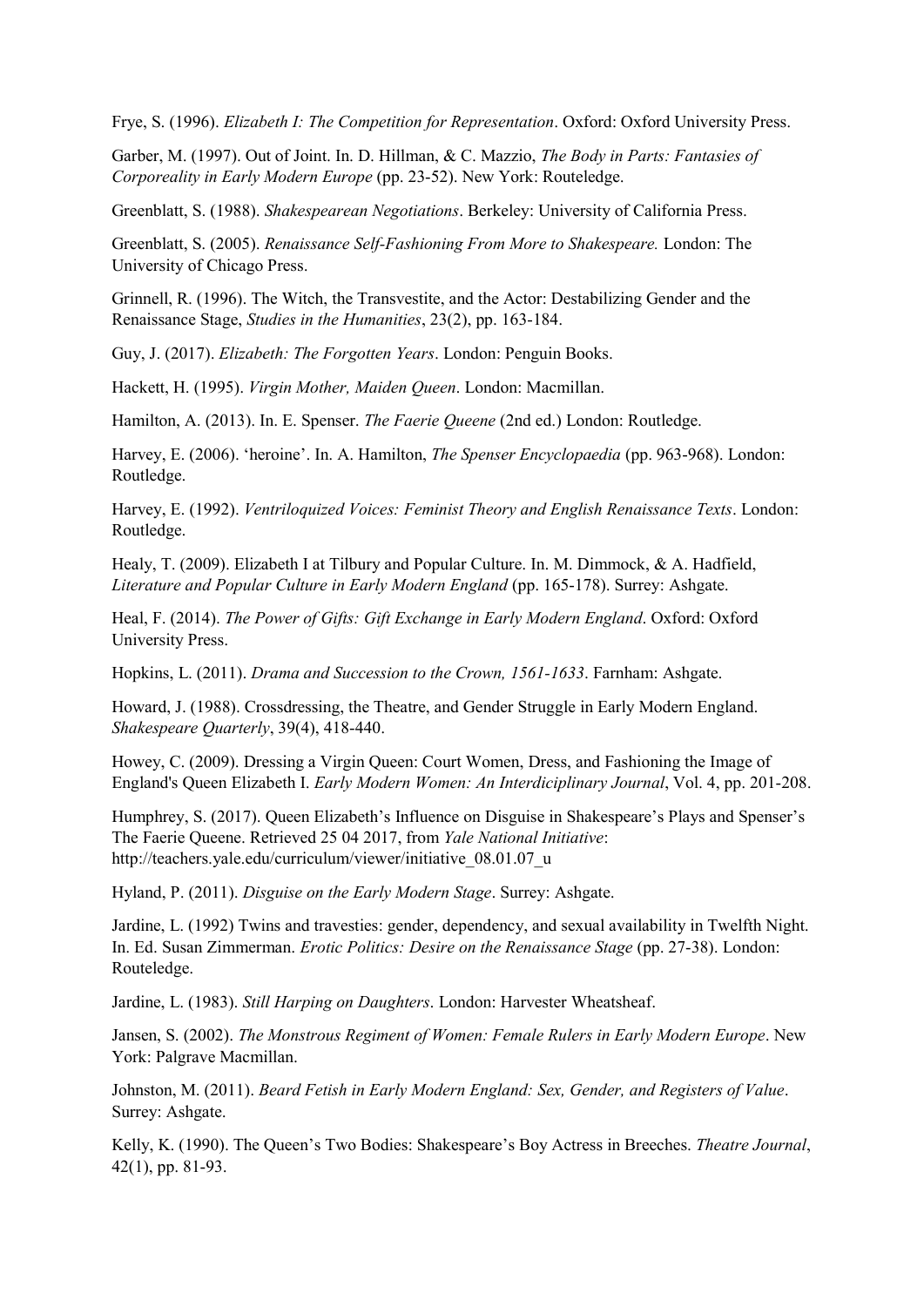Frye, S. (1996). *Elizabeth I: The Competition for Representation*. Oxford: Oxford University Press.

Garber, M. (1997). Out of Joint. In. D. Hillman, & C. Mazzio, *The Body in Parts: Fantasies of Corporeality in Early Modern Europe* (pp. 23-52). New York: Routeledge.

Greenblatt, S. (1988). *Shakespearean Negotiations*. Berkeley: University of California Press.

Greenblatt, S. (2005). *Renaissance Self-Fashioning From More to Shakespeare.* London: The University of Chicago Press.

Grinnell, R. (1996). The Witch, the Transvestite, and the Actor: Destabilizing Gender and the Renaissance Stage, *Studies in the Humanities*, 23(2), pp. 163-184.

Guy, J. (2017). *Elizabeth: The Forgotten Years*. London: Penguin Books.

Hackett, H. (1995). *Virgin Mother, Maiden Queen*. London: Macmillan.

Hamilton, A. (2013). In. E. Spenser. *The Faerie Queene* (2nd ed.) London: Routledge.

Harvey, E. (2006). 'heroine'. In. A. Hamilton, *The Spenser Encyclopaedia* (pp. 963-968). London: Routledge.

Harvey, E. (1992). *Ventriloquized Voices: Feminist Theory and English Renaissance Texts*. London: Routledge.

Healy, T. (2009). Elizabeth I at Tilbury and Popular Culture. In. M. Dimmock, & A. Hadfield, *Literature and Popular Culture in Early Modern England* (pp. 165-178). Surrey: Ashgate.

Heal, F. (2014). *The Power of Gifts: Gift Exchange in Early Modern England*. Oxford: Oxford University Press.

Hopkins, L. (2011). *Drama and Succession to the Crown, 1561-1633*. Farnham: Ashgate.

Howard, J. (1988). Crossdressing, the Theatre, and Gender Struggle in Early Modern England. *Shakespeare Quarterly*, 39(4), 418-440.

Howey, C. (2009). Dressing a Virgin Queen: Court Women, Dress, and Fashioning the Image of England's Queen Elizabeth I. *Early Modern Women: An Interdiciplinary Journal*, Vol. 4, pp. 201-208.

Humphrey, S. (2017). Queen Elizabeth's Influence on Disguise in Shakespeare's Plays and Spenser's The Faerie Queene. Retrieved 25 04 2017, from *Yale National Initiative*: http://teachers.yale.edu/curriculum/viewer/initiative_08.01.07_u

Hyland, P. (2011). *Disguise on the Early Modern Stage*. Surrey: Ashgate.

Jardine, L. (1992) Twins and travesties: gender, dependency, and sexual availability in Twelfth Night. In. Ed. Susan Zimmerman. *Erotic Politics: Desire on the Renaissance Stage* (pp. 27-38). London: Routeledge.

Jardine, L. (1983). *Still Harping on Daughters*. London: Harvester Wheatsheaf.

Jansen, S. (2002). *The Monstrous Regiment of Women: Female Rulers in Early Modern Europe*. New York: Palgrave Macmillan.

Johnston, M. (2011). *Beard Fetish in Early Modern England: Sex, Gender, and Registers of Value*. Surrey: Ashgate.

Kelly, K. (1990). The Queen's Two Bodies: Shakespeare's Boy Actress in Breeches. *Theatre Journal*, 42(1), pp. 81-93.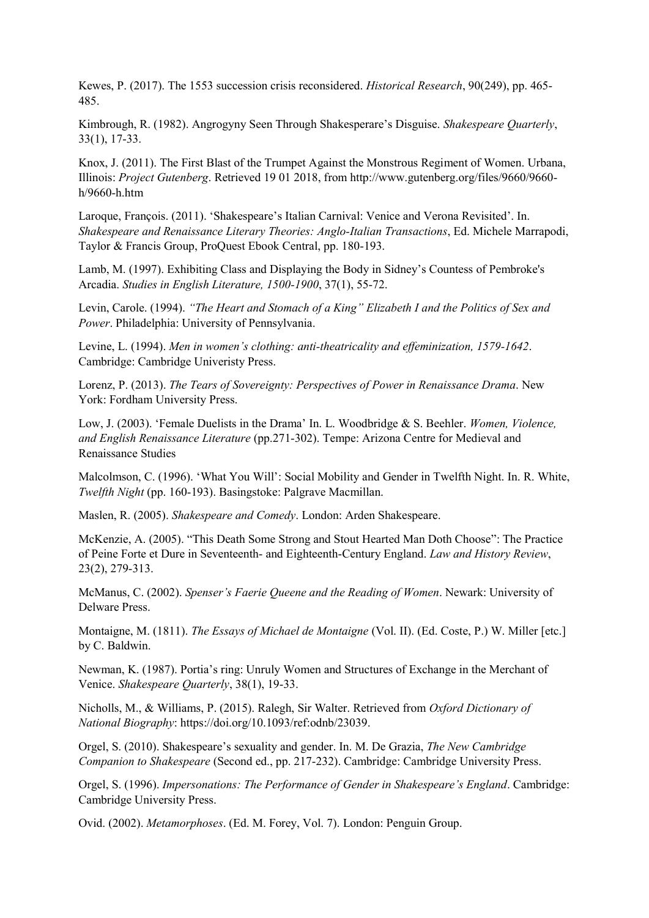Kewes, P. (2017). The 1553 succession crisis reconsidered. *Historical Research*, 90(249), pp. 465-485.

Kimbrough, R. (1982). Angrogyny Seen Through Shakesperare's Disguise. *Shakespeare Quarterly*, 33(1), 17-33.

Knox, J. (2011). The First Blast of the Trumpet Against the Monstrous Regiment of Women. Urbana, Illinois: *Project Gutenberg*. Retrieved 19 01 2018, from http://www.gutenberg.org/files/9660/9660-h/9660-h.htm

Laroque, François. (2011). 'Shakespeare's Italian Carnival: Venice and Verona Revisited'. In. *Shakespeare and Renaissance Literary Theories: Anglo-Italian Transactions*, Ed. Michele Marrapodi, Taylor & Francis Group, ProQuest Ebook Central, pp. 180-193.

Lamb, M. (1997). Exhibiting Class and Displaying the Body in Sidney's Countess of Pembroke's Arcadia. *Studies in English Literature, 1500-1900*, 37(1), 55-72.

Levin, Carole. (1994). *"The Heart and Stomach of a King" Elizabeth I and the Politics of Sex and Power*. Philadelphia: University of Pennsylvania.

Levine, L. (1994). *Men in women's clothing: anti-theatricality and effeminization, 1579-1642*. Cambridge: Cambridge Univeristy Press.

Lorenz, P. (2013). *The Tears of Sovereignty: Perspectives of Power in Renaissance Drama*. New York: Fordham University Press.

Low, J. (2003). 'Female Duelists in the Drama' In. L. Woodbridge & S. Beehler. *Women, Violence, and English Renaissance Literature* (pp.271-302). Tempe: Arizona Centre for Medieval and Renaissance Studies

Malcolmson, C. (1996). 'What You Will': Social Mobility and Gender in Twelfth Night. In. R. White, *Twelfth Night* (pp. 160-193). Basingstoke: Palgrave Macmillan.

Maslen, R. (2005). *Shakespeare and Comedy*. London: Arden Shakespeare.

McKenzie, A. (2005). "This Death Some Strong and Stout Hearted Man Doth Choose": The Practice of Peine Forte et Dure in Seventeenth- and Eighteenth-Century England. *Law and History Review*, 23(2), 279-313.

McManus, C. (2002). *Spenser's Faerie Queene and the Reading of Women*. Newark: University of Delware Press.

Montaigne, M. (1811). *The Essays of Michael de Montaigne* (Vol. II). (Ed. Coste, P.) W. Miller [etc.] by C. Baldwin.

Newman, K. (1987). Portia's ring: Unruly Women and Structures of Exchange in the Merchant of Venice. *Shakespeare Quarterly*, 38(1), 19-33.

Nicholls, M., & Williams, P. (2015). Ralegh, Sir Walter. Retrieved from *Oxford Dictionary of National Biography*: https://doi.org/10.1093/ref:odnb/23039.

Orgel, S. (2010). Shakespeare's sexuality and gender. In. M. De Grazia, *The New Cambridge Companion to Shakespeare* (Second ed., pp. 217-232). Cambridge: Cambridge University Press.

Orgel, S. (1996). *Impersonations: The Performance of Gender in Shakespeare's England*. Cambridge: Cambridge University Press.

Ovid. (2002). *Metamorphoses*. (Ed. M. Forey, Vol. 7). London: Penguin Group.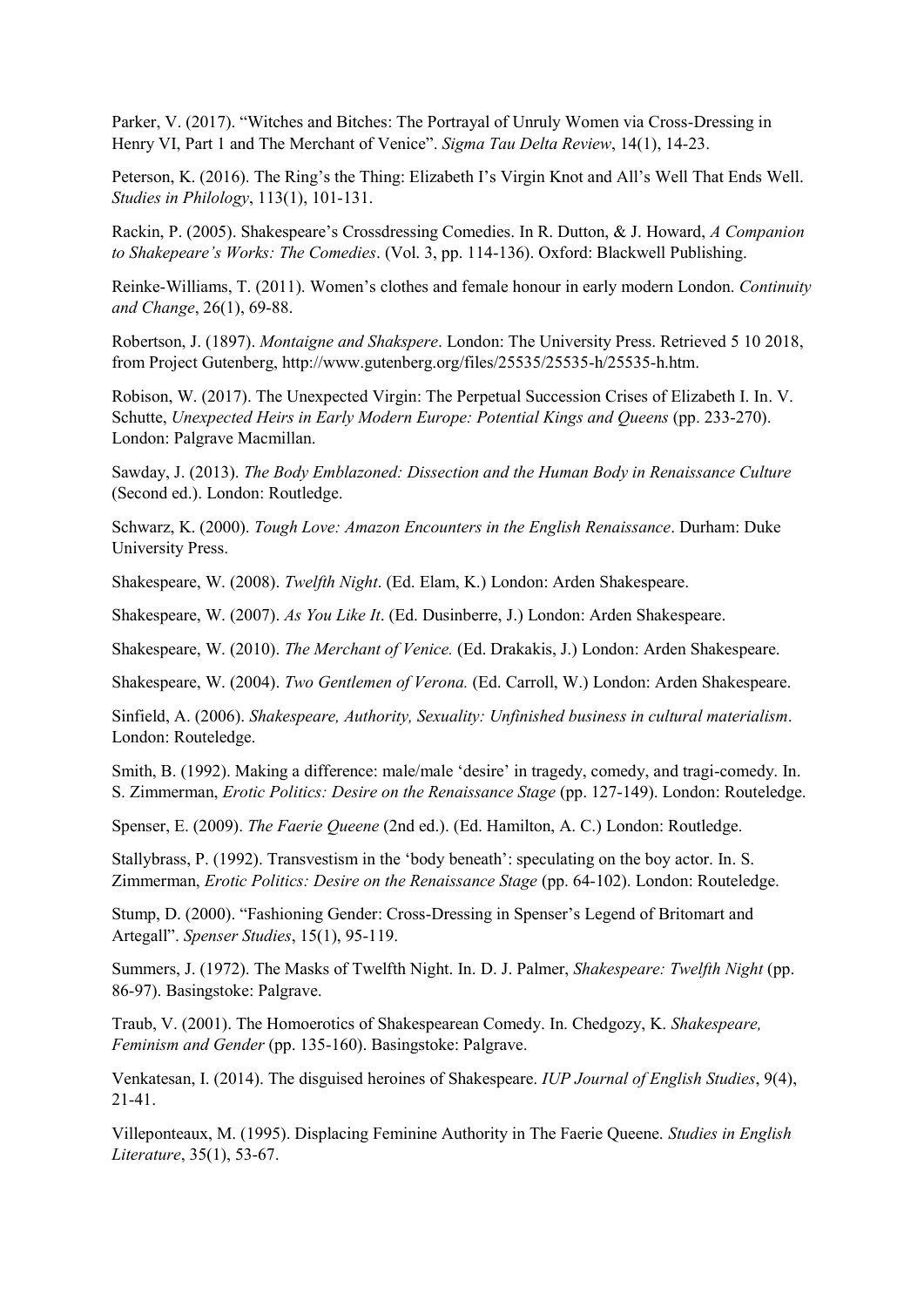Parker, V. (2017). “Witches and Bitches: The Portrayal of Unruly Women via Cross-Dressing in Henry VI, Part 1 and The Merchant of Venice”. *Sigma Tau Delta Review*, 14(1), 14-23.

Peterson, K. (2016). The Ring’s the Thing: Elizabeth I’s Virgin Knot and All’s Well That Ends Well. *Studies in Philology*, 113(1), 101-131.

Rackin, P. (2005). Shakespeare’s Crossdressing Comedies. In R. Dutton, & J. Howard, *A Companion to Shakepeare’s Works: The Comedies*. (Vol. 3, pp. 114-136). Oxford: Blackwell Publishing.

Reinke-Williams, T. (2011). Women’s clothes and female honour in early modern London. *Continuity and Change*, 26(1), 69-88.

Robertson, J. (1897). *Montaigne and Shakspere*. London: The University Press. Retrieved 5 10 2018, from Project Gutenberg, http://www.gutenberg.org/files/25535/25535-h/25535-h.htm.

Robison, W. (2017). The Unexpected Virgin: The Perpetual Succession Crises of Elizabeth I. In. V. Schutte, *Unexpected Heirs in Early Modern Europe: Potential Kings and Queens* (pp. 233-270). London: Palgrave Macmillan.

Sawday, J. (2013). *The Body Emblazoned: Dissection and the Human Body in Renaissance Culture* (Second ed.). London: Routledge.

Schwarz, K. (2000). *Tough Love: Amazon Encounters in the English Renaissance*. Durham: Duke University Press.

Shakespeare, W. (2008). *Twelfth Night*. (Ed. Elam, K.) London: Arden Shakespeare.

Shakespeare, W. (2007). *As You Like It*. (Ed. Dusinberre, J.) London: Arden Shakespeare.

Shakespeare, W. (2010). *The Merchant of Venice.* (Ed. Drakakis, J.) London: Arden Shakespeare.

Shakespeare, W. (2004). *Two Gentlemen of Verona.* (Ed. Carroll, W.) London: Arden Shakespeare.

Sinfield, A. (2006). *Shakespeare, Authority, Sexuality: Unfinished business in cultural materialism*. London: Routeledge.

Smith, B. (1992). Making a difference: male/male ‘desire’ in tragedy, comedy, and tragi-comedy. In. S. Zimmerman, *Erotic Politics: Desire on the Renaissance Stage* (pp. 127-149). London: Routeledge.

Spenser, E. (2009). *The Faerie Queene* (2nd ed.). (Ed. Hamilton, A. C.) London: Routledge.

Stallybrass, P. (1992). Transvestism in the ‘body beneath’: speculating on the boy actor. In. S. Zimmerman, *Erotic Politics: Desire on the Renaissance Stage* (pp. 64-102). London: Routeledge.

Stump, D. (2000). “Fashioning Gender: Cross-Dressing in Spenser’s Legend of Britomart and Artegall”. *Spenser Studies*, 15(1), 95-119.

Summers, J. (1972). The Masks of Twelfth Night. In. D. J. Palmer, *Shakespeare: Twelfth Night* (pp. 86-97). Basingstoke: Palgrave.

Traub, V. (2001). The Homoerotics of Shakespearean Comedy. In. Chedgozy, K. *Shakespeare, Feminism and Gender* (pp. 135-160). Basingstoke: Palgrave.

Venkatesan, I. (2014). The disguised heroines of Shakespeare. *IUP Journal of English Studies*, 9(4), 21-41.

Villeponteaux, M. (1995). Displacing Feminine Authority in The Faerie Queene. *Studies in English Literature*, 35(1), 53-67.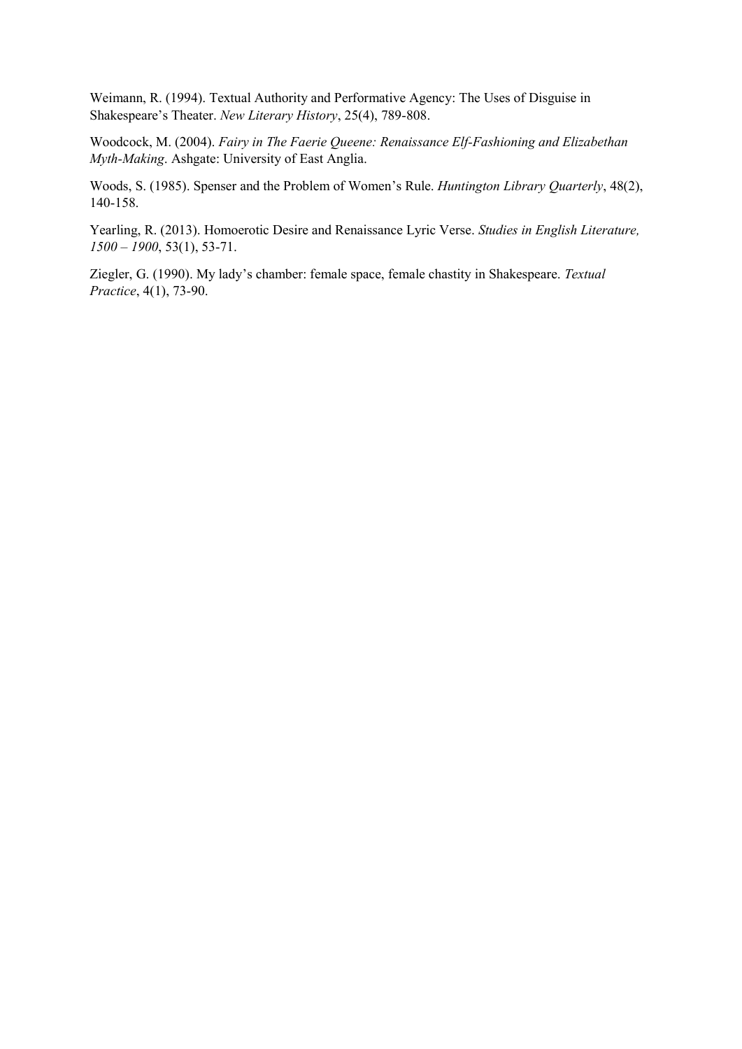Weimann, R. (1994). Textual Authority and Performative Agency: The Uses of Disguise in Shakespeare's Theater. *New Literary History*, 25(4), 789-808.

Woodcock, M. (2004). *Fairy in The Faerie Queene: Renaissance Elf-Fashioning and Elizabethan Myth-Making*. Ashgate: University of East Anglia.

Woods, S. (1985). Spenser and the Problem of Women's Rule. *Huntington Library Quarterly*, 48(2), 140-158.

Yearling, R. (2013). Homoerotic Desire and Renaissance Lyric Verse. *Studies in English Literature, 1500 – 1900*, 53(1), 53-71.

Ziegler, G. (1990). My lady's chamber: female space, female chastity in Shakespeare. *Textual Practice*, 4(1), 73-90.